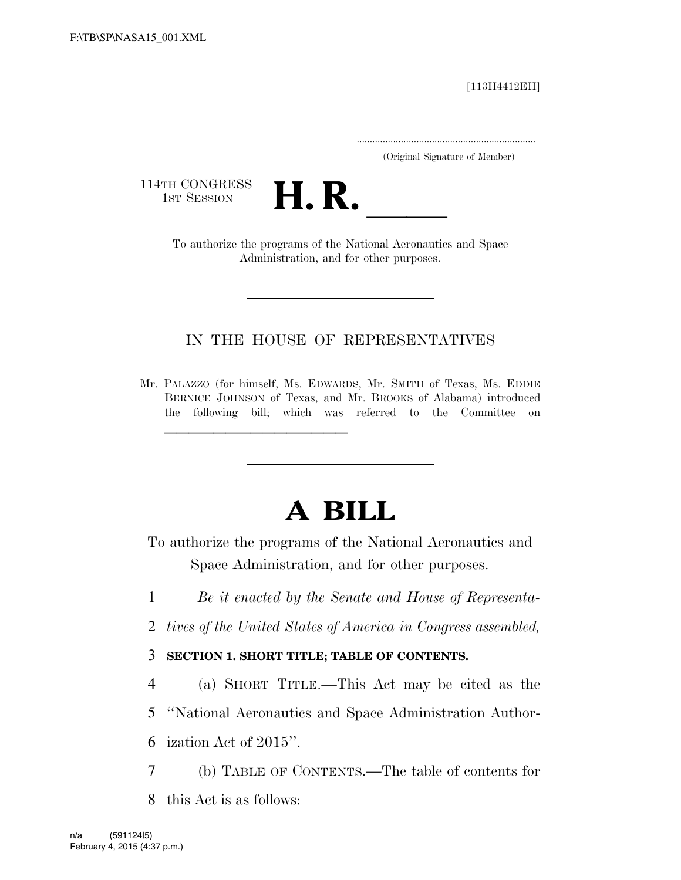F:\TB\SP\NASA15_001.XML

[113H4412EH]

.....................................................................
(Original Signature of Member)

114TH CONGRESS
1ST SESSION

# H. R. ____

To authorize the programs of the National Aeronautics and Space Administration, and for other purposes.

---

IN THE HOUSE OF REPRESENTATIVES

Mr. PALAZZO (for himself, Ms. EDWARDS, Mr. SMITH of Texas, Ms. EDDIE BERNICE JOHNSON of Texas, and Mr. BROOKS of Alabama) introduced the following bill; which was referred to the Committee on ______________________________

---

# A BILL

To authorize the programs of the National Aeronautics and Space Administration, and for other purposes.

1 *Be it enacted by the Senate and House of Representa-*
2 *tives of the United States of America in Congress assembled,*

3 **SECTION 1. SHORT TITLE; TABLE OF CONTENTS.**

4 (a) SHORT TITLE.—This Act may be cited as the
5 ''National Aeronautics and Space Administration Author-
6 ization Act of 2015''.

7 (b) TABLE OF CONTENTS.—The table of contents for
8 this Act is as follows:

n/a (591124|5)
February 4, 2015 (4:37 p.m.)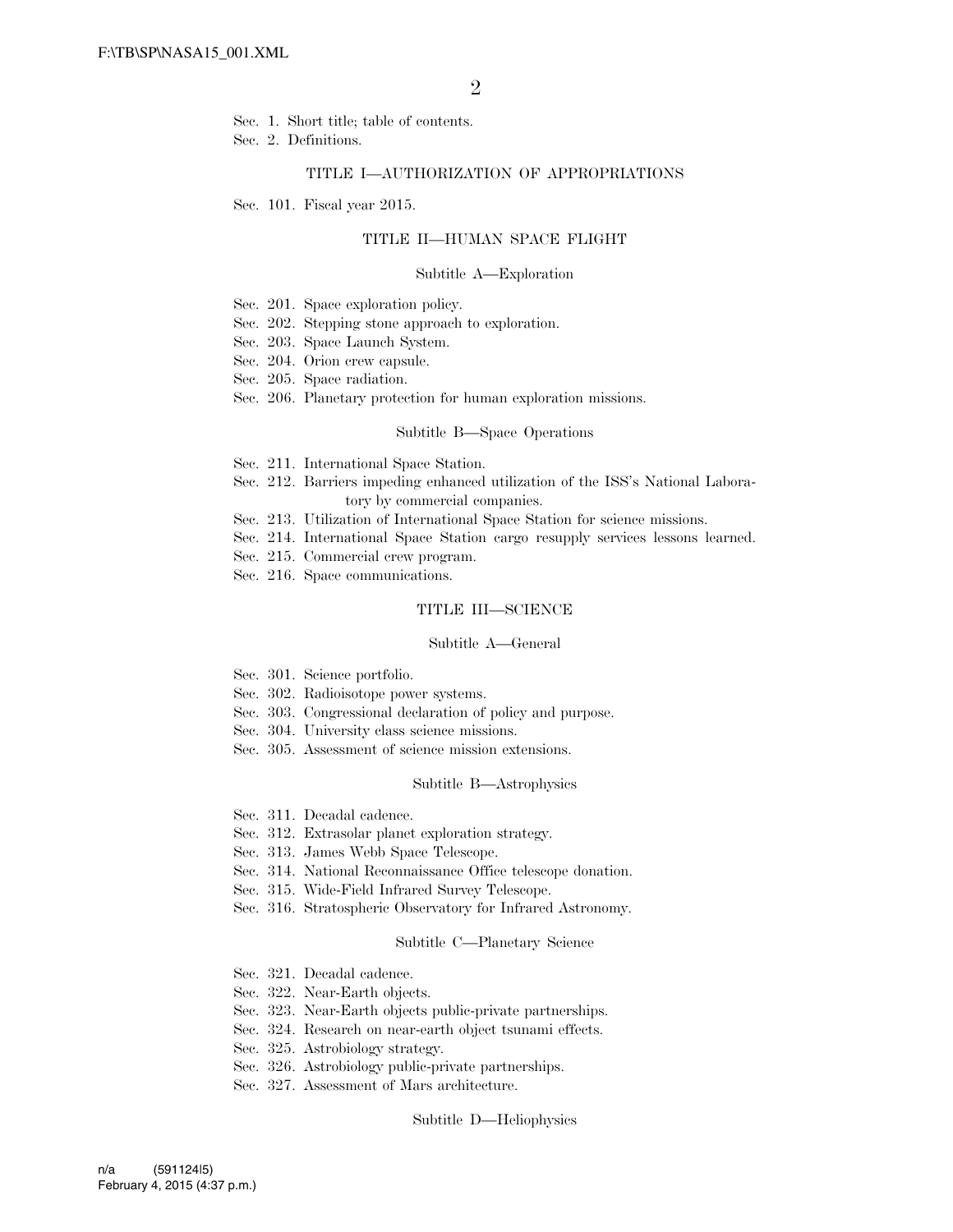Sec. 1. Short title; table of contents.
Sec. 2. Definitions.

### TITLE I—AUTHORIZATION OF APPROPRIATIONS

Sec. 101. Fiscal year 2015.

### TITLE II—HUMAN SPACE FLIGHT

#### Subtitle A—Exploration

Sec. 201. Space exploration policy.
Sec. 202. Stepping stone approach to exploration.
Sec. 203. Space Launch System.
Sec. 204. Orion crew capsule.
Sec. 205. Space radiation.
Sec. 206. Planetary protection for human exploration missions.

#### Subtitle B—Space Operations

Sec. 211. International Space Station.
Sec. 212. Barriers impeding enhanced utilization of the ISS's National Laboratory by commercial companies.
Sec. 213. Utilization of International Space Station for science missions.
Sec. 214. International Space Station cargo resupply services lessons learned.
Sec. 215. Commercial crew program.
Sec. 216. Space communications.

### TITLE III—SCIENCE

#### Subtitle A—General

Sec. 301. Science portfolio.
Sec. 302. Radioisotope power systems.
Sec. 303. Congressional declaration of policy and purpose.
Sec. 304. University class science missions.
Sec. 305. Assessment of science mission extensions.

#### Subtitle B—Astrophysics

Sec. 311. Decadal cadence.
Sec. 312. Extrasolar planet exploration strategy.
Sec. 313. James Webb Space Telescope.
Sec. 314. National Reconnaissance Office telescope donation.
Sec. 315. Wide-Field Infrared Survey Telescope.
Sec. 316. Stratospheric Observatory for Infrared Astronomy.

#### Subtitle C—Planetary Science

Sec. 321. Decadal cadence.
Sec. 322. Near-Earth objects.
Sec. 323. Near-Earth objects public-private partnerships.
Sec. 324. Research on near-earth object tsunami effects.
Sec. 325. Astrobiology strategy.
Sec. 326. Astrobiology public-private partnerships.
Sec. 327. Assessment of Mars architecture.

#### Subtitle D—Heliophysics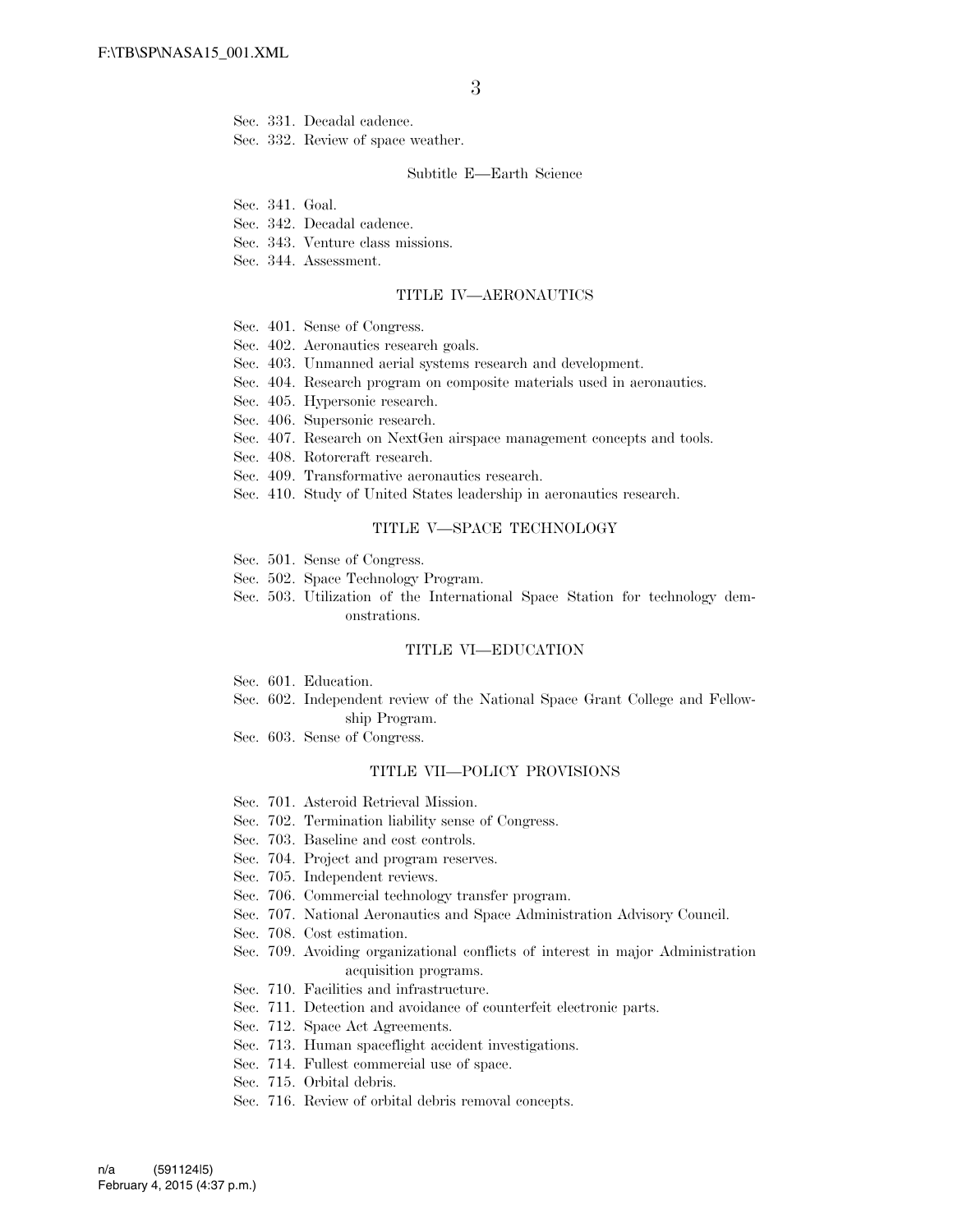Sec. 331. Decadal cadence.
Sec. 332. Review of space weather.

Subtitle E—Earth Science

Sec. 341. Goal.
Sec. 342. Decadal cadence.
Sec. 343. Venture class missions.
Sec. 344. Assessment.

TITLE IV—AERONAUTICS

Sec. 401. Sense of Congress.
Sec. 402. Aeronautics research goals.
Sec. 403. Unmanned aerial systems research and development.
Sec. 404. Research program on composite materials used in aeronautics.
Sec. 405. Hypersonic research.
Sec. 406. Supersonic research.
Sec. 407. Research on NextGen airspace management concepts and tools.
Sec. 408. Rotorcraft research.
Sec. 409. Transformative aeronautics research.
Sec. 410. Study of United States leadership in aeronautics research.

TITLE V—SPACE TECHNOLOGY

Sec. 501. Sense of Congress.
Sec. 502. Space Technology Program.
Sec. 503. Utilization of the International Space Station for technology demonstrations.

TITLE VI—EDUCATION

Sec. 601. Education.
Sec. 602. Independent review of the National Space Grant College and Fellowship Program.
Sec. 603. Sense of Congress.

TITLE VII—POLICY PROVISIONS

Sec. 701. Asteroid Retrieval Mission.
Sec. 702. Termination liability sense of Congress.
Sec. 703. Baseline and cost controls.
Sec. 704. Project and program reserves.
Sec. 705. Independent reviews.
Sec. 706. Commercial technology transfer program.
Sec. 707. National Aeronautics and Space Administration Advisory Council.
Sec. 708. Cost estimation.
Sec. 709. Avoiding organizational conflicts of interest in major Administration acquisition programs.
Sec. 710. Facilities and infrastructure.
Sec. 711. Detection and avoidance of counterfeit electronic parts.
Sec. 712. Space Act Agreements.
Sec. 713. Human spaceflight accident investigations.
Sec. 714. Fullest commercial use of space.
Sec. 715. Orbital debris.
Sec. 716. Review of orbital debris removal concepts.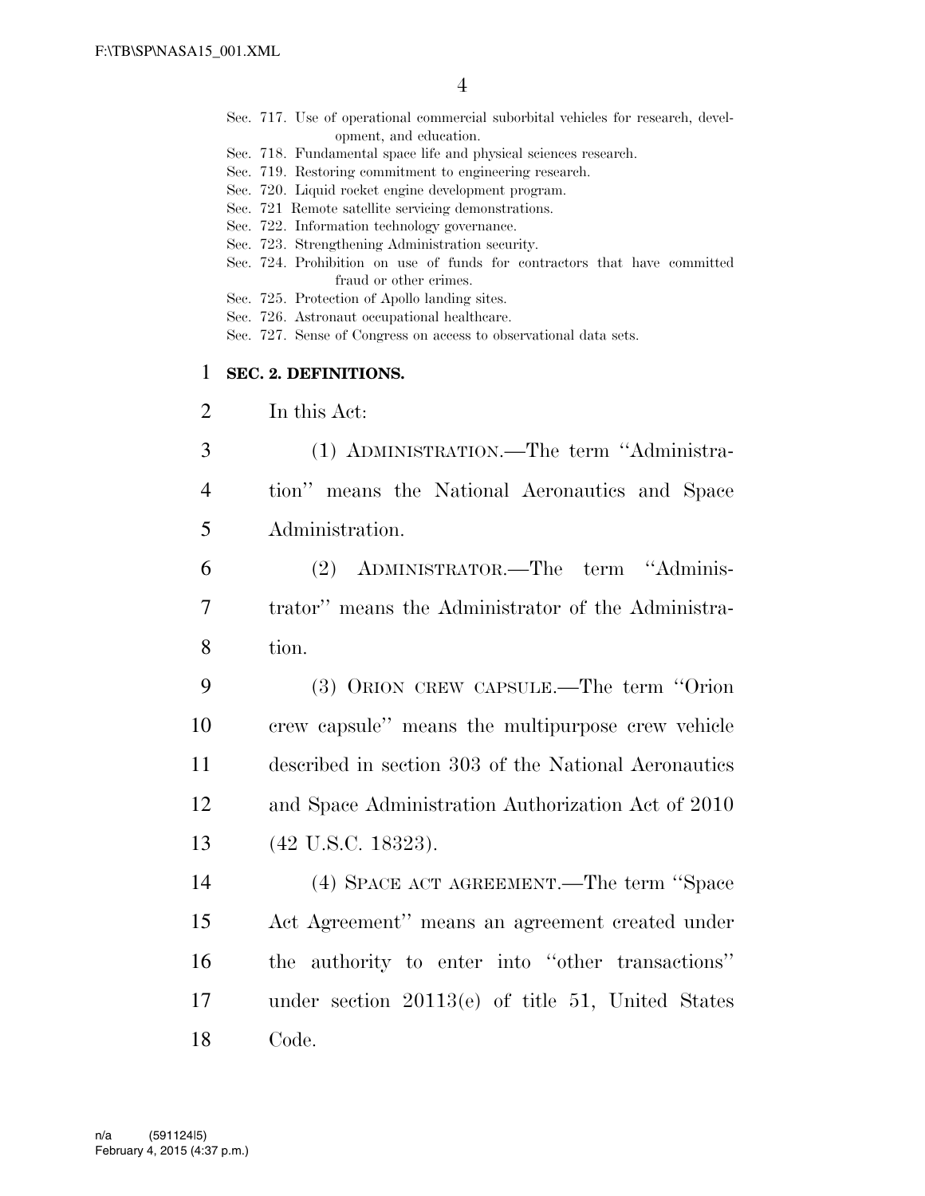Sec. 717. Use of operational commercial suborbital vehicles for research, development, and education.
Sec. 718. Fundamental space life and physical sciences research.
Sec. 719. Restoring commitment to engineering research.
Sec. 720. Liquid rocket engine development program.
Sec. 721 Remote satellite servicing demonstrations.
Sec. 722. Information technology governance.
Sec. 723. Strengthening Administration security.
Sec. 724. Prohibition on use of funds for contractors that have committed fraud or other crimes.
Sec. 725. Protection of Apollo landing sites.
Sec. 726. Astronaut occupational healthcare.
Sec. 727. Sense of Congress on access to observational data sets.

**SEC. 2. DEFINITIONS.**

In this Act:

(1) ADMINISTRATION.—The term ''Administration'' means the National Aeronautics and Space Administration.

(2) ADMINISTRATOR.—The term ''Administrator'' means the Administrator of the Administration.

(3) ORION CREW CAPSULE.—The term ''Orion crew capsule'' means the multipurpose crew vehicle described in section 303 of the National Aeronautics and Space Administration Authorization Act of 2010 (42 U.S.C. 18323).

(4) SPACE ACT AGREEMENT.—The term ''Space Act Agreement'' means an agreement created under the authority to enter into ''other transactions'' under section 20113(e) of title 51, United States Code.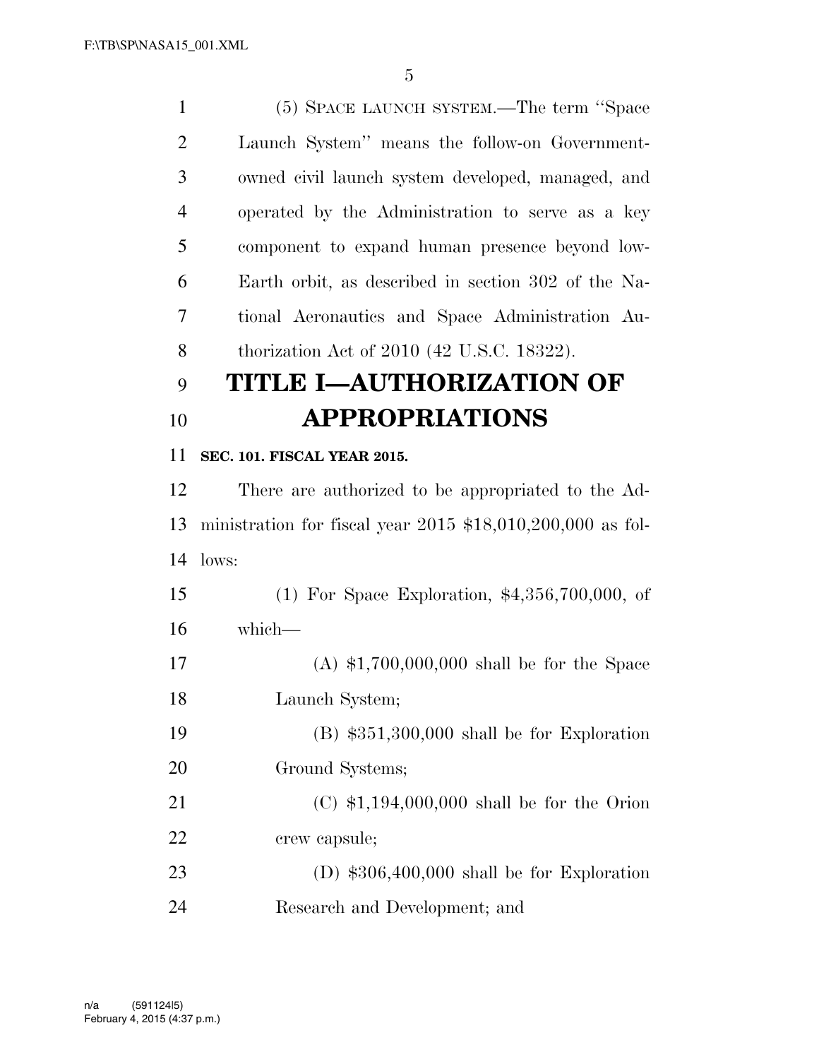(5) SPACE LAUNCH SYSTEM.—The term "Space Launch System" means the follow-on Government-owned civil launch system developed, managed, and operated by the Administration to serve as a key component to expand human presence beyond low-Earth orbit, as described in section 302 of the National Aeronautics and Space Administration Authorization Act of 2010 (42 U.S.C. 18322).

# TITLE I—AUTHORIZATION OF APPROPRIATIONS

**SEC. 101. FISCAL YEAR 2015.**

There are authorized to be appropriated to the Administration for fiscal year 2015 $18,010,200,000 as follows:

(1) For Space Exploration, $4,356,700,000, of which—

(A) $1,700,000,000 shall be for the Space Launch System;

(B) $351,300,000 shall be for Exploration Ground Systems;

(C) $1,194,000,000 shall be for the Orion crew capsule;

(D) $306,400,000 shall be for Exploration Research and Development; and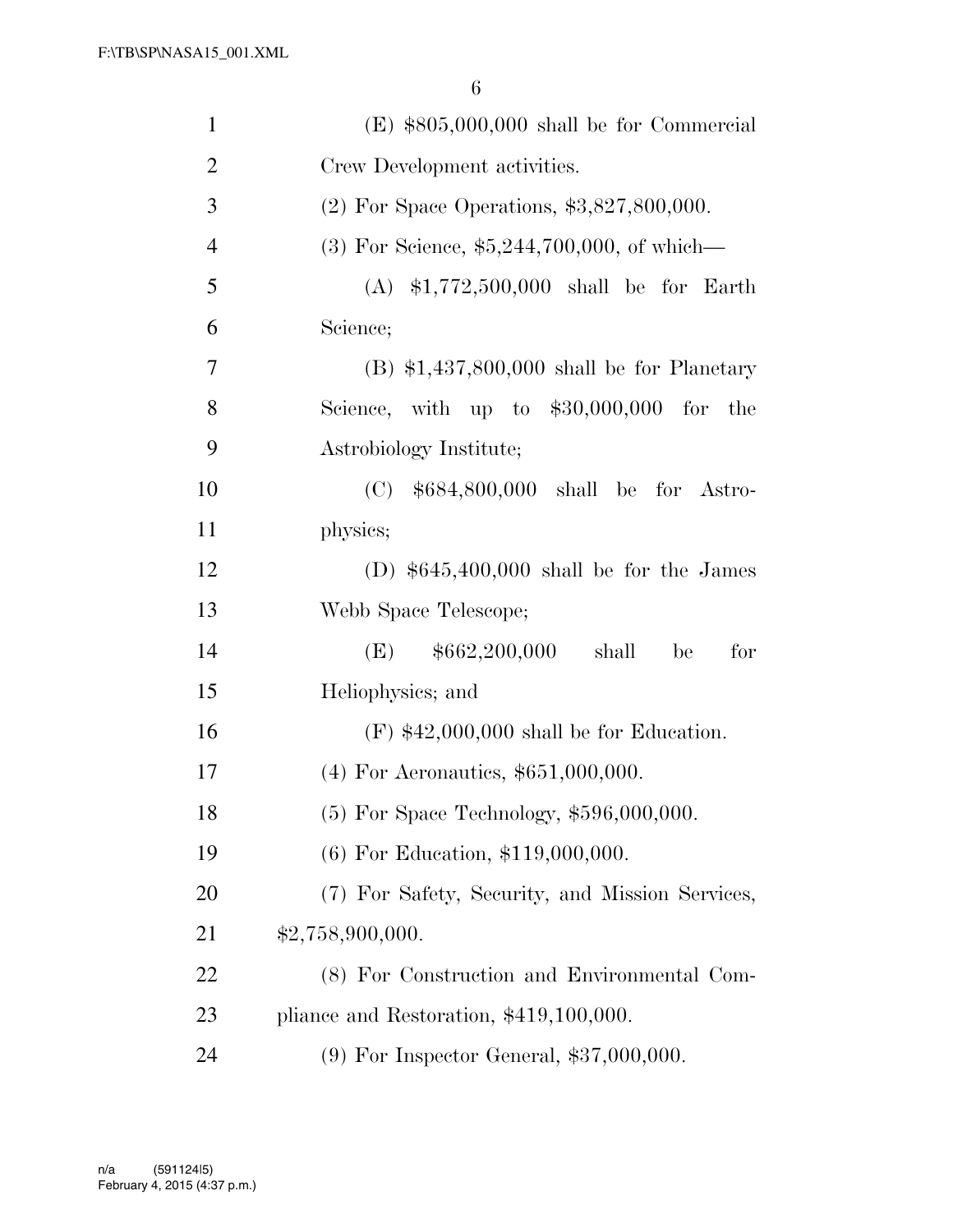(E) $805,000,000 shall be for Commercial Crew Development activities.

(2) For Space Operations, $3,827,800,000.

(3) For Science, $5,244,700,000, of which—

(A) $1,772,500,000 shall be for Earth Science;

(B) $1,437,800,000 shall be for Planetary Science, with up to $30,000,000 for the Astrobiology Institute;

(C) $684,800,000 shall be for Astrophysics;

(D) $645,400,000 shall be for the James Webb Space Telescope;

(E) $662,200,000 shall be for Heliophysics; and

(F) $42,000,000 shall be for Education.

(4) For Aeronautics, $651,000,000.

(5) For Space Technology, $596,000,000.

(6) For Education, $119,000,000.

(7) For Safety, Security, and Mission Services, $2,758,900,000.

(8) For Construction and Environmental Compliance and Restoration, $419,100,000.

(9) For Inspector General, $37,000,000.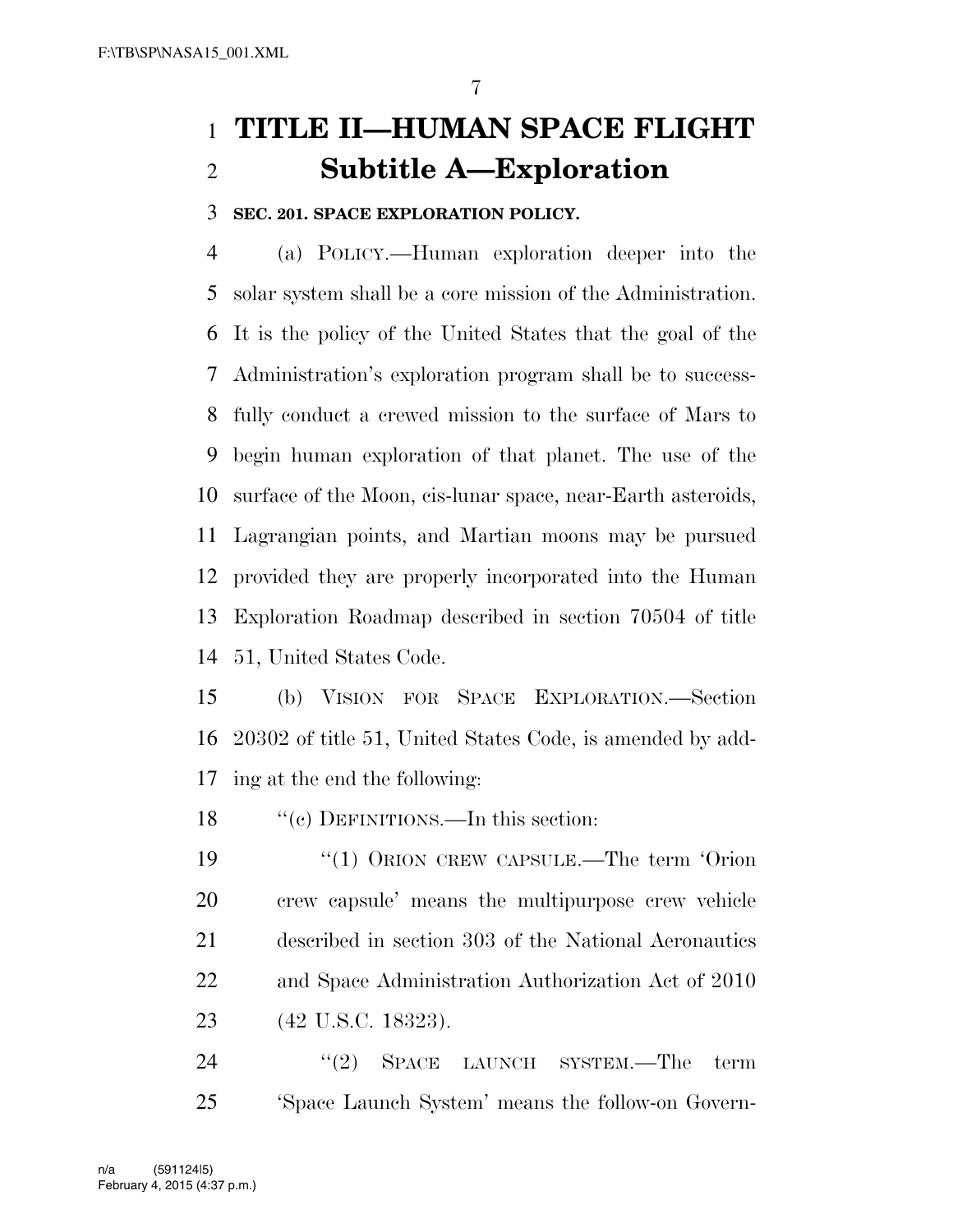# TITLE II—HUMAN SPACE FLIGHT

## Subtitle A—Exploration

**SEC. 201. SPACE EXPLORATION POLICY.**

(a) POLICY.—Human exploration deeper into the solar system shall be a core mission of the Administration. It is the policy of the United States that the goal of the Administration's exploration program shall be to successfully conduct a crewed mission to the surface of Mars to begin human exploration of that planet. The use of the surface of the Moon, cis-lunar space, near-Earth asteroids, Lagrangian points, and Martian moons may be pursued provided they are properly incorporated into the Human Exploration Roadmap described in section 70504 of title 51, United States Code.

(b) VISION FOR SPACE EXPLORATION.—Section 20302 of title 51, United States Code, is amended by adding at the end the following:

''(c) DEFINITIONS.—In this section:

''(1) ORION CREW CAPSULE.—The term 'Orion crew capsule' means the multipurpose crew vehicle described in section 303 of the National Aeronautics and Space Administration Authorization Act of 2010 (42 U.S.C. 18323).

''(2) SPACE LAUNCH SYSTEM.—The term 'Space Launch System' means the follow-on Govern-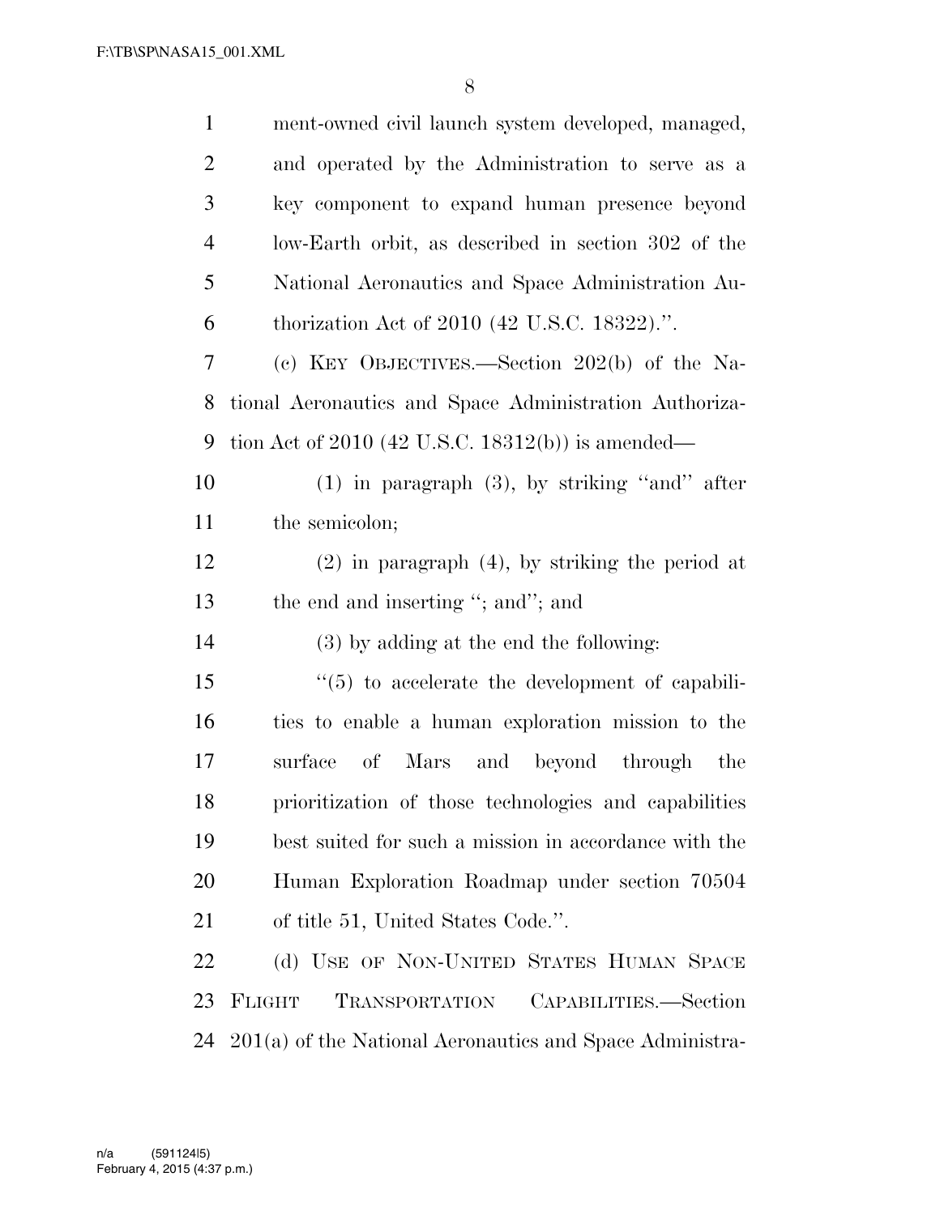ment-owned civil launch system developed, managed, and operated by the Administration to serve as a key component to expand human presence beyond low-Earth orbit, as described in section 302 of the National Aeronautics and Space Administration Authorization Act of 2010 (42 U.S.C. 18322).''.

(c) KEY OBJECTIVES.—Section 202(b) of the National Aeronautics and Space Administration Authorization Act of 2010 (42 U.S.C. 18312(b)) is amended—

(1) in paragraph (3), by striking ''and'' after the semicolon;

(2) in paragraph (4), by striking the period at the end and inserting ''; and''; and

(3) by adding at the end the following:

''(5) to accelerate the development of capabilities to enable a human exploration mission to the surface of Mars and beyond through the prioritization of those technologies and capabilities best suited for such a mission in accordance with the Human Exploration Roadmap under section 70504 of title 51, United States Code.''.

(d) USE OF NON-UNITED STATES HUMAN SPACE FLIGHT TRANSPORTATION CAPABILITIES.—Section 201(a) of the National Aeronautics and Space Administra-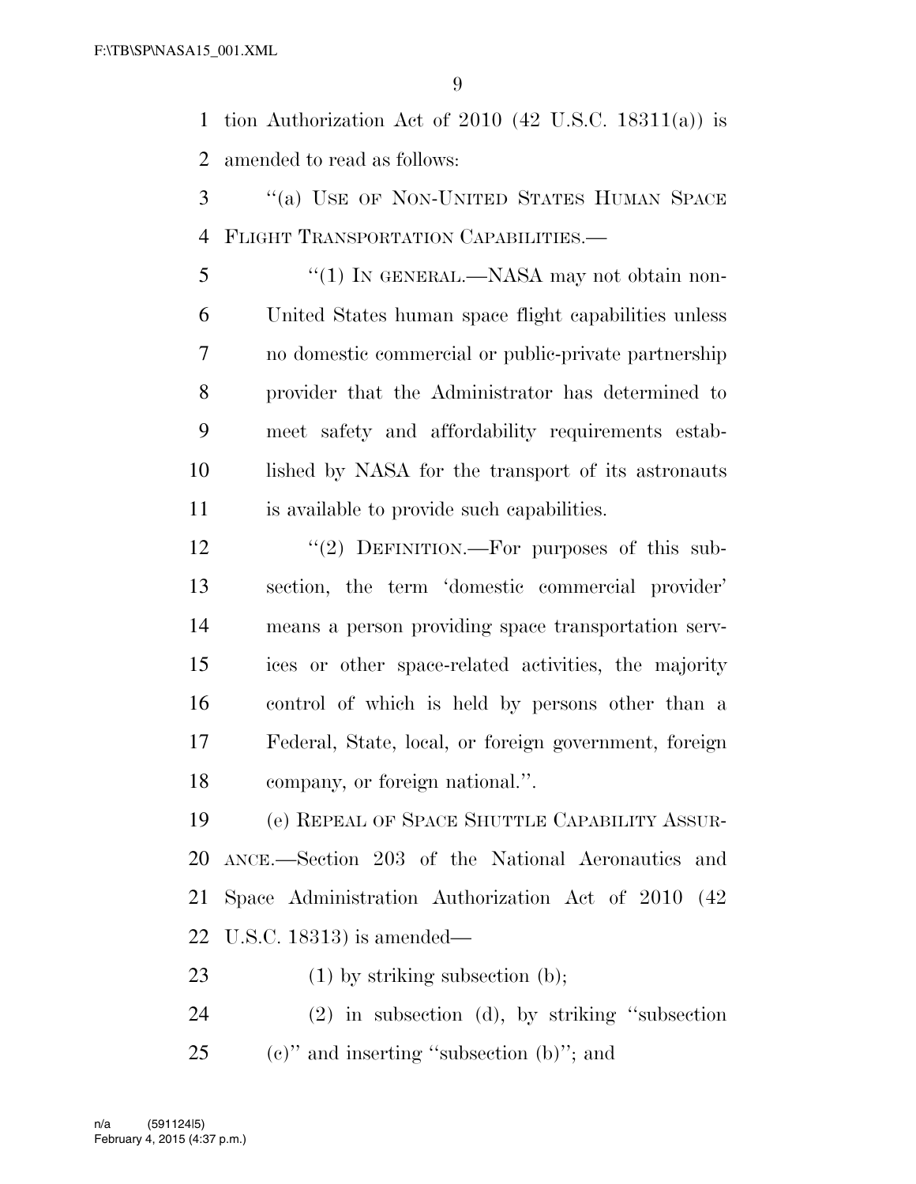tion Authorization Act of 2010 (42 U.S.C. 18311(a)) is amended to read as follows:

''(a) USE OF NON-UNITED STATES HUMAN SPACE FLIGHT TRANSPORTATION CAPABILITIES.—

''(1) IN GENERAL.—NASA may not obtain non-United States human space flight capabilities unless no domestic commercial or public-private partnership provider that the Administrator has determined to meet safety and affordability requirements established by NASA for the transport of its astronauts is available to provide such capabilities.

''(2) DEFINITION.—For purposes of this subsection, the term 'domestic commercial provider' means a person providing space transportation services or other space-related activities, the majority control of which is held by persons other than a Federal, State, local, or foreign government, foreign company, or foreign national.''.

(e) REPEAL OF SPACE SHUTTLE CAPABILITY ASSURANCE.—Section 203 of the National Aeronautics and Space Administration Authorization Act of 2010 (42 U.S.C. 18313) is amended—

(1) by striking subsection (b);

(2) in subsection (d), by striking ''subsection (c)'' and inserting ''subsection (b)''; and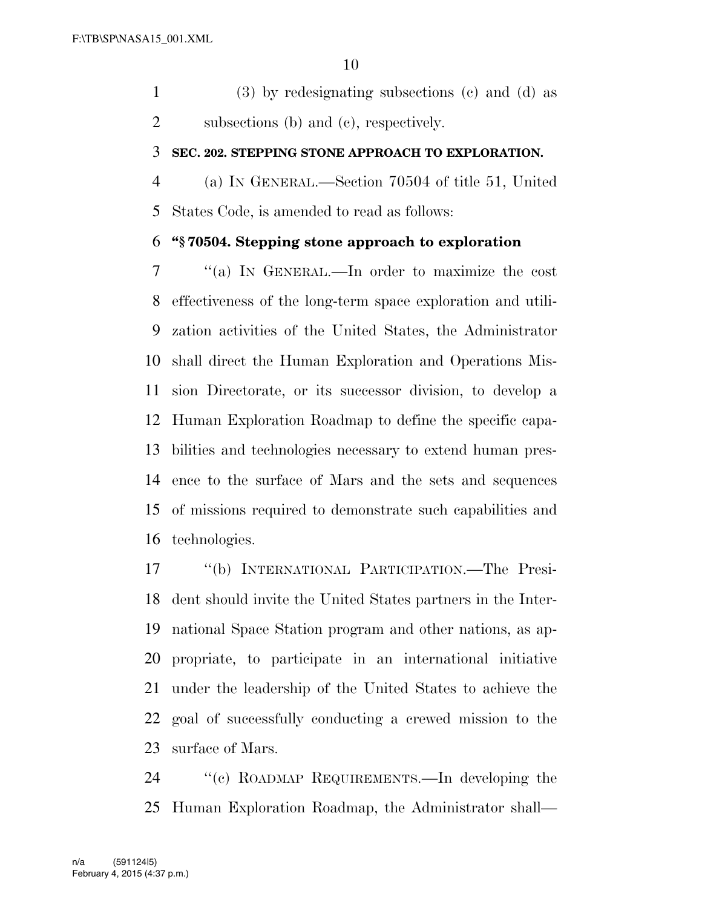(3) by redesignating subsections (c) and (d) as subsections (b) and (c), respectively.

**SEC. 202. STEPPING STONE APPROACH TO EXPLORATION.**

(a) IN GENERAL.—Section 70504 of title 51, United States Code, is amended to read as follows:

**"§ 70504. Stepping stone approach to exploration**

"(a) IN GENERAL.—In order to maximize the cost effectiveness of the long-term space exploration and utilization activities of the United States, the Administrator shall direct the Human Exploration and Operations Mission Directorate, or its successor division, to develop a Human Exploration Roadmap to define the specific capabilities and technologies necessary to extend human presence to the surface of Mars and the sets and sequences of missions required to demonstrate such capabilities and technologies.

"(b) INTERNATIONAL PARTICIPATION.—The President should invite the United States partners in the International Space Station program and other nations, as appropriate, to participate in an international initiative under the leadership of the United States to achieve the goal of successfully conducting a crewed mission to the surface of Mars.

"(c) ROADMAP REQUIREMENTS.—In developing the Human Exploration Roadmap, the Administrator shall—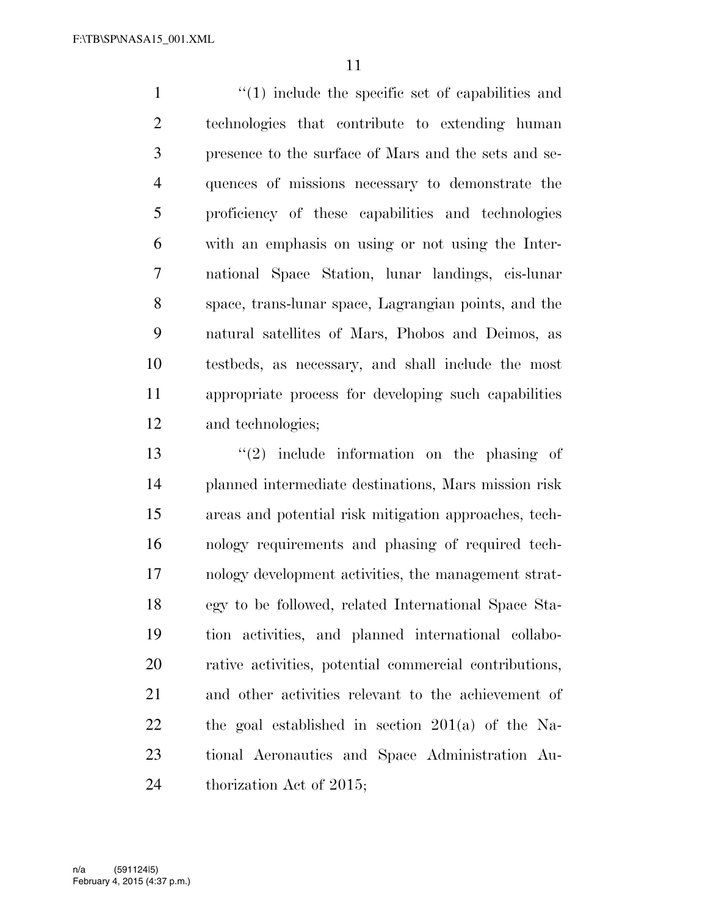"(1) include the specific set of capabilities and technologies that contribute to extending human presence to the surface of Mars and the sets and sequences of missions necessary to demonstrate the proficiency of these capabilities and technologies with an emphasis on using or not using the International Space Station, lunar landings, cis-lunar space, trans-lunar space, Lagrangian points, and the natural satellites of Mars, Phobos and Deimos, as testbeds, as necessary, and shall include the most appropriate process for developing such capabilities and technologies;

"(2) include information on the phasing of planned intermediate destinations, Mars mission risk areas and potential risk mitigation approaches, technology requirements and phasing of required technology development activities, the management strategy to be followed, related International Space Station activities, and planned international collaborative activities, potential commercial contributions, and other activities relevant to the achievement of the goal established in section 201(a) of the National Aeronautics and Space Administration Authorization Act of 2015;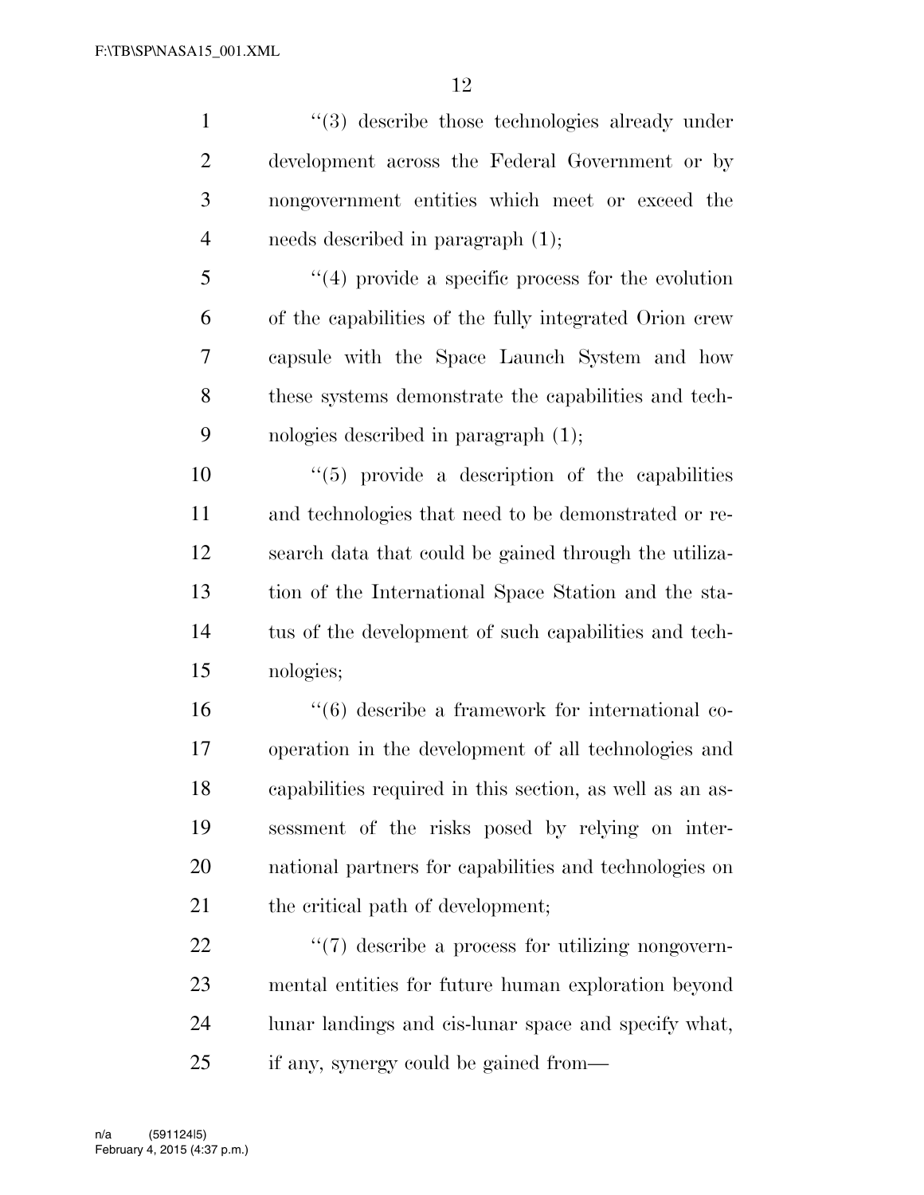''(3) describe those technologies already under development across the Federal Government or by nongovernment entities which meet or exceed the needs described in paragraph (1);

''(4) provide a specific process for the evolution of the capabilities of the fully integrated Orion crew capsule with the Space Launch System and how these systems demonstrate the capabilities and technologies described in paragraph (1);

''(5) provide a description of the capabilities and technologies that need to be demonstrated or research data that could be gained through the utilization of the International Space Station and the status of the development of such capabilities and technologies;

''(6) describe a framework for international cooperation in the development of all technologies and capabilities required in this section, as well as an assessment of the risks posed by relying on international partners for capabilities and technologies on the critical path of development;

''(7) describe a process for utilizing nongovernmental entities for future human exploration beyond lunar landings and cis-lunar space and specify what, if any, synergy could be gained from—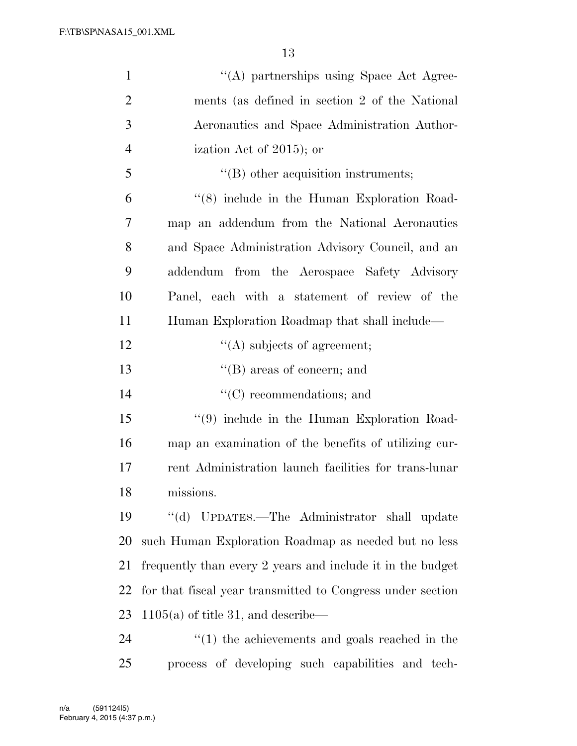''(A) partnerships using Space Act Agreements (as defined in section 2 of the National Aeronautics and Space Administration Authorization Act of 2015); or

''(B) other acquisition instruments;

''(8) include in the Human Exploration Roadmap an addendum from the National Aeronautics and Space Administration Advisory Council, and an addendum from the Aerospace Safety Advisory Panel, each with a statement of review of the Human Exploration Roadmap that shall include—

''(A) subjects of agreement;

''(B) areas of concern; and

''(C) recommendations; and

''(9) include in the Human Exploration Roadmap an examination of the benefits of utilizing current Administration launch facilities for trans-lunar missions.

''(d) UPDATES.—The Administrator shall update such Human Exploration Roadmap as needed but no less frequently than every 2 years and include it in the budget for that fiscal year transmitted to Congress under section 1105(a) of title 31, and describe—

''(1) the achievements and goals reached in the process of developing such capabilities and tech-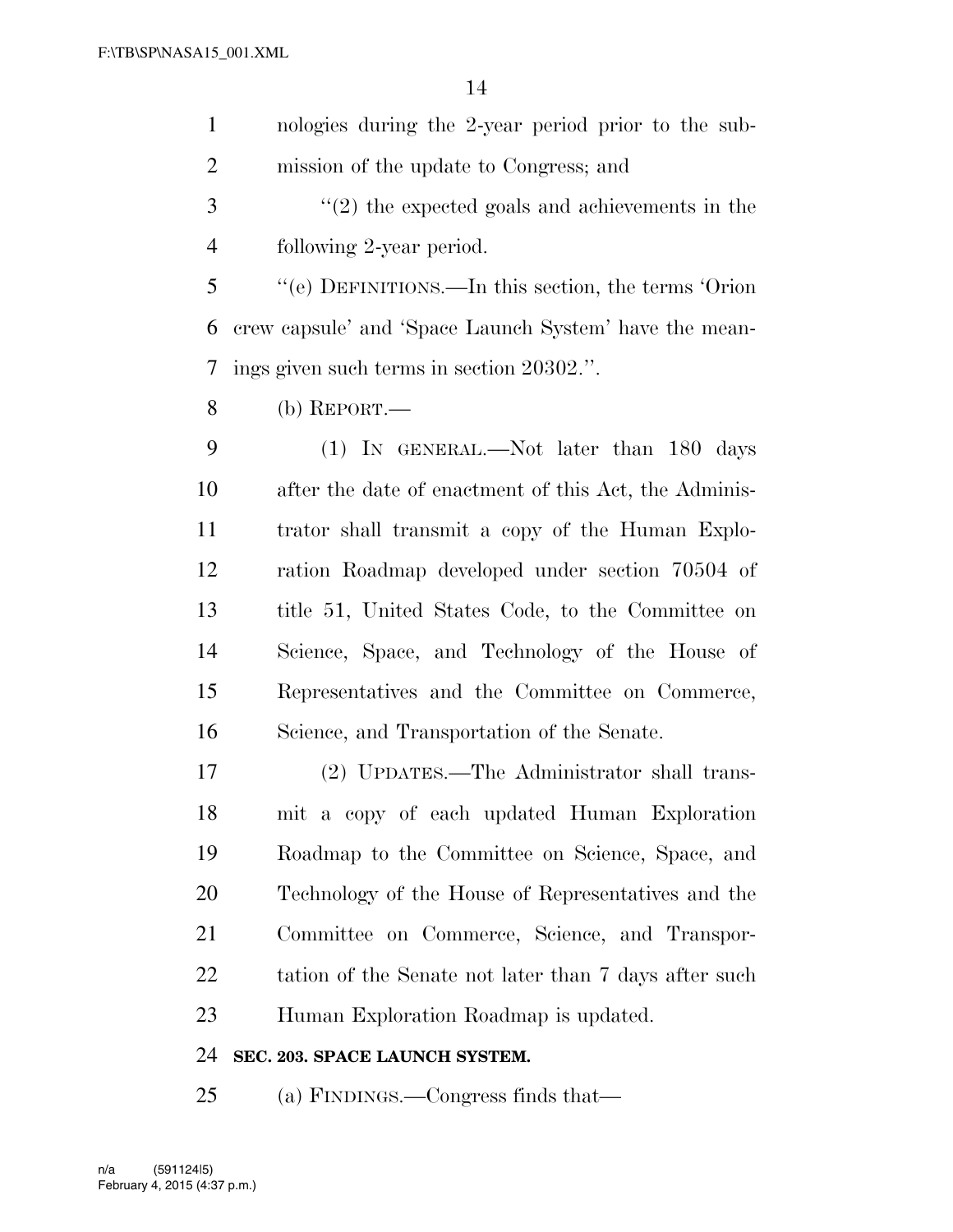nologies during the 2-year period prior to the submission of the update to Congress; and

"(2) the expected goals and achievements in the following 2-year period.

"(e) DEFINITIONS.—In this section, the terms 'Orion crew capsule' and 'Space Launch System' have the meanings given such terms in section 20302.".

(b) REPORT.—

(1) IN GENERAL.—Not later than 180 days after the date of enactment of this Act, the Administrator shall transmit a copy of the Human Exploration Roadmap developed under section 70504 of title 51, United States Code, to the Committee on Science, Space, and Technology of the House of Representatives and the Committee on Commerce, Science, and Transportation of the Senate.

(2) UPDATES.—The Administrator shall transmit a copy of each updated Human Exploration Roadmap to the Committee on Science, Space, and Technology of the House of Representatives and the Committee on Commerce, Science, and Transportation of the Senate not later than 7 days after such Human Exploration Roadmap is updated.

**SEC. 203. SPACE LAUNCH SYSTEM.**

(a) FINDINGS.—Congress finds that—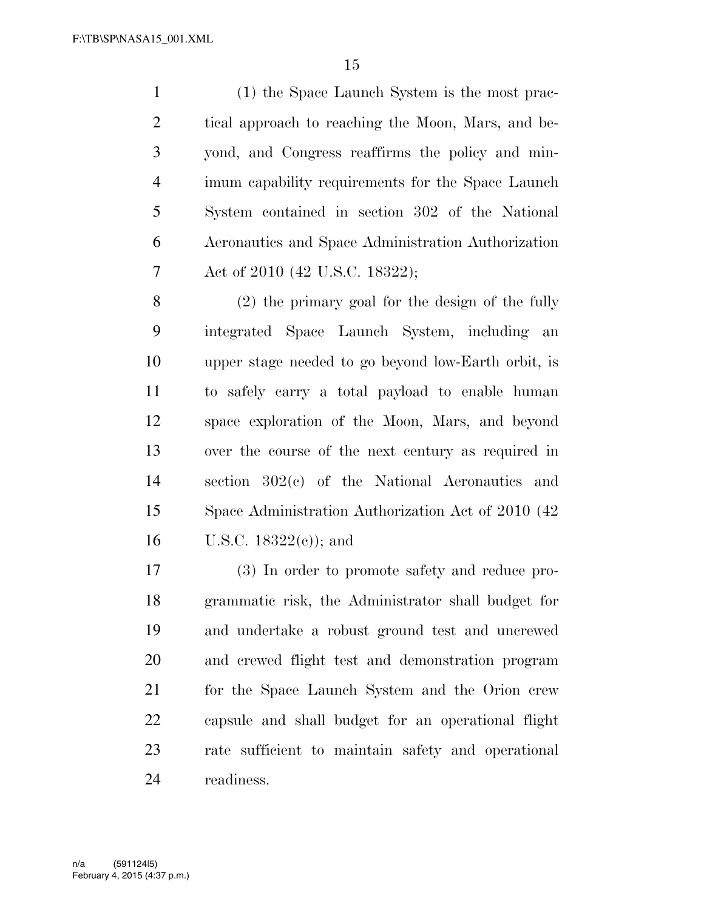(1) the Space Launch System is the most practical approach to reaching the Moon, Mars, and beyond, and Congress reaffirms the policy and minimum capability requirements for the Space Launch System contained in section 302 of the National Aeronautics and Space Administration Authorization Act of 2010 (42 U.S.C. 18322);

(2) the primary goal for the design of the fully integrated Space Launch System, including an upper stage needed to go beyond low-Earth orbit, is to safely carry a total payload to enable human space exploration of the Moon, Mars, and beyond over the course of the next century as required in section 302(c) of the National Aeronautics and Space Administration Authorization Act of 2010 (42 U.S.C. 18322(c)); and

(3) In order to promote safety and reduce programmatic risk, the Administrator shall budget for and undertake a robust ground test and uncrewed and crewed flight test and demonstration program for the Space Launch System and the Orion crew capsule and shall budget for an operational flight rate sufficient to maintain safety and operational readiness.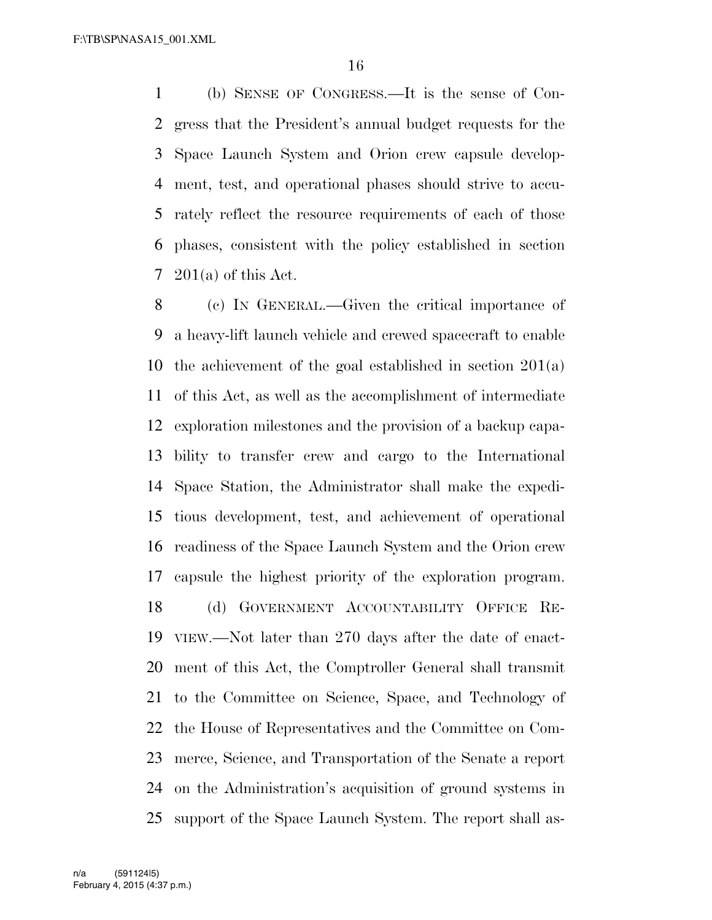(b) SENSE OF CONGRESS.—It is the sense of Congress that the President's annual budget requests for the Space Launch System and Orion crew capsule development, test, and operational phases should strive to accurately reflect the resource requirements of each of those phases, consistent with the policy established in section 201(a) of this Act.

(c) IN GENERAL.—Given the critical importance of a heavy-lift launch vehicle and crewed spacecraft to enable the achievement of the goal established in section 201(a) of this Act, as well as the accomplishment of intermediate exploration milestones and the provision of a backup capability to transfer crew and cargo to the International Space Station, the Administrator shall make the expeditious development, test, and achievement of operational readiness of the Space Launch System and the Orion crew capsule the highest priority of the exploration program.

(d) GOVERNMENT ACCOUNTABILITY OFFICE REVIEW.—Not later than 270 days after the date of enactment of this Act, the Comptroller General shall transmit to the Committee on Science, Space, and Technology of the House of Representatives and the Committee on Commerce, Science, and Transportation of the Senate a report on the Administration's acquisition of ground systems in support of the Space Launch System. The report shall as-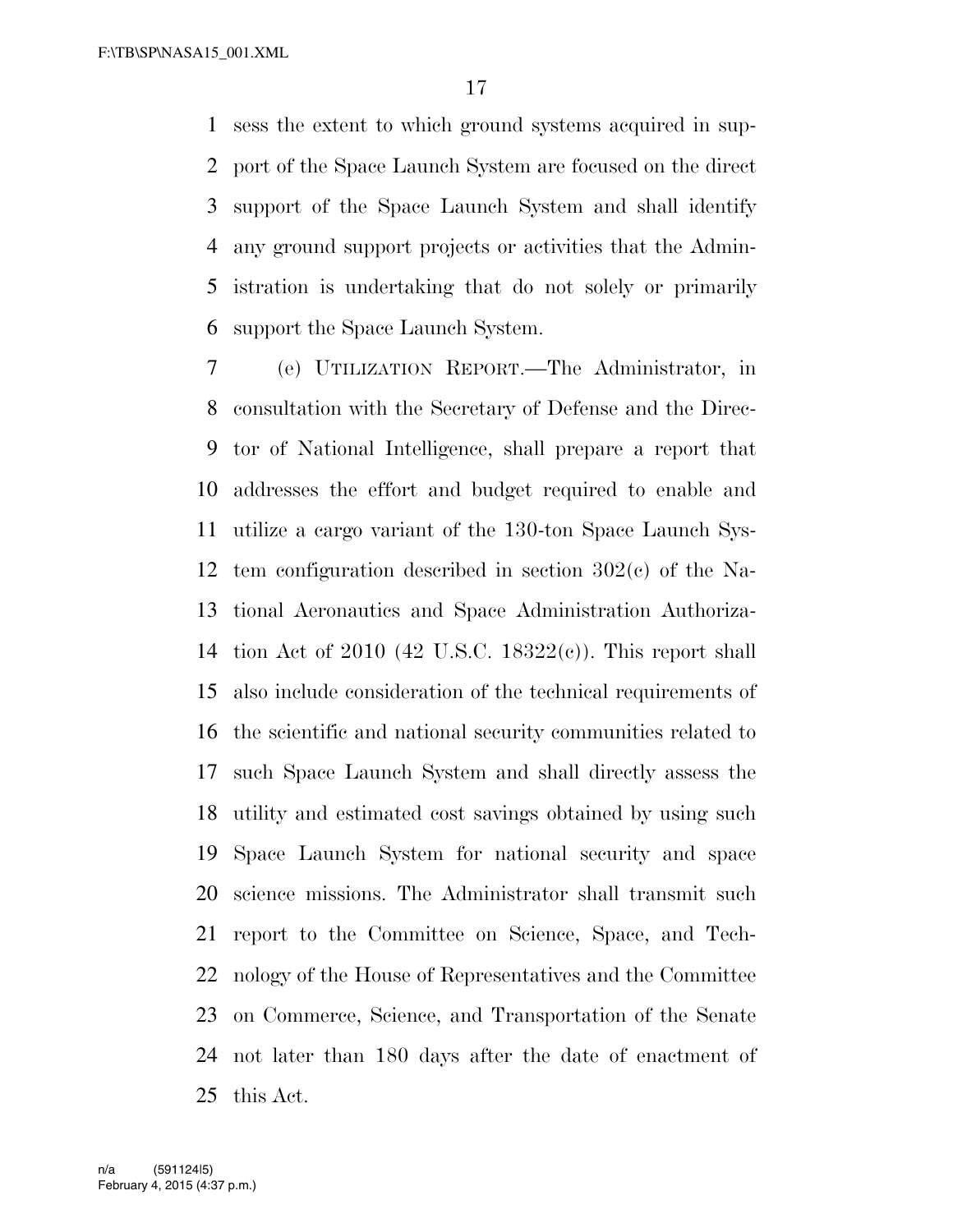sess the extent to which ground systems acquired in support of the Space Launch System are focused on the direct support of the Space Launch System and shall identify any ground support projects or activities that the Administration is undertaking that do not solely or primarily support the Space Launch System.

(e) UTILIZATION REPORT.—The Administrator, in consultation with the Secretary of Defense and the Director of National Intelligence, shall prepare a report that addresses the effort and budget required to enable and utilize a cargo variant of the 130-ton Space Launch System configuration described in section 302(c) of the National Aeronautics and Space Administration Authorization Act of 2010 (42 U.S.C. 18322(c)). This report shall also include consideration of the technical requirements of the scientific and national security communities related to such Space Launch System and shall directly assess the utility and estimated cost savings obtained by using such Space Launch System for national security and space science missions. The Administrator shall transmit such report to the Committee on Science, Space, and Technology of the House of Representatives and the Committee on Commerce, Science, and Transportation of the Senate not later than 180 days after the date of enactment of this Act.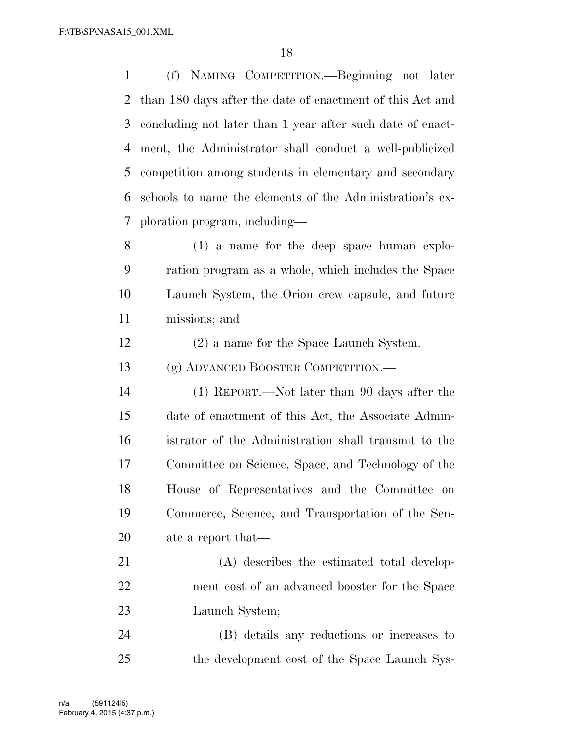(f) NAMING COMPETITION.—Beginning not later than 180 days after the date of enactment of this Act and concluding not later than 1 year after such date of enactment, the Administrator shall conduct a well-publicized competition among students in elementary and secondary schools to name the elements of the Administration's exploration program, including—

(1) a name for the deep space human exploration program as a whole, which includes the Space Launch System, the Orion crew capsule, and future missions; and

(2) a name for the Space Launch System.

(g) ADVANCED BOOSTER COMPETITION.—

(1) REPORT.—Not later than 90 days after the date of enactment of this Act, the Associate Administrator of the Administration shall transmit to the Committee on Science, Space, and Technology of the House of Representatives and the Committee on Commerce, Science, and Transportation of the Senate a report that—

(A) describes the estimated total development cost of an advanced booster for the Space Launch System;

(B) details any reductions or increases to the development cost of the Space Launch Sys-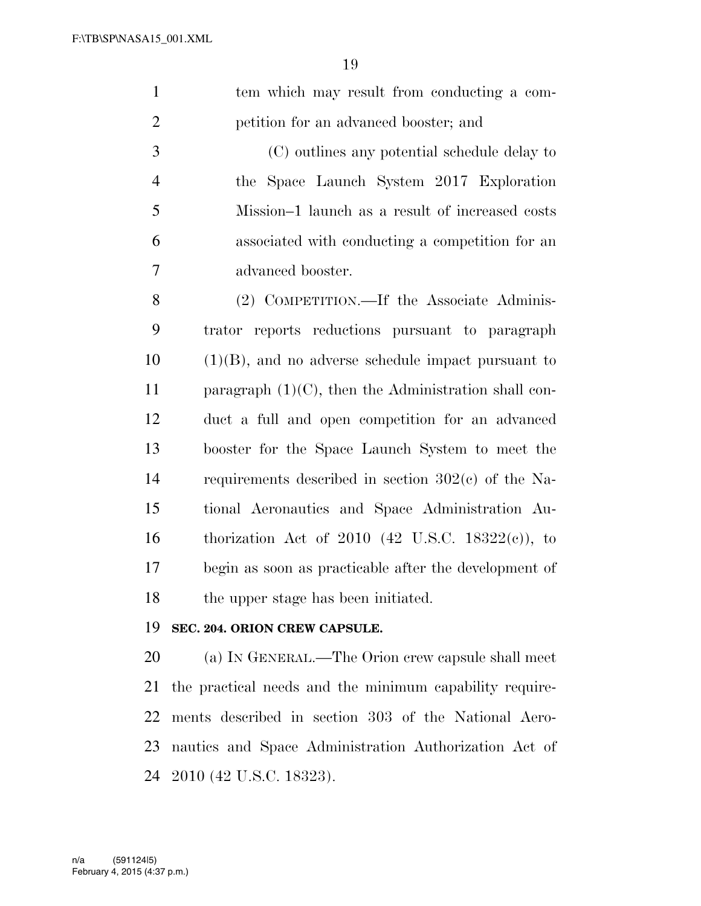tem which may result from conducting a competition for an advanced booster; and

(C) outlines any potential schedule delay to the Space Launch System 2017 Exploration Mission–1 launch as a result of increased costs associated with conducting a competition for an advanced booster.

(2) COMPETITION.—If the Associate Administrator reports reductions pursuant to paragraph (1)(B), and no adverse schedule impact pursuant to paragraph (1)(C), then the Administration shall conduct a full and open competition for an advanced booster for the Space Launch System to meet the requirements described in section 302(c) of the National Aeronautics and Space Administration Authorization Act of 2010 (42 U.S.C. 18322(c)), to begin as soon as practicable after the development of the upper stage has been initiated.

**SEC. 204. ORION CREW CAPSULE.**

(a) IN GENERAL.—The Orion crew capsule shall meet the practical needs and the minimum capability requirements described in section 303 of the National Aeronautics and Space Administration Authorization Act of 2010 (42 U.S.C. 18323).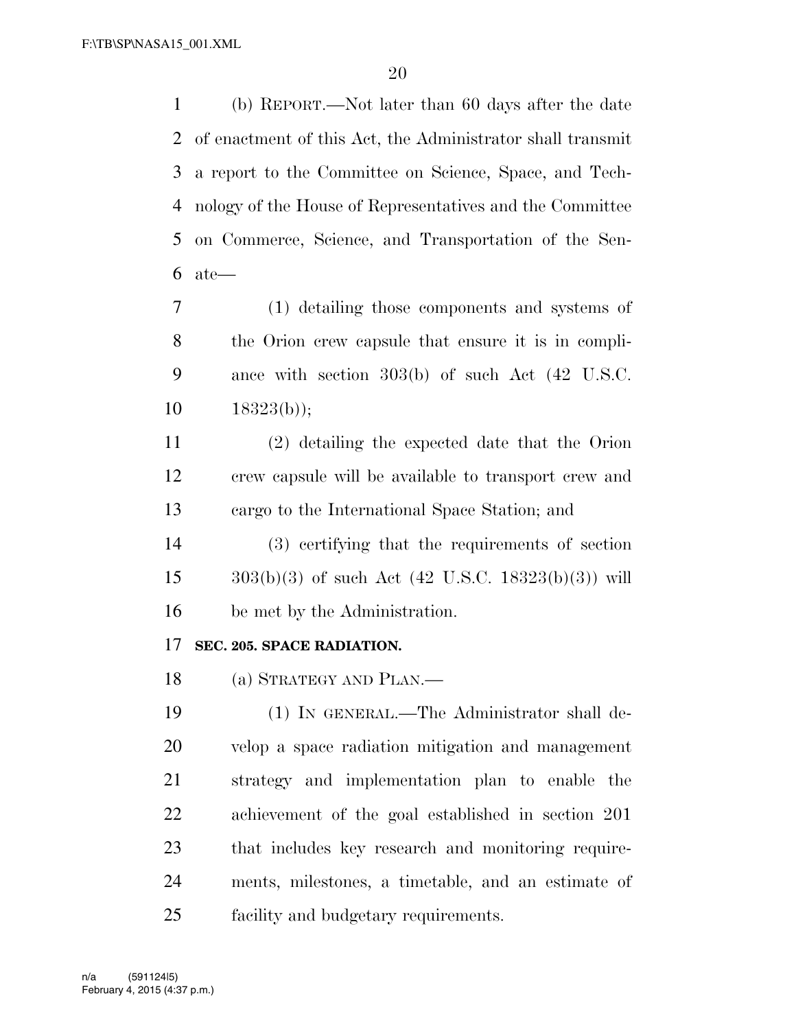(b) REPORT.—Not later than 60 days after the date of enactment of this Act, the Administrator shall transmit a report to the Committee on Science, Space, and Technology of the House of Representatives and the Committee on Commerce, Science, and Transportation of the Senate—

(1) detailing those components and systems of the Orion crew capsule that ensure it is in compliance with section 303(b) of such Act (42 U.S.C. 18323(b));

(2) detailing the expected date that the Orion crew capsule will be available to transport crew and cargo to the International Space Station; and

(3) certifying that the requirements of section 303(b)(3) of such Act (42 U.S.C. 18323(b)(3)) will be met by the Administration.

**SEC. 205. SPACE RADIATION.**

(a) STRATEGY AND PLAN.—

(1) IN GENERAL.—The Administrator shall develop a space radiation mitigation and management strategy and implementation plan to enable the achievement of the goal established in section 201 that includes key research and monitoring requirements, milestones, a timetable, and an estimate of facility and budgetary requirements.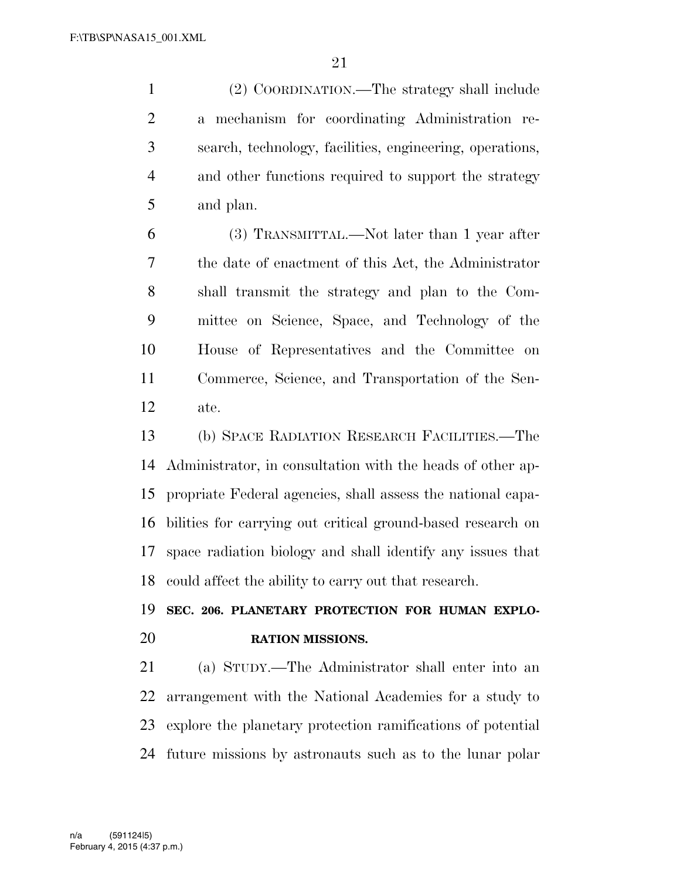(2) COORDINATION.—The strategy shall include a mechanism for coordinating Administration research, technology, facilities, engineering, operations, and other functions required to support the strategy and plan.

(3) TRANSMITTAL.—Not later than 1 year after the date of enactment of this Act, the Administrator shall transmit the strategy and plan to the Committee on Science, Space, and Technology of the House of Representatives and the Committee on Commerce, Science, and Transportation of the Senate.

(b) SPACE RADIATION RESEARCH FACILITIES.—The Administrator, in consultation with the heads of other appropriate Federal agencies, shall assess the national capabilities for carrying out critical ground-based research on space radiation biology and shall identify any issues that could affect the ability to carry out that research.

**SEC. 206. PLANETARY PROTECTION FOR HUMAN EXPLORATION MISSIONS.**

(a) STUDY.—The Administrator shall enter into an arrangement with the National Academies for a study to explore the planetary protection ramifications of potential future missions by astronauts such as to the lunar polar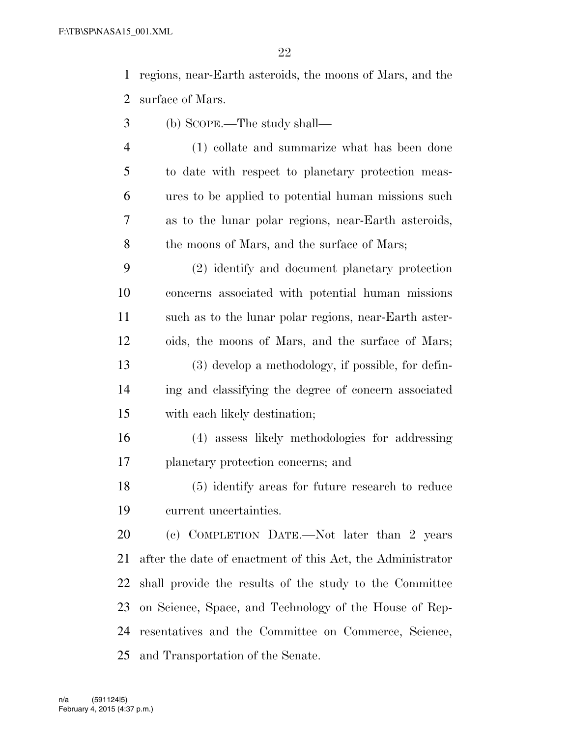regions, near-Earth asteroids, the moons of Mars, and the surface of Mars.

(b) SCOPE.—The study shall—

(1) collate and summarize what has been done to date with respect to planetary protection measures to be applied to potential human missions such as to the lunar polar regions, near-Earth asteroids, the moons of Mars, and the surface of Mars;

(2) identify and document planetary protection concerns associated with potential human missions such as to the lunar polar regions, near-Earth asteroids, the moons of Mars, and the surface of Mars;

(3) develop a methodology, if possible, for defining and classifying the degree of concern associated with each likely destination;

(4) assess likely methodologies for addressing planetary protection concerns; and

(5) identify areas for future research to reduce current uncertainties.

(c) COMPLETION DATE.—Not later than 2 years after the date of enactment of this Act, the Administrator shall provide the results of the study to the Committee on Science, Space, and Technology of the House of Representatives and the Committee on Commerce, Science, and Transportation of the Senate.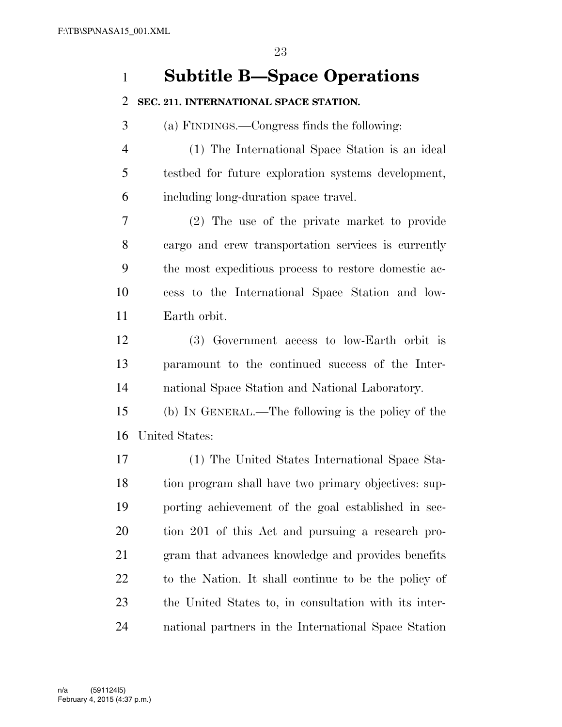# Subtitle B—Space Operations

**SEC. 211. INTERNATIONAL SPACE STATION.**

(a) FINDINGS.—Congress finds the following:

(1) The International Space Station is an ideal testbed for future exploration systems development, including long-duration space travel.

(2) The use of the private market to provide cargo and crew transportation services is currently the most expeditious process to restore domestic access to the International Space Station and low-Earth orbit.

(3) Government access to low-Earth orbit is paramount to the continued success of the International Space Station and National Laboratory.

(b) IN GENERAL.—The following is the policy of the United States:

(1) The United States International Space Station program shall have two primary objectives: supporting achievement of the goal established in section 201 of this Act and pursuing a research program that advances knowledge and provides benefits to the Nation. It shall continue to be the policy of the United States to, in consultation with its international partners in the International Space Station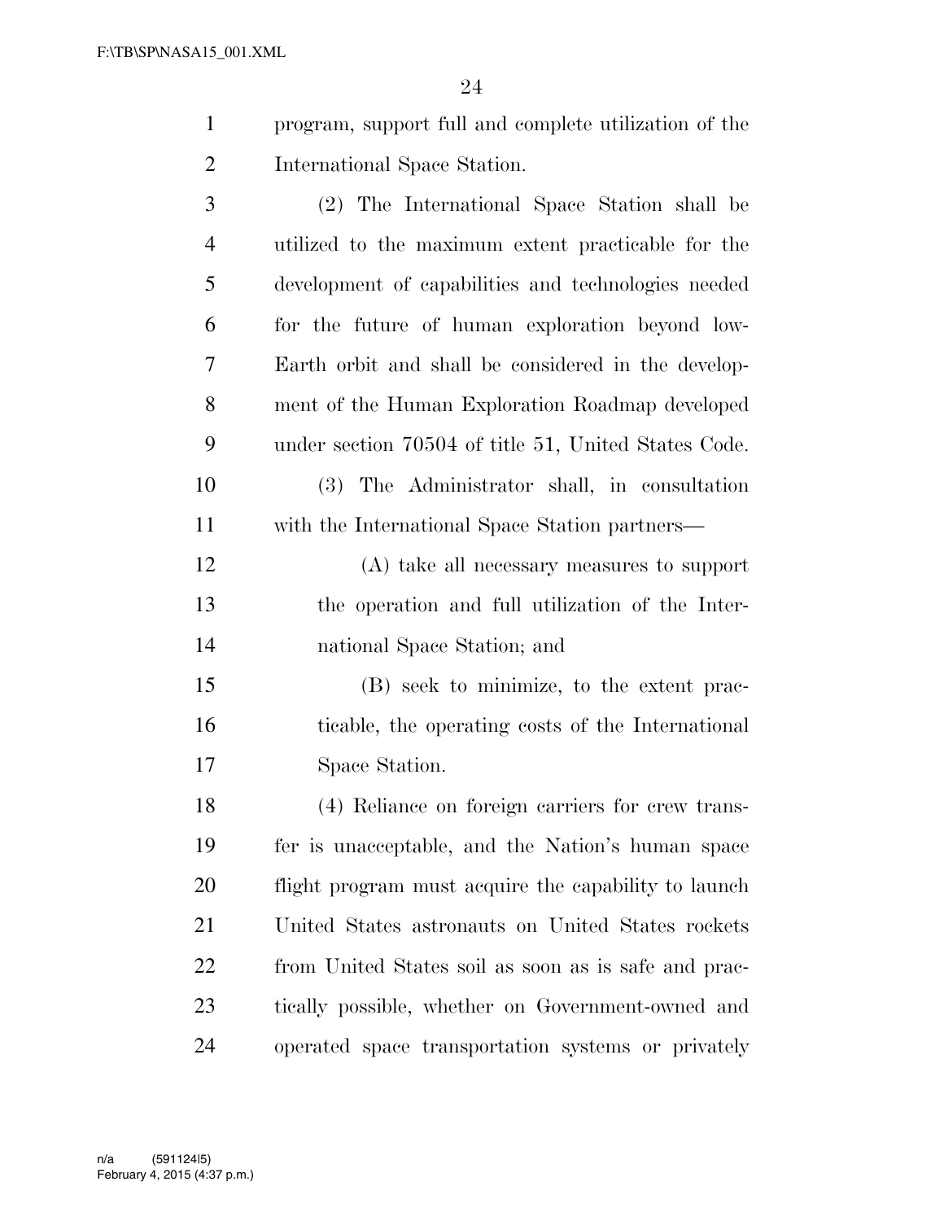program, support full and complete utilization of the International Space Station.

(2) The International Space Station shall be utilized to the maximum extent practicable for the development of capabilities and technologies needed for the future of human exploration beyond low-Earth orbit and shall be considered in the development of the Human Exploration Roadmap developed under section 70504 of title 51, United States Code.

(3) The Administrator shall, in consultation with the International Space Station partners—

(A) take all necessary measures to support the operation and full utilization of the International Space Station; and

(B) seek to minimize, to the extent practicable, the operating costs of the International Space Station.

(4) Reliance on foreign carriers for crew transfer is unacceptable, and the Nation's human space flight program must acquire the capability to launch United States astronauts on United States rockets from United States soil as soon as is safe and practically possible, whether on Government-owned and operated space transportation systems or privately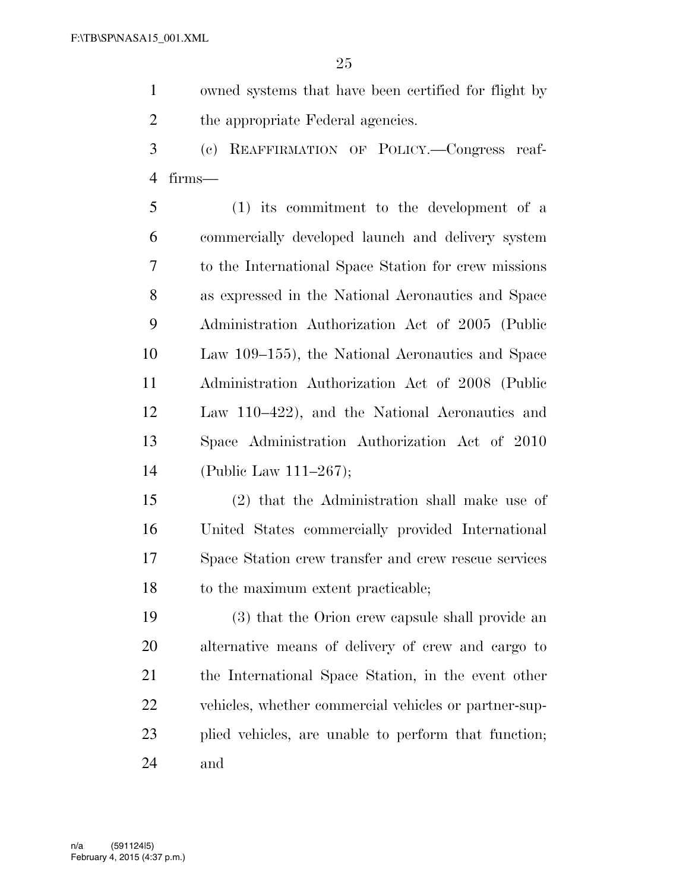owned systems that have been certified for flight by the appropriate Federal agencies.

(c) REAFFIRMATION OF POLICY.—Congress reaffirms—

(1) its commitment to the development of a commercially developed launch and delivery system to the International Space Station for crew missions as expressed in the National Aeronautics and Space Administration Authorization Act of 2005 (Public Law 109–155), the National Aeronautics and Space Administration Authorization Act of 2008 (Public Law 110–422), and the National Aeronautics and Space Administration Authorization Act of 2010 (Public Law 111–267);

(2) that the Administration shall make use of United States commercially provided International Space Station crew transfer and crew rescue services to the maximum extent practicable;

(3) that the Orion crew capsule shall provide an alternative means of delivery of crew and cargo to the International Space Station, in the event other vehicles, whether commercial vehicles or partner-supplied vehicles, are unable to perform that function; and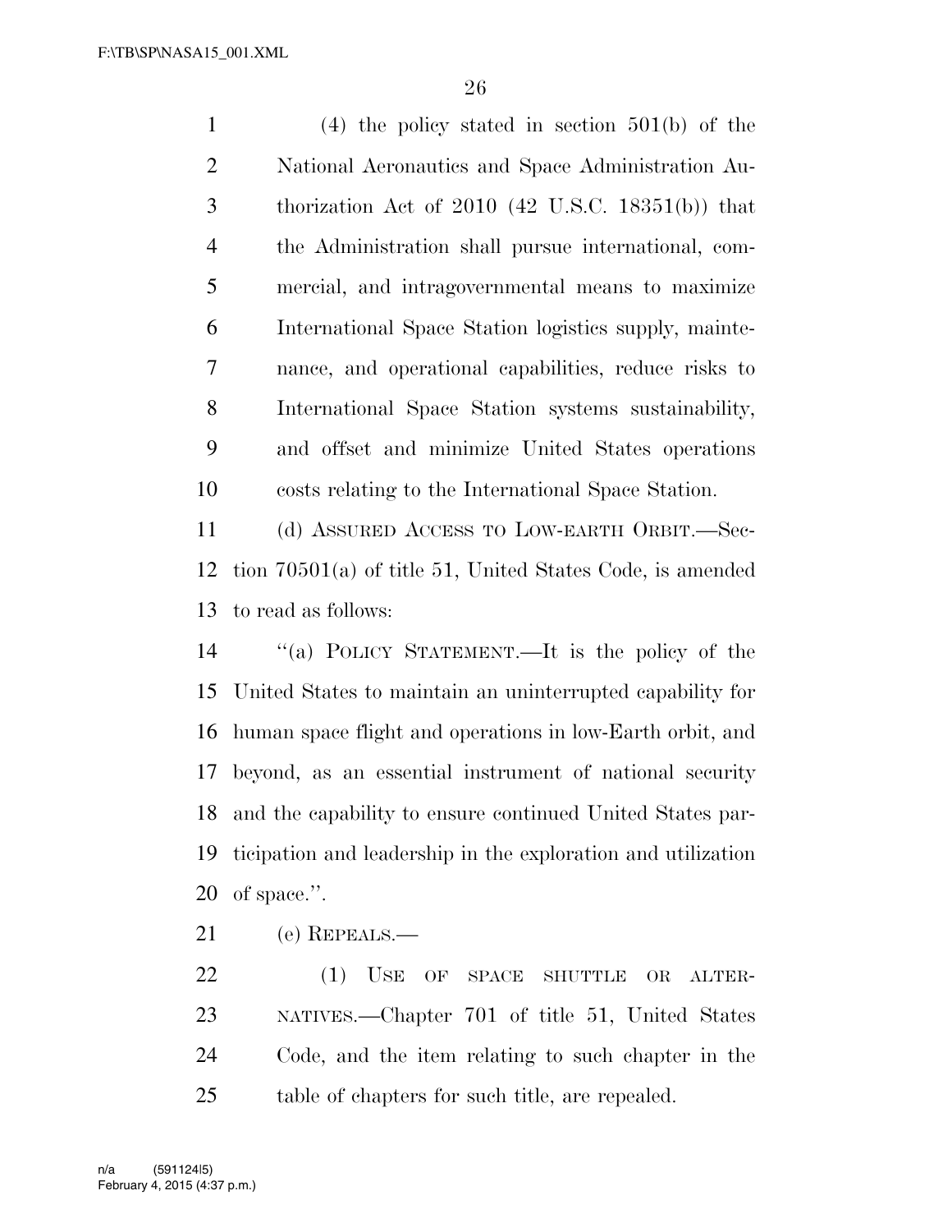(4) the policy stated in section 501(b) of the National Aeronautics and Space Administration Authorization Act of 2010 (42 U.S.C. 18351(b)) that the Administration shall pursue international, commercial, and intragovernmental means to maximize International Space Station logistics supply, maintenance, and operational capabilities, reduce risks to International Space Station systems sustainability, and offset and minimize United States operations costs relating to the International Space Station.

(d) ASSURED ACCESS TO LOW-EARTH ORBIT.—Section 70501(a) of title 51, United States Code, is amended to read as follows:

"(a) POLICY STATEMENT.—It is the policy of the United States to maintain an uninterrupted capability for human space flight and operations in low-Earth orbit, and beyond, as an essential instrument of national security and the capability to ensure continued United States participation and leadership in the exploration and utilization of space.".

(e) REPEALS.—

(1) USE OF SPACE SHUTTLE OR ALTERNATIVES.—Chapter 701 of title 51, United States Code, and the item relating to such chapter in the table of chapters for such title, are repealed.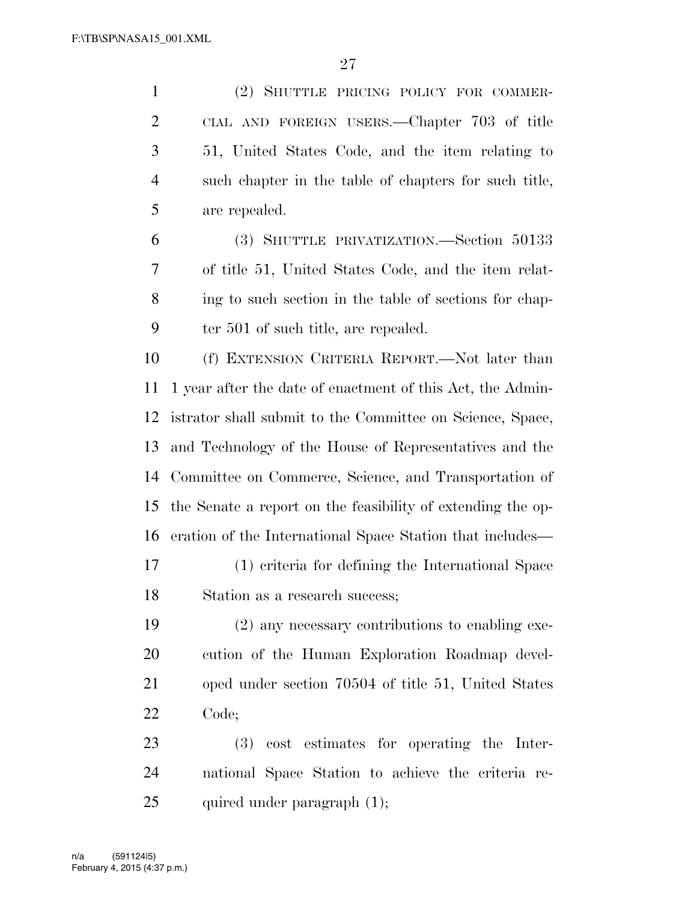(2) SHUTTLE PRICING POLICY FOR COMMERCIAL AND FOREIGN USERS.—Chapter 703 of title 51, United States Code, and the item relating to such chapter in the table of chapters for such title, are repealed.

(3) SHUTTLE PRIVATIZATION.—Section 50133 of title 51, United States Code, and the item relating to such section in the table of sections for chapter 501 of such title, are repealed.

(f) EXTENSION CRITERIA REPORT.—Not later than 1 year after the date of enactment of this Act, the Administrator shall submit to the Committee on Science, Space, and Technology of the House of Representatives and the Committee on Commerce, Science, and Transportation of the Senate a report on the feasibility of extending the operation of the International Space Station that includes—

(1) criteria for defining the International Space Station as a research success;

(2) any necessary contributions to enabling execution of the Human Exploration Roadmap developed under section 70504 of title 51, United States Code;

(3) cost estimates for operating the International Space Station to achieve the criteria required under paragraph (1);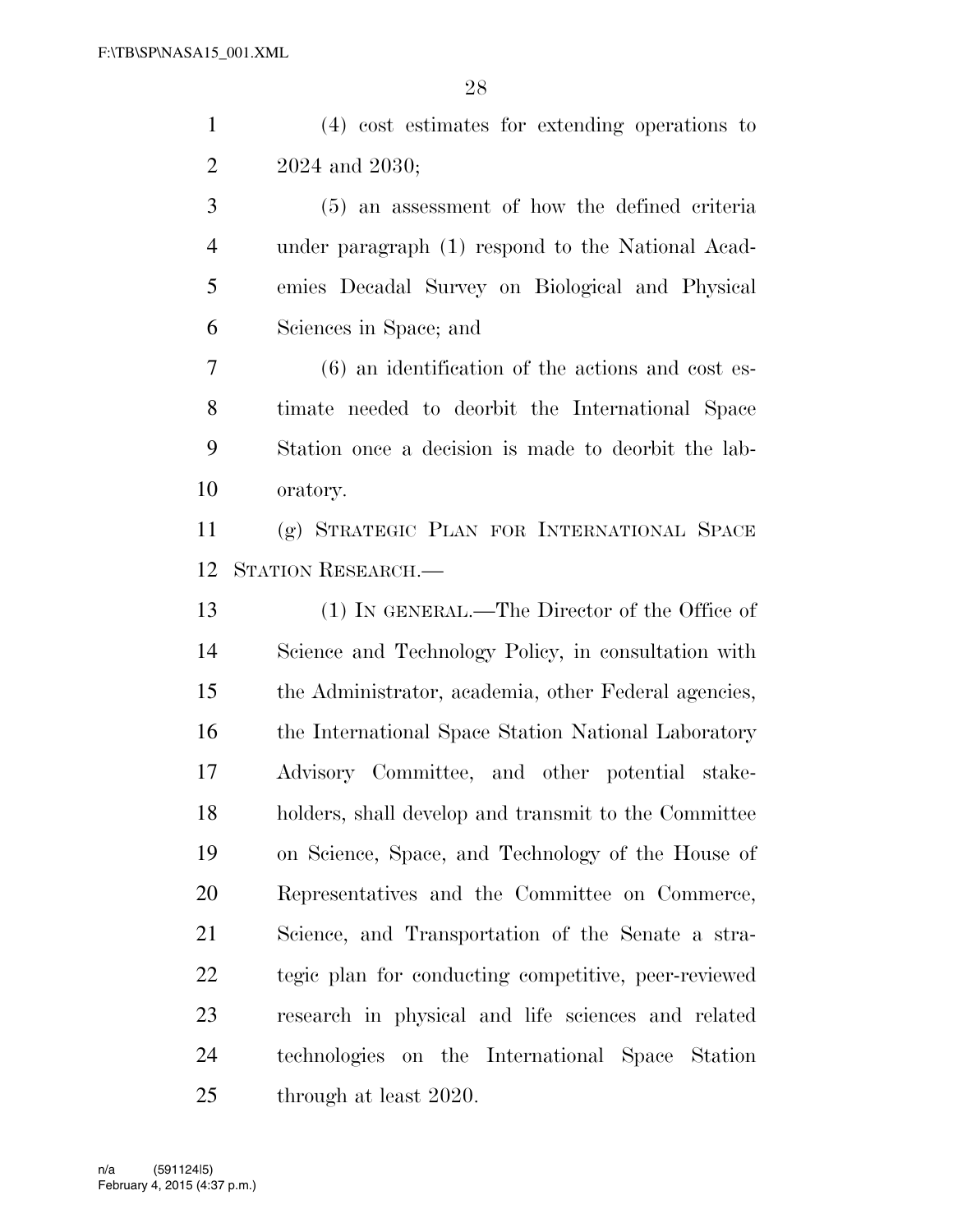(4) cost estimates for extending operations to 2024 and 2030;

(5) an assessment of how the defined criteria under paragraph (1) respond to the National Academies Decadal Survey on Biological and Physical Sciences in Space; and

(6) an identification of the actions and cost estimate needed to deorbit the International Space Station once a decision is made to deorbit the laboratory.

(g) STRATEGIC PLAN FOR INTERNATIONAL SPACE STATION RESEARCH.—

(1) IN GENERAL.—The Director of the Office of Science and Technology Policy, in consultation with the Administrator, academia, other Federal agencies, the International Space Station National Laboratory Advisory Committee, and other potential stakeholders, shall develop and transmit to the Committee on Science, Space, and Technology of the House of Representatives and the Committee on Commerce, Science, and Transportation of the Senate a strategic plan for conducting competitive, peer-reviewed research in physical and life sciences and related technologies on the International Space Station through at least 2020.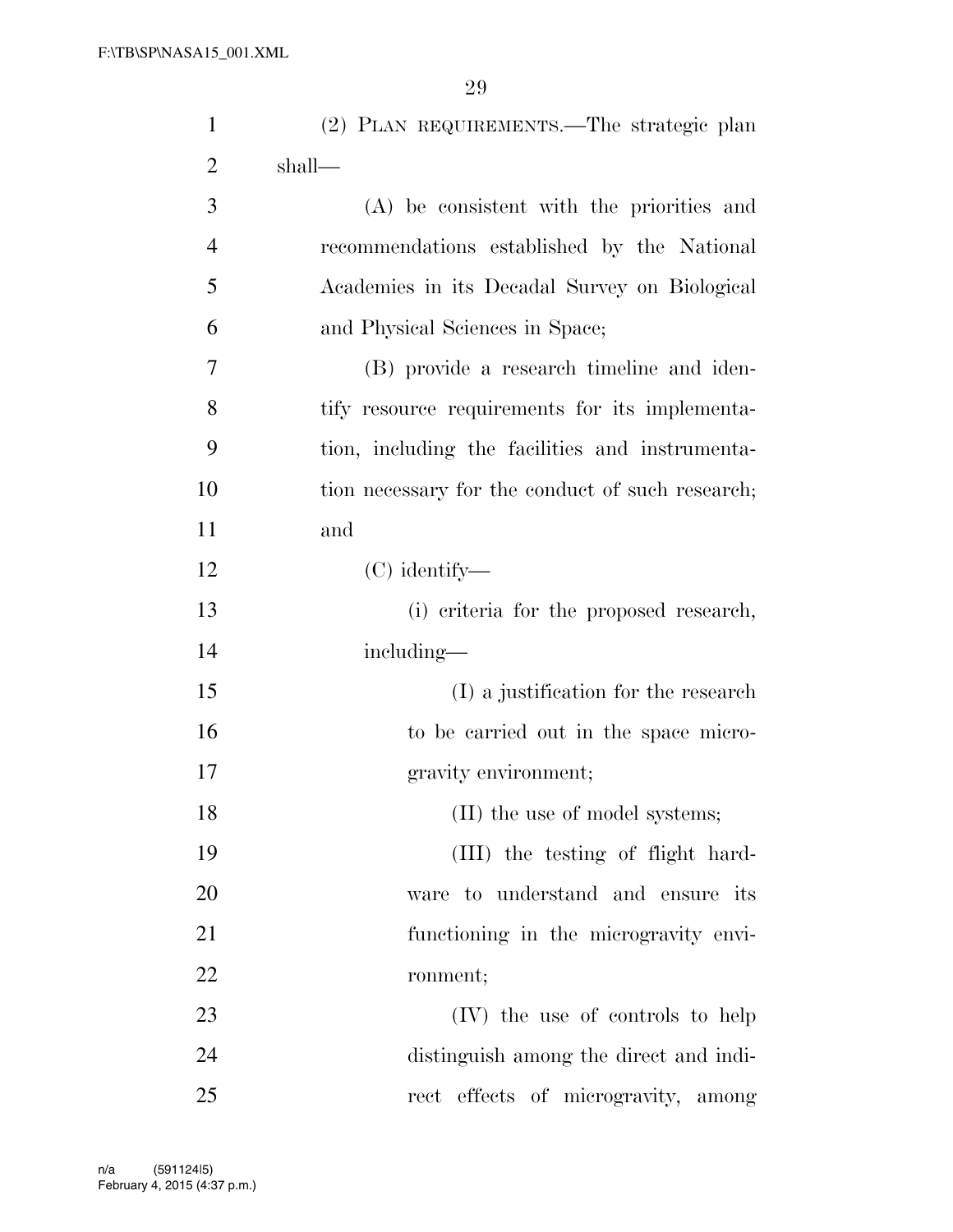(2) PLAN REQUIREMENTS.—The strategic plan shall—

(A) be consistent with the priorities and recommendations established by the National Academies in its Decadal Survey on Biological and Physical Sciences in Space;

(B) provide a research timeline and identify resource requirements for its implementation, including the facilities and instrumentation necessary for the conduct of such research; and

(C) identify—

(i) criteria for the proposed research, including—

(I) a justification for the research to be carried out in the space microgravity environment;

(II) the use of model systems;

(III) the testing of flight hardware to understand and ensure its functioning in the microgravity environment;

(IV) the use of controls to help distinguish among the direct and indirect effects of microgravity, among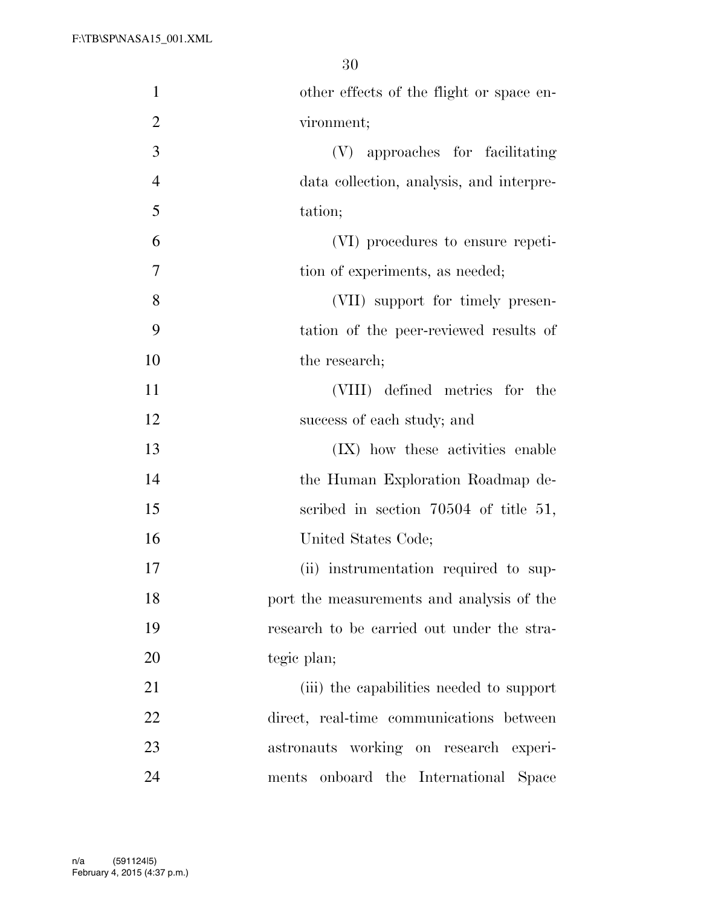other effects of the flight or space environment;

(V) approaches for facilitating data collection, analysis, and interpretation;

(VI) procedures to ensure repetition of experiments, as needed;

(VII) support for timely presentation of the peer-reviewed results of the research;

(VIII) defined metrics for the success of each study; and

(IX) how these activities enable the Human Exploration Roadmap described in section 70504 of title 51, United States Code;

(ii) instrumentation required to support the measurements and analysis of the research to be carried out under the strategic plan;

(iii) the capabilities needed to support direct, real-time communications between astronauts working on research experiments onboard the International Space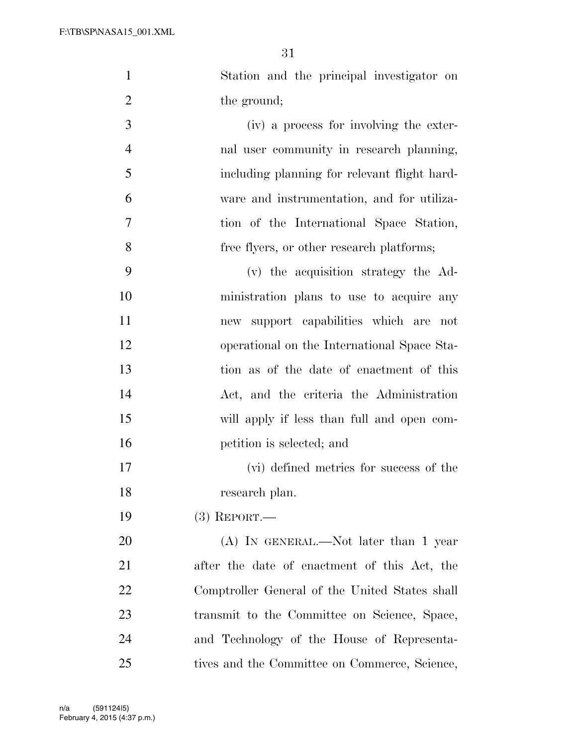Station and the principal investigator on the ground;

(iv) a process for involving the external user community in research planning, including planning for relevant flight hardware and instrumentation, and for utilization of the International Space Station, free flyers, or other research platforms;

(v) the acquisition strategy the Administration plans to use to acquire any new support capabilities which are not operational on the International Space Station as of the date of enactment of this Act, and the criteria the Administration will apply if less than full and open competition is selected; and

(vi) defined metrics for success of the research plan.

(3) REPORT.—

(A) IN GENERAL.—Not later than 1 year after the date of enactment of this Act, the Comptroller General of the United States shall transmit to the Committee on Science, Space, and Technology of the House of Representatives and the Committee on Commerce, Science,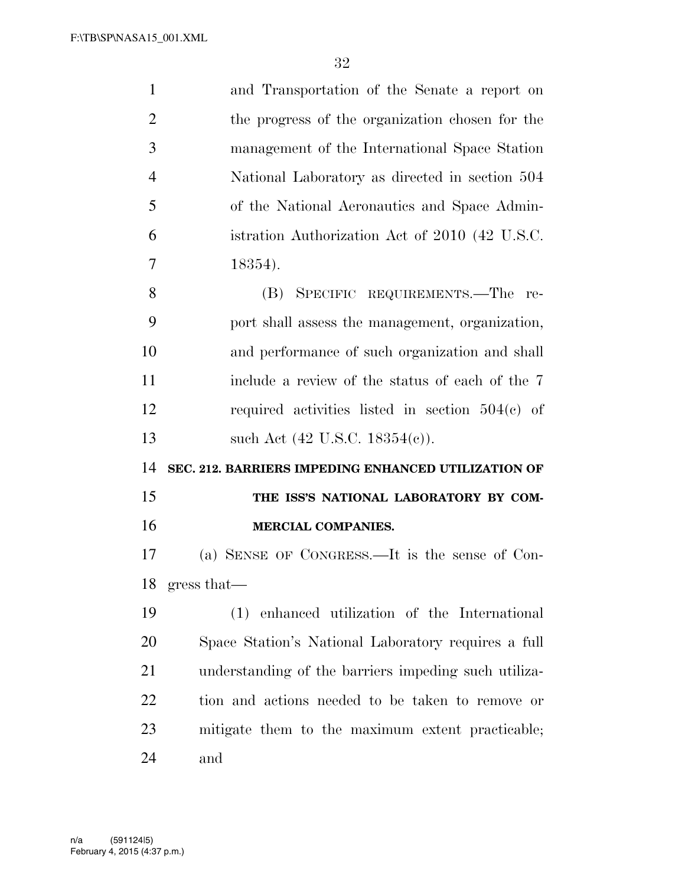and Transportation of the Senate a report on the progress of the organization chosen for the management of the International Space Station National Laboratory as directed in section 504 of the National Aeronautics and Space Administration Authorization Act of 2010 (42 U.S.C. 18354).

(B) SPECIFIC REQUIREMENTS.—The report shall assess the management, organization, and performance of such organization and shall include a review of the status of each of the 7 required activities listed in section 504(c) of such Act (42 U.S.C. 18354(c)).

**SEC. 212. BARRIERS IMPEDING ENHANCED UTILIZATION OF THE ISS'S NATIONAL LABORATORY BY COMMERCIAL COMPANIES.**

(a) SENSE OF CONGRESS.—It is the sense of Congress that—

(1) enhanced utilization of the International Space Station's National Laboratory requires a full understanding of the barriers impeding such utilization and actions needed to be taken to remove or mitigate them to the maximum extent practicable; and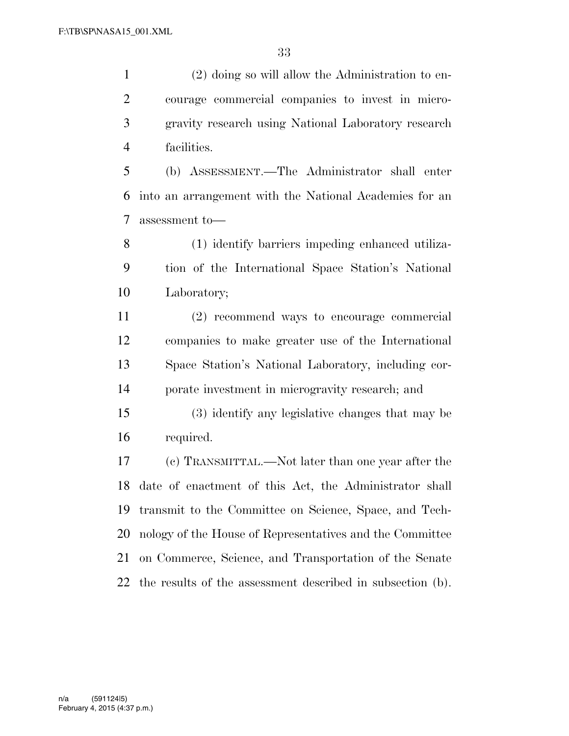(2) doing so will allow the Administration to encourage commercial companies to invest in microgravity research using National Laboratory research facilities.

(b) ASSESSMENT.—The Administrator shall enter into an arrangement with the National Academies for an assessment to—

(1) identify barriers impeding enhanced utilization of the International Space Station's National Laboratory;

(2) recommend ways to encourage commercial companies to make greater use of the International Space Station's National Laboratory, including corporate investment in microgravity research; and

(3) identify any legislative changes that may be required.

(c) TRANSMITTAL.—Not later than one year after the date of enactment of this Act, the Administrator shall transmit to the Committee on Science, Space, and Technology of the House of Representatives and the Committee on Commerce, Science, and Transportation of the Senate the results of the assessment described in subsection (b).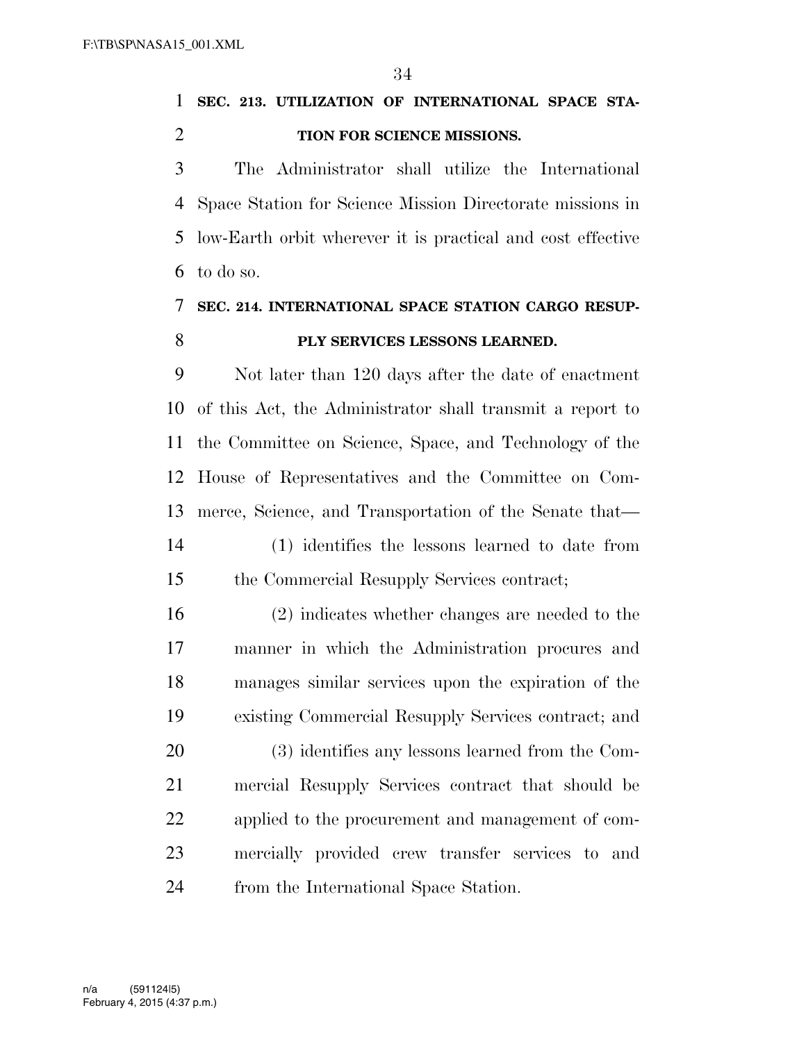### SEC. 213. UTILIZATION OF INTERNATIONAL SPACE STATION FOR SCIENCE MISSIONS.

The Administrator shall utilize the International Space Station for Science Mission Directorate missions in low-Earth orbit wherever it is practical and cost effective to do so.

### SEC. 214. INTERNATIONAL SPACE STATION CARGO RESUPPLY SERVICES LESSONS LEARNED.

Not later than 120 days after the date of enactment of this Act, the Administrator shall transmit a report to the Committee on Science, Space, and Technology of the House of Representatives and the Committee on Commerce, Science, and Transportation of the Senate that—

(1) identifies the lessons learned to date from the Commercial Resupply Services contract;

(2) indicates whether changes are needed to the manner in which the Administration procures and manages similar services upon the expiration of the existing Commercial Resupply Services contract; and

(3) identifies any lessons learned from the Commercial Resupply Services contract that should be applied to the procurement and management of commercially provided crew transfer services to and from the International Space Station.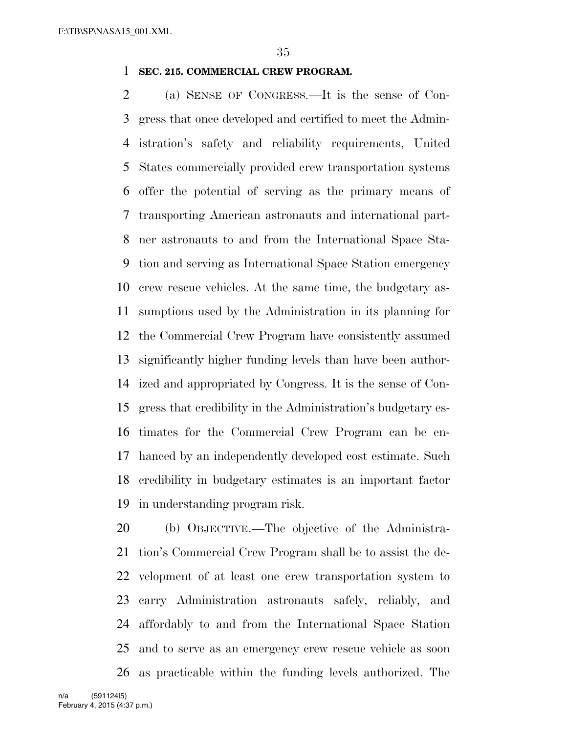**SEC. 215. COMMERCIAL CREW PROGRAM.**

(a) SENSE OF CONGRESS.—It is the sense of Congress that once developed and certified to meet the Administration's safety and reliability requirements, United States commercially provided crew transportation systems offer the potential of serving as the primary means of transporting American astronauts and international partner astronauts to and from the International Space Station and serving as International Space Station emergency crew rescue vehicles. At the same time, the budgetary assumptions used by the Administration in its planning for the Commercial Crew Program have consistently assumed significantly higher funding levels than have been authorized and appropriated by Congress. It is the sense of Congress that credibility in the Administration's budgetary estimates for the Commercial Crew Program can be enhanced by an independently developed cost estimate. Such credibility in budgetary estimates is an important factor in understanding program risk.

(b) OBJECTIVE.—The objective of the Administration's Commercial Crew Program shall be to assist the development of at least one crew transportation system to carry Administration astronauts safely, reliably, and affordably to and from the International Space Station and to serve as an emergency crew rescue vehicle as soon as practicable within the funding levels authorized. The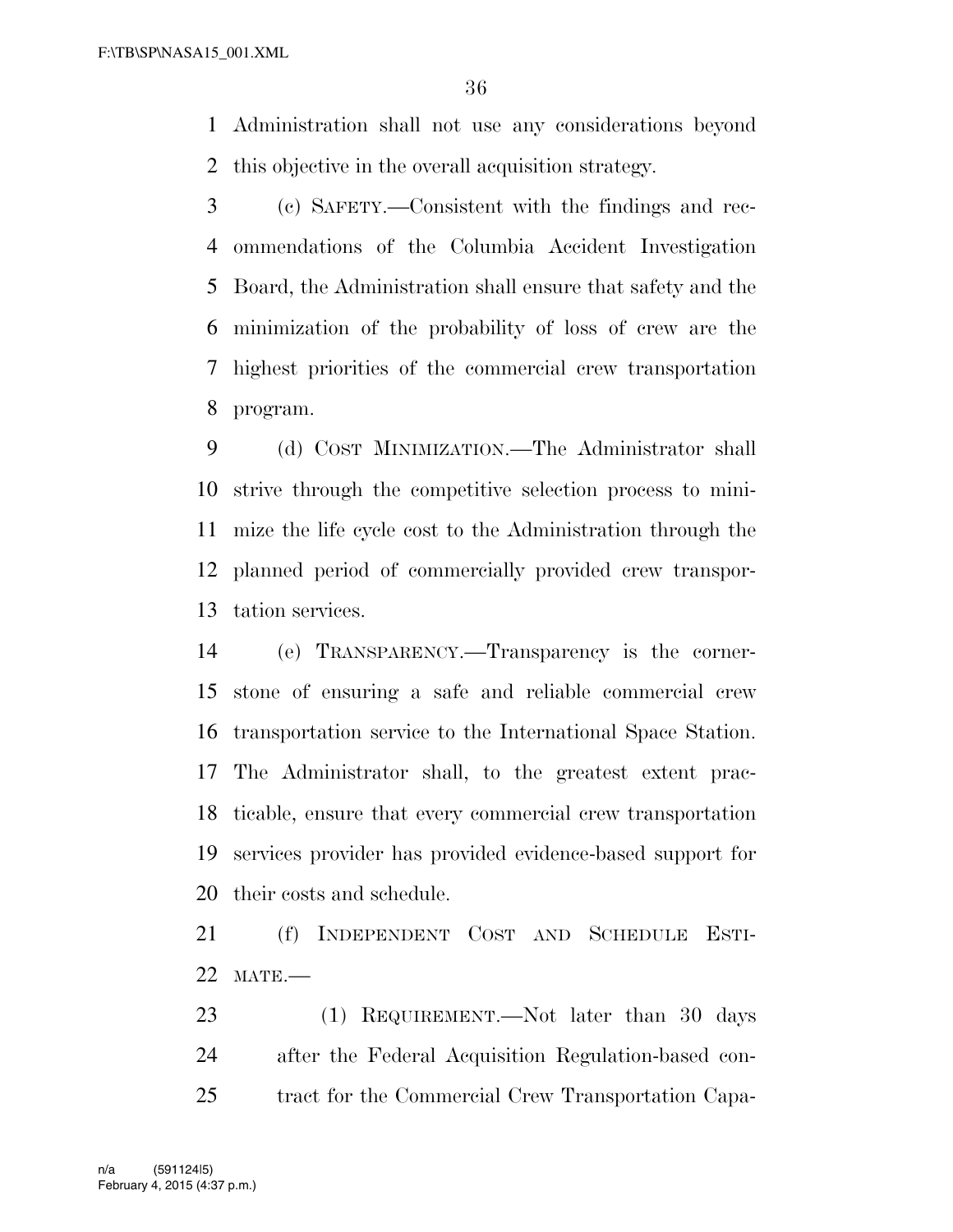Administration shall not use any considerations beyond this objective in the overall acquisition strategy.

(c) SAFETY.—Consistent with the findings and recommendations of the Columbia Accident Investigation Board, the Administration shall ensure that safety and the minimization of the probability of loss of crew are the highest priorities of the commercial crew transportation program.

(d) COST MINIMIZATION.—The Administrator shall strive through the competitive selection process to minimize the life cycle cost to the Administration through the planned period of commercially provided crew transportation services.

(e) TRANSPARENCY.—Transparency is the cornerstone of ensuring a safe and reliable commercial crew transportation service to the International Space Station. The Administrator shall, to the greatest extent practicable, ensure that every commercial crew transportation services provider has provided evidence-based support for their costs and schedule.

(f) INDEPENDENT COST AND SCHEDULE ESTIMATE.—

(1) REQUIREMENT.—Not later than 30 days after the Federal Acquisition Regulation-based contract for the Commercial Crew Transportation Capa-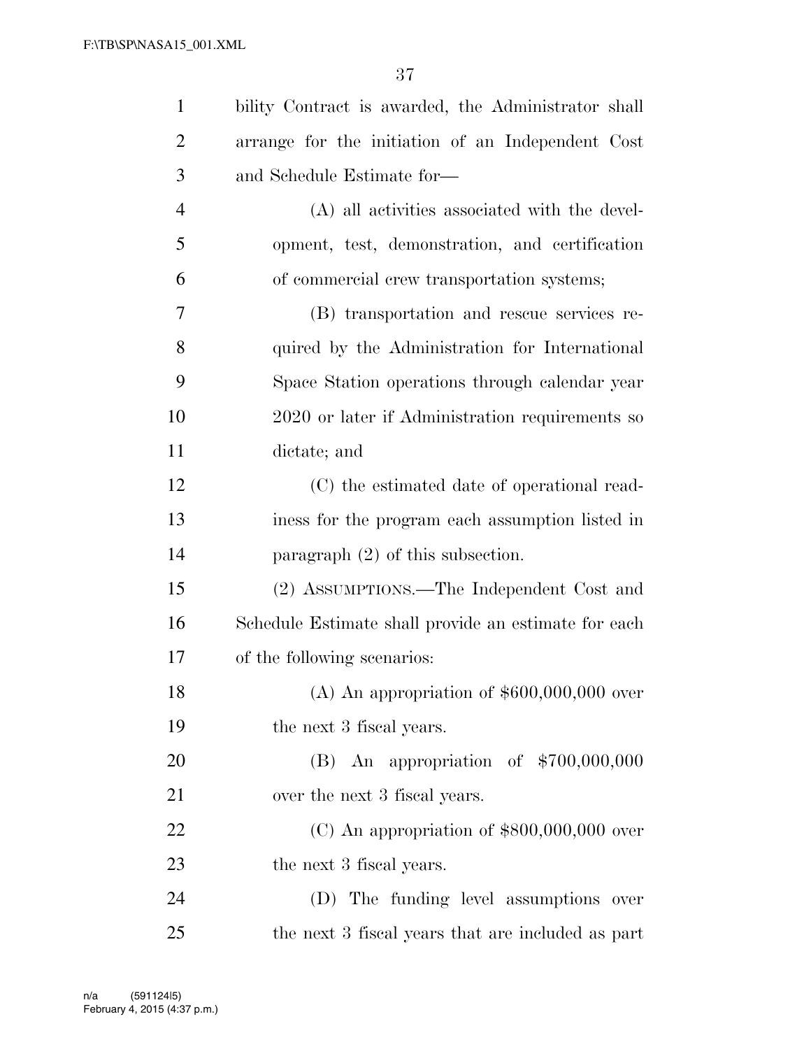bility Contract is awarded, the Administrator shall arrange for the initiation of an Independent Cost and Schedule Estimate for—

(A) all activities associated with the development, test, demonstration, and certification of commercial crew transportation systems;

(B) transportation and rescue services required by the Administration for International Space Station operations through calendar year 2020 or later if Administration requirements so dictate; and

(C) the estimated date of operational readiness for the program each assumption listed in paragraph (2) of this subsection.

(2) ASSUMPTIONS.—The Independent Cost and Schedule Estimate shall provide an estimate for each of the following scenarios:

(A) An appropriation of $600,000,000 over the next 3 fiscal years.

(B) An appropriation of $700,000,000 over the next 3 fiscal years.

(C) An appropriation of $800,000,000 over the next 3 fiscal years.

(D) The funding level assumptions over the next 3 fiscal years that are included as part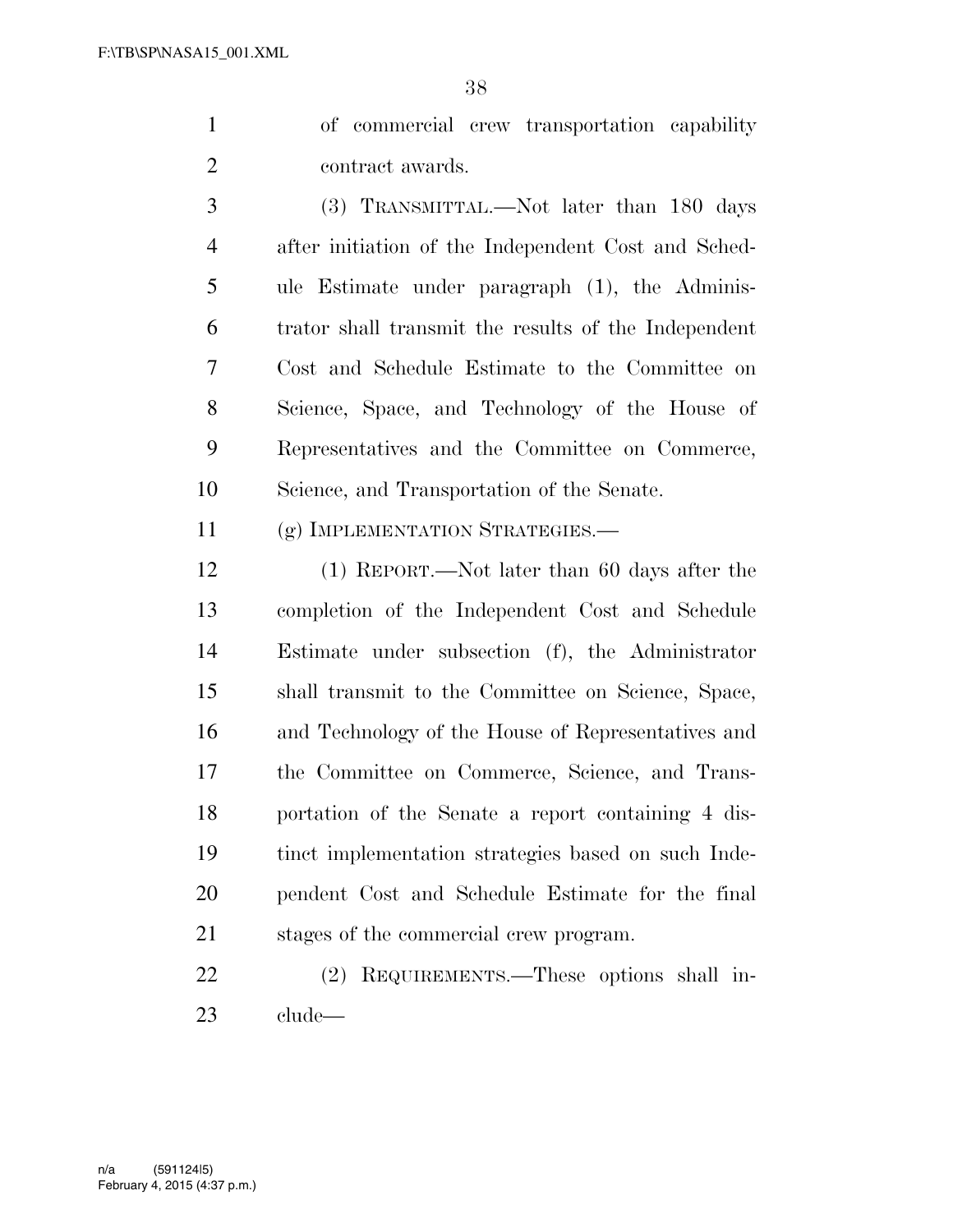of commercial crew transportation capability contract awards.

(3) TRANSMITTAL.—Not later than 180 days after initiation of the Independent Cost and Schedule Estimate under paragraph (1), the Administrator shall transmit the results of the Independent Cost and Schedule Estimate to the Committee on Science, Space, and Technology of the House of Representatives and the Committee on Commerce, Science, and Transportation of the Senate.

(g) IMPLEMENTATION STRATEGIES.—

(1) REPORT.—Not later than 60 days after the completion of the Independent Cost and Schedule Estimate under subsection (f), the Administrator shall transmit to the Committee on Science, Space, and Technology of the House of Representatives and the Committee on Commerce, Science, and Transportation of the Senate a report containing 4 distinct implementation strategies based on such Independent Cost and Schedule Estimate for the final stages of the commercial crew program.

(2) REQUIREMENTS.—These options shall include—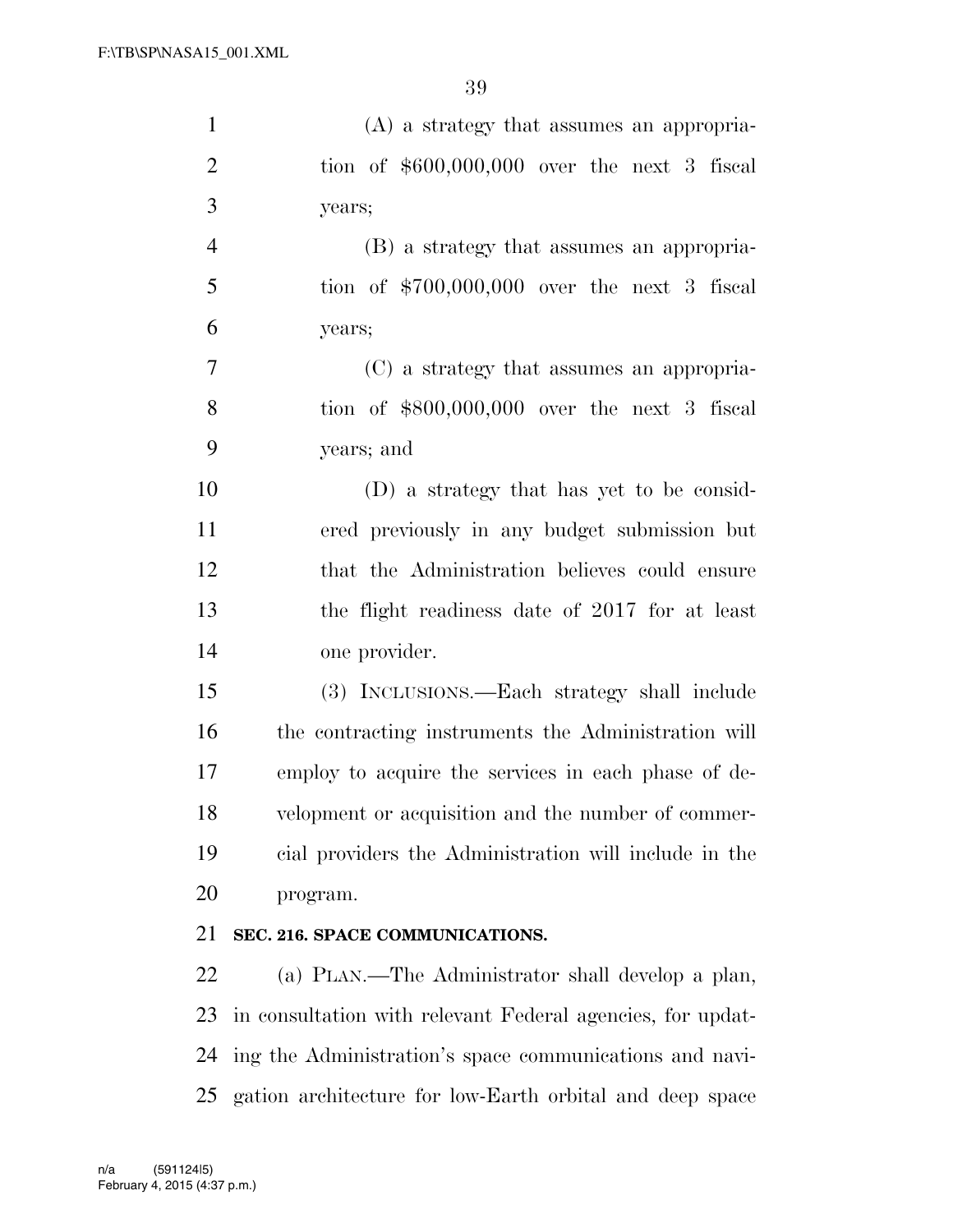(A) a strategy that assumes an appropriation of $600,000,000 over the next 3 fiscal years;

(B) a strategy that assumes an appropriation of $700,000,000 over the next 3 fiscal years;

(C) a strategy that assumes an appropriation of $800,000,000 over the next 3 fiscal years; and

(D) a strategy that has yet to be considered previously in any budget submission but that the Administration believes could ensure the flight readiness date of 2017 for at least one provider.

(3) INCLUSIONS.—Each strategy shall include the contracting instruments the Administration will employ to acquire the services in each phase of development or acquisition and the number of commercial providers the Administration will include in the program.

**SEC. 216. SPACE COMMUNICATIONS.**

(a) PLAN.—The Administrator shall develop a plan, in consultation with relevant Federal agencies, for updating the Administration's space communications and navigation architecture for low-Earth orbital and deep space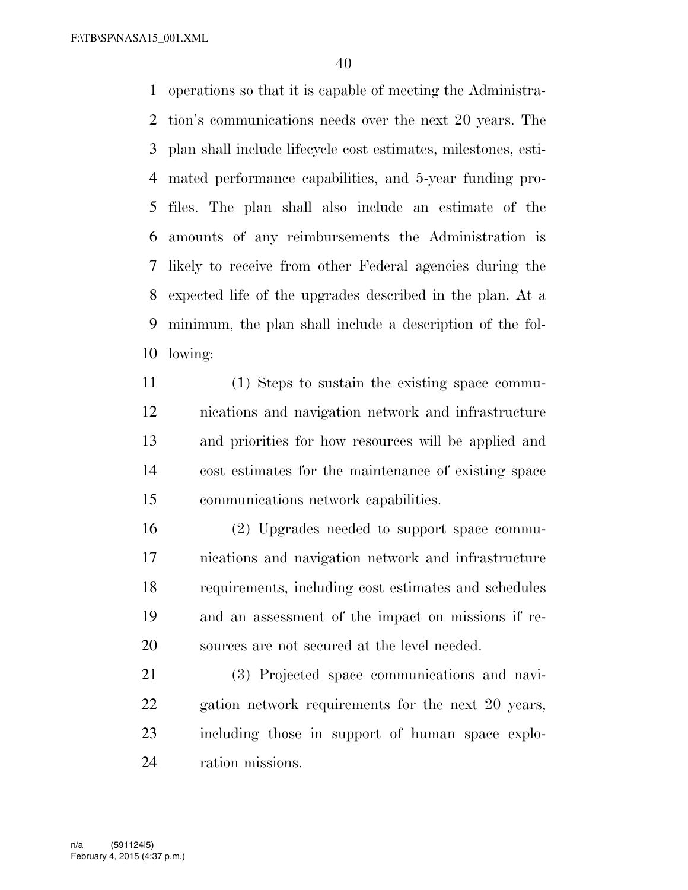operations so that it is capable of meeting the Administration's communications needs over the next 20 years. The plan shall include lifecycle cost estimates, milestones, estimated performance capabilities, and 5-year funding profiles. The plan shall also include an estimate of the amounts of any reimbursements the Administration is likely to receive from other Federal agencies during the expected life of the upgrades described in the plan. At a minimum, the plan shall include a description of the following:

(1) Steps to sustain the existing space communications and navigation network and infrastructure and priorities for how resources will be applied and cost estimates for the maintenance of existing space communications network capabilities.

(2) Upgrades needed to support space communications and navigation network and infrastructure requirements, including cost estimates and schedules and an assessment of the impact on missions if resources are not secured at the level needed.

(3) Projected space communications and navigation network requirements for the next 20 years, including those in support of human space exploration missions.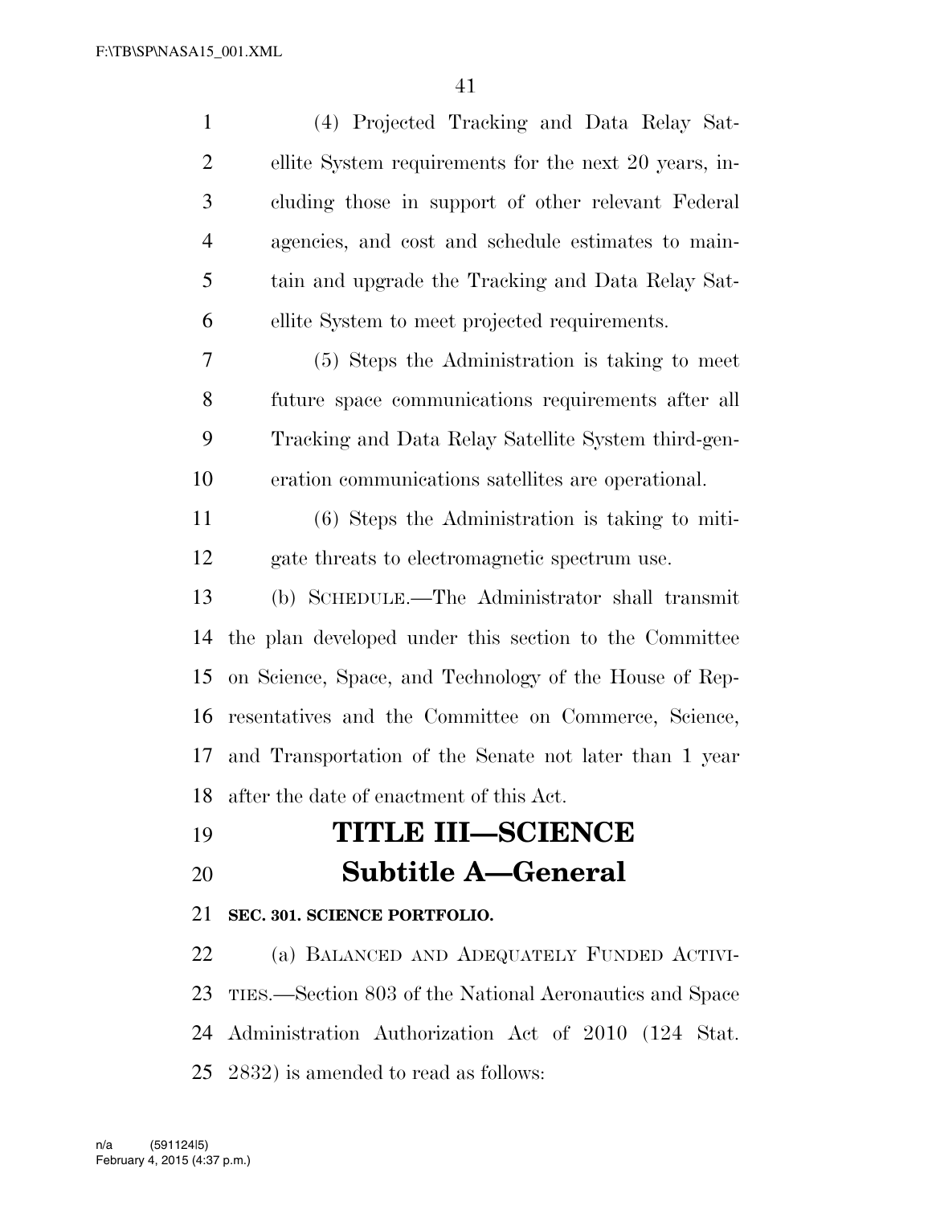(4) Projected Tracking and Data Relay Satellite System requirements for the next 20 years, including those in support of other relevant Federal agencies, and cost and schedule estimates to maintain and upgrade the Tracking and Data Relay Satellite System to meet projected requirements.

(5) Steps the Administration is taking to meet future space communications requirements after all Tracking and Data Relay Satellite System third-generation communications satellites are operational.

(6) Steps the Administration is taking to mitigate threats to electromagnetic spectrum use.

(b) SCHEDULE.—The Administrator shall transmit the plan developed under this section to the Committee on Science, Space, and Technology of the House of Representatives and the Committee on Commerce, Science, and Transportation of the Senate not later than 1 year after the date of enactment of this Act.

# TITLE III—SCIENCE

## Subtitle A—General

**SEC. 301. SCIENCE PORTFOLIO.**

(a) BALANCED AND ADEQUATELY FUNDED ACTIVITIES.—Section 803 of the National Aeronautics and Space Administration Authorization Act of 2010 (124 Stat. 2832) is amended to read as follows: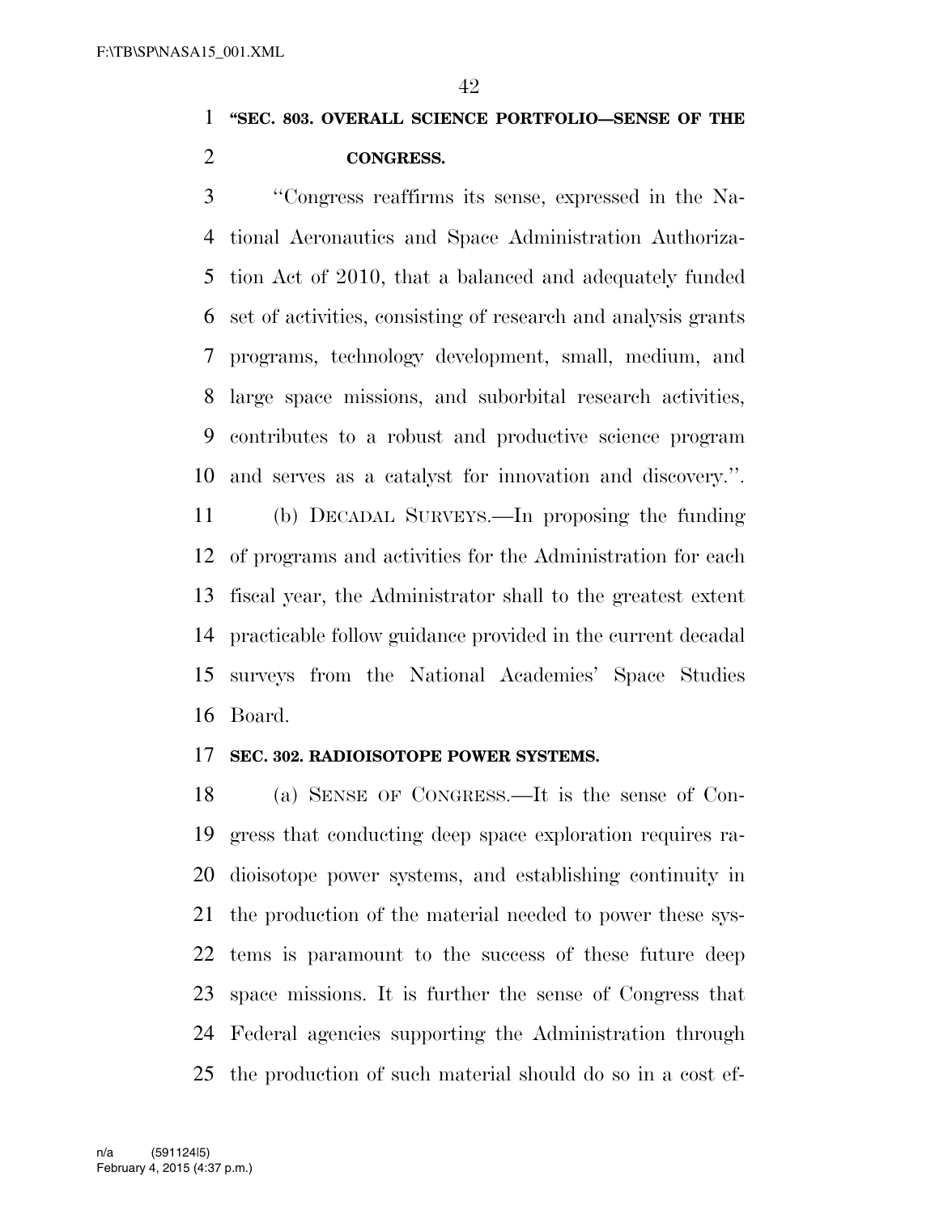**"SEC. 803. OVERALL SCIENCE PORTFOLIO—SENSE OF THE CONGRESS.**

"Congress reaffirms its sense, expressed in the National Aeronautics and Space Administration Authorization Act of 2010, that a balanced and adequately funded set of activities, consisting of research and analysis grants programs, technology development, small, medium, and large space missions, and suborbital research activities, contributes to a robust and productive science program and serves as a catalyst for innovation and discovery.".

(b) DECADAL SURVEYS.—In proposing the funding of programs and activities for the Administration for each fiscal year, the Administrator shall to the greatest extent practicable follow guidance provided in the current decadal surveys from the National Academies' Space Studies Board.

**SEC. 302. RADIOISOTOPE POWER SYSTEMS.**

(a) SENSE OF CONGRESS.—It is the sense of Congress that conducting deep space exploration requires radioisotope power systems, and establishing continuity in the production of the material needed to power these systems is paramount to the success of these future deep space missions. It is further the sense of Congress that Federal agencies supporting the Administration through the production of such material should do so in a cost ef-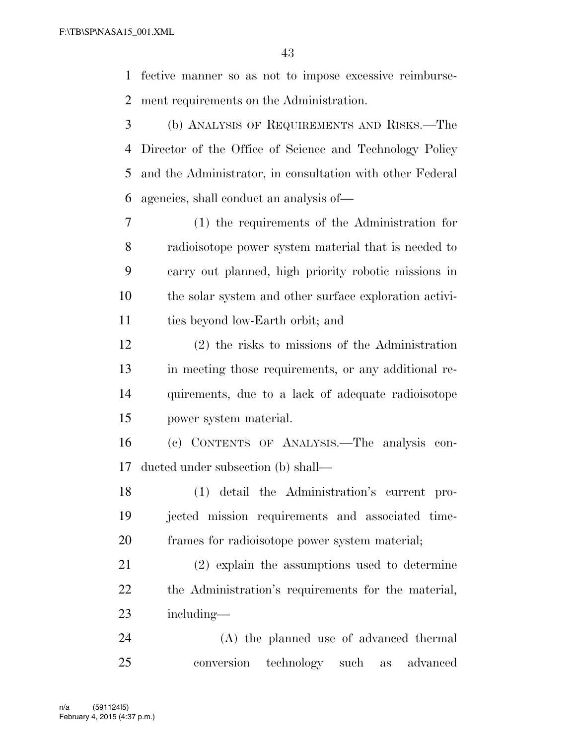fective manner so as not to impose excessive reimbursement requirements on the Administration.

(b) ANALYSIS OF REQUIREMENTS AND RISKS.—The Director of the Office of Science and Technology Policy and the Administrator, in consultation with other Federal agencies, shall conduct an analysis of—

(1) the requirements of the Administration for radioisotope power system material that is needed to carry out planned, high priority robotic missions in the solar system and other surface exploration activities beyond low-Earth orbit; and

(2) the risks to missions of the Administration in meeting those requirements, or any additional requirements, due to a lack of adequate radioisotope power system material.

(c) CONTENTS OF ANALYSIS.—The analysis conducted under subsection (b) shall—

(1) detail the Administration's current projected mission requirements and associated timeframes for radioisotope power system material;

(2) explain the assumptions used to determine the Administration's requirements for the material, including—

(A) the planned use of advanced thermal conversion technology such as advanced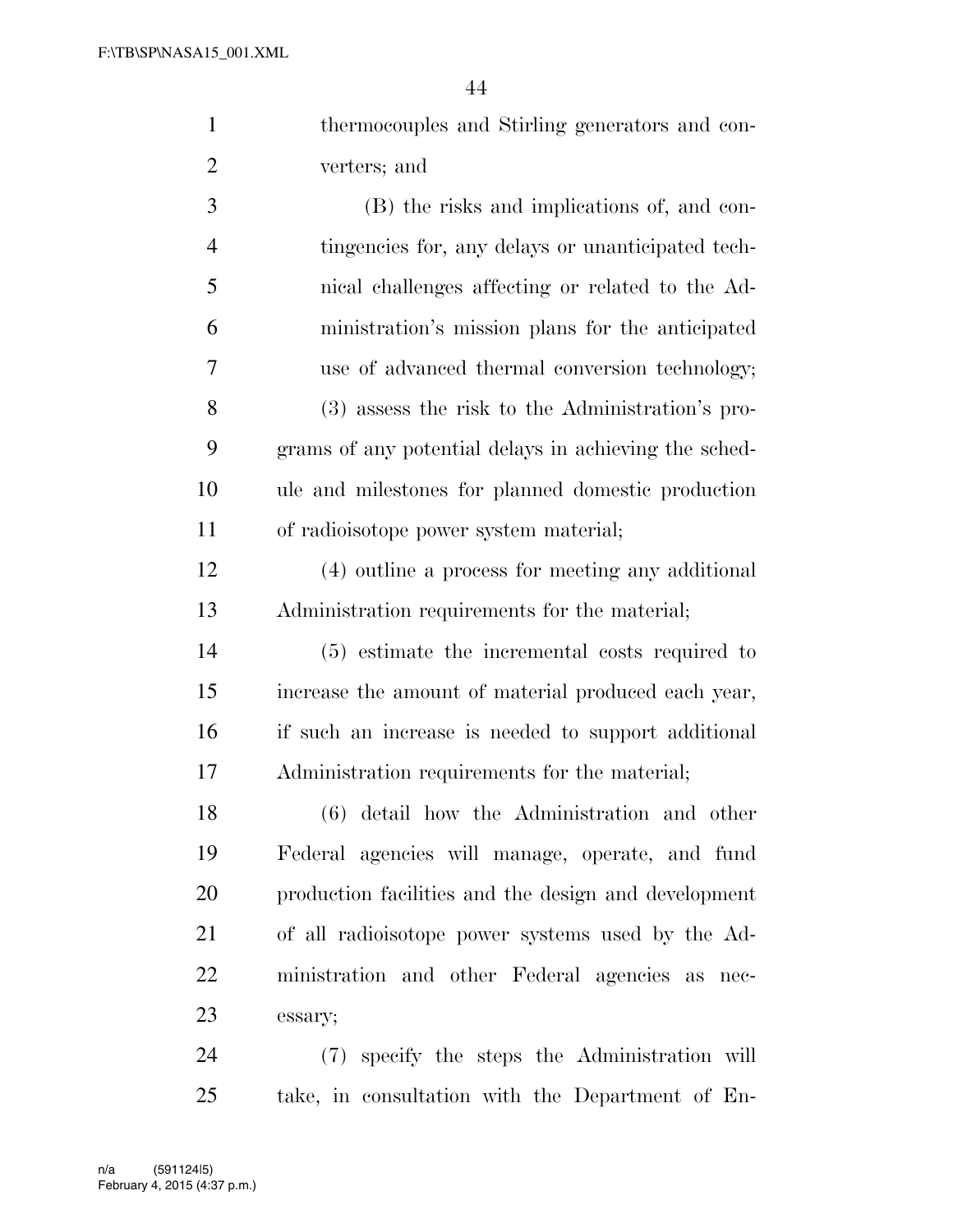thermocouples and Stirling generators and converters; and

(B) the risks and implications of, and contingencies for, any delays or unanticipated technical challenges affecting or related to the Administration's mission plans for the anticipated use of advanced thermal conversion technology;

(3) assess the risk to the Administration's programs of any potential delays in achieving the schedule and milestones for planned domestic production of radioisotope power system material;

(4) outline a process for meeting any additional Administration requirements for the material;

(5) estimate the incremental costs required to increase the amount of material produced each year, if such an increase is needed to support additional Administration requirements for the material;

(6) detail how the Administration and other Federal agencies will manage, operate, and fund production facilities and the design and development of all radioisotope power systems used by the Administration and other Federal agencies as necessary;

(7) specify the steps the Administration will take, in consultation with the Department of En-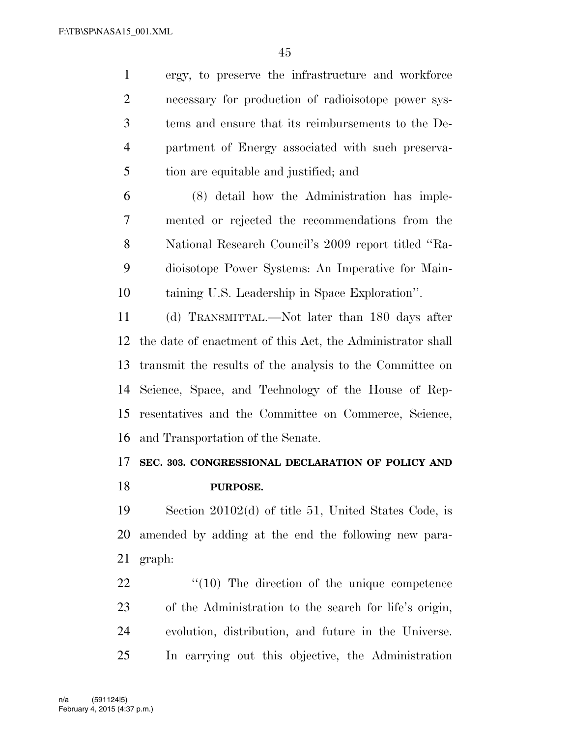ergy, to preserve the infrastructure and workforce necessary for production of radioisotope power systems and ensure that its reimbursements to the Department of Energy associated with such preservation are equitable and justified; and

(8) detail how the Administration has implemented or rejected the recommendations from the National Research Council's 2009 report titled "Radioisotope Power Systems: An Imperative for Maintaining U.S. Leadership in Space Exploration".

(d) TRANSMITTAL.—Not later than 180 days after the date of enactment of this Act, the Administrator shall transmit the results of the analysis to the Committee on Science, Space, and Technology of the House of Representatives and the Committee on Commerce, Science, and Transportation of the Senate.

### SEC. 303. CONGRESSIONAL DECLARATION OF POLICY AND PURPOSE.

Section 20102(d) of title 51, United States Code, is amended by adding at the end the following new paragraph:

"(10) The direction of the unique competence of the Administration to the search for life's origin, evolution, distribution, and future in the Universe. In carrying out this objective, the Administration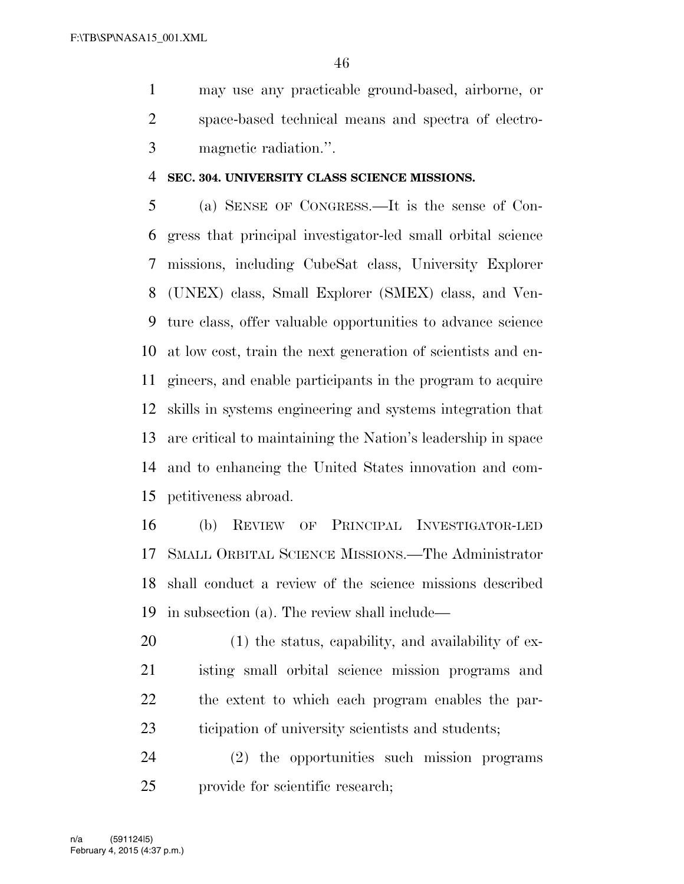may use any practicable ground-based, airborne, or space-based technical means and spectra of electromagnetic radiation.''.

**SEC. 304. UNIVERSITY CLASS SCIENCE MISSIONS.**

(a) SENSE OF CONGRESS.—It is the sense of Congress that principal investigator-led small orbital science missions, including CubeSat class, University Explorer (UNEX) class, Small Explorer (SMEX) class, and Venture class, offer valuable opportunities to advance science at low cost, train the next generation of scientists and engineers, and enable participants in the program to acquire skills in systems engineering and systems integration that are critical to maintaining the Nation's leadership in space and to enhancing the United States innovation and competitiveness abroad.

(b) REVIEW OF PRINCIPAL INVESTIGATOR-LED SMALL ORBITAL SCIENCE MISSIONS.—The Administrator shall conduct a review of the science missions described in subsection (a). The review shall include—

(1) the status, capability, and availability of existing small orbital science mission programs and the extent to which each program enables the participation of university scientists and students;

(2) the opportunities such mission programs provide for scientific research;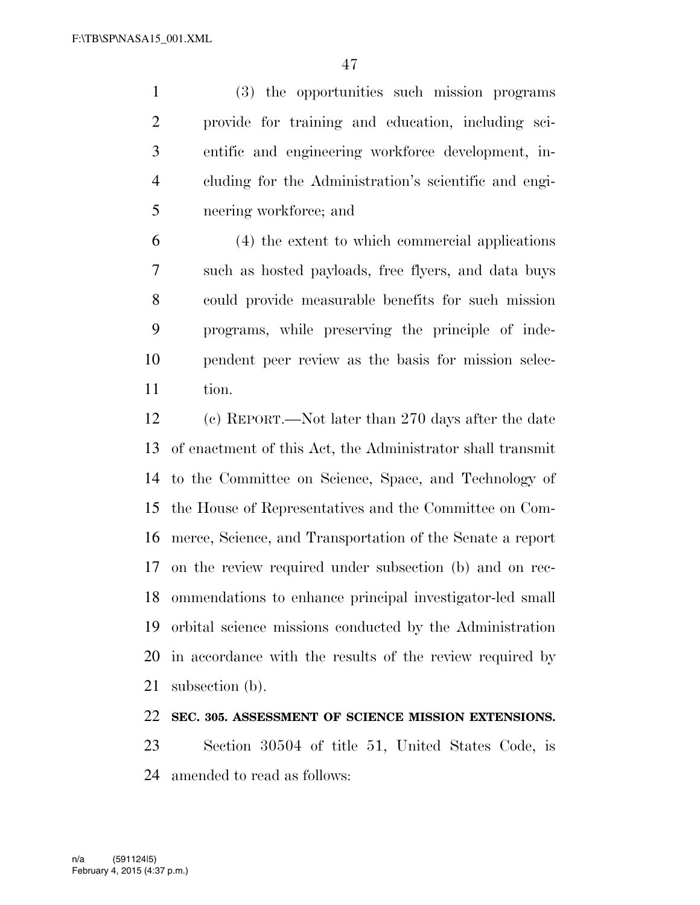(3) the opportunities such mission programs provide for training and education, including scientific and engineering workforce development, including for the Administration's scientific and engineering workforce; and

(4) the extent to which commercial applications such as hosted payloads, free flyers, and data buys could provide measurable benefits for such mission programs, while preserving the principle of independent peer review as the basis for mission selection.

(c) REPORT.—Not later than 270 days after the date of enactment of this Act, the Administrator shall transmit to the Committee on Science, Space, and Technology of the House of Representatives and the Committee on Commerce, Science, and Transportation of the Senate a report on the review required under subsection (b) and on recommendations to enhance principal investigator-led small orbital science missions conducted by the Administration in accordance with the results of the review required by subsection (b).

**SEC. 305. ASSESSMENT OF SCIENCE MISSION EXTENSIONS.**

Section 30504 of title 51, United States Code, is amended to read as follows: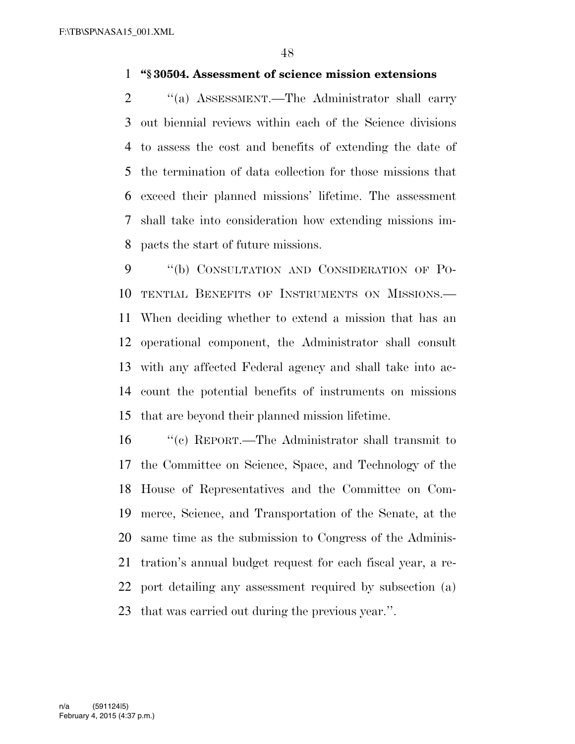**"§ 30504. Assessment of science mission extensions**

"(a) ASSESSMENT.—The Administrator shall carry out biennial reviews within each of the Science divisions to assess the cost and benefits of extending the date of the termination of data collection for those missions that exceed their planned missions' lifetime. The assessment shall take into consideration how extending missions impacts the start of future missions.

"(b) CONSULTATION AND CONSIDERATION OF POTENTIAL BENEFITS OF INSTRUMENTS ON MISSIONS.— When deciding whether to extend a mission that has an operational component, the Administrator shall consult with any affected Federal agency and shall take into account the potential benefits of instruments on missions that are beyond their planned mission lifetime.

"(c) REPORT.—The Administrator shall transmit to the Committee on Science, Space, and Technology of the House of Representatives and the Committee on Commerce, Science, and Transportation of the Senate, at the same time as the submission to Congress of the Administration's annual budget request for each fiscal year, a report detailing any assessment required by subsection (a) that was carried out during the previous year.".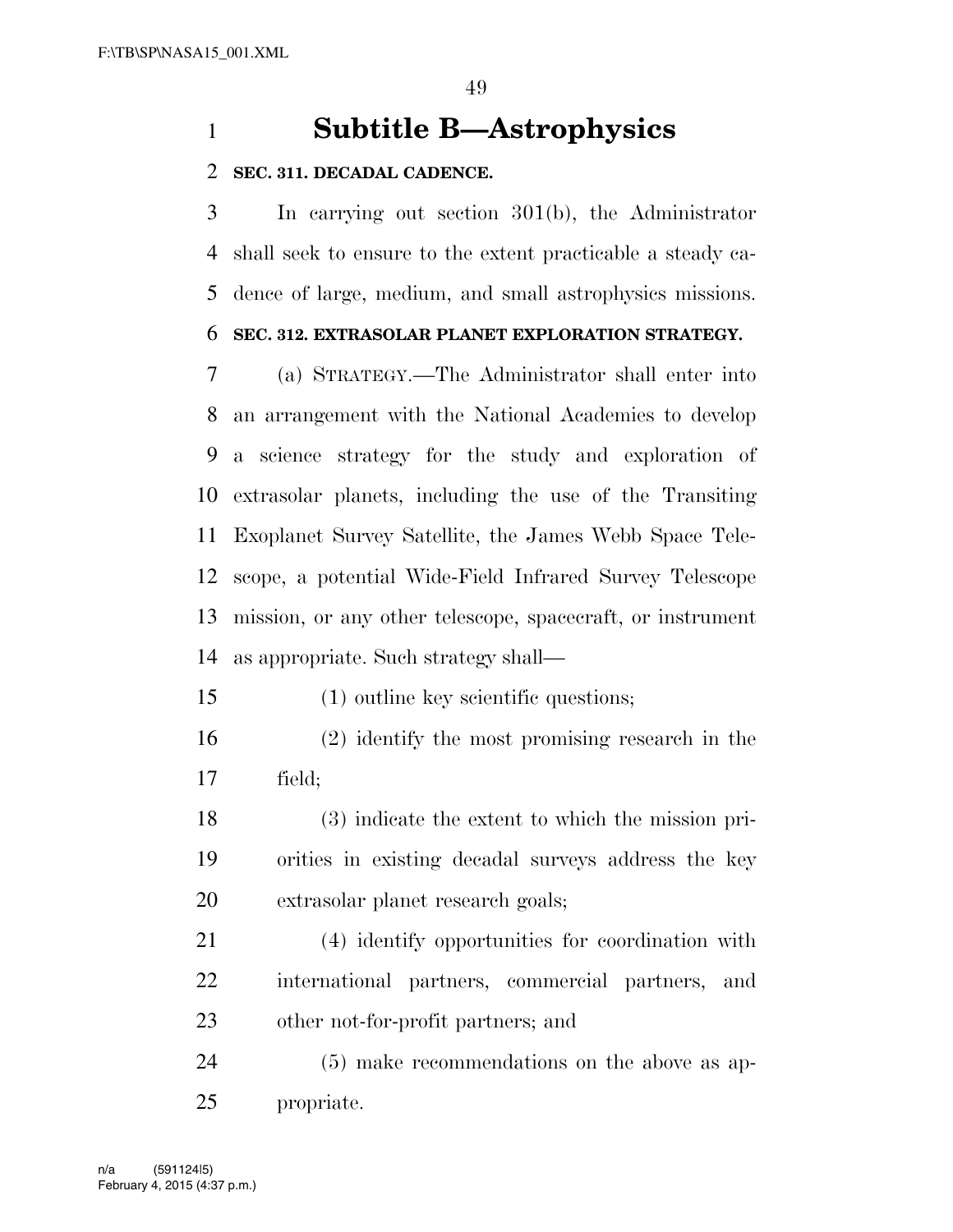# Subtitle B—Astrophysics

**SEC. 311. DECADAL CADENCE.**

In carrying out section 301(b), the Administrator shall seek to ensure to the extent practicable a steady cadence of large, medium, and small astrophysics missions.

**SEC. 312. EXTRASOLAR PLANET EXPLORATION STRATEGY.**

(a) STRATEGY.—The Administrator shall enter into an arrangement with the National Academies to develop a science strategy for the study and exploration of extrasolar planets, including the use of the Transiting Exoplanet Survey Satellite, the James Webb Space Telescope, a potential Wide-Field Infrared Survey Telescope mission, or any other telescope, spacecraft, or instrument as appropriate. Such strategy shall—

(1) outline key scientific questions;

(2) identify the most promising research in the field;

(3) indicate the extent to which the mission priorities in existing decadal surveys address the key extrasolar planet research goals;

(4) identify opportunities for coordination with international partners, commercial partners, and other not-for-profit partners; and

(5) make recommendations on the above as appropriate.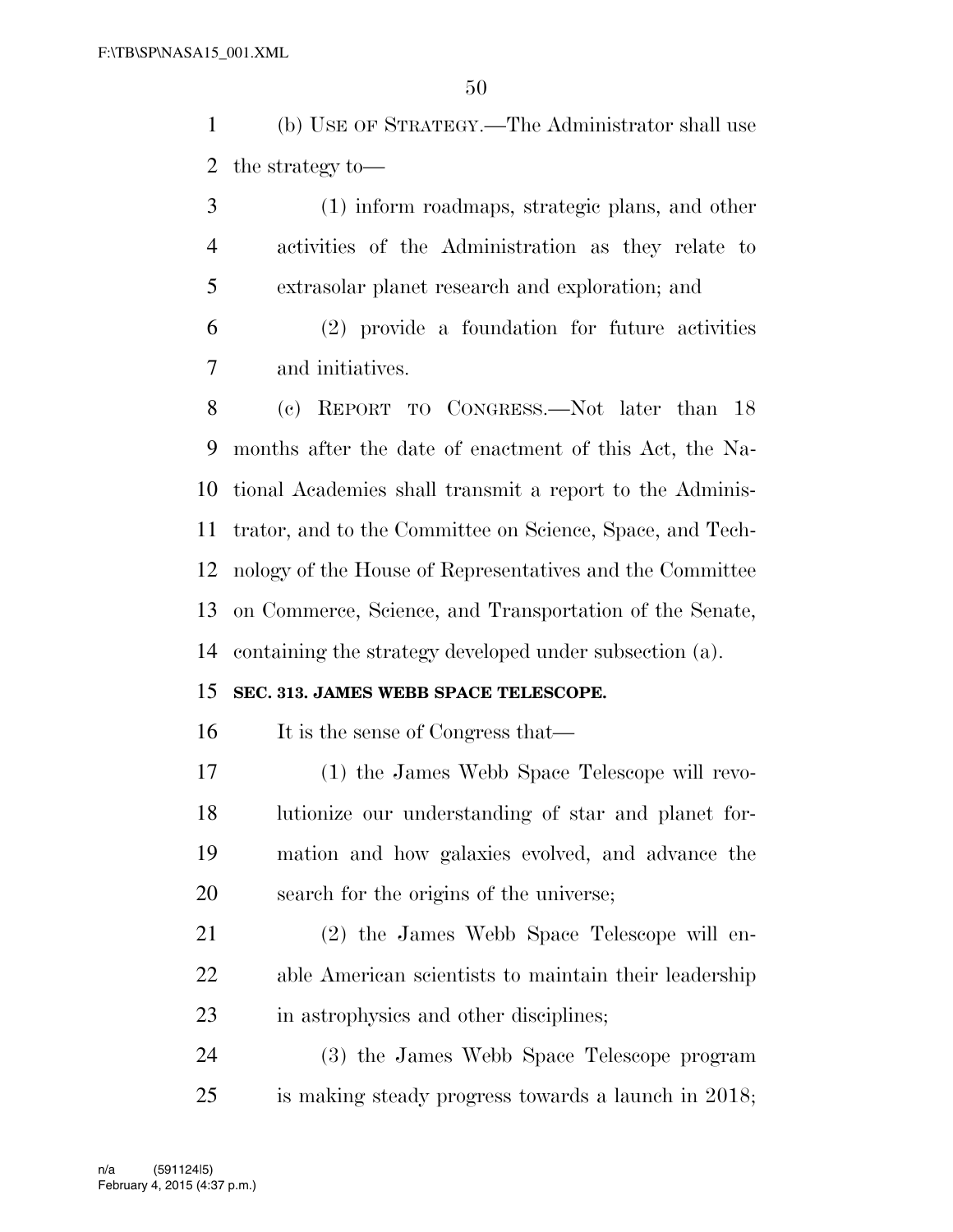(b) USE OF STRATEGY.—The Administrator shall use the strategy to—

(1) inform roadmaps, strategic plans, and other activities of the Administration as they relate to extrasolar planet research and exploration; and

(2) provide a foundation for future activities and initiatives.

(c) REPORT TO CONGRESS.—Not later than 18 months after the date of enactment of this Act, the National Academies shall transmit a report to the Administrator, and to the Committee on Science, Space, and Technology of the House of Representatives and the Committee on Commerce, Science, and Transportation of the Senate, containing the strategy developed under subsection (a).

**SEC. 313. JAMES WEBB SPACE TELESCOPE.**

It is the sense of Congress that—

(1) the James Webb Space Telescope will revolutionize our understanding of star and planet formation and how galaxies evolved, and advance the search for the origins of the universe;

(2) the James Webb Space Telescope will enable American scientists to maintain their leadership in astrophysics and other disciplines;

(3) the James Webb Space Telescope program is making steady progress towards a launch in 2018;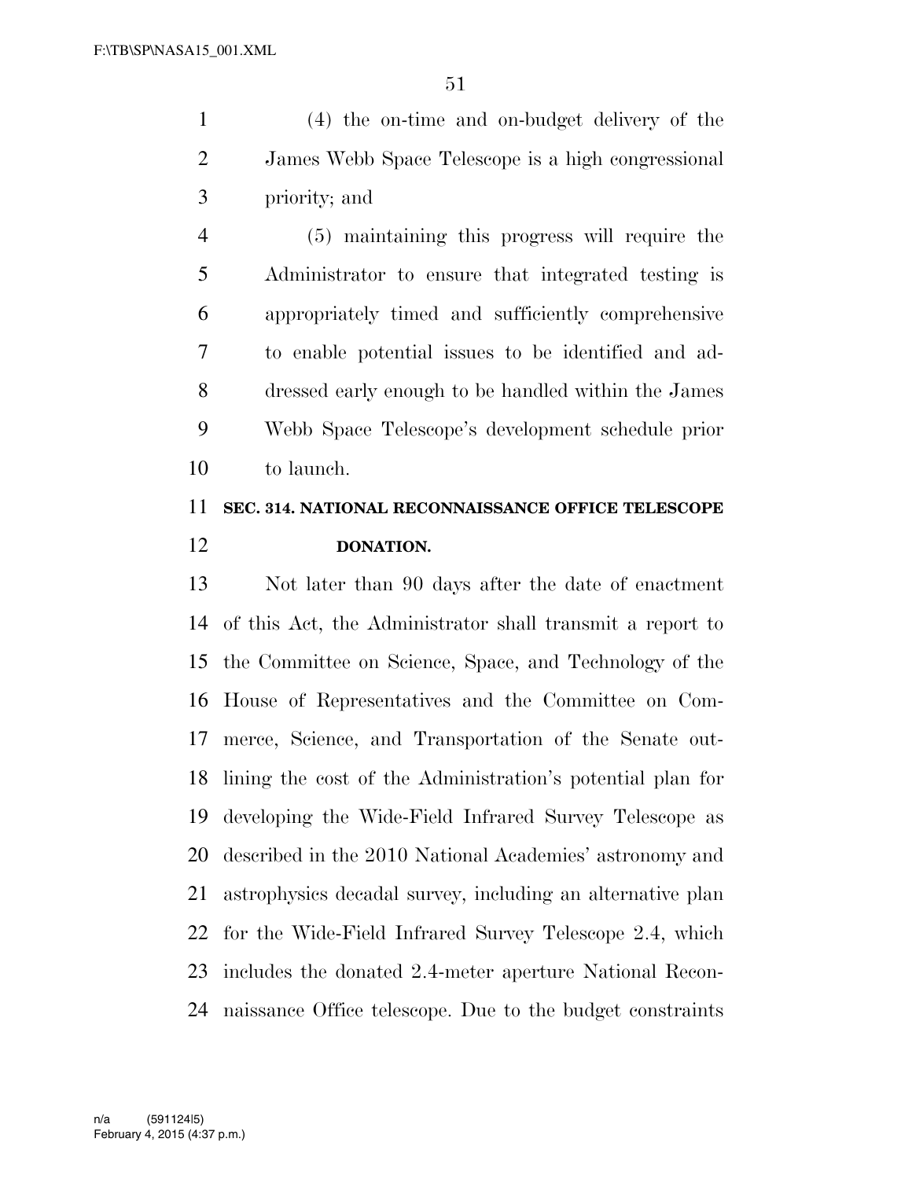(4) the on-time and on-budget delivery of the James Webb Space Telescope is a high congressional priority; and

(5) maintaining this progress will require the Administrator to ensure that integrated testing is appropriately timed and sufficiently comprehensive to enable potential issues to be identified and addressed early enough to be handled within the James Webb Space Telescope's development schedule prior to launch.

**SEC. 314. NATIONAL RECONNAISSANCE OFFICE TELESCOPE DONATION.**

Not later than 90 days after the date of enactment of this Act, the Administrator shall transmit a report to the Committee on Science, Space, and Technology of the House of Representatives and the Committee on Commerce, Science, and Transportation of the Senate outlining the cost of the Administration's potential plan for developing the Wide-Field Infrared Survey Telescope as described in the 2010 National Academies' astronomy and astrophysics decadal survey, including an alternative plan for the Wide-Field Infrared Survey Telescope 2.4, which includes the donated 2.4-meter aperture National Reconnaissance Office telescope. Due to the budget constraints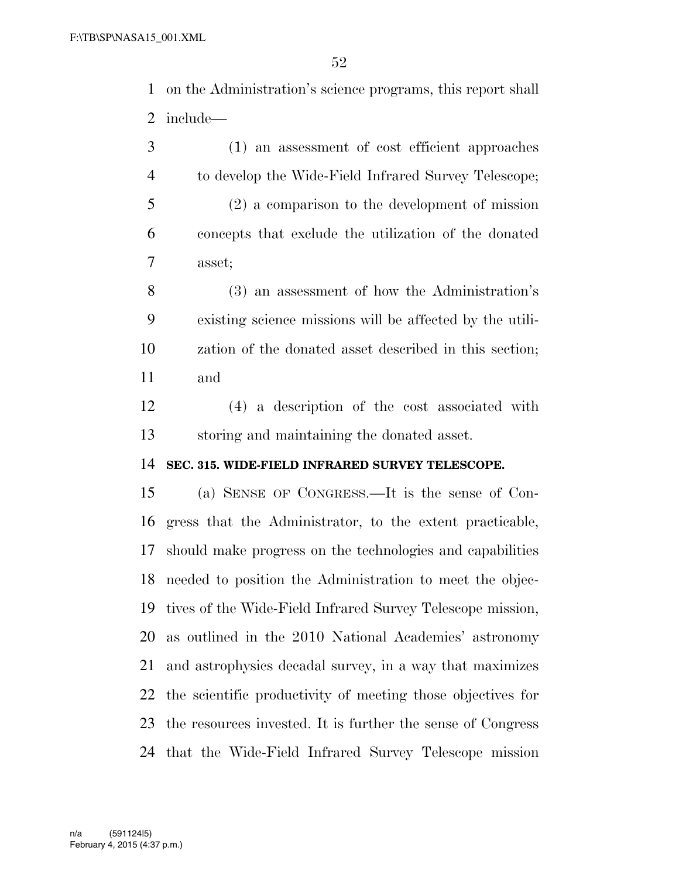on the Administration's science programs, this report shall include—

(1) an assessment of cost efficient approaches to develop the Wide-Field Infrared Survey Telescope;

(2) a comparison to the development of mission concepts that exclude the utilization of the donated asset;

(3) an assessment of how the Administration's existing science missions will be affected by the utilization of the donated asset described in this section; and

(4) a description of the cost associated with storing and maintaining the donated asset.

**SEC. 315. WIDE-FIELD INFRARED SURVEY TELESCOPE.**

(a) SENSE OF CONGRESS.—It is the sense of Congress that the Administrator, to the extent practicable, should make progress on the technologies and capabilities needed to position the Administration to meet the objectives of the Wide-Field Infrared Survey Telescope mission, as outlined in the 2010 National Academies' astronomy and astrophysics decadal survey, in a way that maximizes the scientific productivity of meeting those objectives for the resources invested. It is further the sense of Congress that the Wide-Field Infrared Survey Telescope mission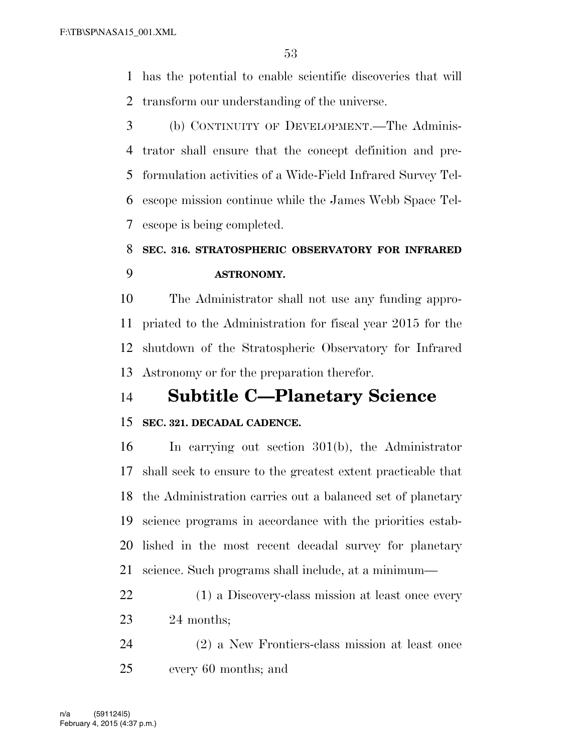has the potential to enable scientific discoveries that will transform our understanding of the universe.

(b) CONTINUITY OF DEVELOPMENT.—The Administrator shall ensure that the concept definition and pre-formulation activities of a Wide-Field Infrared Survey Telescope mission continue while the James Webb Space Telescope is being completed.

**SEC. 316. STRATOSPHERIC OBSERVATORY FOR INFRARED ASTRONOMY.**

The Administrator shall not use any funding appropriated to the Administration for fiscal year 2015 for the shutdown of the Stratospheric Observatory for Infrared Astronomy or for the preparation therefor.

## Subtitle C—Planetary Science

**SEC. 321. DECADAL CADENCE.**

In carrying out section 301(b), the Administrator shall seek to ensure to the greatest extent practicable that the Administration carries out a balanced set of planetary science programs in accordance with the priorities established in the most recent decadal survey for planetary science. Such programs shall include, at a minimum—

(1) a Discovery-class mission at least once every 24 months;

(2) a New Frontiers-class mission at least once every 60 months; and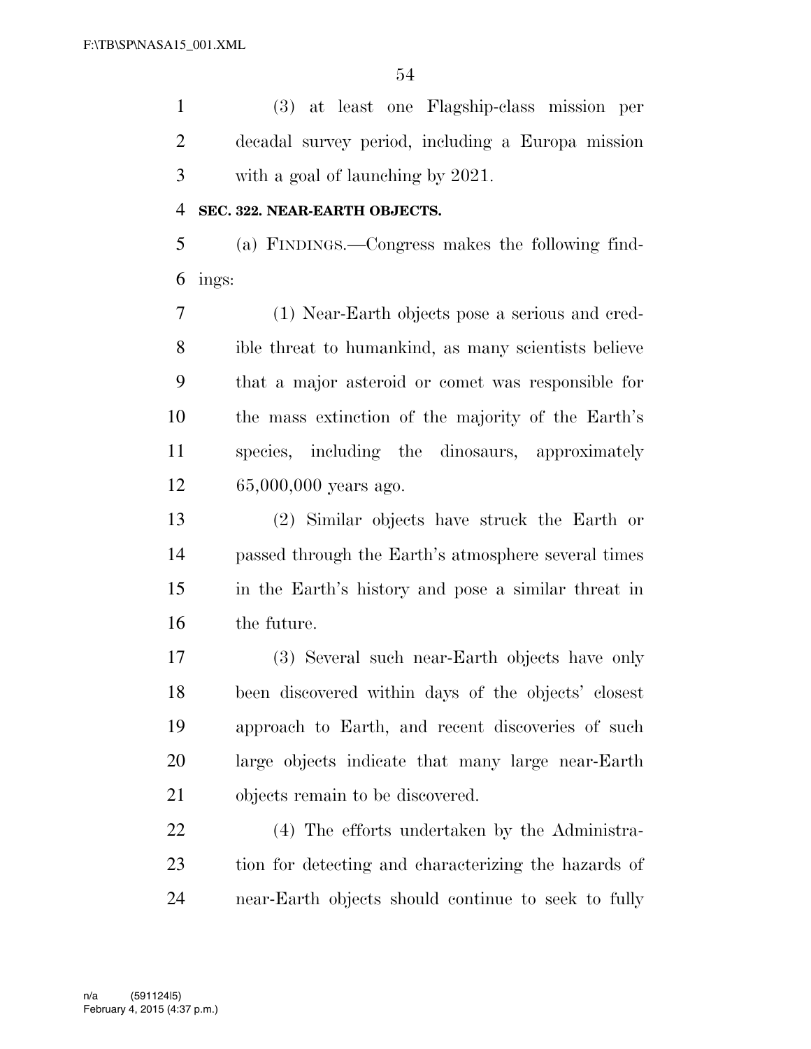(3) at least one Flagship-class mission per decadal survey period, including a Europa mission with a goal of launching by 2021.

**SEC. 322. NEAR-EARTH OBJECTS.**

(a) FINDINGS.—Congress makes the following findings:

(1) Near-Earth objects pose a serious and credible threat to humankind, as many scientists believe that a major asteroid or comet was responsible for the mass extinction of the majority of the Earth's species, including the dinosaurs, approximately 65,000,000 years ago.

(2) Similar objects have struck the Earth or passed through the Earth's atmosphere several times in the Earth's history and pose a similar threat in the future.

(3) Several such near-Earth objects have only been discovered within days of the objects' closest approach to Earth, and recent discoveries of such large objects indicate that many large near-Earth objects remain to be discovered.

(4) The efforts undertaken by the Administration for detecting and characterizing the hazards of near-Earth objects should continue to seek to fully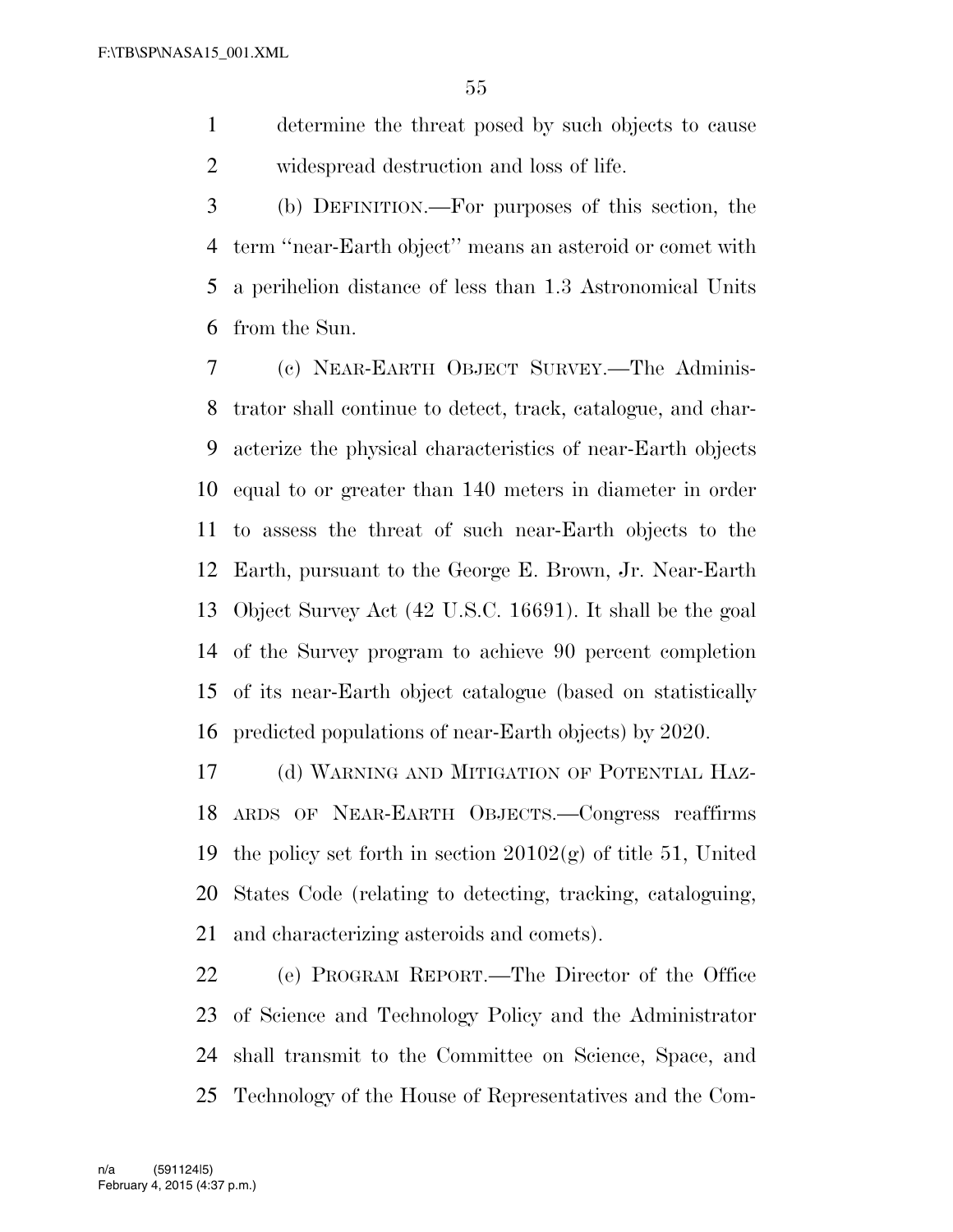determine the threat posed by such objects to cause widespread destruction and loss of life.

(b) DEFINITION.—For purposes of this section, the term "near-Earth object" means an asteroid or comet with a perihelion distance of less than 1.3 Astronomical Units from the Sun.

(c) NEAR-EARTH OBJECT SURVEY.—The Administrator shall continue to detect, track, catalogue, and characterize the physical characteristics of near-Earth objects equal to or greater than 140 meters in diameter in order to assess the threat of such near-Earth objects to the Earth, pursuant to the George E. Brown, Jr. Near-Earth Object Survey Act (42 U.S.C. 16691). It shall be the goal of the Survey program to achieve 90 percent completion of its near-Earth object catalogue (based on statistically predicted populations of near-Earth objects) by 2020.

(d) WARNING AND MITIGATION OF POTENTIAL HAZARDS OF NEAR-EARTH OBJECTS.—Congress reaffirms the policy set forth in section 20102(g) of title 51, United States Code (relating to detecting, tracking, cataloguing, and characterizing asteroids and comets).

(e) PROGRAM REPORT.—The Director of the Office of Science and Technology Policy and the Administrator shall transmit to the Committee on Science, Space, and Technology of the House of Representatives and the Com-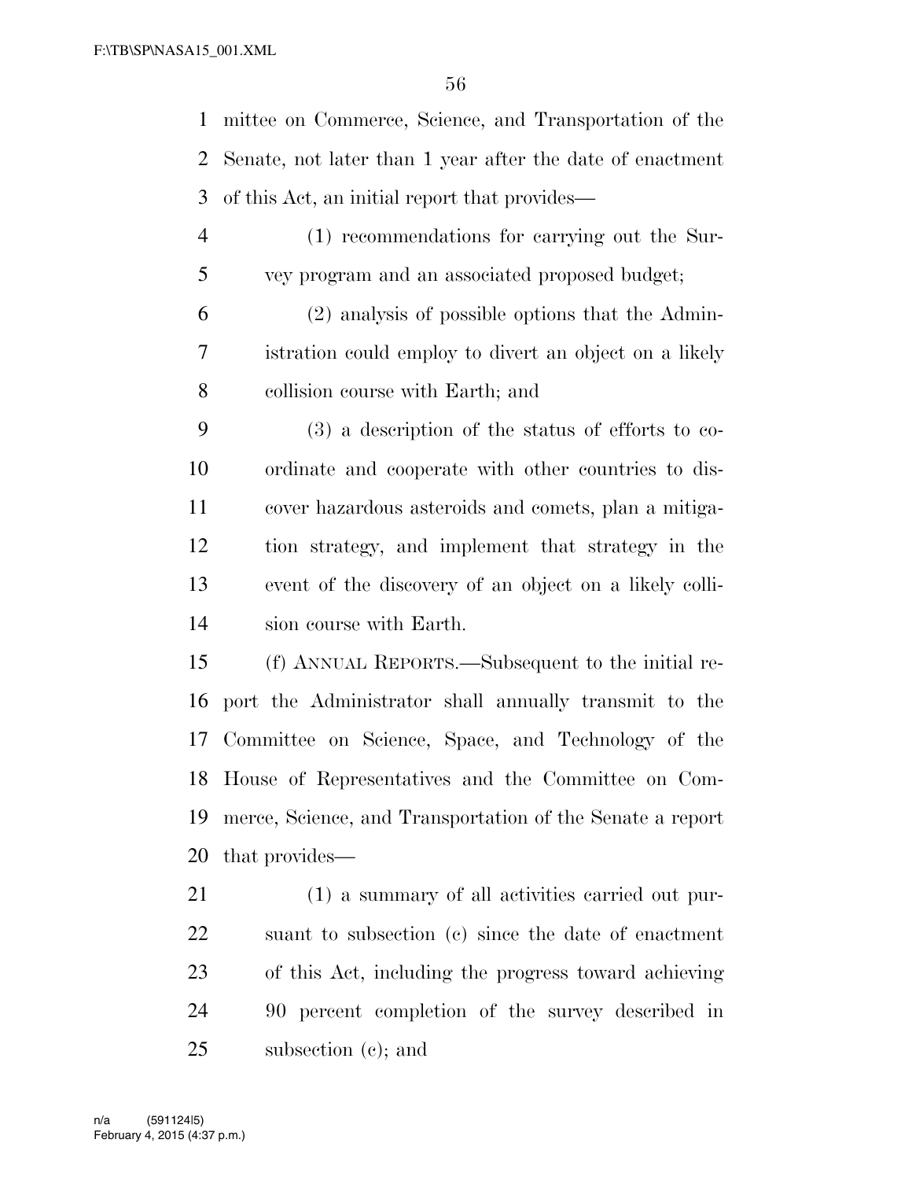mittee on Commerce, Science, and Transportation of the Senate, not later than 1 year after the date of enactment of this Act, an initial report that provides—

(1) recommendations for carrying out the Survey program and an associated proposed budget;

(2) analysis of possible options that the Administration could employ to divert an object on a likely collision course with Earth; and

(3) a description of the status of efforts to coordinate and cooperate with other countries to discover hazardous asteroids and comets, plan a mitigation strategy, and implement that strategy in the event of the discovery of an object on a likely collision course with Earth.

(f) ANNUAL REPORTS.—Subsequent to the initial report the Administrator shall annually transmit to the Committee on Science, Space, and Technology of the House of Representatives and the Committee on Commerce, Science, and Transportation of the Senate a report that provides—

(1) a summary of all activities carried out pursuant to subsection (c) since the date of enactment of this Act, including the progress toward achieving 90 percent completion of the survey described in subsection (c); and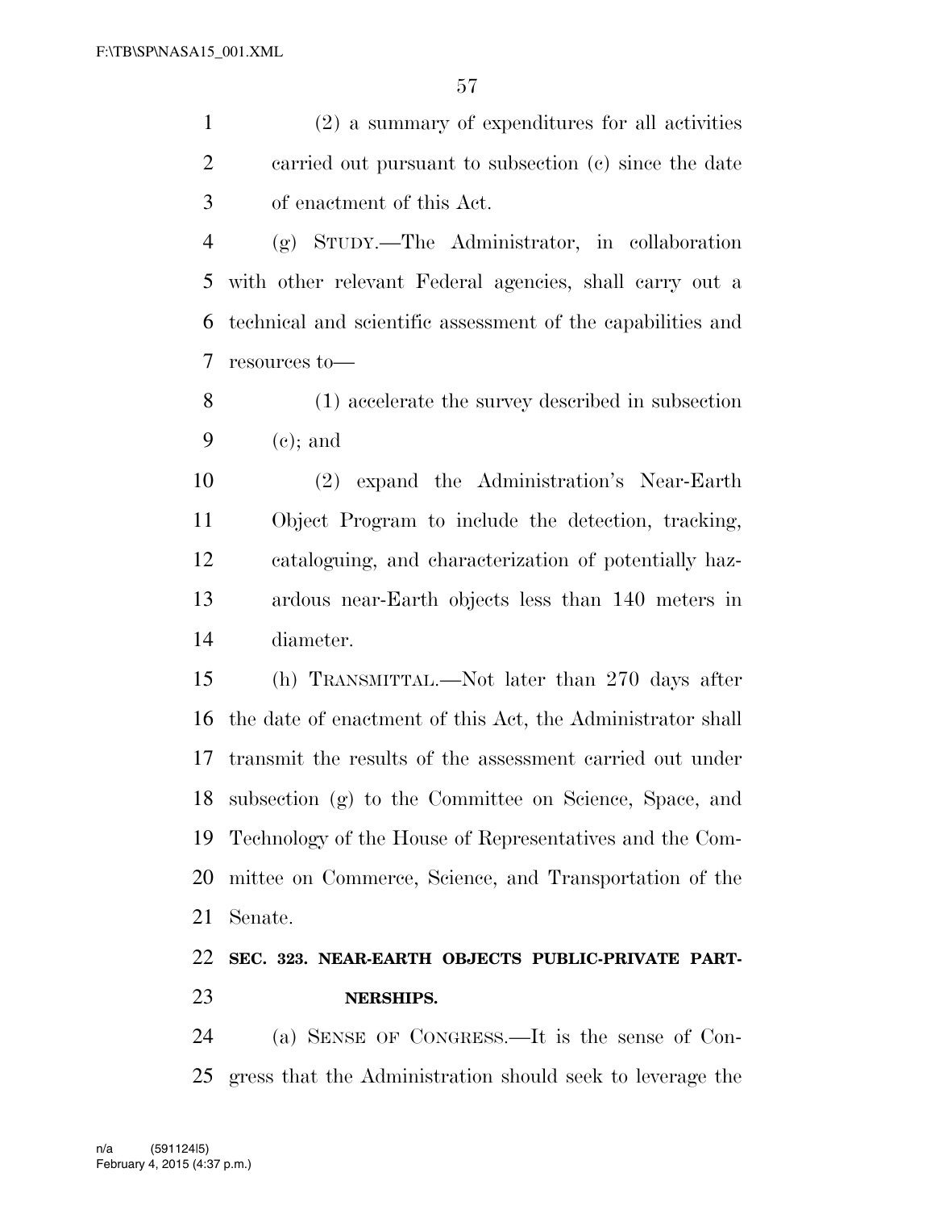(2) a summary of expenditures for all activities carried out pursuant to subsection (c) since the date of enactment of this Act.

(g) STUDY.—The Administrator, in collaboration with other relevant Federal agencies, shall carry out a technical and scientific assessment of the capabilities and resources to—

(1) accelerate the survey described in subsection (c); and

(2) expand the Administration's Near-Earth Object Program to include the detection, tracking, cataloguing, and characterization of potentially hazardous near-Earth objects less than 140 meters in diameter.

(h) TRANSMITTAL.—Not later than 270 days after the date of enactment of this Act, the Administrator shall transmit the results of the assessment carried out under subsection (g) to the Committee on Science, Space, and Technology of the House of Representatives and the Committee on Commerce, Science, and Transportation of the Senate.

**SEC. 323. NEAR-EARTH OBJECTS PUBLIC-PRIVATE PARTNERSHIPS.**

(a) SENSE OF CONGRESS.—It is the sense of Congress that the Administration should seek to leverage the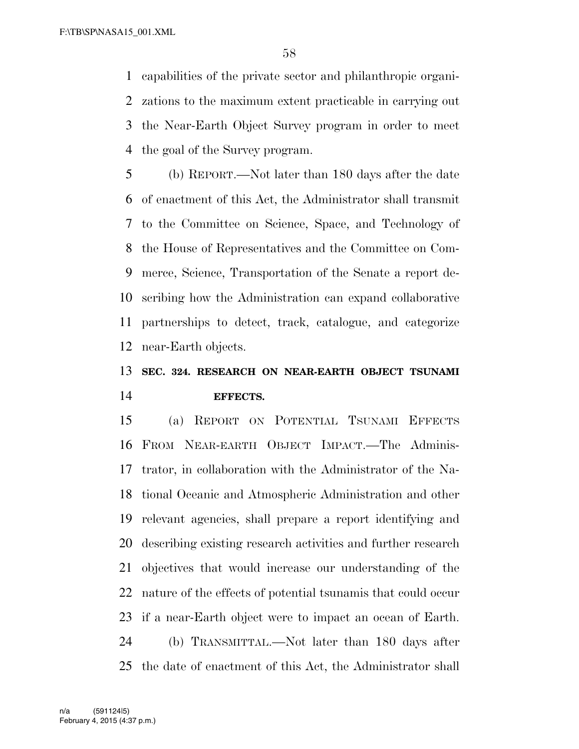capabilities of the private sector and philanthropic organizations to the maximum extent practicable in carrying out the Near-Earth Object Survey program in order to meet the goal of the Survey program.

(b) REPORT.—Not later than 180 days after the date of enactment of this Act, the Administrator shall transmit to the Committee on Science, Space, and Technology of the House of Representatives and the Committee on Commerce, Science, Transportation of the Senate a report describing how the Administration can expand collaborative partnerships to detect, track, catalogue, and categorize near-Earth objects.

### SEC. 324. RESEARCH ON NEAR-EARTH OBJECT TSUNAMI EFFECTS.

(a) REPORT ON POTENTIAL TSUNAMI EFFECTS FROM NEAR-EARTH OBJECT IMPACT.—The Administrator, in collaboration with the Administrator of the National Oceanic and Atmospheric Administration and other relevant agencies, shall prepare a report identifying and describing existing research activities and further research objectives that would increase our understanding of the nature of the effects of potential tsunamis that could occur if a near-Earth object were to impact an ocean of Earth.

(b) TRANSMITTAL.—Not later than 180 days after the date of enactment of this Act, the Administrator shall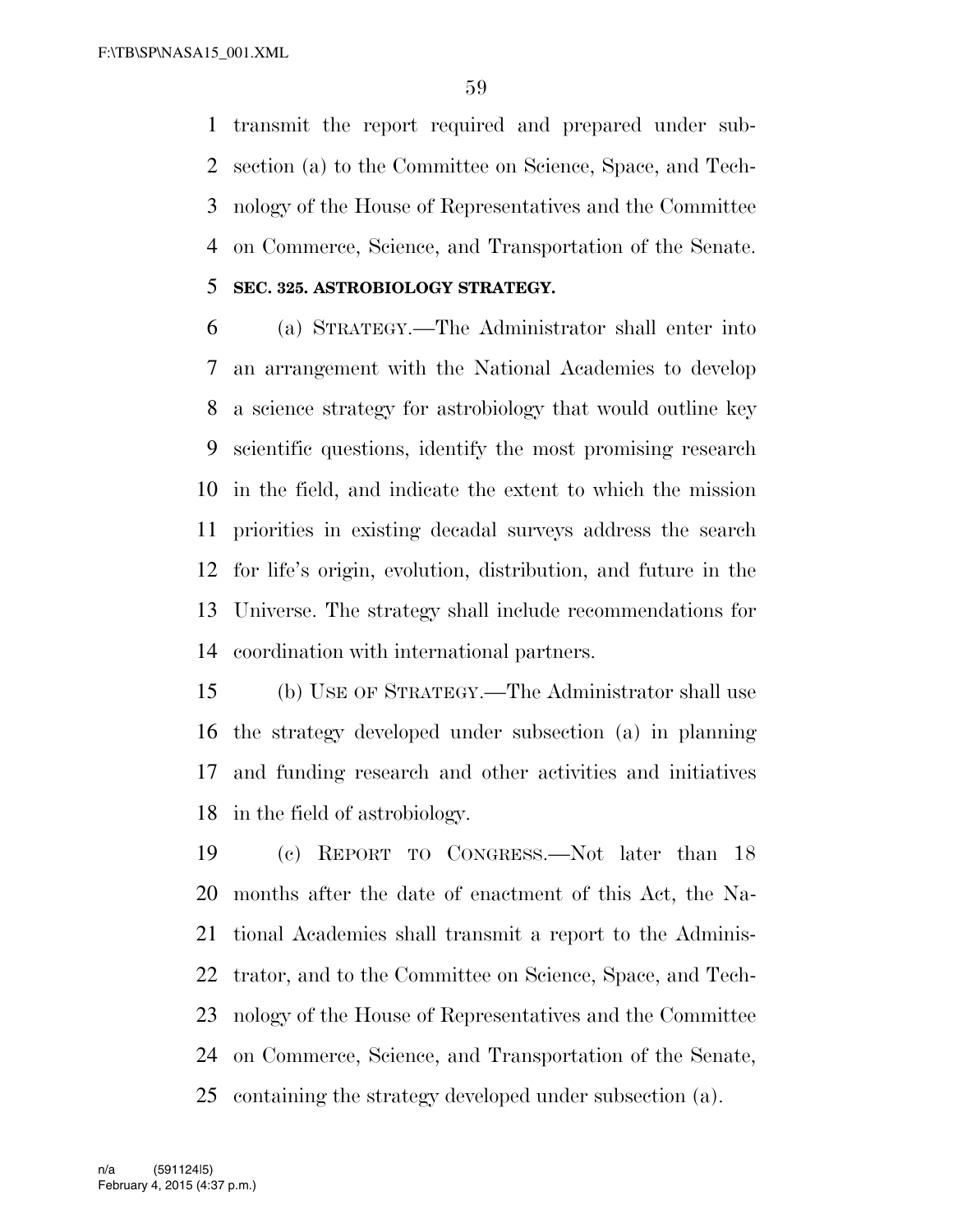transmit the report required and prepared under subsection (a) to the Committee on Science, Space, and Technology of the House of Representatives and the Committee on Commerce, Science, and Transportation of the Senate.

**SEC. 325. ASTROBIOLOGY STRATEGY.**

(a) STRATEGY.—The Administrator shall enter into an arrangement with the National Academies to develop a science strategy for astrobiology that would outline key scientific questions, identify the most promising research in the field, and indicate the extent to which the mission priorities in existing decadal surveys address the search for life's origin, evolution, distribution, and future in the Universe. The strategy shall include recommendations for coordination with international partners.

(b) USE OF STRATEGY.—The Administrator shall use the strategy developed under subsection (a) in planning and funding research and other activities and initiatives in the field of astrobiology.

(c) REPORT TO CONGRESS.—Not later than 18 months after the date of enactment of this Act, the National Academies shall transmit a report to the Administrator, and to the Committee on Science, Space, and Technology of the House of Representatives and the Committee on Commerce, Science, and Transportation of the Senate, containing the strategy developed under subsection (a).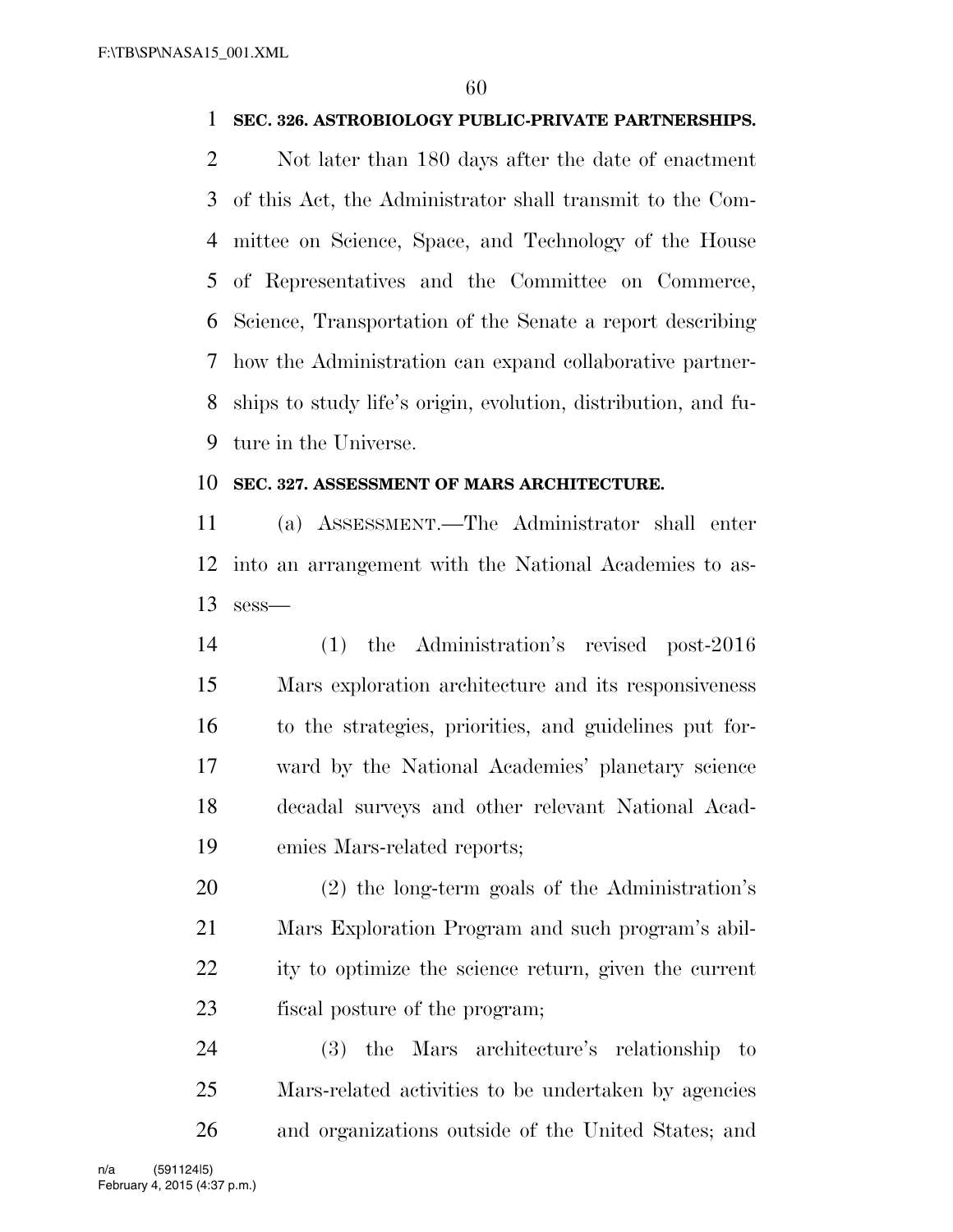**SEC. 326. ASTROBIOLOGY PUBLIC-PRIVATE PARTNERSHIPS.**

Not later than 180 days after the date of enactment of this Act, the Administrator shall transmit to the Committee on Science, Space, and Technology of the House of Representatives and the Committee on Commerce, Science, Transportation of the Senate a report describing how the Administration can expand collaborative partnerships to study life's origin, evolution, distribution, and future in the Universe.

**SEC. 327. ASSESSMENT OF MARS ARCHITECTURE.**

(a) ASSESSMENT.—The Administrator shall enter into an arrangement with the National Academies to assess—

(1) the Administration's revised post-2016 Mars exploration architecture and its responsiveness to the strategies, priorities, and guidelines put forward by the National Academies' planetary science decadal surveys and other relevant National Academies Mars-related reports;

(2) the long-term goals of the Administration's Mars Exploration Program and such program's ability to optimize the science return, given the current fiscal posture of the program;

(3) the Mars architecture's relationship to Mars-related activities to be undertaken by agencies and organizations outside of the United States; and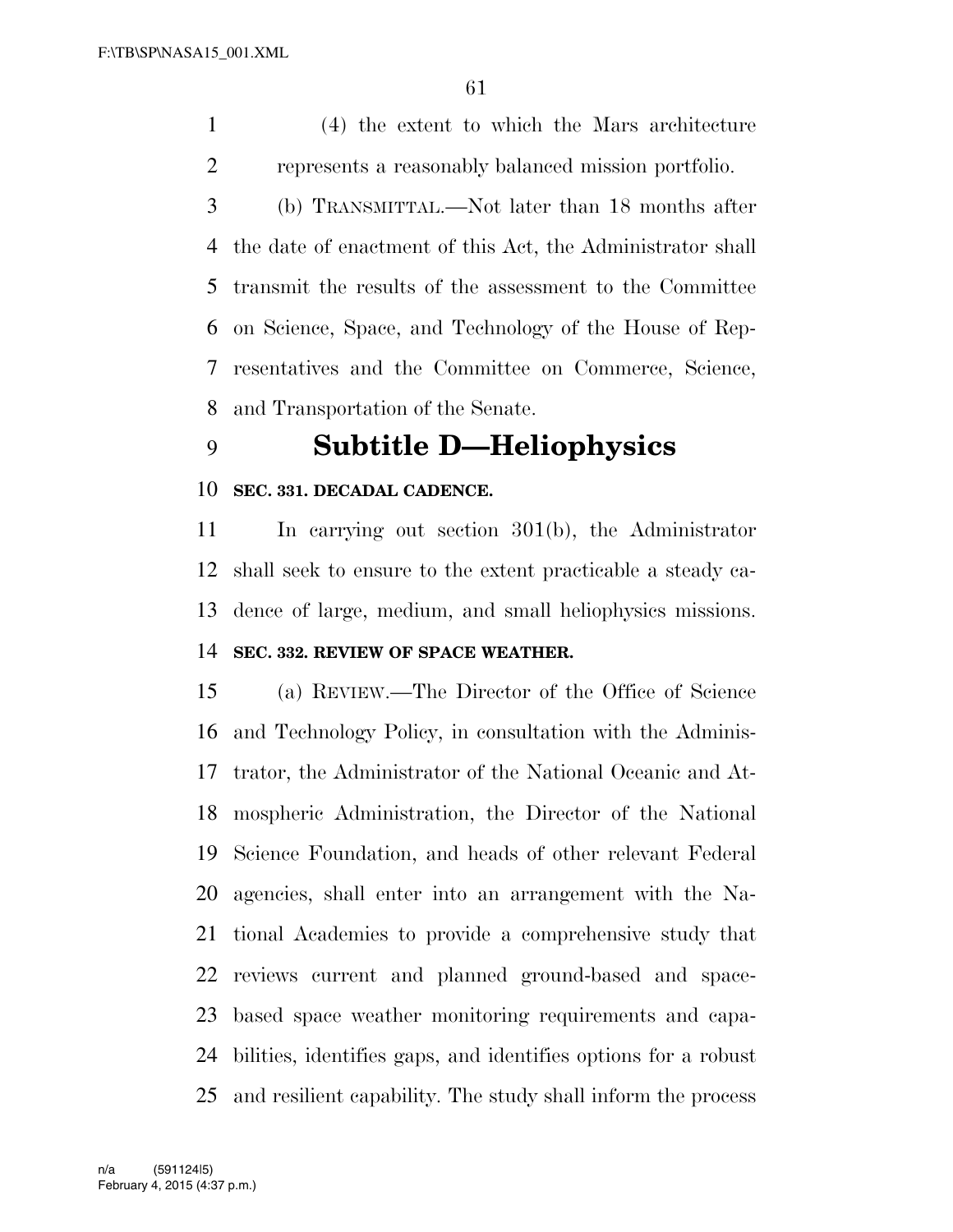(4) the extent to which the Mars architecture represents a reasonably balanced mission portfolio.

(b) TRANSMITTAL.—Not later than 18 months after the date of enactment of this Act, the Administrator shall transmit the results of the assessment to the Committee on Science, Space, and Technology of the House of Representatives and the Committee on Commerce, Science, and Transportation of the Senate.

# Subtitle D—Heliophysics

**SEC. 331. DECADAL CADENCE.**

In carrying out section 301(b), the Administrator shall seek to ensure to the extent practicable a steady cadence of large, medium, and small heliophysics missions.

**SEC. 332. REVIEW OF SPACE WEATHER.**

(a) REVIEW.—The Director of the Office of Science and Technology Policy, in consultation with the Administrator, the Administrator of the National Oceanic and Atmospheric Administration, the Director of the National Science Foundation, and heads of other relevant Federal agencies, shall enter into an arrangement with the National Academies to provide a comprehensive study that reviews current and planned ground-based and space-based space weather monitoring requirements and capabilities, identifies gaps, and identifies options for a robust and resilient capability. The study shall inform the process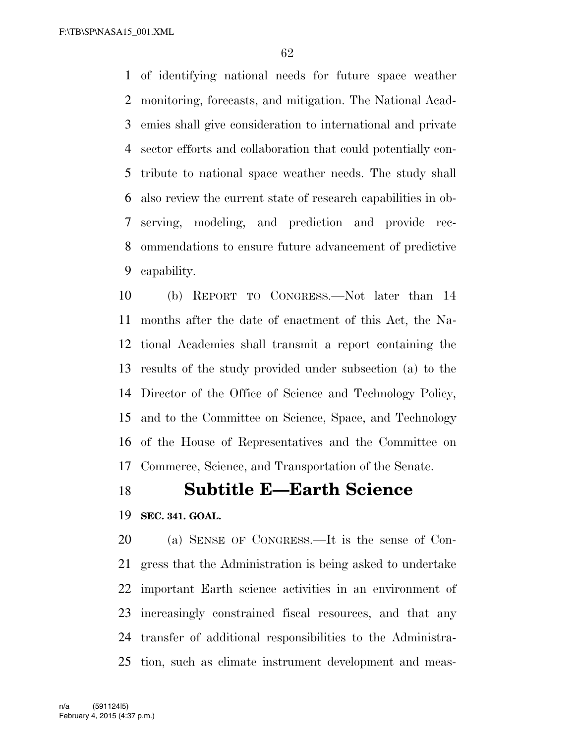of identifying national needs for future space weather monitoring, forecasts, and mitigation. The National Academies shall give consideration to international and private sector efforts and collaboration that could potentially contribute to national space weather needs. The study shall also review the current state of research capabilities in observing, modeling, and prediction and provide recommendations to ensure future advancement of predictive capability.

(b) REPORT TO CONGRESS.—Not later than 14 months after the date of enactment of this Act, the National Academies shall transmit a report containing the results of the study provided under subsection (a) to the Director of the Office of Science and Technology Policy, and to the Committee on Science, Space, and Technology of the House of Representatives and the Committee on Commerce, Science, and Transportation of the Senate.

## Subtitle E—Earth Science

**SEC. 341. GOAL.**

(a) SENSE OF CONGRESS.—It is the sense of Congress that the Administration is being asked to undertake important Earth science activities in an environment of increasingly constrained fiscal resources, and that any transfer of additional responsibilities to the Administration, such as climate instrument development and meas-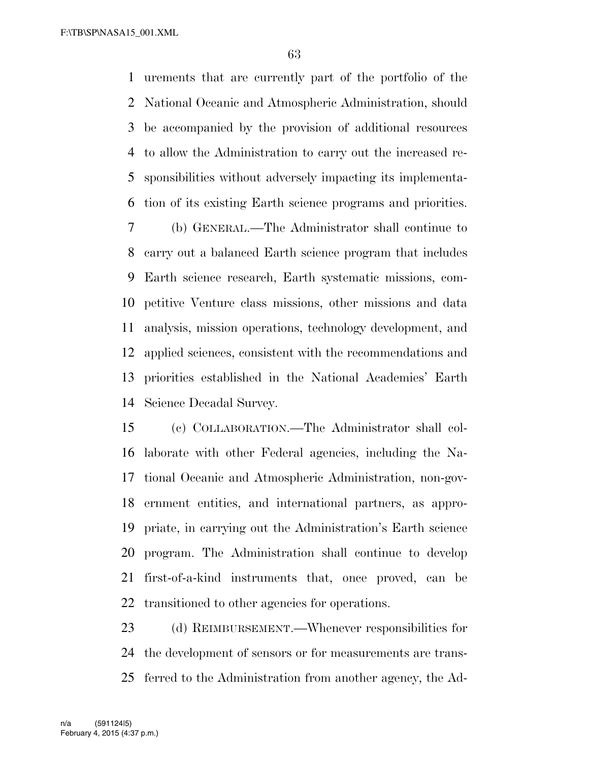urements that are currently part of the portfolio of the National Oceanic and Atmospheric Administration, should be accompanied by the provision of additional resources to allow the Administration to carry out the increased responsibilities without adversely impacting its implementation of its existing Earth science programs and priorities.

(b) GENERAL.—The Administrator shall continue to carry out a balanced Earth science program that includes Earth science research, Earth systematic missions, competitive Venture class missions, other missions and data analysis, mission operations, technology development, and applied sciences, consistent with the recommendations and priorities established in the National Academies' Earth Science Decadal Survey.

(c) COLLABORATION.—The Administrator shall collaborate with other Federal agencies, including the National Oceanic and Atmospheric Administration, non-government entities, and international partners, as appropriate, in carrying out the Administration's Earth science program. The Administration shall continue to develop first-of-a-kind instruments that, once proved, can be transitioned to other agencies for operations.

(d) REIMBURSEMENT.—Whenever responsibilities for the development of sensors or for measurements are transferred to the Administration from another agency, the Ad-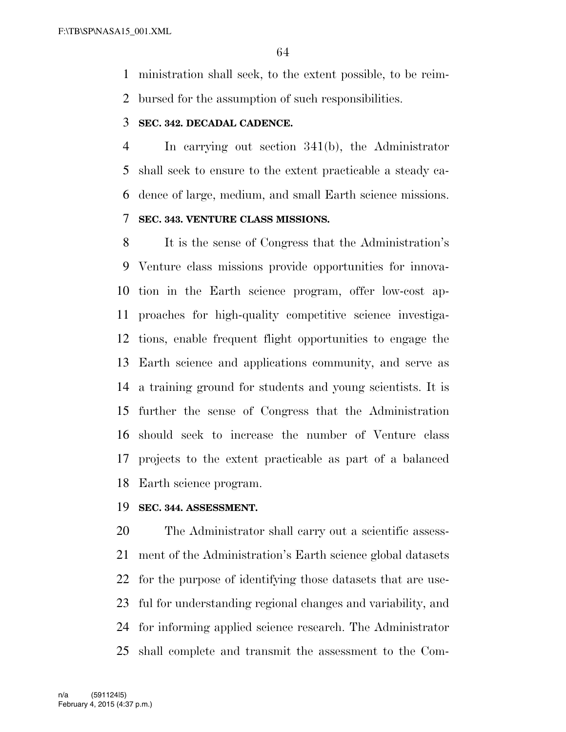ministration shall seek, to the extent possible, to be reimbursed for the assumption of such responsibilities.

**SEC. 342. DECADAL CADENCE.**

In carrying out section 341(b), the Administrator shall seek to ensure to the extent practicable a steady cadence of large, medium, and small Earth science missions.

**SEC. 343. VENTURE CLASS MISSIONS.**

It is the sense of Congress that the Administration's Venture class missions provide opportunities for innovation in the Earth science program, offer low-cost approaches for high-quality competitive science investigations, enable frequent flight opportunities to engage the Earth science and applications community, and serve as a training ground for students and young scientists. It is further the sense of Congress that the Administration should seek to increase the number of Venture class projects to the extent practicable as part of a balanced Earth science program.

**SEC. 344. ASSESSMENT.**

The Administrator shall carry out a scientific assessment of the Administration's Earth science global datasets for the purpose of identifying those datasets that are useful for understanding regional changes and variability, and for informing applied science research. The Administrator shall complete and transmit the assessment to the Com-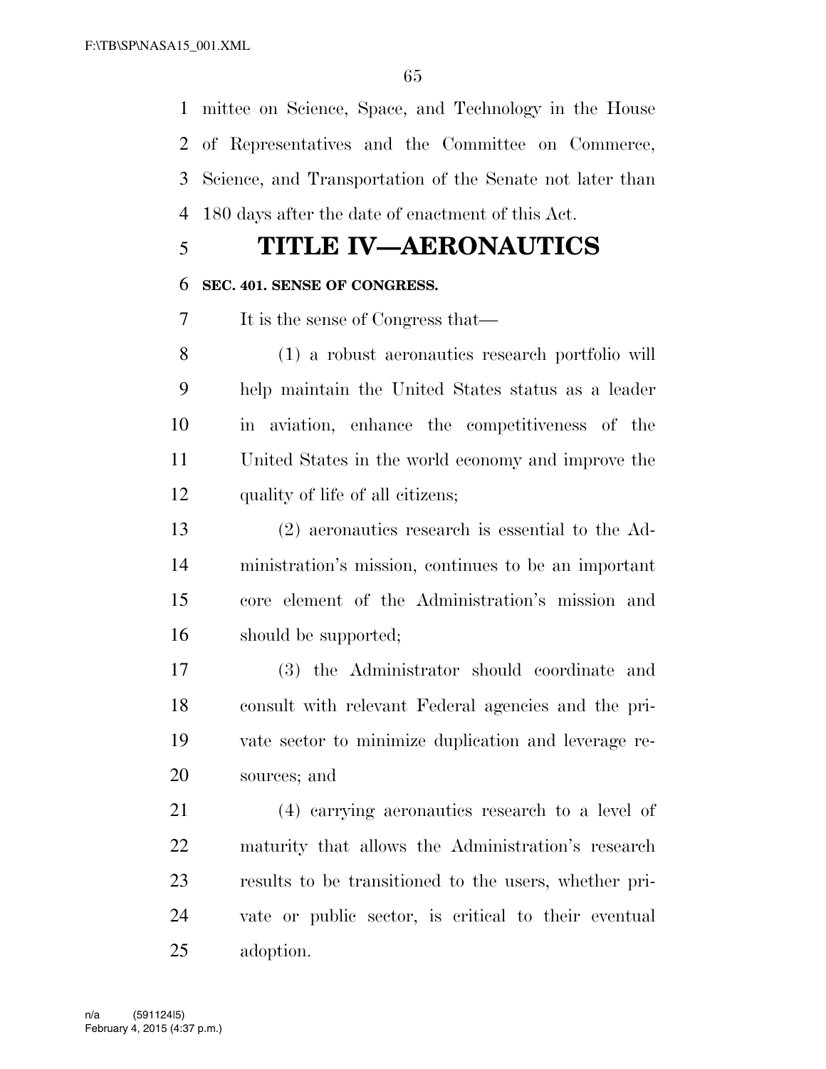mittee on Science, Space, and Technology in the House of Representatives and the Committee on Commerce, Science, and Transportation of the Senate not later than 180 days after the date of enactment of this Act.

# TITLE IV—AERONAUTICS

### SEC. 401. SENSE OF CONGRESS.

It is the sense of Congress that—

(1) a robust aeronautics research portfolio will help maintain the United States status as a leader in aviation, enhance the competitiveness of the United States in the world economy and improve the quality of life of all citizens;

(2) aeronautics research is essential to the Administration's mission, continues to be an important core element of the Administration's mission and should be supported;

(3) the Administrator should coordinate and consult with relevant Federal agencies and the private sector to minimize duplication and leverage resources; and

(4) carrying aeronautics research to a level of maturity that allows the Administration's research results to be transitioned to the users, whether private or public sector, is critical to their eventual adoption.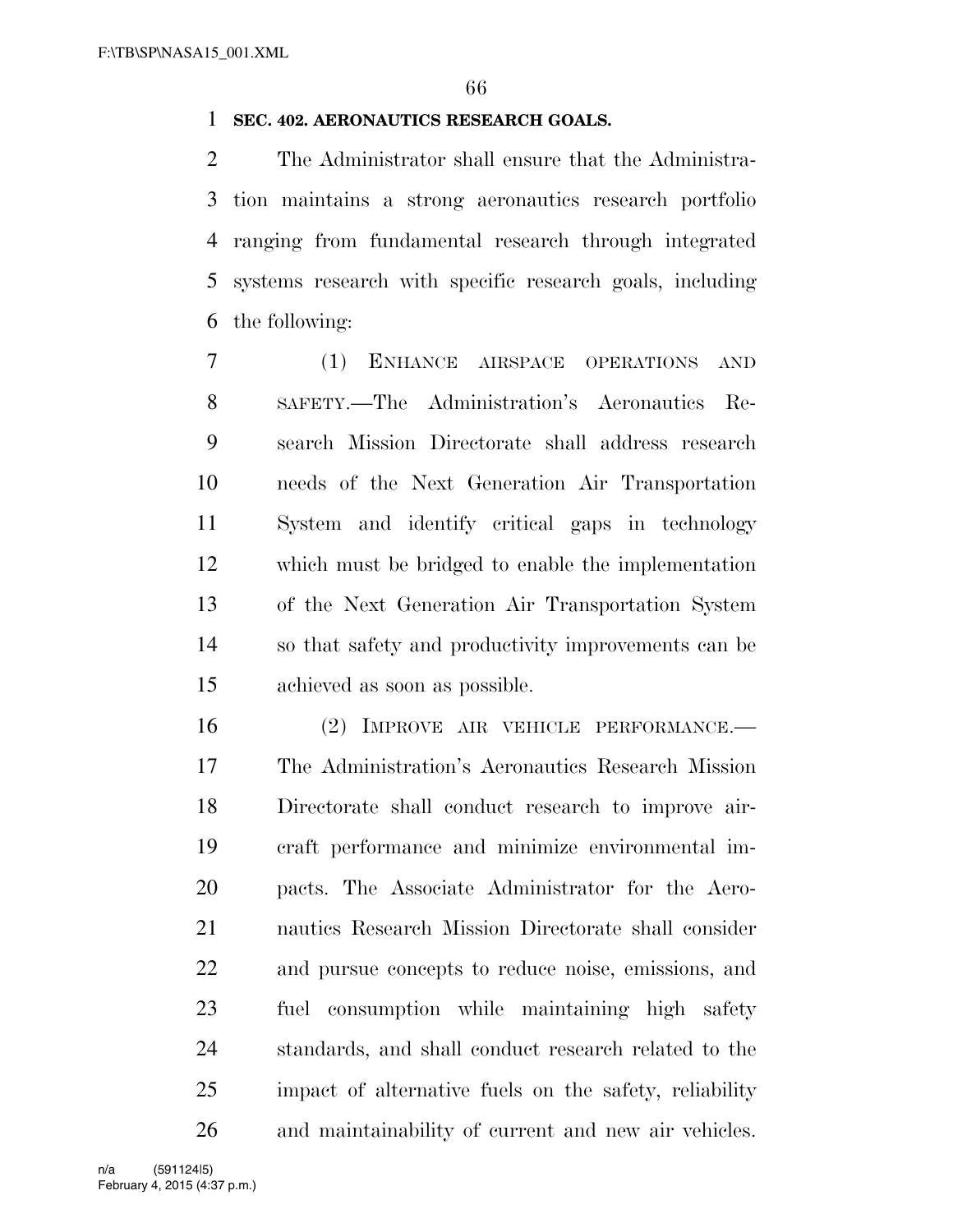**SEC. 402. AERONAUTICS RESEARCH GOALS.**

The Administrator shall ensure that the Administration maintains a strong aeronautics research portfolio ranging from fundamental research through integrated systems research with specific research goals, including the following:

(1) ENHANCE AIRSPACE OPERATIONS AND SAFETY.—The Administration's Aeronautics Research Mission Directorate shall address research needs of the Next Generation Air Transportation System and identify critical gaps in technology which must be bridged to enable the implementation of the Next Generation Air Transportation System so that safety and productivity improvements can be achieved as soon as possible.

(2) IMPROVE AIR VEHICLE PERFORMANCE.—The Administration's Aeronautics Research Mission Directorate shall conduct research to improve aircraft performance and minimize environmental impacts. The Associate Administrator for the Aeronautics Research Mission Directorate shall consider and pursue concepts to reduce noise, emissions, and fuel consumption while maintaining high safety standards, and shall conduct research related to the impact of alternative fuels on the safety, reliability and maintainability of current and new air vehicles.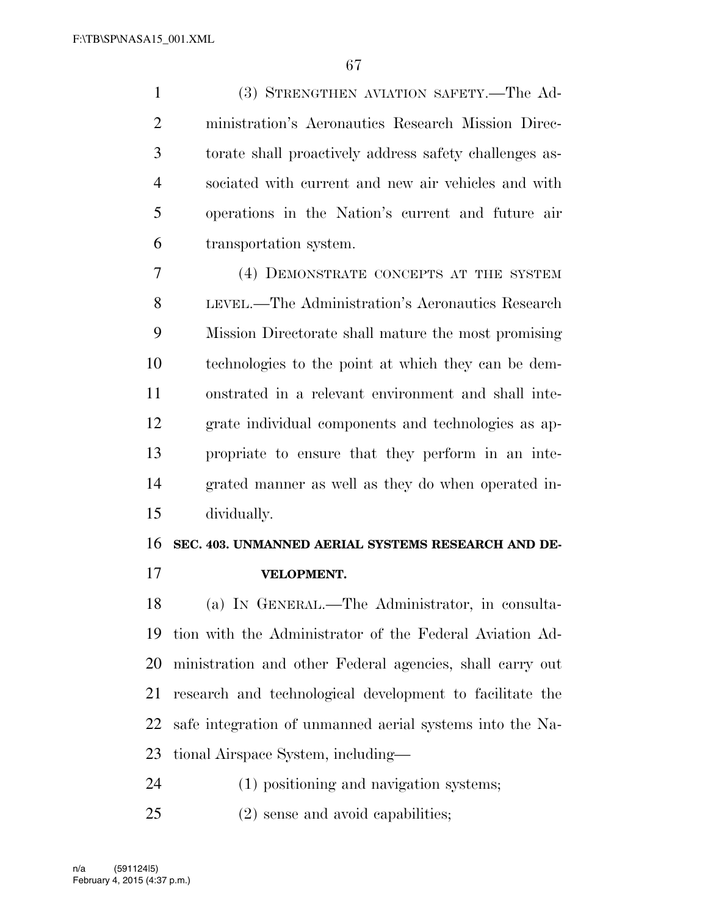(3) STRENGTHEN AVIATION SAFETY.—The Administration's Aeronautics Research Mission Directorate shall proactively address safety challenges associated with current and new air vehicles and with operations in the Nation's current and future air transportation system.

(4) DEMONSTRATE CONCEPTS AT THE SYSTEM LEVEL.—The Administration's Aeronautics Research Mission Directorate shall mature the most promising technologies to the point at which they can be demonstrated in a relevant environment and shall integrate individual components and technologies as appropriate to ensure that they perform in an integrated manner as well as they do when operated individually.

**SEC. 403. UNMANNED AERIAL SYSTEMS RESEARCH AND DEVELOPMENT.**

(a) IN GENERAL.—The Administrator, in consultation with the Administrator of the Federal Aviation Administration and other Federal agencies, shall carry out research and technological development to facilitate the safe integration of unmanned aerial systems into the National Airspace System, including—

(1) positioning and navigation systems;

(2) sense and avoid capabilities;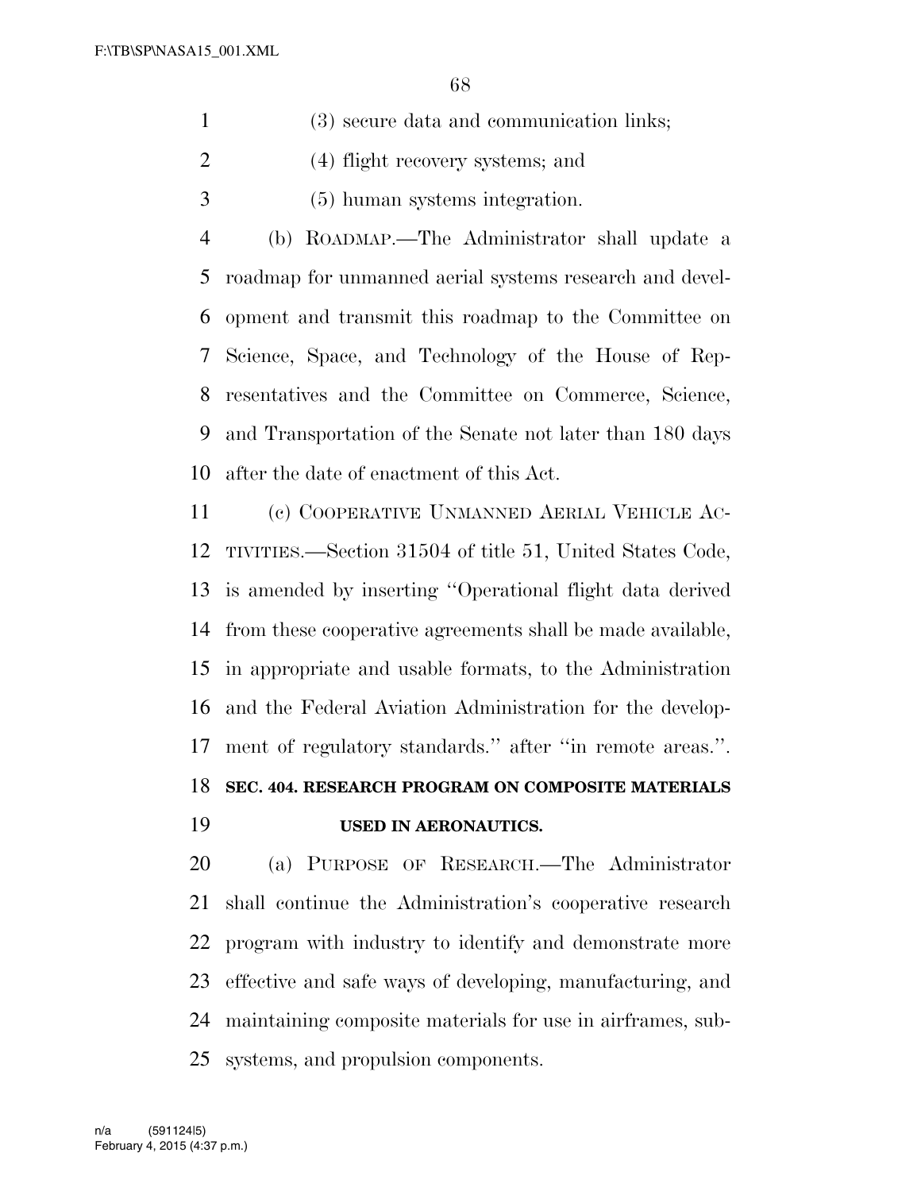(3) secure data and communication links;

(4) flight recovery systems; and

(5) human systems integration.

(b) ROADMAP.—The Administrator shall update a roadmap for unmanned aerial systems research and development and transmit this roadmap to the Committee on Science, Space, and Technology of the House of Representatives and the Committee on Commerce, Science, and Transportation of the Senate not later than 180 days after the date of enactment of this Act.

(c) COOPERATIVE UNMANNED AERIAL VEHICLE ACTIVITIES.—Section 31504 of title 51, United States Code, is amended by inserting ''Operational flight data derived from these cooperative agreements shall be made available, in appropriate and usable formats, to the Administration and the Federal Aviation Administration for the development of regulatory standards.'' after ''in remote areas.''.

## SEC. 404. RESEARCH PROGRAM ON COMPOSITE MATERIALS USED IN AERONAUTICS.

(a) PURPOSE OF RESEARCH.—The Administrator shall continue the Administration's cooperative research program with industry to identify and demonstrate more effective and safe ways of developing, manufacturing, and maintaining composite materials for use in airframes, subsystems, and propulsion components.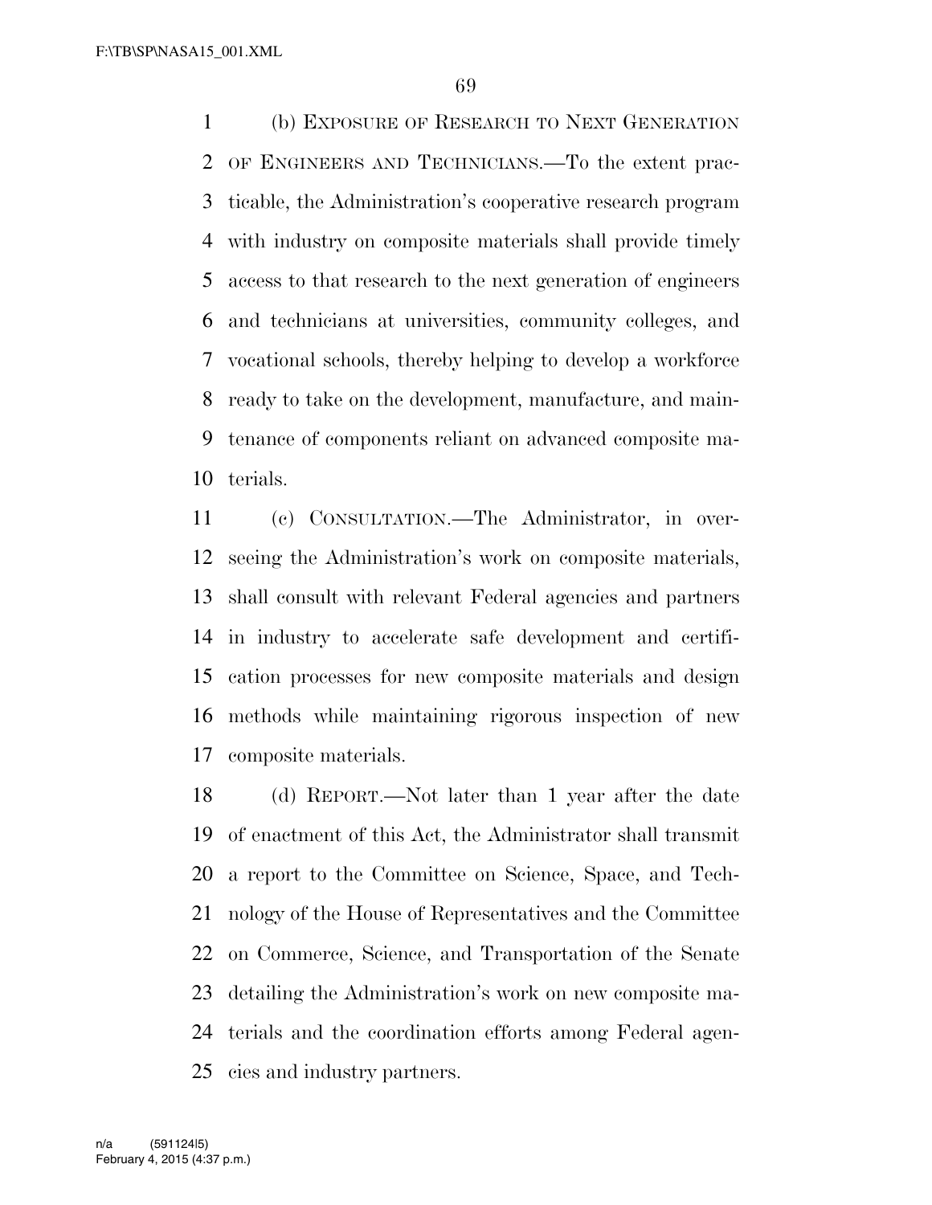(b) EXPOSURE OF RESEARCH TO NEXT GENERATION OF ENGINEERS AND TECHNICIANS.—To the extent practicable, the Administration's cooperative research program with industry on composite materials shall provide timely access to that research to the next generation of engineers and technicians at universities, community colleges, and vocational schools, thereby helping to develop a workforce ready to take on the development, manufacture, and maintenance of components reliant on advanced composite materials.

(c) CONSULTATION.—The Administrator, in overseeing the Administration's work on composite materials, shall consult with relevant Federal agencies and partners in industry to accelerate safe development and certification processes for new composite materials and design methods while maintaining rigorous inspection of new composite materials.

(d) REPORT.—Not later than 1 year after the date of enactment of this Act, the Administrator shall transmit a report to the Committee on Science, Space, and Technology of the House of Representatives and the Committee on Commerce, Science, and Transportation of the Senate detailing the Administration's work on new composite materials and the coordination efforts among Federal agencies and industry partners.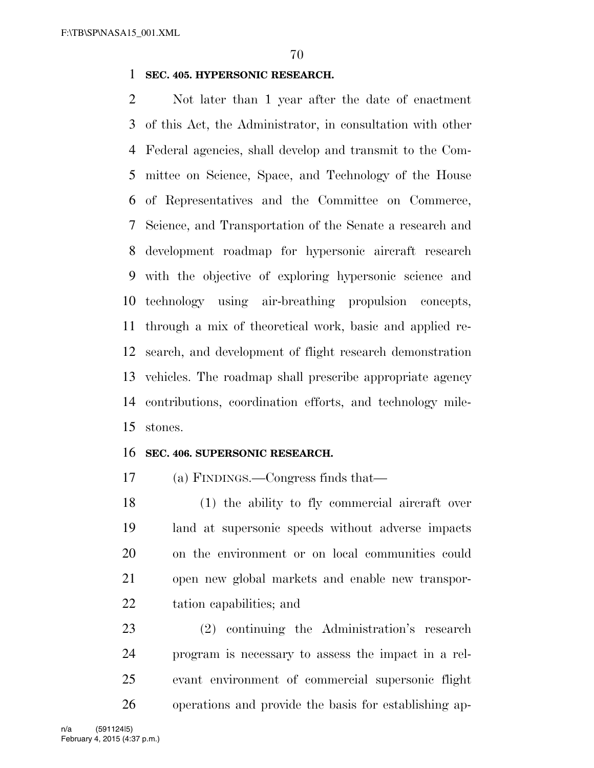**SEC. 405. HYPERSONIC RESEARCH.**

Not later than 1 year after the date of enactment of this Act, the Administrator, in consultation with other Federal agencies, shall develop and transmit to the Committee on Science, Space, and Technology of the House of Representatives and the Committee on Commerce, Science, and Transportation of the Senate a research and development roadmap for hypersonic aircraft research with the objective of exploring hypersonic science and technology using air-breathing propulsion concepts, through a mix of theoretical work, basic and applied research, and development of flight research demonstration vehicles. The roadmap shall prescribe appropriate agency contributions, coordination efforts, and technology milestones.

**SEC. 406. SUPERSONIC RESEARCH.**

(a) FINDINGS.—Congress finds that—

(1) the ability to fly commercial aircraft over land at supersonic speeds without adverse impacts on the environment or on local communities could open new global markets and enable new transportation capabilities; and

(2) continuing the Administration's research program is necessary to assess the impact in a relevant environment of commercial supersonic flight operations and provide the basis for establishing ap-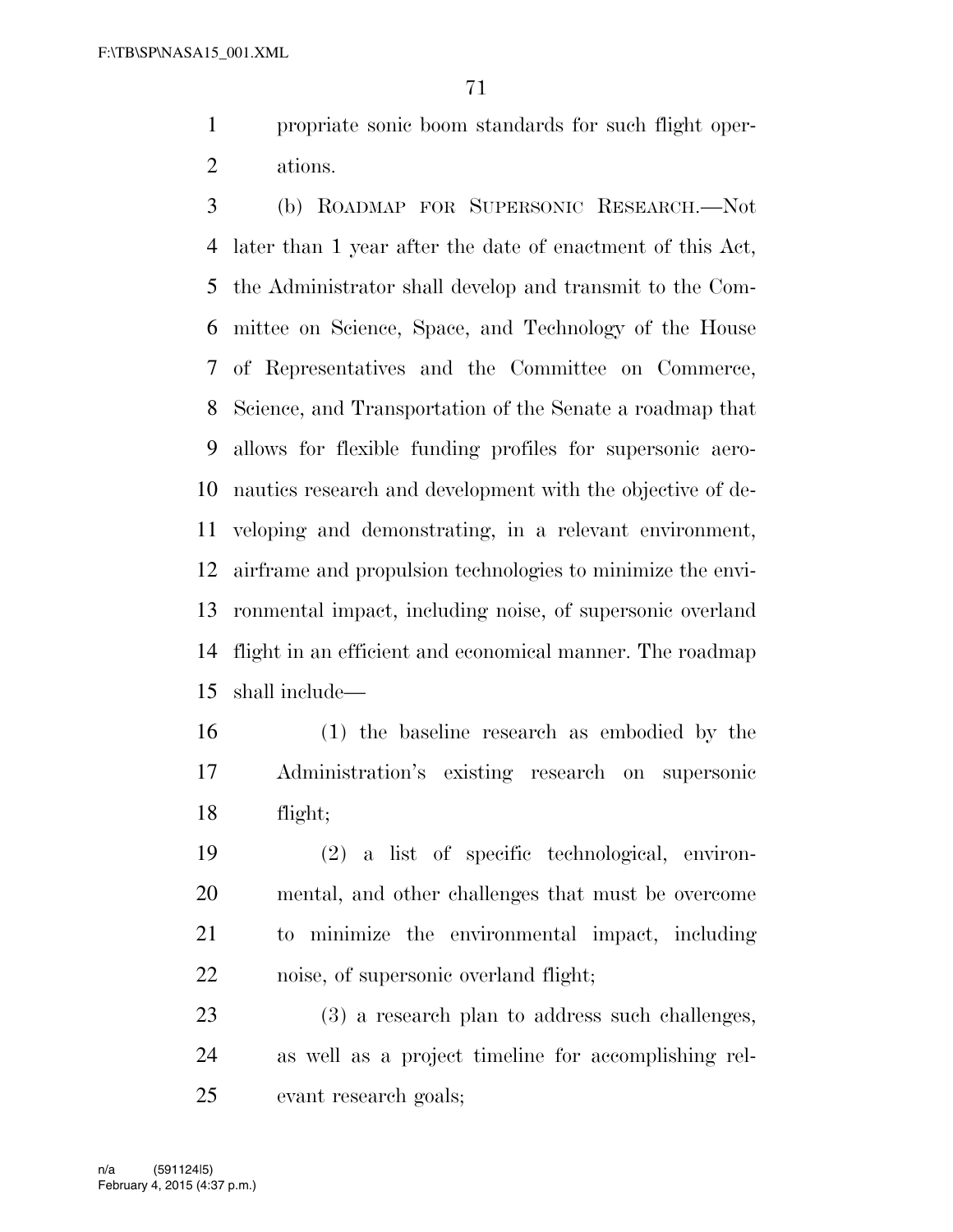propriate sonic boom standards for such flight operations.

(b) ROADMAP FOR SUPERSONIC RESEARCH.—Not later than 1 year after the date of enactment of this Act, the Administrator shall develop and transmit to the Committee on Science, Space, and Technology of the House of Representatives and the Committee on Commerce, Science, and Transportation of the Senate a roadmap that allows for flexible funding profiles for supersonic aeronautics research and development with the objective of developing and demonstrating, in a relevant environment, airframe and propulsion technologies to minimize the environmental impact, including noise, of supersonic overland flight in an efficient and economical manner. The roadmap shall include—

(1) the baseline research as embodied by the Administration's existing research on supersonic flight;

(2) a list of specific technological, environmental, and other challenges that must be overcome to minimize the environmental impact, including noise, of supersonic overland flight;

(3) a research plan to address such challenges, as well as a project timeline for accomplishing relevant research goals;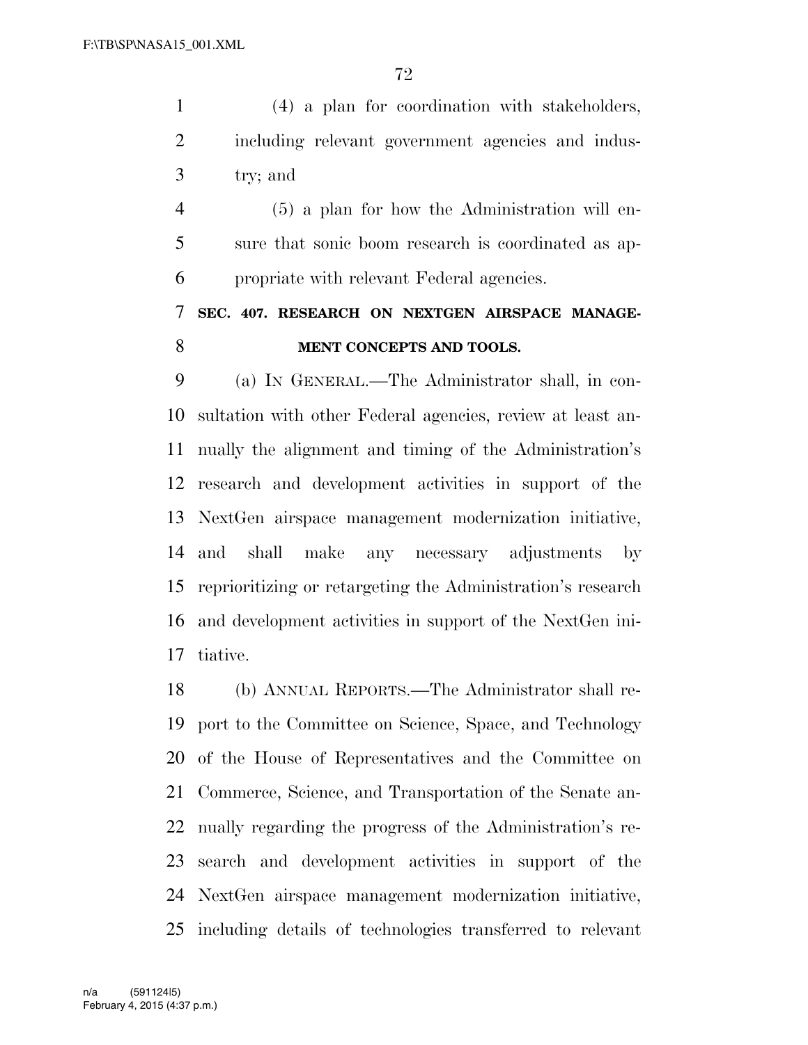(4) a plan for coordination with stakeholders, including relevant government agencies and industry; and

(5) a plan for how the Administration will ensure that sonic boom research is coordinated as appropriate with relevant Federal agencies.

### SEC. 407. RESEARCH ON NEXTGEN AIRSPACE MANAGEMENT CONCEPTS AND TOOLS.

(a) IN GENERAL.—The Administrator shall, in consultation with other Federal agencies, review at least annually the alignment and timing of the Administration's research and development activities in support of the NextGen airspace management modernization initiative, and shall make any necessary adjustments by reprioritizing or retargeting the Administration's research and development activities in support of the NextGen initiative.

(b) ANNUAL REPORTS.—The Administrator shall report to the Committee on Science, Space, and Technology of the House of Representatives and the Committee on Commerce, Science, and Transportation of the Senate annually regarding the progress of the Administration's research and development activities in support of the NextGen airspace management modernization initiative, including details of technologies transferred to relevant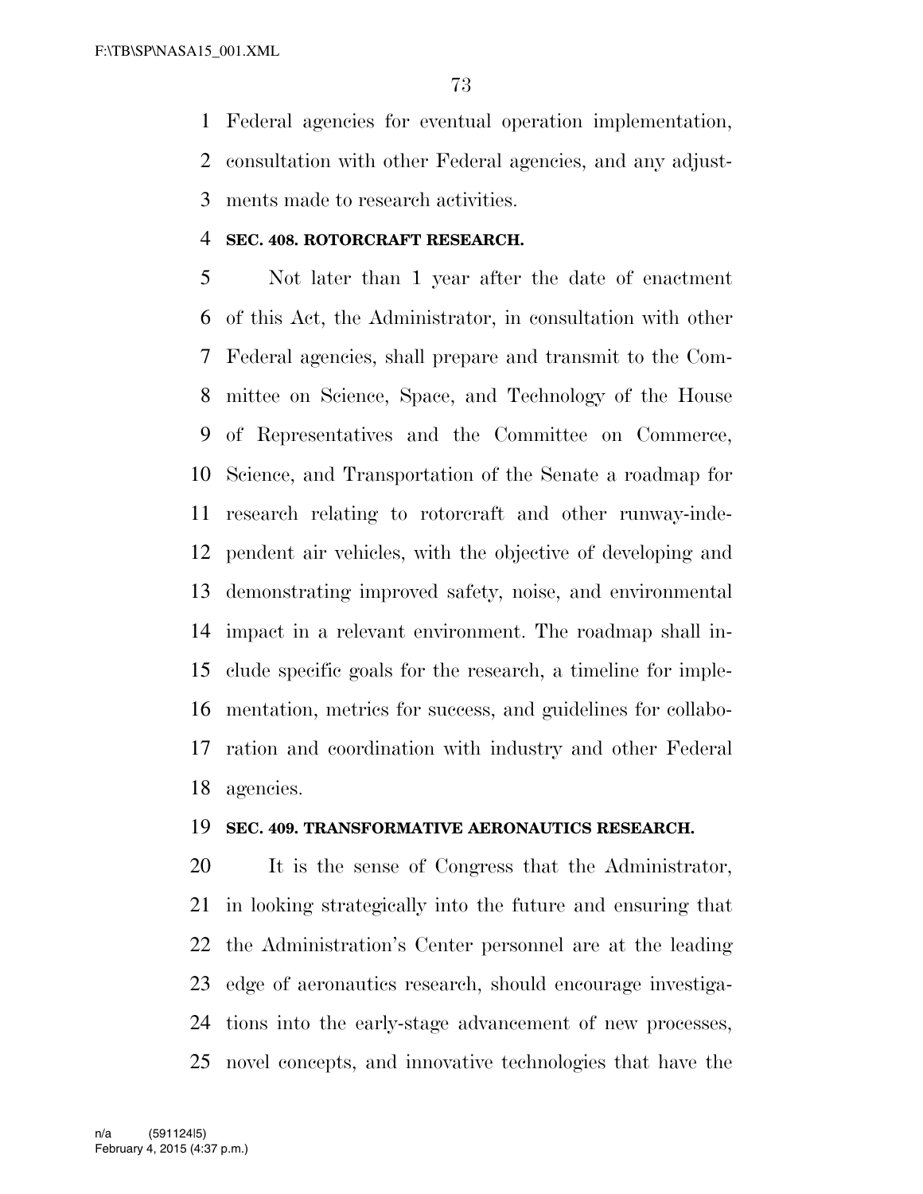Federal agencies for eventual operation implementation, consultation with other Federal agencies, and any adjustments made to research activities.

**SEC. 408. ROTORCRAFT RESEARCH.**

Not later than 1 year after the date of enactment of this Act, the Administrator, in consultation with other Federal agencies, shall prepare and transmit to the Committee on Science, Space, and Technology of the House of Representatives and the Committee on Commerce, Science, and Transportation of the Senate a roadmap for research relating to rotorcraft and other runway-independent air vehicles, with the objective of developing and demonstrating improved safety, noise, and environmental impact in a relevant environment. The roadmap shall include specific goals for the research, a timeline for implementation, metrics for success, and guidelines for collaboration and coordination with industry and other Federal agencies.

**SEC. 409. TRANSFORMATIVE AERONAUTICS RESEARCH.**

It is the sense of Congress that the Administrator, in looking strategically into the future and ensuring that the Administration's Center personnel are at the leading edge of aeronautics research, should encourage investigations into the early-stage advancement of new processes, novel concepts, and innovative technologies that have the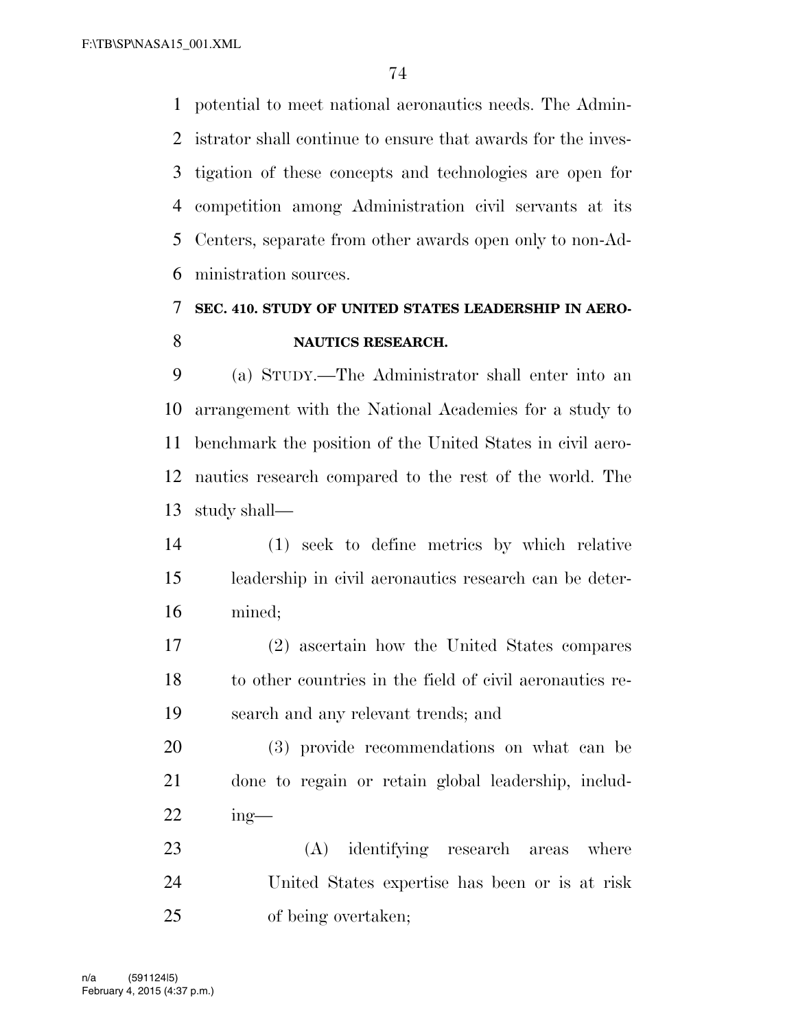potential to meet national aeronautics needs. The Administrator shall continue to ensure that awards for the investigation of these concepts and technologies are open for competition among Administration civil servants at its Centers, separate from other awards open only to non-Administration sources.

## SEC. 410. STUDY OF UNITED STATES LEADERSHIP IN AERONAUTICS RESEARCH.

(a) STUDY.—The Administrator shall enter into an arrangement with the National Academies for a study to benchmark the position of the United States in civil aeronautics research compared to the rest of the world. The study shall—

(1) seek to define metrics by which relative leadership in civil aeronautics research can be determined;

(2) ascertain how the United States compares to other countries in the field of civil aeronautics research and any relevant trends; and

(3) provide recommendations on what can be done to regain or retain global leadership, including—

(A) identifying research areas where United States expertise has been or is at risk of being overtaken;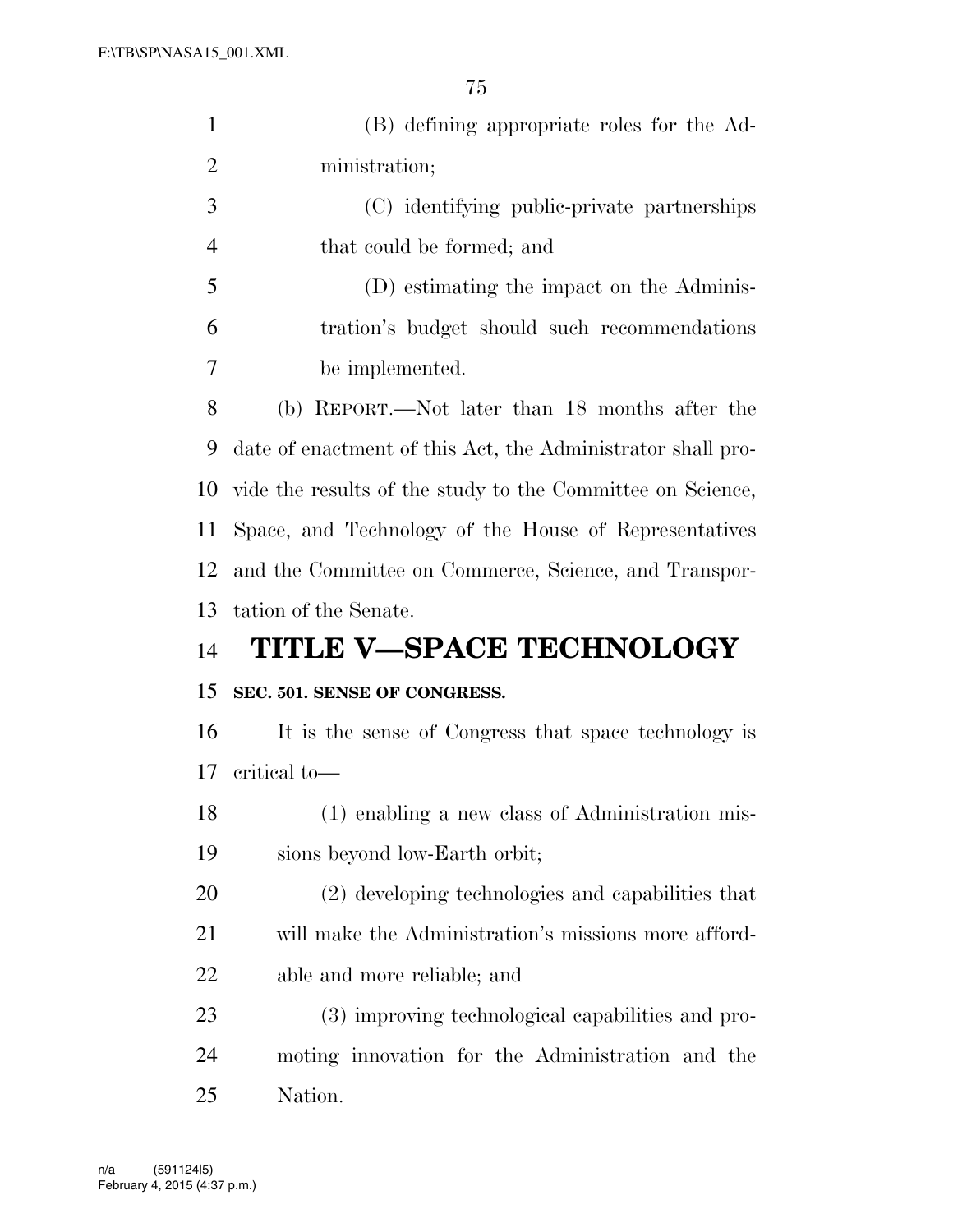(B) defining appropriate roles for the Administration;

(C) identifying public-private partnerships that could be formed; and

(D) estimating the impact on the Administration's budget should such recommendations be implemented.

(b) REPORT.—Not later than 18 months after the date of enactment of this Act, the Administrator shall provide the results of the study to the Committee on Science, Space, and Technology of the House of Representatives and the Committee on Commerce, Science, and Transportation of the Senate.

# TITLE V—SPACE TECHNOLOGY

### SEC. 501. SENSE OF CONGRESS.

It is the sense of Congress that space technology is critical to—

(1) enabling a new class of Administration missions beyond low-Earth orbit;

(2) developing technologies and capabilities that will make the Administration's missions more affordable and more reliable; and

(3) improving technological capabilities and promoting innovation for the Administration and the Nation.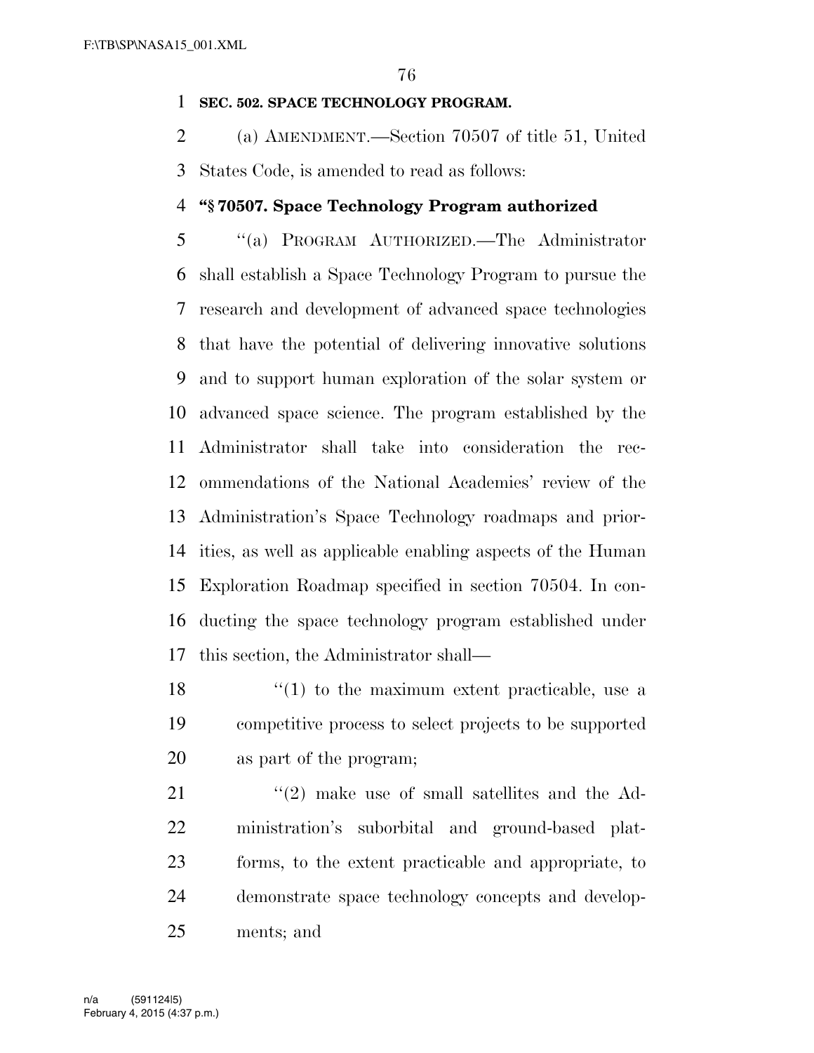**SEC. 502. SPACE TECHNOLOGY PROGRAM.**

(a) AMENDMENT.—Section 70507 of title 51, United States Code, is amended to read as follows:

**"§ 70507. Space Technology Program authorized**

"(a) PROGRAM AUTHORIZED.—The Administrator shall establish a Space Technology Program to pursue the research and development of advanced space technologies that have the potential of delivering innovative solutions and to support human exploration of the solar system or advanced space science. The program established by the Administrator shall take into consideration the recommendations of the National Academies' review of the Administration's Space Technology roadmaps and priorities, as well as applicable enabling aspects of the Human Exploration Roadmap specified in section 70504. In conducting the space technology program established under this section, the Administrator shall—

"(1) to the maximum extent practicable, use a competitive process to select projects to be supported as part of the program;

"(2) make use of small satellites and the Administration's suborbital and ground-based platforms, to the extent practicable and appropriate, to demonstrate space technology concepts and developments; and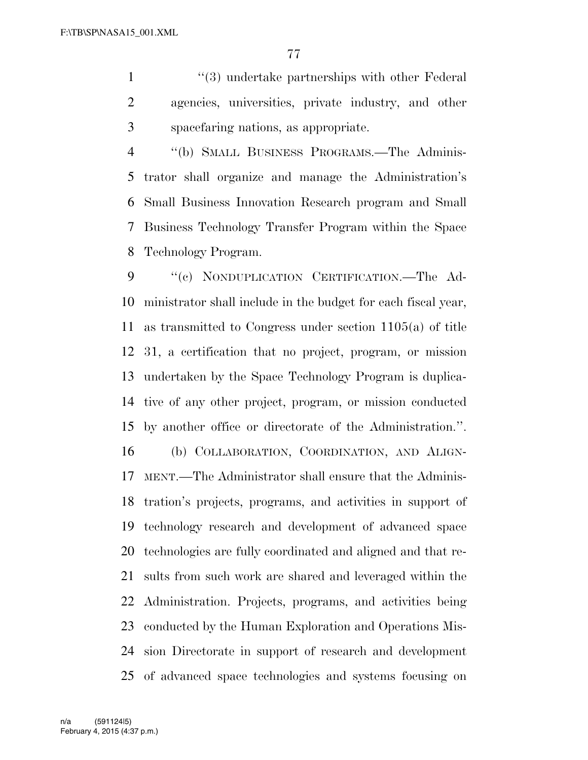"(3) undertake partnerships with other Federal agencies, universities, private industry, and other spacefaring nations, as appropriate.

"(b) SMALL BUSINESS PROGRAMS.—The Administrator shall organize and manage the Administration's Small Business Innovation Research program and Small Business Technology Transfer Program within the Space Technology Program.

"(c) NONDUPLICATION CERTIFICATION.—The Administrator shall include in the budget for each fiscal year, as transmitted to Congress under section 1105(a) of title 31, a certification that no project, program, or mission undertaken by the Space Technology Program is duplicative of any other project, program, or mission conducted by another office or directorate of the Administration.".

(b) COLLABORATION, COORDINATION, AND ALIGNMENT.—The Administrator shall ensure that the Administration's projects, programs, and activities in support of technology research and development of advanced space technologies are fully coordinated and aligned and that results from such work are shared and leveraged within the Administration. Projects, programs, and activities being conducted by the Human Exploration and Operations Mission Directorate in support of research and development of advanced space technologies and systems focusing on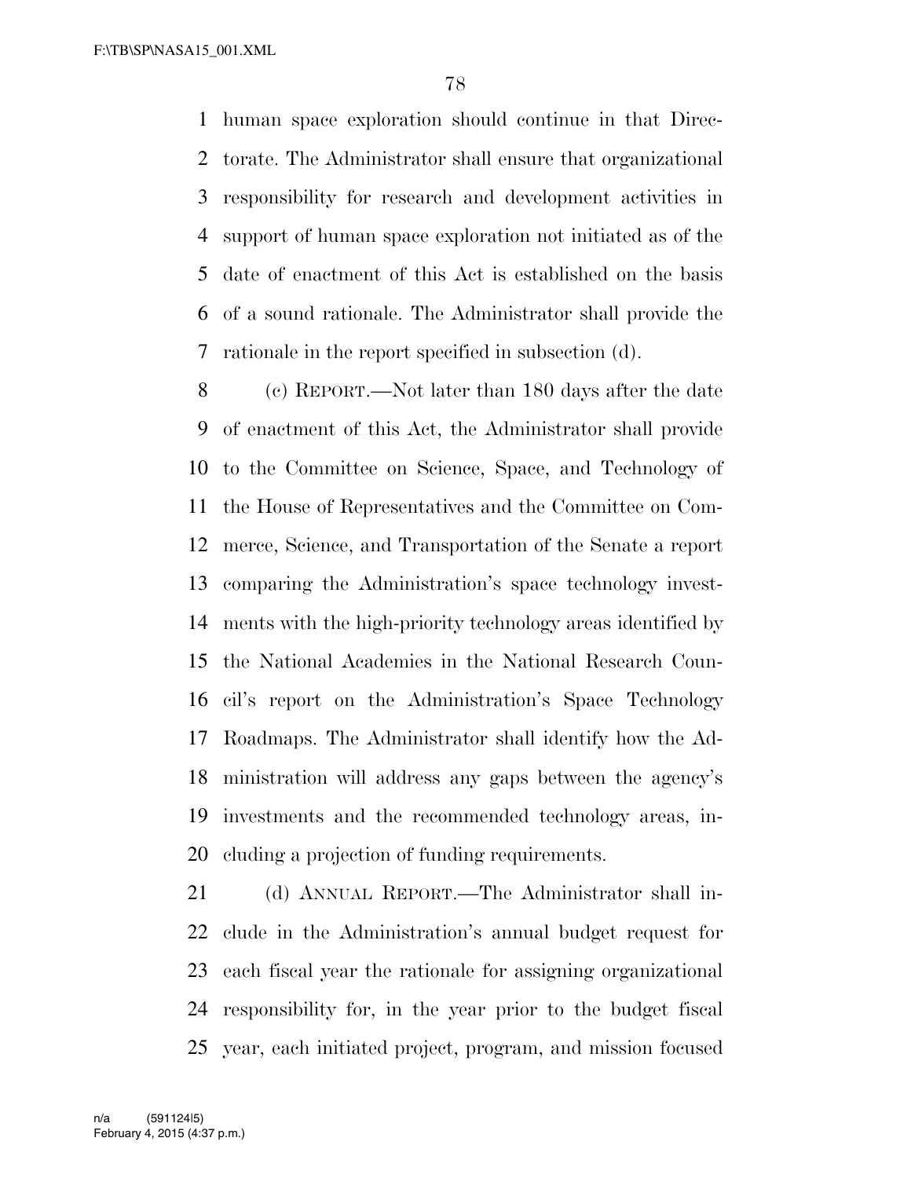human space exploration should continue in that Directorate. The Administrator shall ensure that organizational responsibility for research and development activities in support of human space exploration not initiated as of the date of enactment of this Act is established on the basis of a sound rationale. The Administrator shall provide the rationale in the report specified in subsection (d).

(c) REPORT.—Not later than 180 days after the date of enactment of this Act, the Administrator shall provide to the Committee on Science, Space, and Technology of the House of Representatives and the Committee on Commerce, Science, and Transportation of the Senate a report comparing the Administration's space technology investments with the high-priority technology areas identified by the National Academies in the National Research Council's report on the Administration's Space Technology Roadmaps. The Administrator shall identify how the Administration will address any gaps between the agency's investments and the recommended technology areas, including a projection of funding requirements.

(d) ANNUAL REPORT.—The Administrator shall include in the Administration's annual budget request for each fiscal year the rationale for assigning organizational responsibility for, in the year prior to the budget fiscal year, each initiated project, program, and mission focused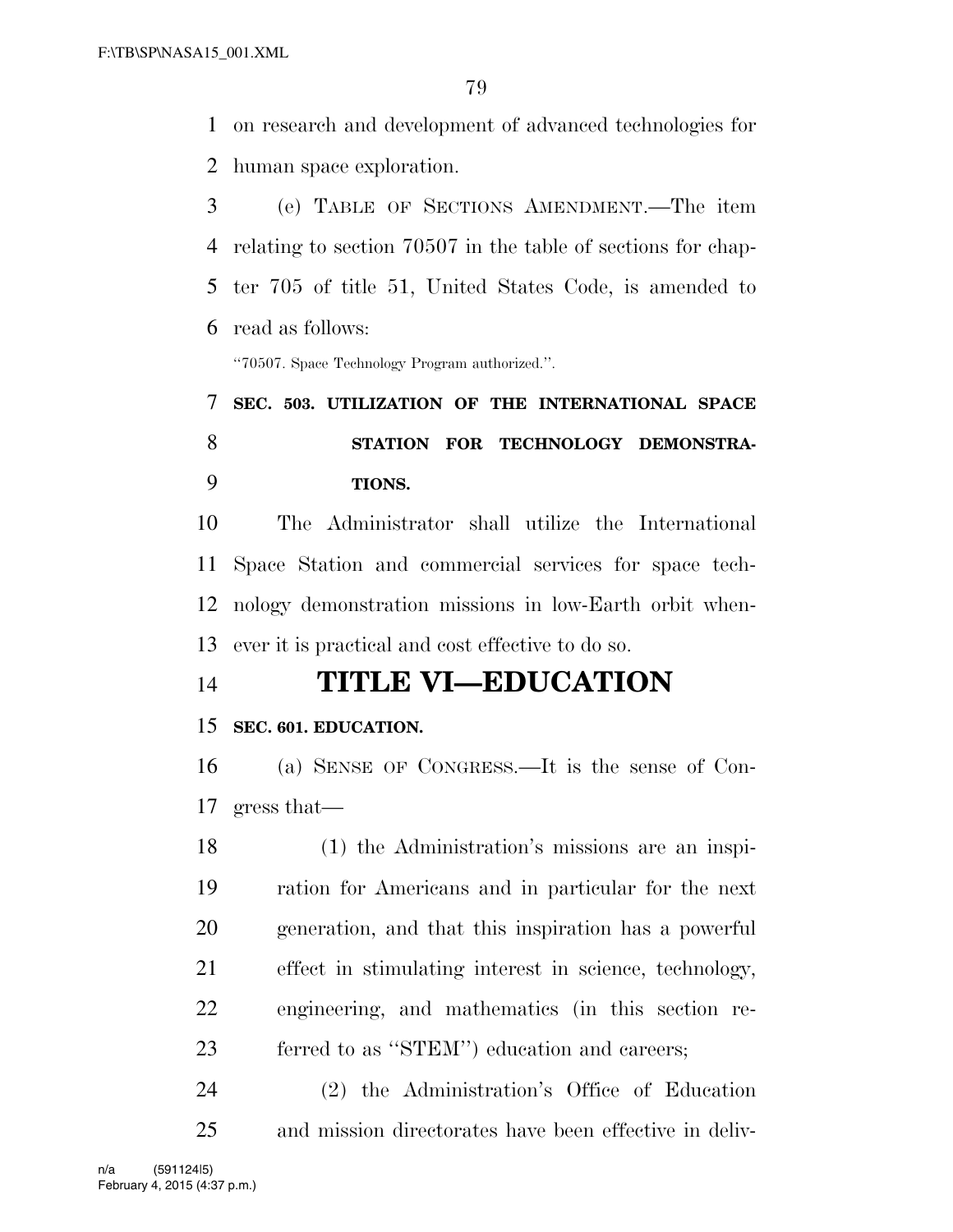on research and development of advanced technologies for human space exploration.

(e) TABLE OF SECTIONS AMENDMENT.—The item relating to section 70507 in the table of sections for chapter 705 of title 51, United States Code, is amended to read as follows:

"70507. Space Technology Program authorized.".

**SEC. 503. UTILIZATION OF THE INTERNATIONAL SPACE STATION FOR TECHNOLOGY DEMONSTRATIONS.**

The Administrator shall utilize the International Space Station and commercial services for space technology demonstration missions in low-Earth orbit whenever it is practical and cost effective to do so.

# TITLE VI—EDUCATION

**SEC. 601. EDUCATION.**

(a) SENSE OF CONGRESS.—It is the sense of Congress that—

(1) the Administration's missions are an inspiration for Americans and in particular for the next generation, and that this inspiration has a powerful effect in stimulating interest in science, technology, engineering, and mathematics (in this section referred to as "STEM") education and careers;

(2) the Administration's Office of Education and mission directorates have been effective in deliv-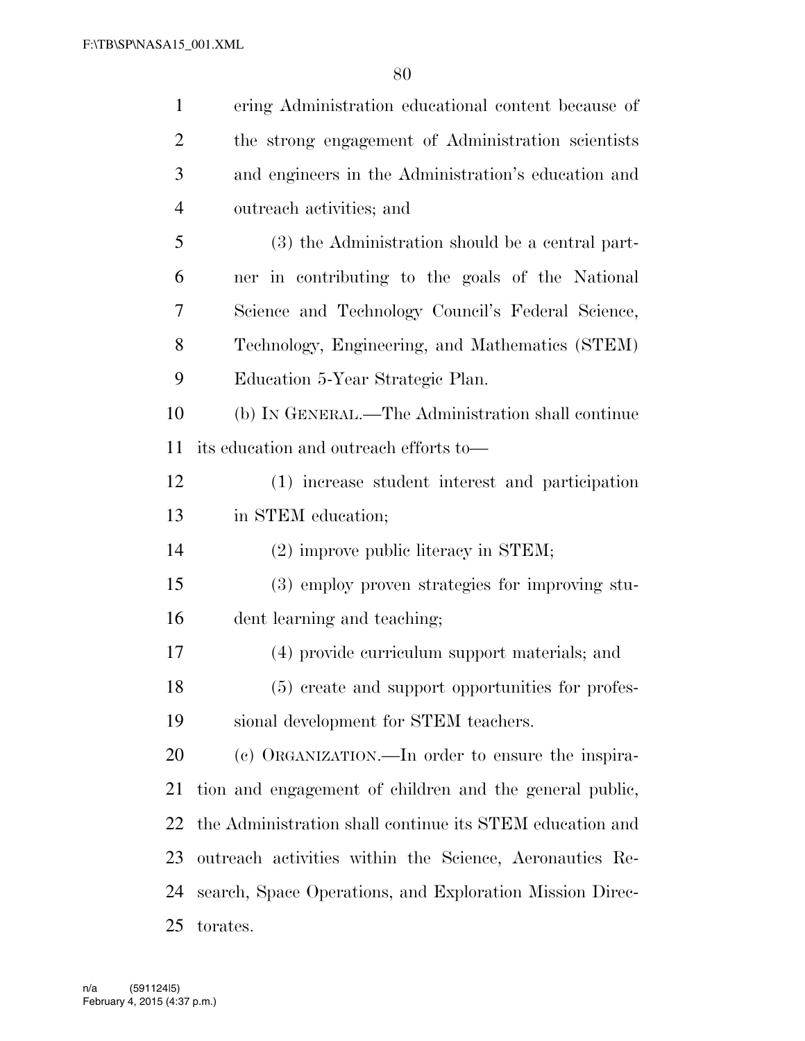ering Administration educational content because of the strong engagement of Administration scientists and engineers in the Administration's education and outreach activities; and

(3) the Administration should be a central partner in contributing to the goals of the National Science and Technology Council's Federal Science, Technology, Engineering, and Mathematics (STEM) Education 5-Year Strategic Plan.

(b) IN GENERAL.—The Administration shall continue its education and outreach efforts to—

(1) increase student interest and participation in STEM education;

(2) improve public literacy in STEM;

(3) employ proven strategies for improving student learning and teaching;

(4) provide curriculum support materials; and

(5) create and support opportunities for professional development for STEM teachers.

(c) ORGANIZATION.—In order to ensure the inspiration and engagement of children and the general public, the Administration shall continue its STEM education and outreach activities within the Science, Aeronautics Research, Space Operations, and Exploration Mission Directorates.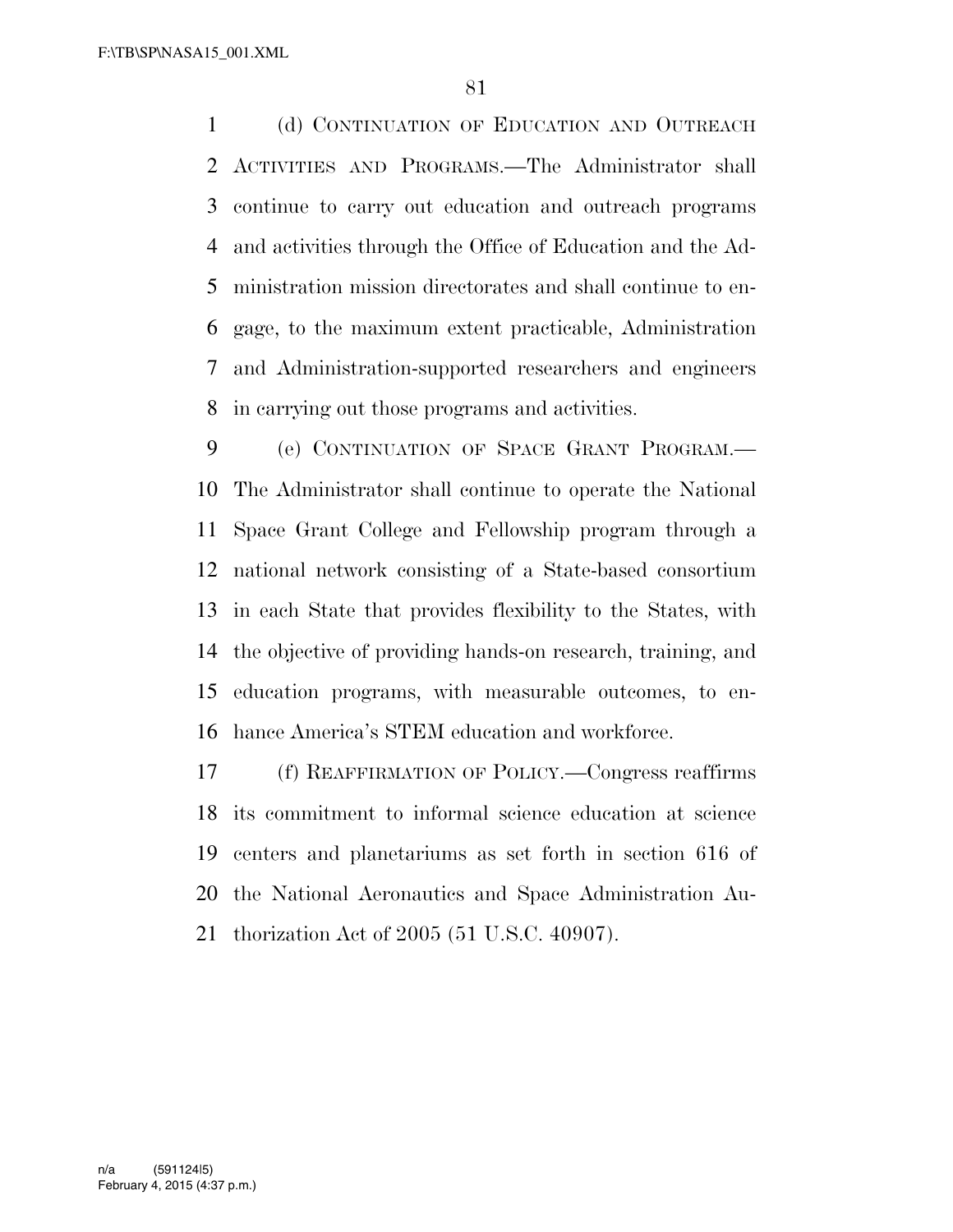(d) CONTINUATION OF EDUCATION AND OUTREACH ACTIVITIES AND PROGRAMS.—The Administrator shall continue to carry out education and outreach programs and activities through the Office of Education and the Administration mission directorates and shall continue to engage, to the maximum extent practicable, Administration and Administration-supported researchers and engineers in carrying out those programs and activities.

(e) CONTINUATION OF SPACE GRANT PROGRAM.—The Administrator shall continue to operate the National Space Grant College and Fellowship program through a national network consisting of a State-based consortium in each State that provides flexibility to the States, with the objective of providing hands-on research, training, and education programs, with measurable outcomes, to enhance America's STEM education and workforce.

(f) REAFFIRMATION OF POLICY.—Congress reaffirms its commitment to informal science education at science centers and planetariums as set forth in section 616 of the National Aeronautics and Space Administration Authorization Act of 2005 (51 U.S.C. 40907).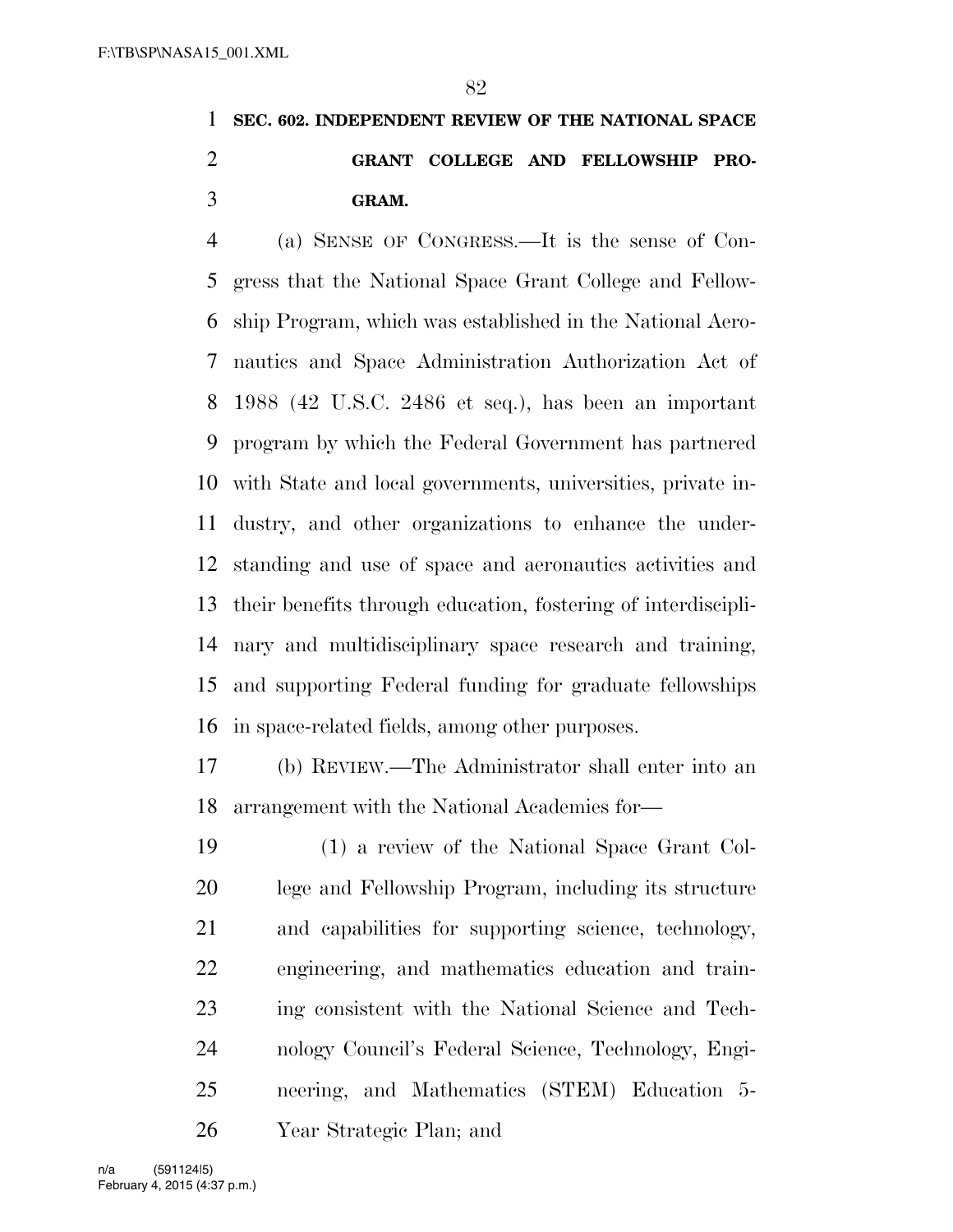**SEC. 602. INDEPENDENT REVIEW OF THE NATIONAL SPACE GRANT COLLEGE AND FELLOWSHIP PROGRAM.**

(a) SENSE OF CONGRESS.—It is the sense of Congress that the National Space Grant College and Fellowship Program, which was established in the National Aeronautics and Space Administration Authorization Act of 1988 (42 U.S.C. 2486 et seq.), has been an important program by which the Federal Government has partnered with State and local governments, universities, private industry, and other organizations to enhance the understanding and use of space and aeronautics activities and their benefits through education, fostering of interdisciplinary and multidisciplinary space research and training, and supporting Federal funding for graduate fellowships in space-related fields, among other purposes.

(b) REVIEW.—The Administrator shall enter into an arrangement with the National Academies for—

(1) a review of the National Space Grant College and Fellowship Program, including its structure and capabilities for supporting science, technology, engineering, and mathematics education and training consistent with the National Science and Technology Council's Federal Science, Technology, Engineering, and Mathematics (STEM) Education 5-Year Strategic Plan; and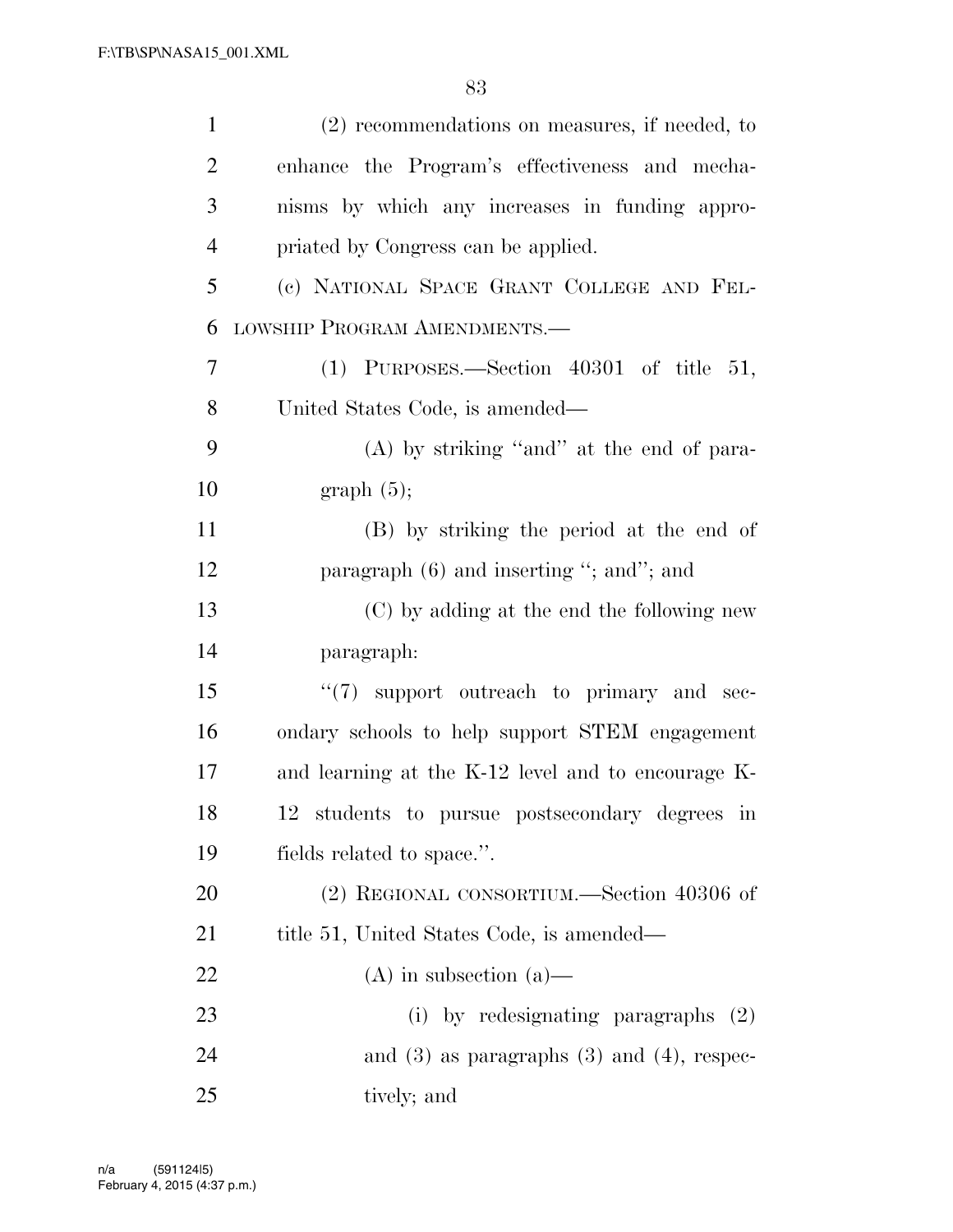(2) recommendations on measures, if needed, to enhance the Program's effectiveness and mechanisms by which any increases in funding appropriated by Congress can be applied.

(c) NATIONAL SPACE GRANT COLLEGE AND FELLOWSHIP PROGRAM AMENDMENTS.—

(1) PURPOSES.—Section 40301 of title 51, United States Code, is amended—

(A) by striking "and" at the end of paragraph (5);

(B) by striking the period at the end of paragraph (6) and inserting "; and"; and

(C) by adding at the end the following new paragraph:

"(7) support outreach to primary and secondary schools to help support STEM engagement and learning at the K-12 level and to encourage K-12 students to pursue postsecondary degrees in fields related to space.".

(2) REGIONAL CONSORTIUM.—Section 40306 of title 51, United States Code, is amended—

(A) in subsection (a)—

(i) by redesignating paragraphs (2) and (3) as paragraphs (3) and (4), respectively; and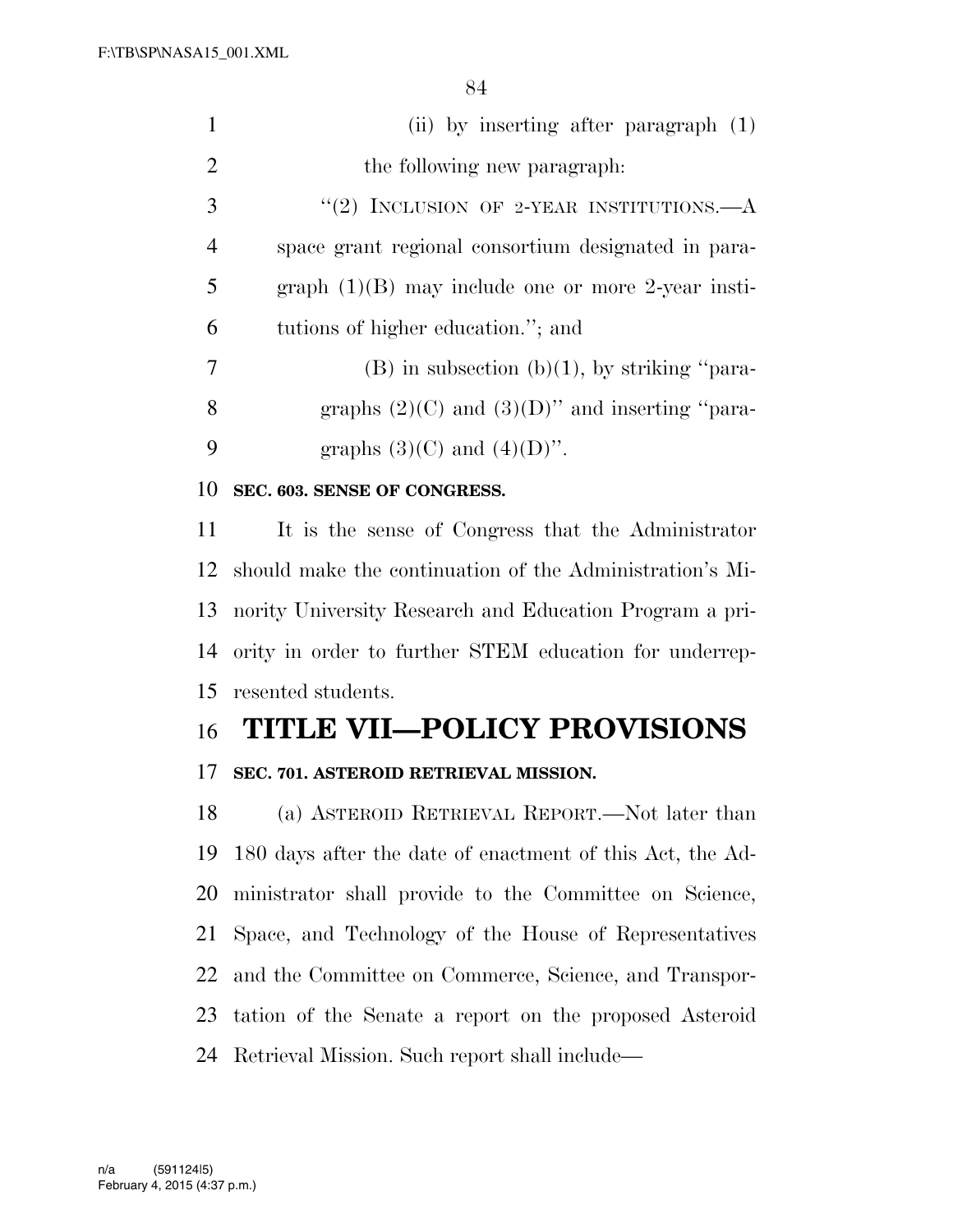(ii) by inserting after paragraph (1) the following new paragraph:

"(2) INCLUSION OF 2-YEAR INSTITUTIONS.—A space grant regional consortium designated in paragraph (1)(B) may include one or more 2-year institutions of higher education."; and

(B) in subsection (b)(1), by striking "paragraphs (2)(C) and (3)(D)" and inserting "paragraphs (3)(C) and (4)(D)".

### SEC. 603. SENSE OF CONGRESS.

It is the sense of Congress that the Administrator should make the continuation of the Administration's Minority University Research and Education Program a priority in order to further STEM education for underrepresented students.

# TITLE VII—POLICY PROVISIONS

### SEC. 701. ASTEROID RETRIEVAL MISSION.

(a) ASTEROID RETRIEVAL REPORT.—Not later than 180 days after the date of enactment of this Act, the Administrator shall provide to the Committee on Science, Space, and Technology of the House of Representatives and the Committee on Commerce, Science, and Transportation of the Senate a report on the proposed Asteroid Retrieval Mission. Such report shall include—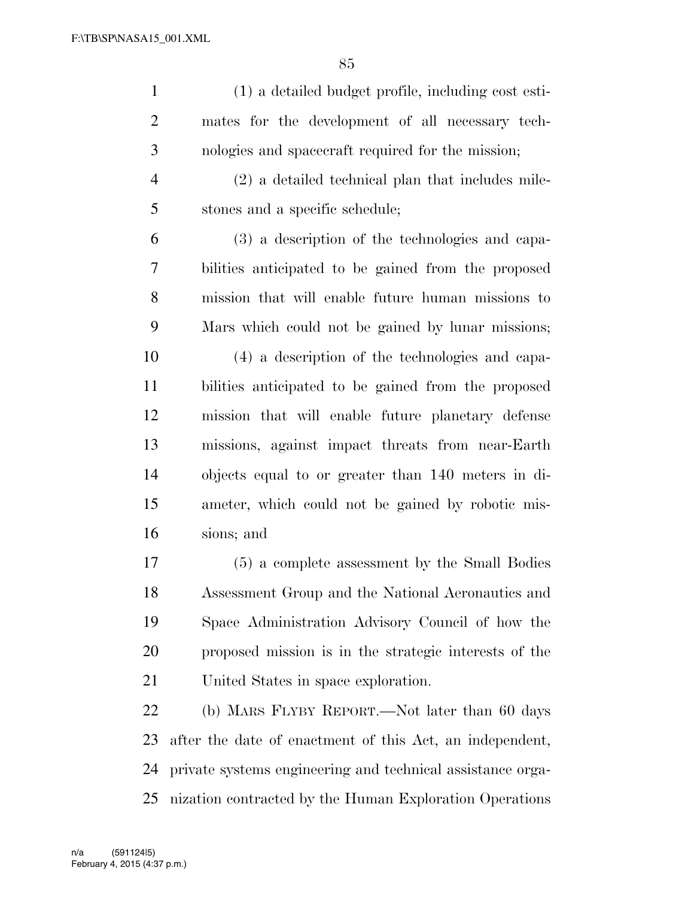(1) a detailed budget profile, including cost estimates for the development of all necessary technologies and spacecraft required for the mission;

(2) a detailed technical plan that includes milestones and a specific schedule;

(3) a description of the technologies and capabilities anticipated to be gained from the proposed mission that will enable future human missions to Mars which could not be gained by lunar missions;

(4) a description of the technologies and capabilities anticipated to be gained from the proposed mission that will enable future planetary defense missions, against impact threats from near-Earth objects equal to or greater than 140 meters in diameter, which could not be gained by robotic missions; and

(5) a complete assessment by the Small Bodies Assessment Group and the National Aeronautics and Space Administration Advisory Council of how the proposed mission is in the strategic interests of the United States in space exploration.

(b) MARS FLYBY REPORT.—Not later than 60 days after the date of enactment of this Act, an independent, private systems engineering and technical assistance organization contracted by the Human Exploration Operations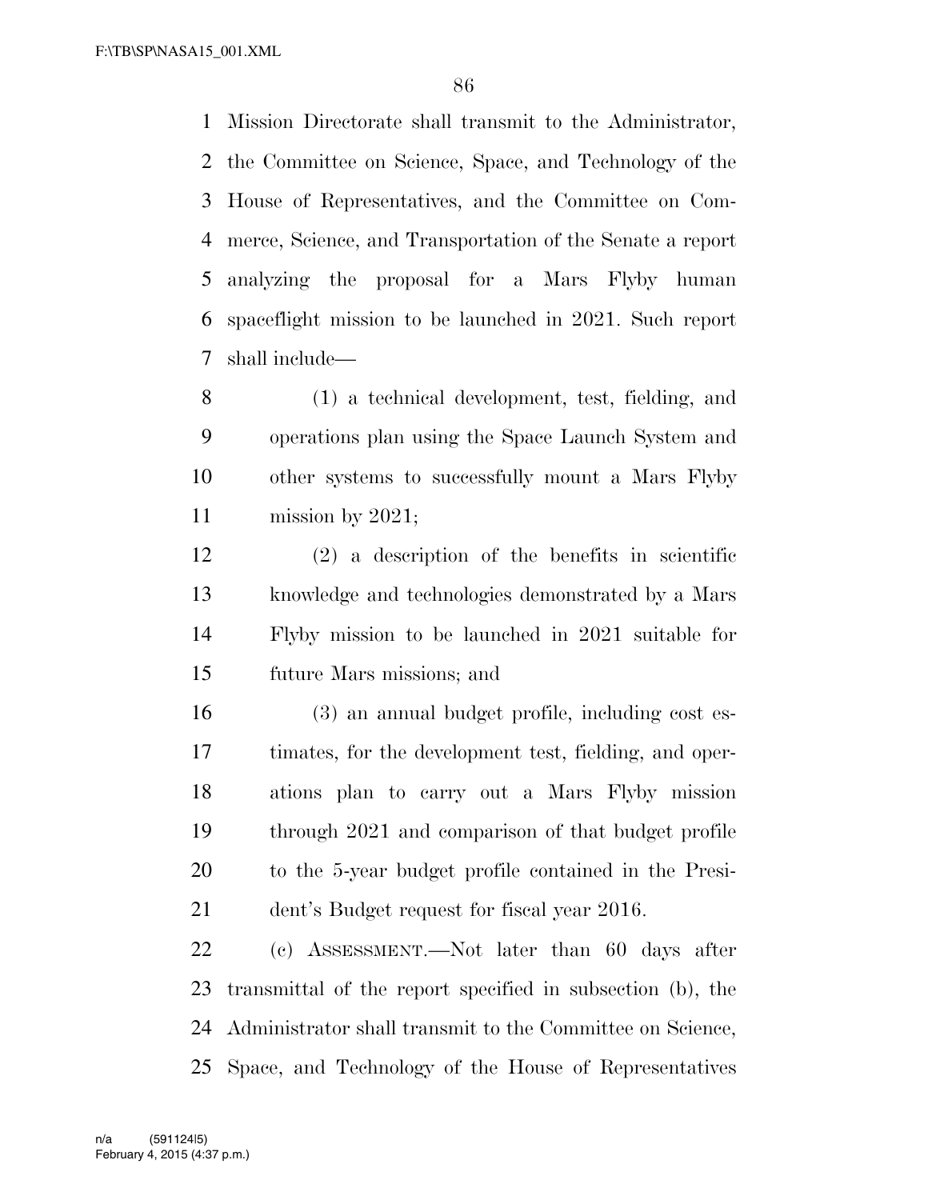Mission Directorate shall transmit to the Administrator, the Committee on Science, Space, and Technology of the House of Representatives, and the Committee on Commerce, Science, and Transportation of the Senate a report analyzing the proposal for a Mars Flyby human spaceflight mission to be launched in 2021. Such report shall include—

(1) a technical development, test, fielding, and operations plan using the Space Launch System and other systems to successfully mount a Mars Flyby mission by 2021;

(2) a description of the benefits in scientific knowledge and technologies demonstrated by a Mars Flyby mission to be launched in 2021 suitable for future Mars missions; and

(3) an annual budget profile, including cost estimates, for the development test, fielding, and operations plan to carry out a Mars Flyby mission through 2021 and comparison of that budget profile to the 5-year budget profile contained in the President's Budget request for fiscal year 2016.

(c) ASSESSMENT.—Not later than 60 days after transmittal of the report specified in subsection (b), the Administrator shall transmit to the Committee on Science, Space, and Technology of the House of Representatives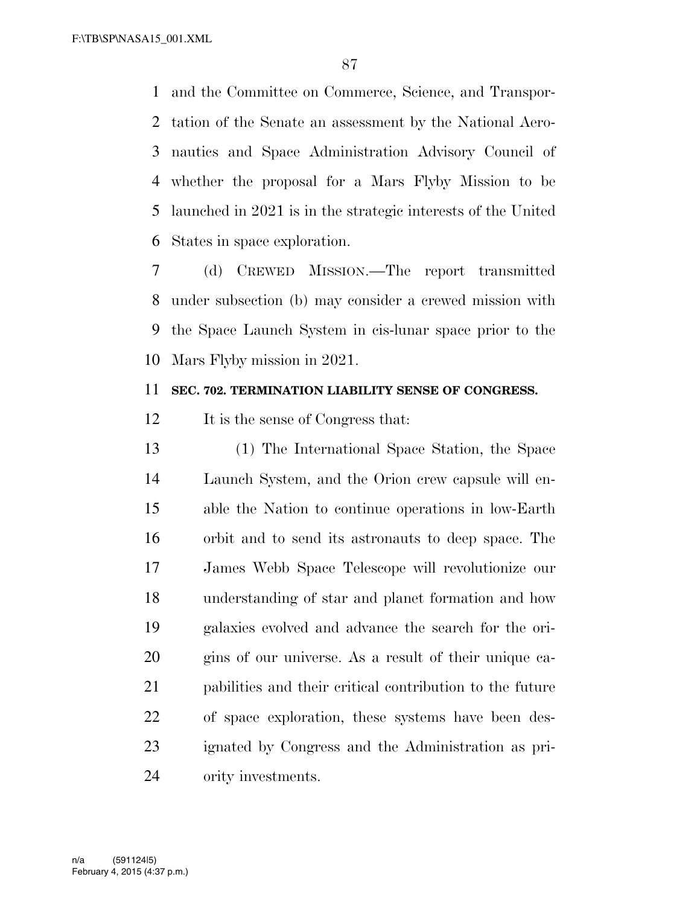and the Committee on Commerce, Science, and Transportation of the Senate an assessment by the National Aeronautics and Space Administration Advisory Council of whether the proposal for a Mars Flyby Mission to be launched in 2021 is in the strategic interests of the United States in space exploration.

(d) CREWED MISSION.—The report transmitted under subsection (b) may consider a crewed mission with the Space Launch System in cis-lunar space prior to the Mars Flyby mission in 2021.

**SEC. 702. TERMINATION LIABILITY SENSE OF CONGRESS.**

It is the sense of Congress that:

(1) The International Space Station, the Space Launch System, and the Orion crew capsule will enable the Nation to continue operations in low-Earth orbit and to send its astronauts to deep space. The James Webb Space Telescope will revolutionize our understanding of star and planet formation and how galaxies evolved and advance the search for the origins of our universe. As a result of their unique capabilities and their critical contribution to the future of space exploration, these systems have been designated by Congress and the Administration as priority investments.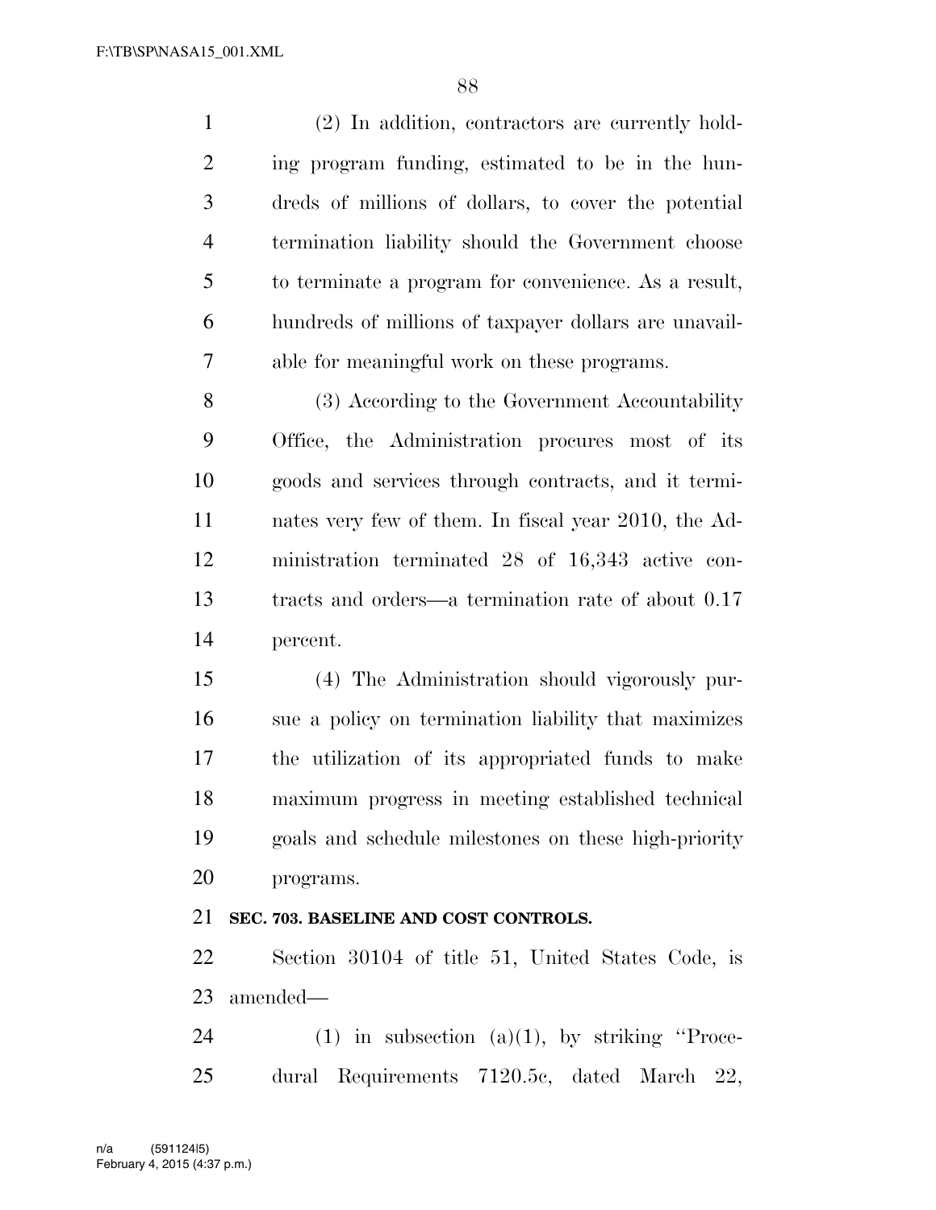(2) In addition, contractors are currently holding program funding, estimated to be in the hundreds of millions of dollars, to cover the potential termination liability should the Government choose to terminate a program for convenience. As a result, hundreds of millions of taxpayer dollars are unavailable for meaningful work on these programs.

(3) According to the Government Accountability Office, the Administration procures most of its goods and services through contracts, and it terminates very few of them. In fiscal year 2010, the Administration terminated 28 of 16,343 active contracts and orders—a termination rate of about 0.17 percent.

(4) The Administration should vigorously pursue a policy on termination liability that maximizes the utilization of its appropriated funds to make maximum progress in meeting established technical goals and schedule milestones on these high-priority programs.

**SEC. 703. BASELINE AND COST CONTROLS.**

Section 30104 of title 51, United States Code, is amended—

(1) in subsection (a)(1), by striking "Procedural Requirements 7120.5c, dated March 22,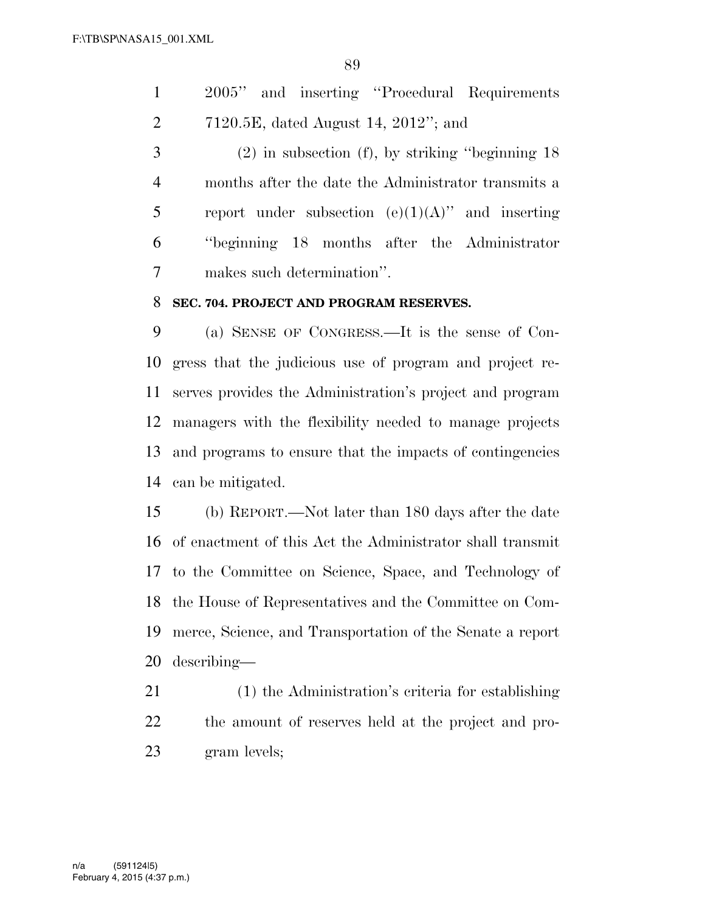2005'' and inserting ''Procedural Requirements 7120.5E, dated August 14, 2012''; and

(2) in subsection (f), by striking ''beginning 18 months after the date the Administrator transmits a report under subsection (e)(1)(A)'' and inserting ''beginning 18 months after the Administrator makes such determination''.

**SEC. 704. PROJECT AND PROGRAM RESERVES.**

(a) SENSE OF CONGRESS.—It is the sense of Congress that the judicious use of program and project reserves provides the Administration's project and program managers with the flexibility needed to manage projects and programs to ensure that the impacts of contingencies can be mitigated.

(b) REPORT.—Not later than 180 days after the date of enactment of this Act the Administrator shall transmit to the Committee on Science, Space, and Technology of the House of Representatives and the Committee on Commerce, Science, and Transportation of the Senate a report describing—

(1) the Administration's criteria for establishing the amount of reserves held at the project and program levels;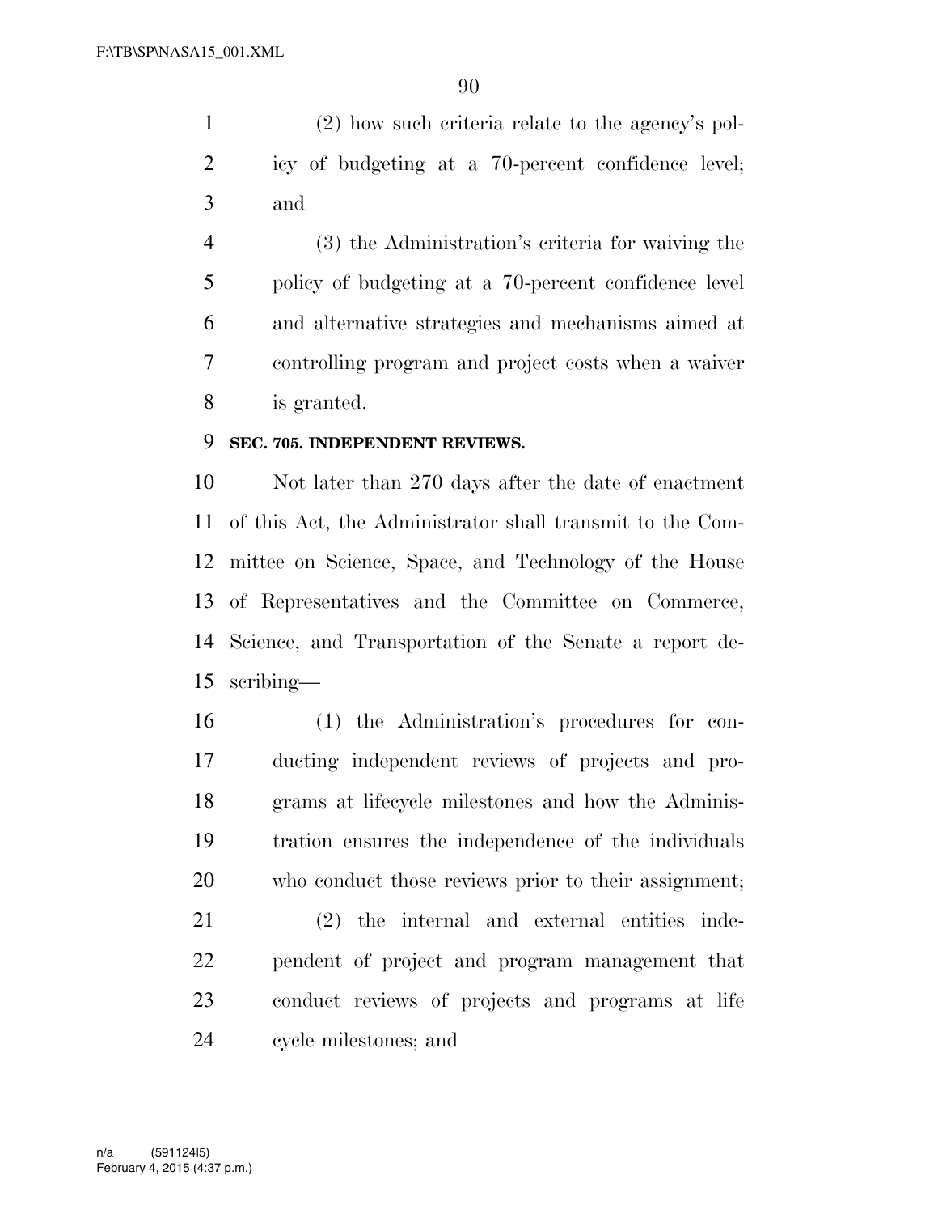(2) how such criteria relate to the agency's policy of budgeting at a 70-percent confidence level; and

(3) the Administration's criteria for waiving the policy of budgeting at a 70-percent confidence level and alternative strategies and mechanisms aimed at controlling program and project costs when a waiver is granted.

**SEC. 705. INDEPENDENT REVIEWS.**

Not later than 270 days after the date of enactment of this Act, the Administrator shall transmit to the Committee on Science, Space, and Technology of the House of Representatives and the Committee on Commerce, Science, and Transportation of the Senate a report describing—

(1) the Administration's procedures for conducting independent reviews of projects and programs at lifecycle milestones and how the Administration ensures the independence of the individuals who conduct those reviews prior to their assignment;

(2) the internal and external entities independent of project and program management that conduct reviews of projects and programs at life cycle milestones; and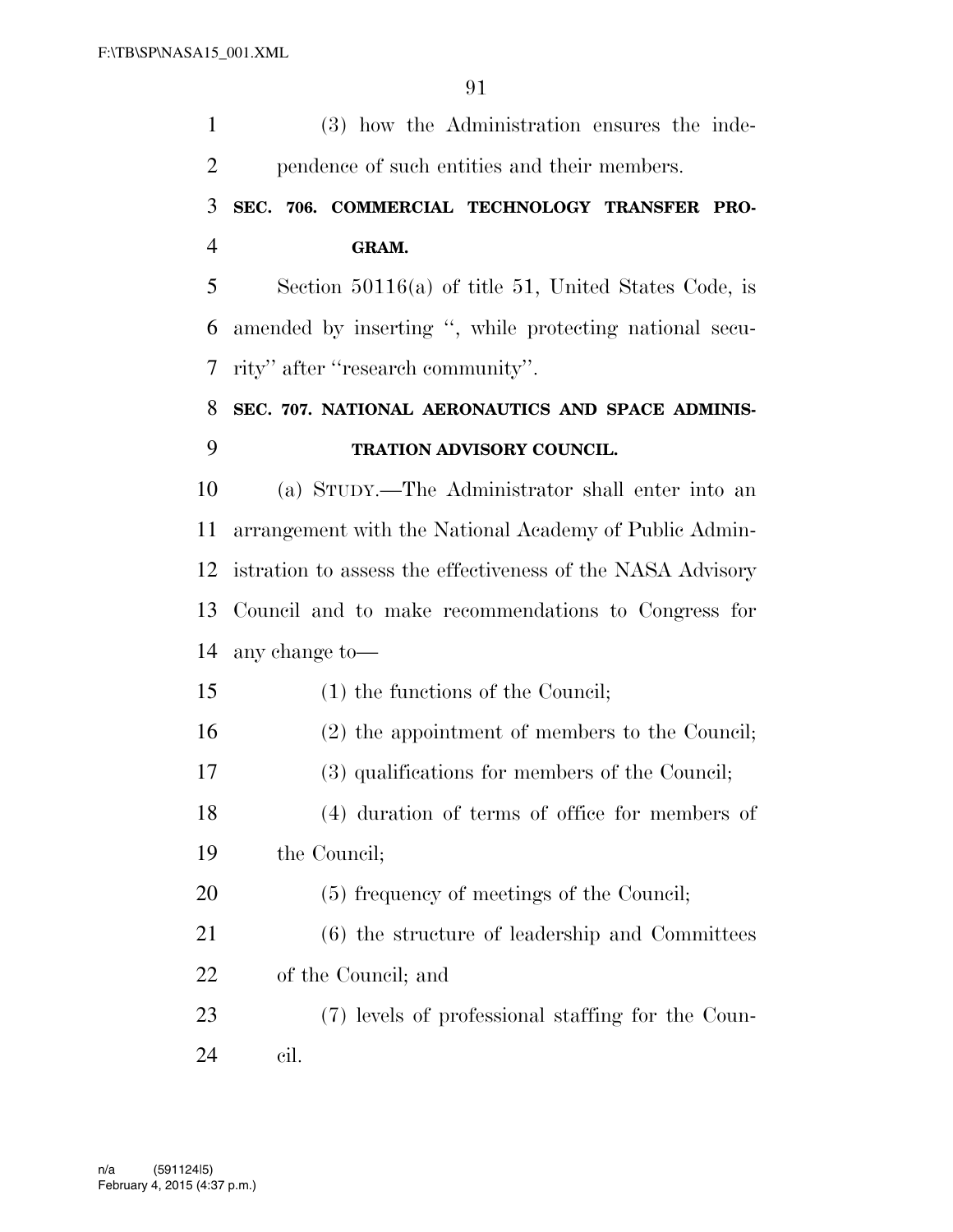(3) how the Administration ensures the independence of such entities and their members.

### SEC. 706. COMMERCIAL TECHNOLOGY TRANSFER PROGRAM.

Section 50116(a) of title 51, United States Code, is amended by inserting ", while protecting national security" after "research community".

### SEC. 707. NATIONAL AERONAUTICS AND SPACE ADMINISTRATION ADVISORY COUNCIL.

(a) STUDY.—The Administrator shall enter into an arrangement with the National Academy of Public Administration to assess the effectiveness of the NASA Advisory Council and to make recommendations to Congress for any change to—

(1) the functions of the Council;

(2) the appointment of members to the Council;

(3) qualifications for members of the Council;

(4) duration of terms of office for members of the Council;

(5) frequency of meetings of the Council;

(6) the structure of leadership and Committees of the Council; and

(7) levels of professional staffing for the Council.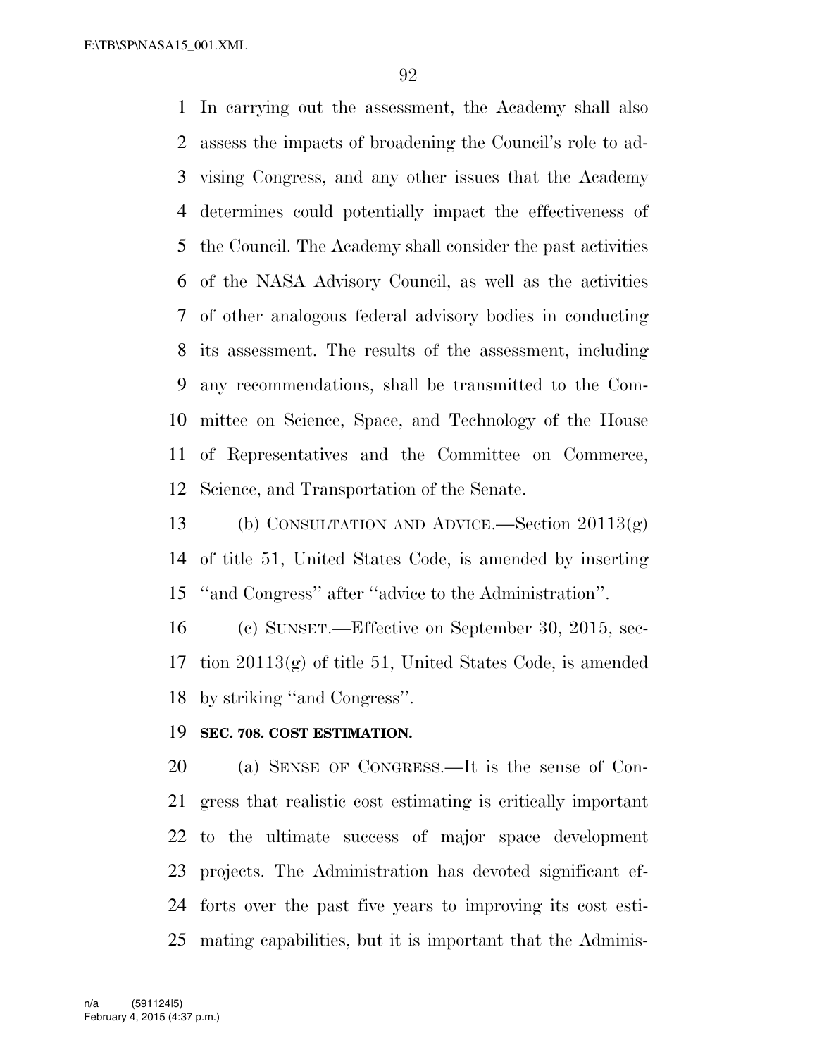In carrying out the assessment, the Academy shall also assess the impacts of broadening the Council's role to advising Congress, and any other issues that the Academy determines could potentially impact the effectiveness of the Council. The Academy shall consider the past activities of the NASA Advisory Council, as well as the activities of other analogous federal advisory bodies in conducting its assessment. The results of the assessment, including any recommendations, shall be transmitted to the Committee on Science, Space, and Technology of the House of Representatives and the Committee on Commerce, Science, and Transportation of the Senate.

(b) CONSULTATION AND ADVICE.—Section 20113(g) of title 51, United States Code, is amended by inserting ''and Congress'' after ''advice to the Administration''.

(c) SUNSET.—Effective on September 30, 2015, section 20113(g) of title 51, United States Code, is amended by striking ''and Congress''.

**SEC. 708. COST ESTIMATION.**

(a) SENSE OF CONGRESS.—It is the sense of Congress that realistic cost estimating is critically important to the ultimate success of major space development projects. The Administration has devoted significant efforts over the past five years to improving its cost estimating capabilities, but it is important that the Adminis-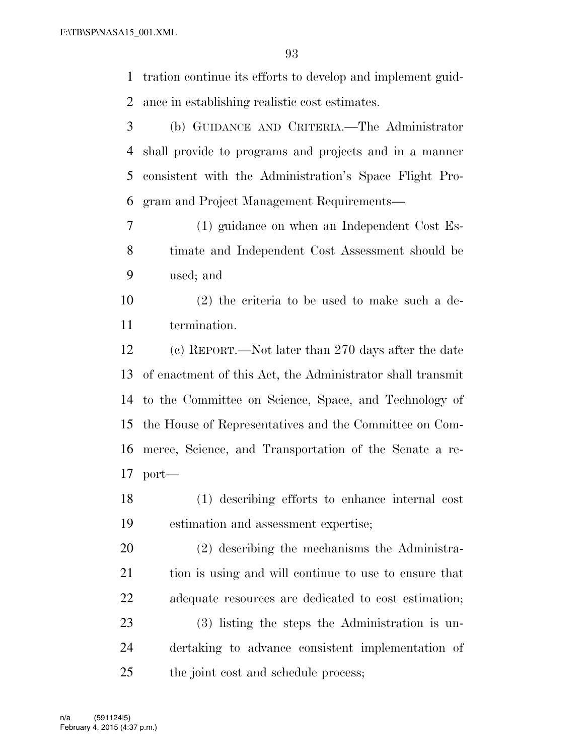tration continue its efforts to develop and implement guidance in establishing realistic cost estimates.

(b) GUIDANCE AND CRITERIA.—The Administrator shall provide to programs and projects and in a manner consistent with the Administration's Space Flight Program and Project Management Requirements—

(1) guidance on when an Independent Cost Estimate and Independent Cost Assessment should be used; and

(2) the criteria to be used to make such a determination.

(c) REPORT.—Not later than 270 days after the date of enactment of this Act, the Administrator shall transmit to the Committee on Science, Space, and Technology of the House of Representatives and the Committee on Commerce, Science, and Transportation of the Senate a report—

(1) describing efforts to enhance internal cost estimation and assessment expertise;

(2) describing the mechanisms the Administration is using and will continue to use to ensure that adequate resources are dedicated to cost estimation;

(3) listing the steps the Administration is undertaking to advance consistent implementation of the joint cost and schedule process;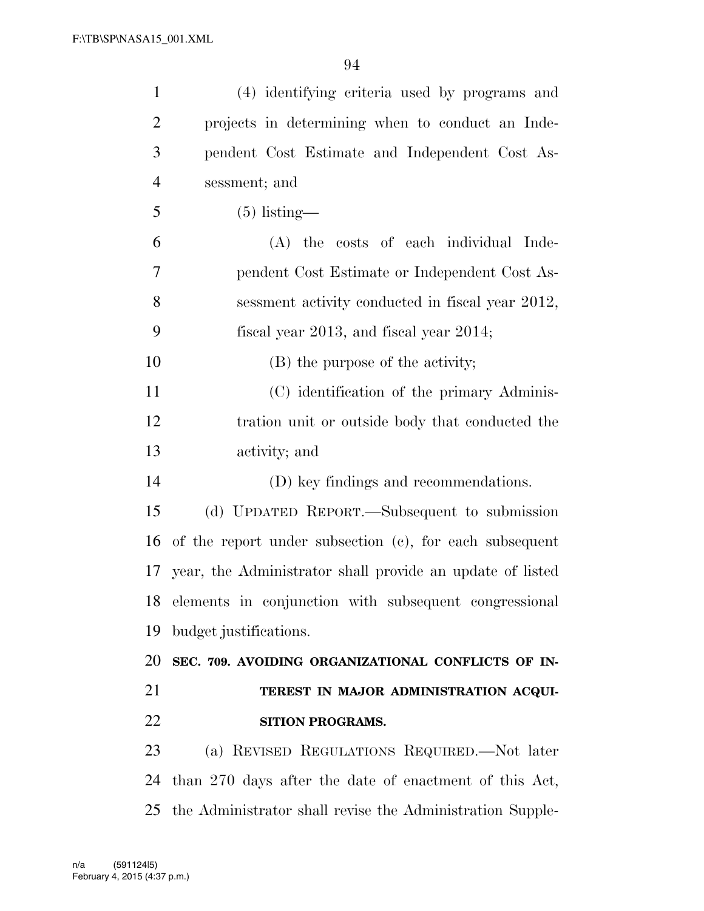(4) identifying criteria used by programs and projects in determining when to conduct an Independent Cost Estimate and Independent Cost Assessment; and

(5) listing—

(A) the costs of each individual Independent Cost Estimate or Independent Cost Assessment activity conducted in fiscal year 2012, fiscal year 2013, and fiscal year 2014;

(B) the purpose of the activity;

(C) identification of the primary Administration unit or outside body that conducted the activity; and

(D) key findings and recommendations.

(d) UPDATED REPORT.—Subsequent to submission of the report under subsection (c), for each subsequent year, the Administrator shall provide an update of listed elements in conjunction with subsequent congressional budget justifications.

**SEC. 709. AVOIDING ORGANIZATIONAL CONFLICTS OF INTEREST IN MAJOR ADMINISTRATION ACQUISITION PROGRAMS.**

(a) REVISED REGULATIONS REQUIRED.—Not later than 270 days after the date of enactment of this Act, the Administrator shall revise the Administration Supple-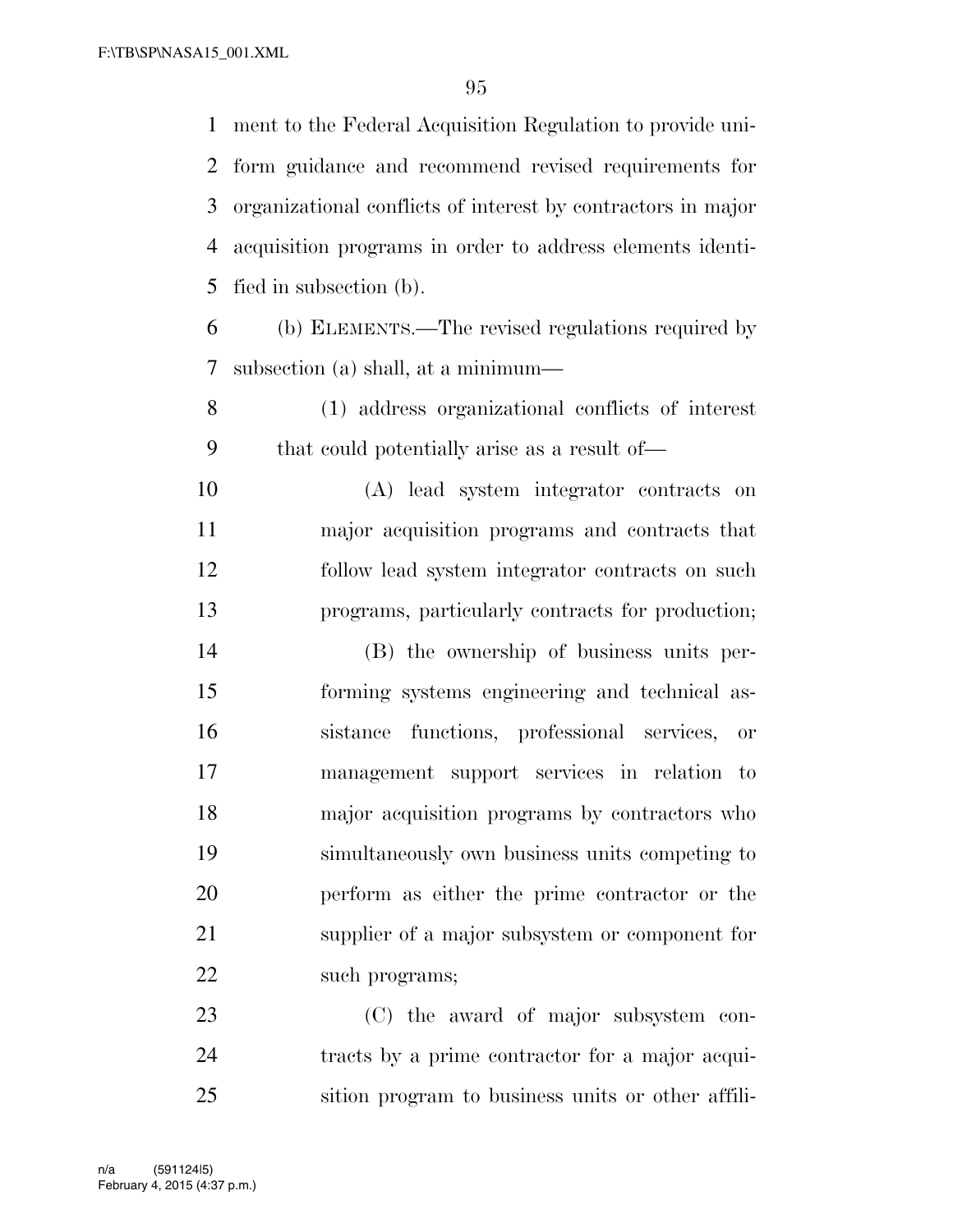ment to the Federal Acquisition Regulation to provide uniform guidance and recommend revised requirements for organizational conflicts of interest by contractors in major acquisition programs in order to address elements identified in subsection (b).

(b) ELEMENTS.—The revised regulations required by subsection (a) shall, at a minimum—

(1) address organizational conflicts of interest that could potentially arise as a result of—

(A) lead system integrator contracts on major acquisition programs and contracts that follow lead system integrator contracts on such programs, particularly contracts for production;

(B) the ownership of business units performing systems engineering and technical assistance functions, professional services, or management support services in relation to major acquisition programs by contractors who simultaneously own business units competing to perform as either the prime contractor or the supplier of a major subsystem or component for such programs;

(C) the award of major subsystem contracts by a prime contractor for a major acquisition program to business units or other affili-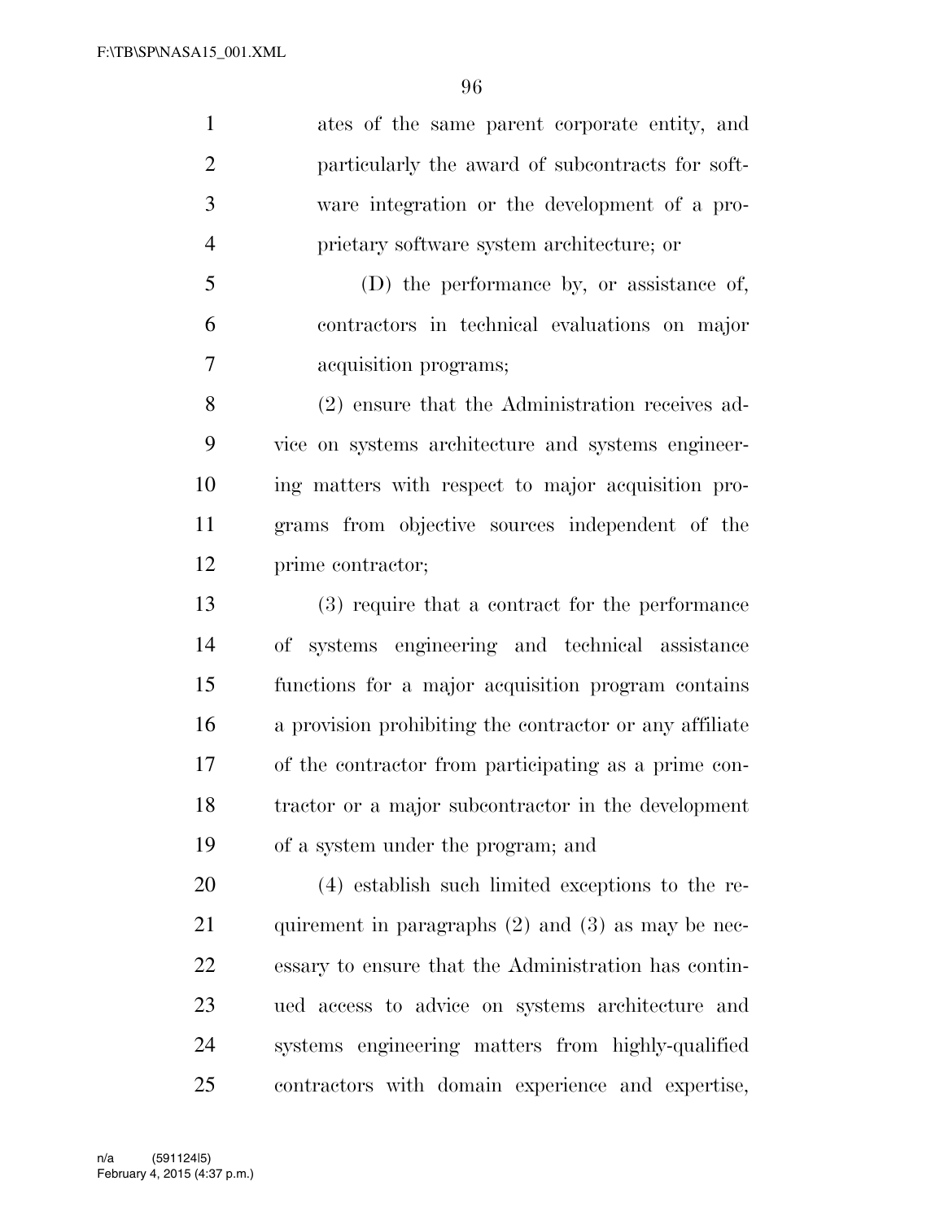ates of the same parent corporate entity, and particularly the award of subcontracts for software integration or the development of a proprietary software system architecture; or

(D) the performance by, or assistance of, contractors in technical evaluations on major acquisition programs;

(2) ensure that the Administration receives advice on systems architecture and systems engineering matters with respect to major acquisition programs from objective sources independent of the prime contractor;

(3) require that a contract for the performance of systems engineering and technical assistance functions for a major acquisition program contains a provision prohibiting the contractor or any affiliate of the contractor from participating as a prime contractor or a major subcontractor in the development of a system under the program; and

(4) establish such limited exceptions to the requirement in paragraphs (2) and (3) as may be necessary to ensure that the Administration has continued access to advice on systems architecture and systems engineering matters from highly-qualified contractors with domain experience and expertise,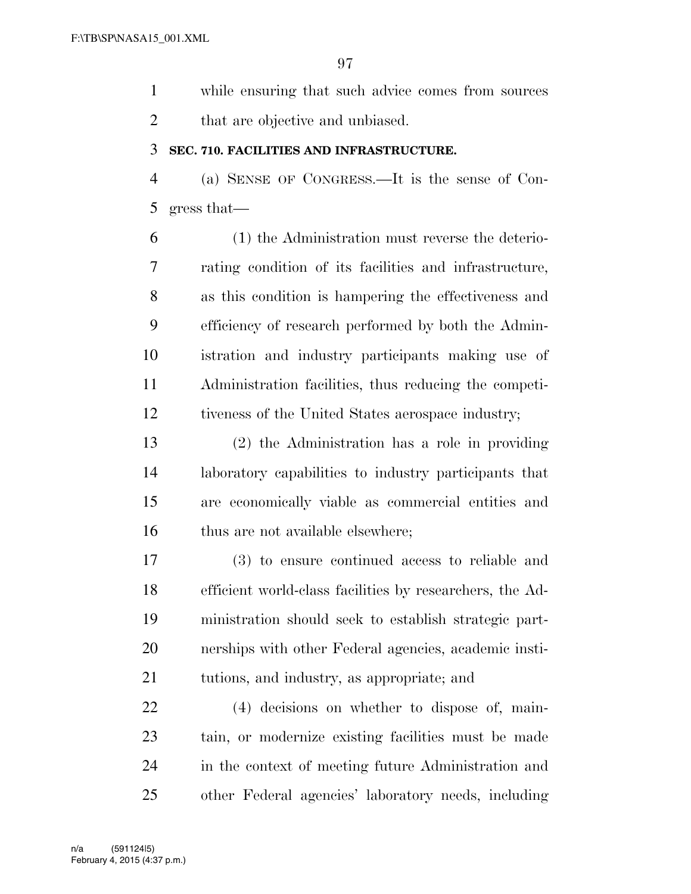while ensuring that such advice comes from sources that are objective and unbiased.

**SEC. 710. FACILITIES AND INFRASTRUCTURE.**

(a) SENSE OF CONGRESS.—It is the sense of Congress that—

(1) the Administration must reverse the deteriorating condition of its facilities and infrastructure, as this condition is hampering the effectiveness and efficiency of research performed by both the Administration and industry participants making use of Administration facilities, thus reducing the competitiveness of the United States aerospace industry;

(2) the Administration has a role in providing laboratory capabilities to industry participants that are economically viable as commercial entities and thus are not available elsewhere;

(3) to ensure continued access to reliable and efficient world-class facilities by researchers, the Administration should seek to establish strategic partnerships with other Federal agencies, academic institutions, and industry, as appropriate; and

(4) decisions on whether to dispose of, maintain, or modernize existing facilities must be made in the context of meeting future Administration and other Federal agencies' laboratory needs, including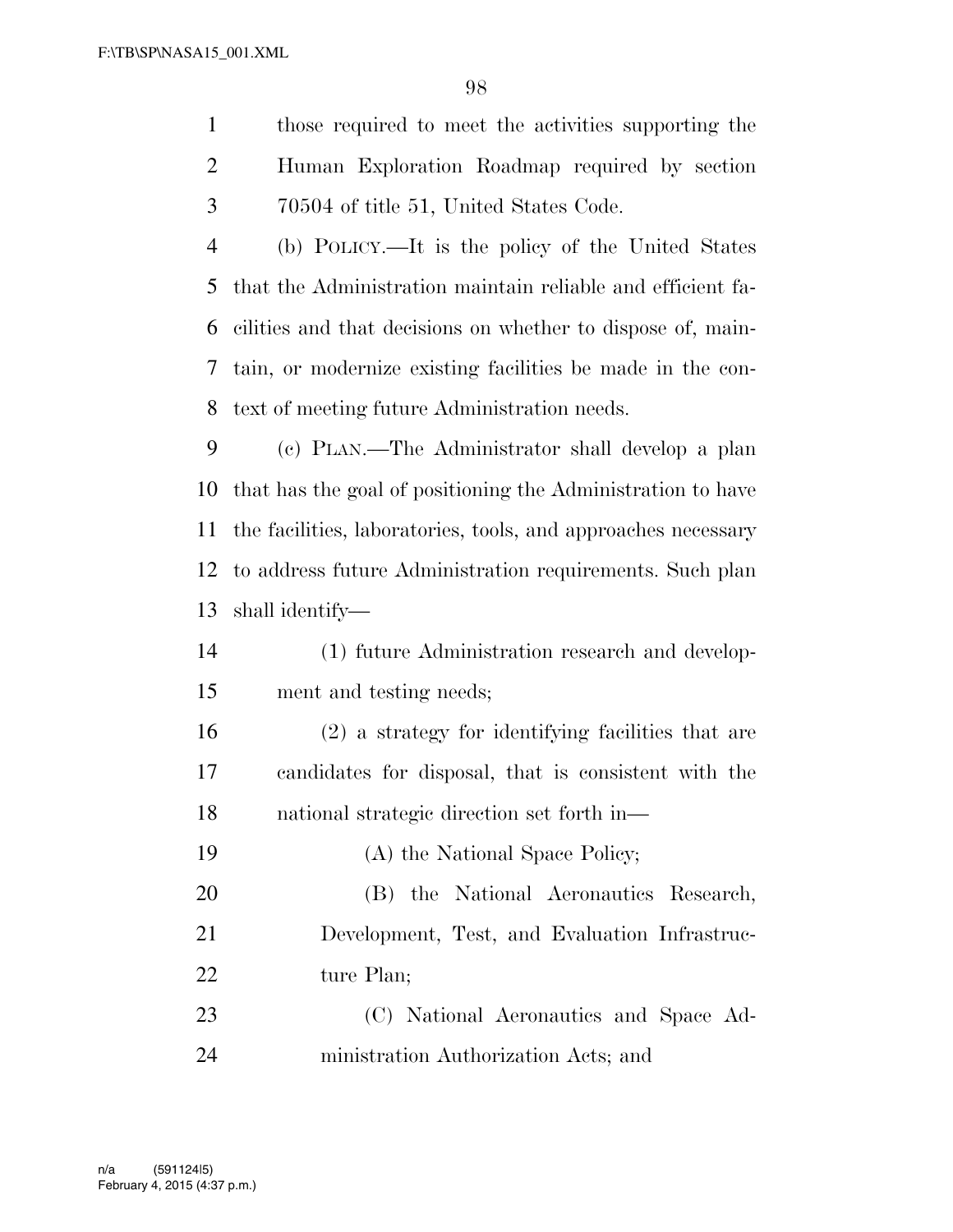those required to meet the activities supporting the Human Exploration Roadmap required by section 70504 of title 51, United States Code.

(b) POLICY.—It is the policy of the United States that the Administration maintain reliable and efficient facilities and that decisions on whether to dispose of, maintain, or modernize existing facilities be made in the context of meeting future Administration needs.

(c) PLAN.—The Administrator shall develop a plan that has the goal of positioning the Administration to have the facilities, laboratories, tools, and approaches necessary to address future Administration requirements. Such plan shall identify—

(1) future Administration research and development and testing needs;

(2) a strategy for identifying facilities that are candidates for disposal, that is consistent with the national strategic direction set forth in—

(A) the National Space Policy;

(B) the National Aeronautics Research, Development, Test, and Evaluation Infrastructure Plan;

(C) National Aeronautics and Space Administration Authorization Acts; and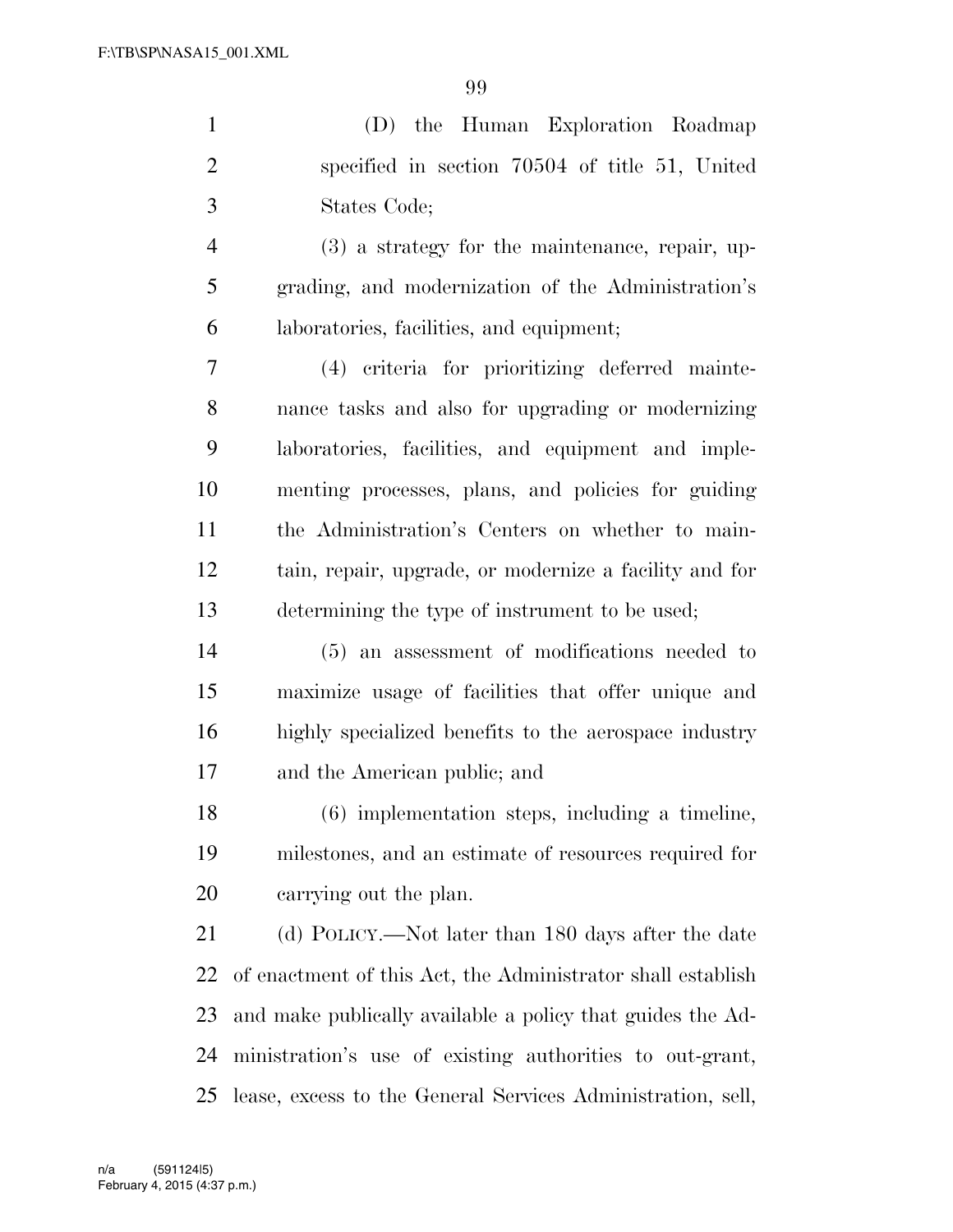(D) the Human Exploration Roadmap specified in section 70504 of title 51, United States Code;

(3) a strategy for the maintenance, repair, upgrading, and modernization of the Administration's laboratories, facilities, and equipment;

(4) criteria for prioritizing deferred maintenance tasks and also for upgrading or modernizing laboratories, facilities, and equipment and implementing processes, plans, and policies for guiding the Administration's Centers on whether to maintain, repair, upgrade, or modernize a facility and for determining the type of instrument to be used;

(5) an assessment of modifications needed to maximize usage of facilities that offer unique and highly specialized benefits to the aerospace industry and the American public; and

(6) implementation steps, including a timeline, milestones, and an estimate of resources required for carrying out the plan.

(d) POLICY.—Not later than 180 days after the date of enactment of this Act, the Administrator shall establish and make publically available a policy that guides the Administration's use of existing authorities to out-grant, lease, excess to the General Services Administration, sell,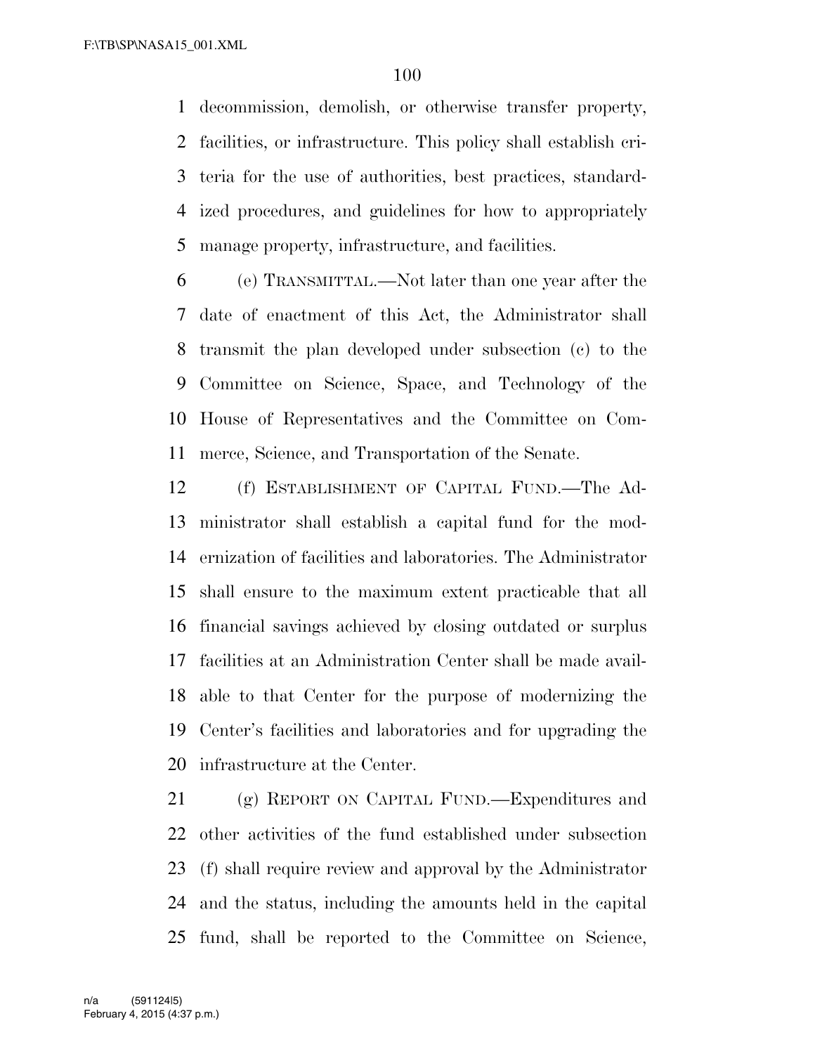decommission, demolish, or otherwise transfer property, facilities, or infrastructure. This policy shall establish criteria for the use of authorities, best practices, standardized procedures, and guidelines for how to appropriately manage property, infrastructure, and facilities.

(e) TRANSMITTAL.—Not later than one year after the date of enactment of this Act, the Administrator shall transmit the plan developed under subsection (c) to the Committee on Science, Space, and Technology of the House of Representatives and the Committee on Commerce, Science, and Transportation of the Senate.

(f) ESTABLISHMENT OF CAPITAL FUND.—The Administrator shall establish a capital fund for the modernization of facilities and laboratories. The Administrator shall ensure to the maximum extent practicable that all financial savings achieved by closing outdated or surplus facilities at an Administration Center shall be made available to that Center for the purpose of modernizing the Center's facilities and laboratories and for upgrading the infrastructure at the Center.

(g) REPORT ON CAPITAL FUND.—Expenditures and other activities of the fund established under subsection (f) shall require review and approval by the Administrator and the status, including the amounts held in the capital fund, shall be reported to the Committee on Science,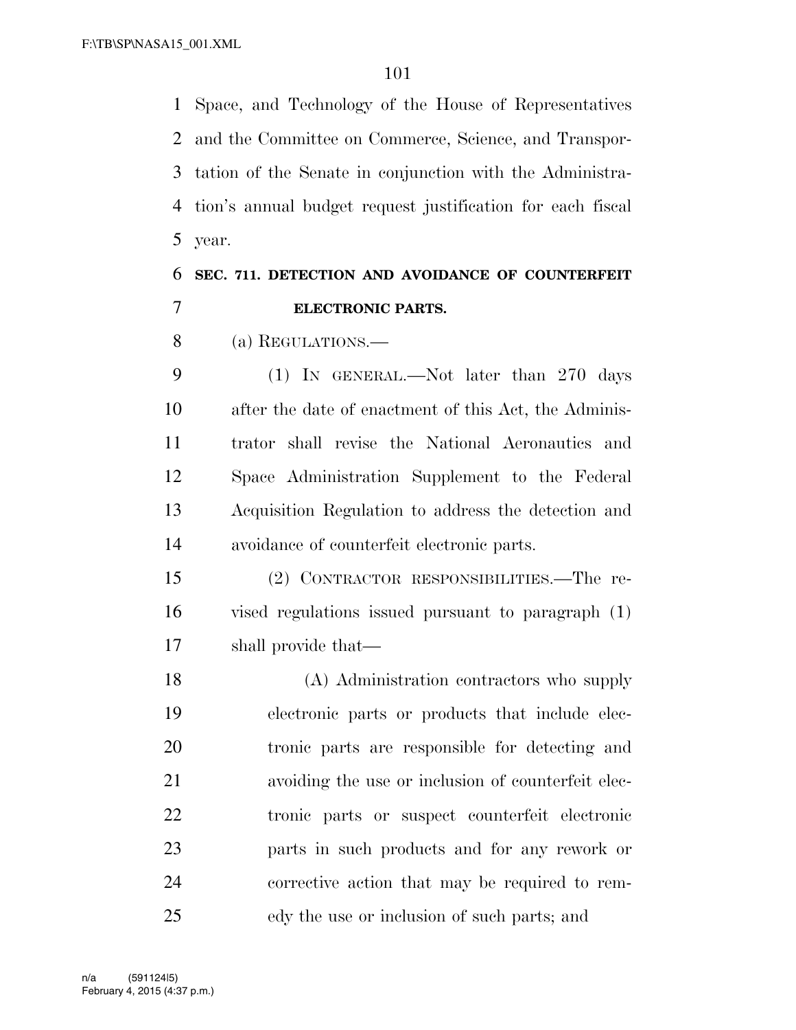Space, and Technology of the House of Representatives and the Committee on Commerce, Science, and Transportation of the Senate in conjunction with the Administration's annual budget request justification for each fiscal year.

**SEC. 711. DETECTION AND AVOIDANCE OF COUNTERFEIT ELECTRONIC PARTS.**

(a) REGULATIONS.—

(1) IN GENERAL.—Not later than 270 days after the date of enactment of this Act, the Administrator shall revise the National Aeronautics and Space Administration Supplement to the Federal Acquisition Regulation to address the detection and avoidance of counterfeit electronic parts.

(2) CONTRACTOR RESPONSIBILITIES.—The revised regulations issued pursuant to paragraph (1) shall provide that—

(A) Administration contractors who supply electronic parts or products that include electronic parts are responsible for detecting and avoiding the use or inclusion of counterfeit electronic parts or suspect counterfeit electronic parts in such products and for any rework or corrective action that may be required to remedy the use or inclusion of such parts; and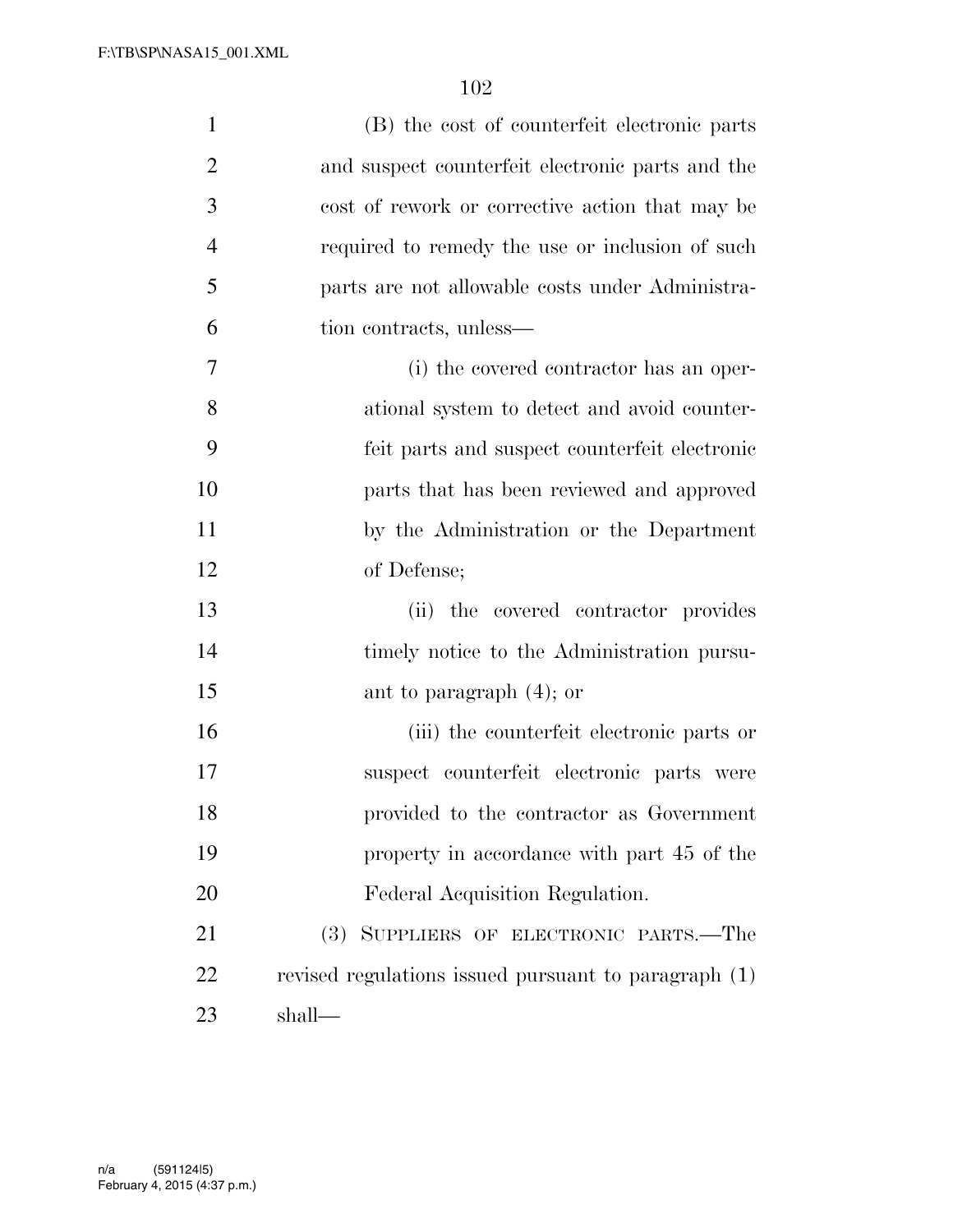(B) the cost of counterfeit electronic parts and suspect counterfeit electronic parts and the cost of rework or corrective action that may be required to remedy the use or inclusion of such parts are not allowable costs under Administration contracts, unless—

(i) the covered contractor has an operational system to detect and avoid counterfeit parts and suspect counterfeit electronic parts that has been reviewed and approved by the Administration or the Department of Defense;

(ii) the covered contractor provides timely notice to the Administration pursuant to paragraph (4); or

(iii) the counterfeit electronic parts or suspect counterfeit electronic parts were provided to the contractor as Government property in accordance with part 45 of the Federal Acquisition Regulation.

(3) SUPPLIERS OF ELECTRONIC PARTS.—The revised regulations issued pursuant to paragraph (1) shall—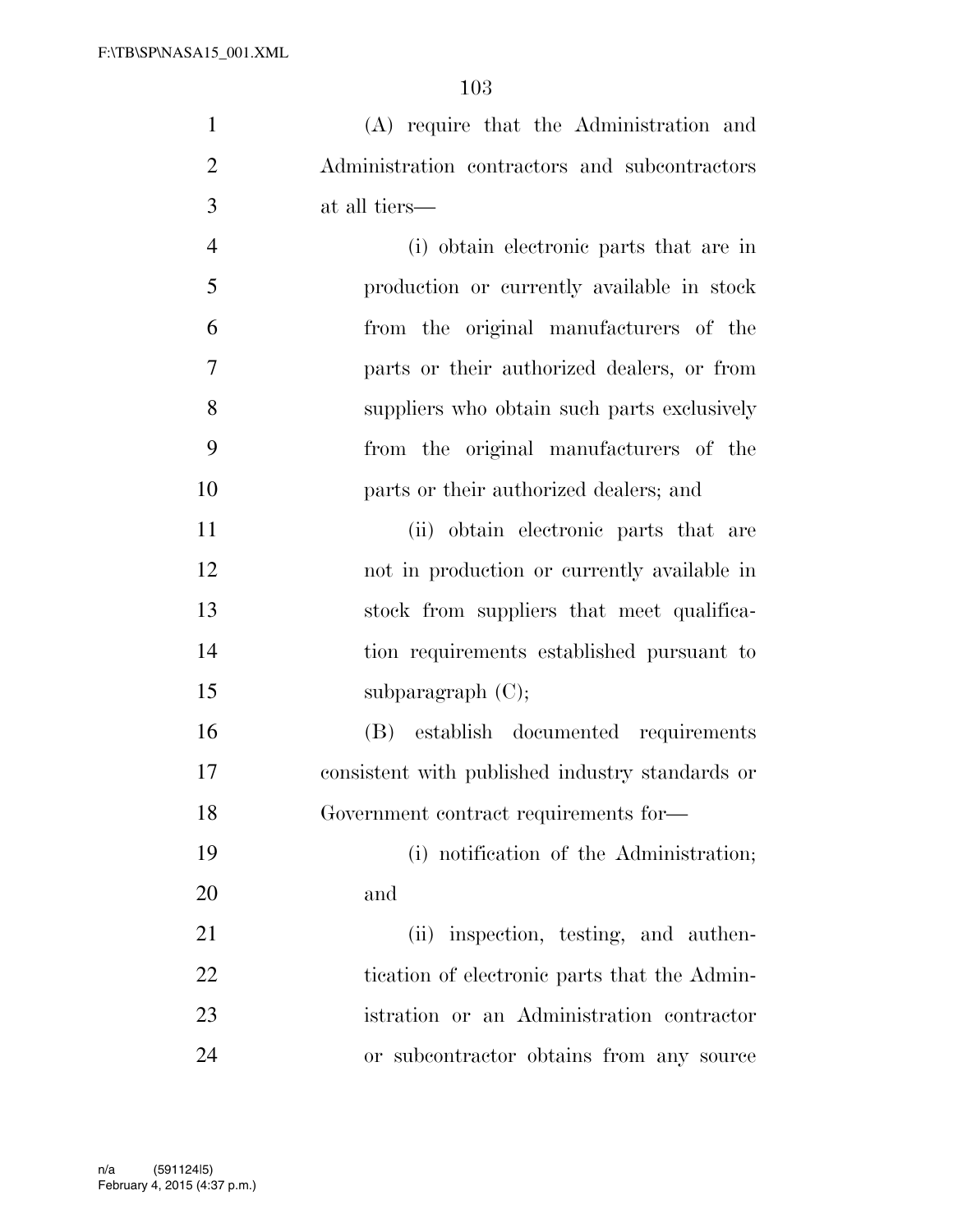(A) require that the Administration and Administration contractors and subcontractors at all tiers—

(i) obtain electronic parts that are in production or currently available in stock from the original manufacturers of the parts or their authorized dealers, or from suppliers who obtain such parts exclusively from the original manufacturers of the parts or their authorized dealers; and

(ii) obtain electronic parts that are not in production or currently available in stock from suppliers that meet qualification requirements established pursuant to subparagraph (C);

(B) establish documented requirements consistent with published industry standards or Government contract requirements for—

(i) notification of the Administration; and

(ii) inspection, testing, and authentication of electronic parts that the Administration or an Administration contractor or subcontractor obtains from any source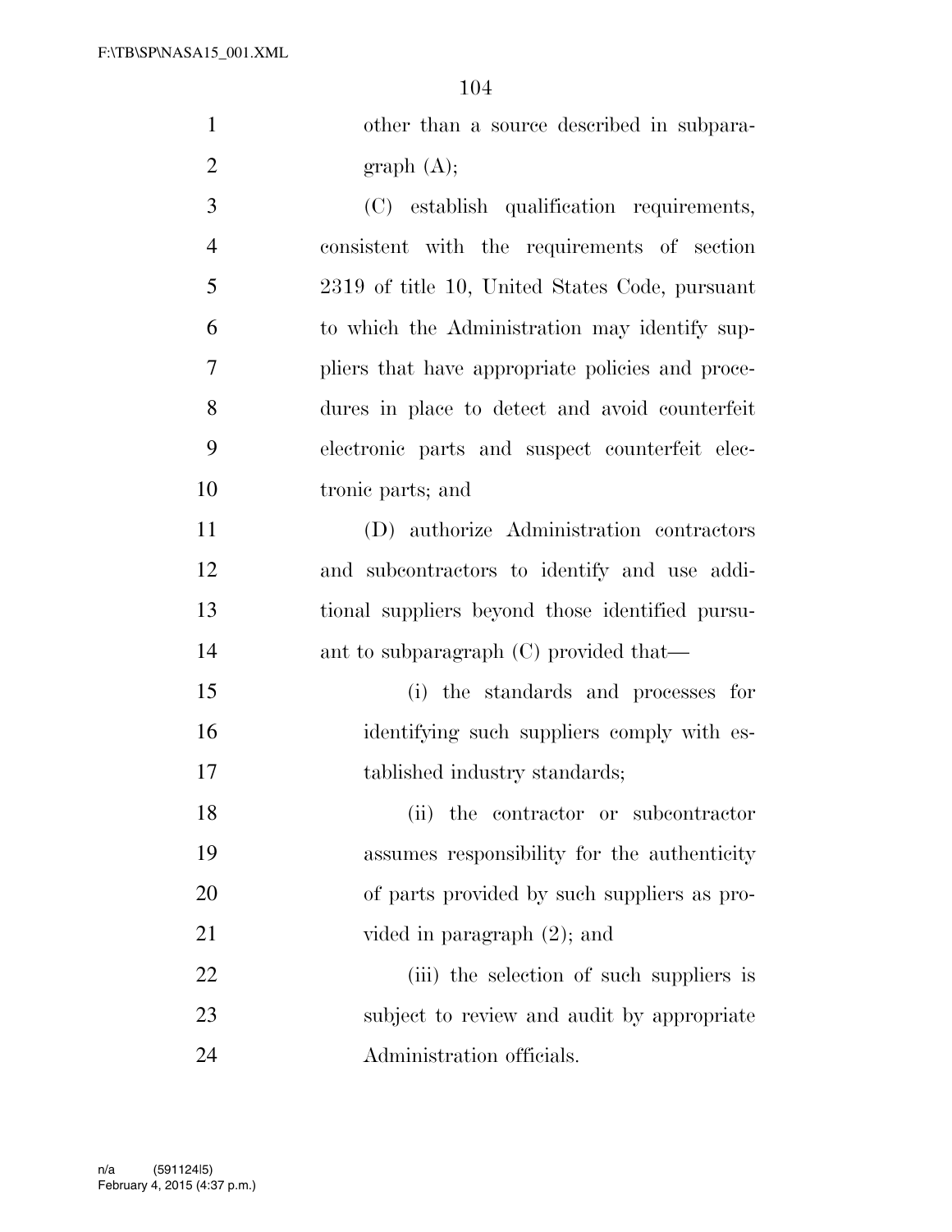other than a source described in subparagraph (A);

(C) establish qualification requirements, consistent with the requirements of section 2319 of title 10, United States Code, pursuant to which the Administration may identify suppliers that have appropriate policies and procedures in place to detect and avoid counterfeit electronic parts and suspect counterfeit electronic parts; and

(D) authorize Administration contractors and subcontractors to identify and use additional suppliers beyond those identified pursuant to subparagraph (C) provided that—

(i) the standards and processes for identifying such suppliers comply with established industry standards;

(ii) the contractor or subcontractor assumes responsibility for the authenticity of parts provided by such suppliers as provided in paragraph (2); and

(iii) the selection of such suppliers is subject to review and audit by appropriate Administration officials.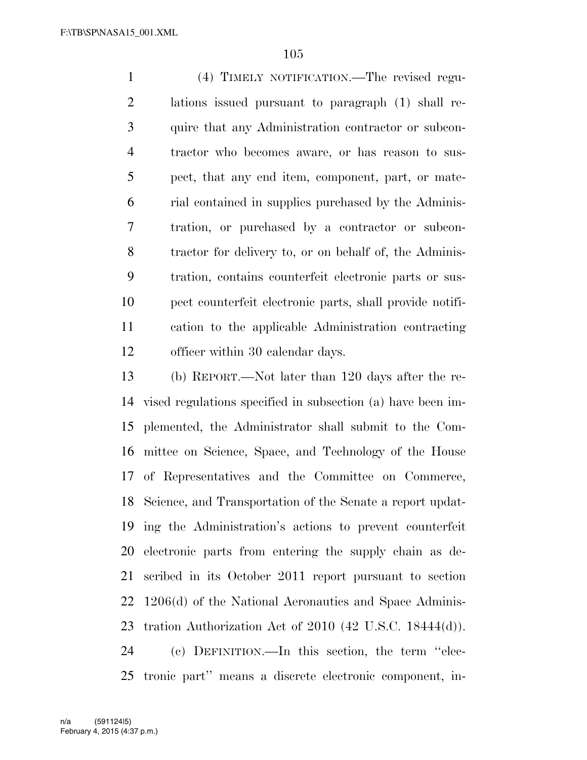(4) TIMELY NOTIFICATION.—The revised regulations issued pursuant to paragraph (1) shall require that any Administration contractor or subcontractor who becomes aware, or has reason to suspect, that any end item, component, part, or material contained in supplies purchased by the Administration, or purchased by a contractor or subcontractor for delivery to, or on behalf of, the Administration, contains counterfeit electronic parts or suspect counterfeit electronic parts, shall provide notification to the applicable Administration contracting officer within 30 calendar days.

(b) REPORT.—Not later than 120 days after the revised regulations specified in subsection (a) have been implemented, the Administrator shall submit to the Committee on Science, Space, and Technology of the House of Representatives and the Committee on Commerce, Science, and Transportation of the Senate a report updating the Administration's actions to prevent counterfeit electronic parts from entering the supply chain as described in its October 2011 report pursuant to section 1206(d) of the National Aeronautics and Space Administration Authorization Act of 2010 (42 U.S.C. 18444(d)).

(c) DEFINITION.—In this section, the term "electronic part" means a discrete electronic component, in-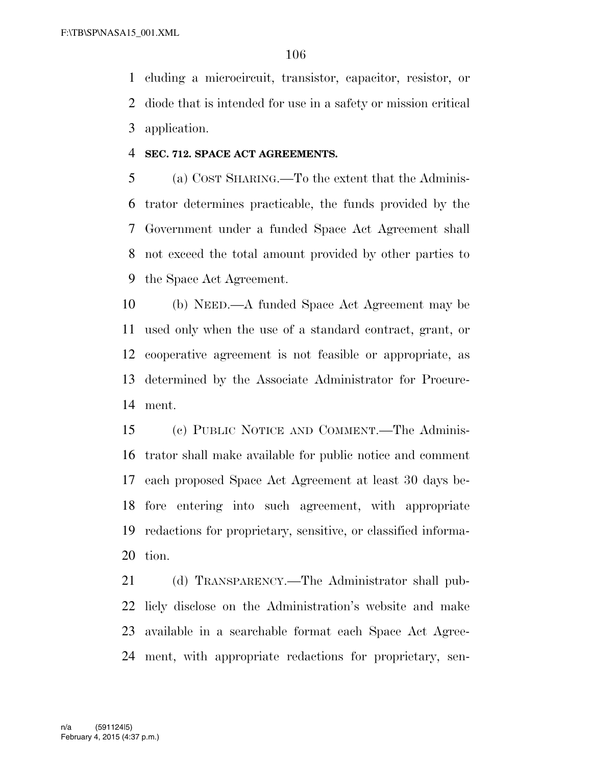cluding a microcircuit, transistor, capacitor, resistor, or diode that is intended for use in a safety or mission critical application.

**SEC. 712. SPACE ACT AGREEMENTS.**

(a) COST SHARING.—To the extent that the Administrator determines practicable, the funds provided by the Government under a funded Space Act Agreement shall not exceed the total amount provided by other parties to the Space Act Agreement.

(b) NEED.—A funded Space Act Agreement may be used only when the use of a standard contract, grant, or cooperative agreement is not feasible or appropriate, as determined by the Associate Administrator for Procurement.

(c) PUBLIC NOTICE AND COMMENT.—The Administrator shall make available for public notice and comment each proposed Space Act Agreement at least 30 days before entering into such agreement, with appropriate redactions for proprietary, sensitive, or classified information.

(d) TRANSPARENCY.—The Administrator shall publicly disclose on the Administration's website and make available in a searchable format each Space Act Agreement, with appropriate redactions for proprietary, sen-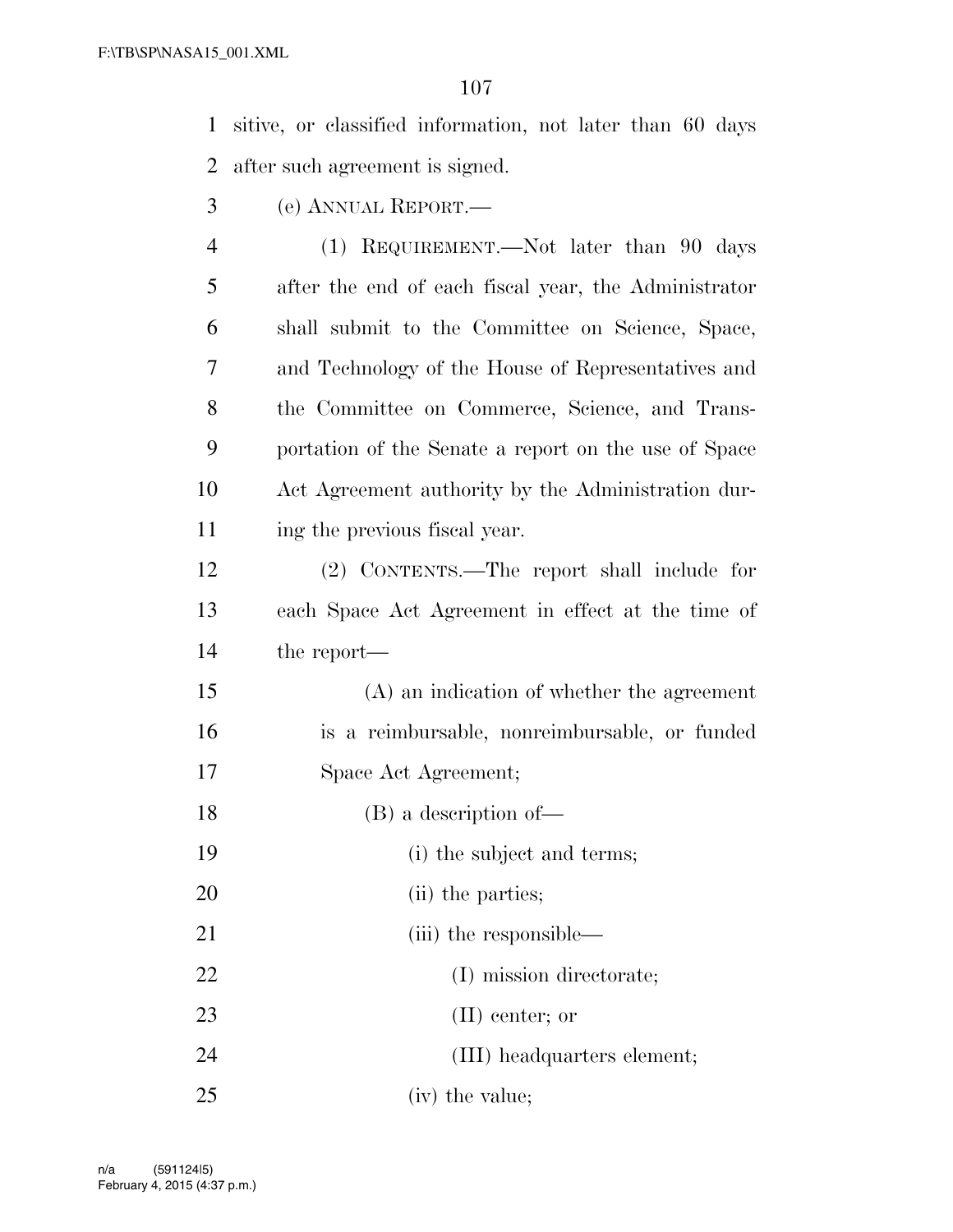sitive, or classified information, not later than 60 days after such agreement is signed.

(e) ANNUAL REPORT.—

(1) REQUIREMENT.—Not later than 90 days after the end of each fiscal year, the Administrator shall submit to the Committee on Science, Space, and Technology of the House of Representatives and the Committee on Commerce, Science, and Transportation of the Senate a report on the use of Space Act Agreement authority by the Administration during the previous fiscal year.

(2) CONTENTS.—The report shall include for each Space Act Agreement in effect at the time of the report—

(A) an indication of whether the agreement is a reimbursable, nonreimbursable, or funded Space Act Agreement;

(B) a description of—

(i) the subject and terms;

(ii) the parties;

(iii) the responsible—

(I) mission directorate;

(II) center; or

(III) headquarters element;

(iv) the value;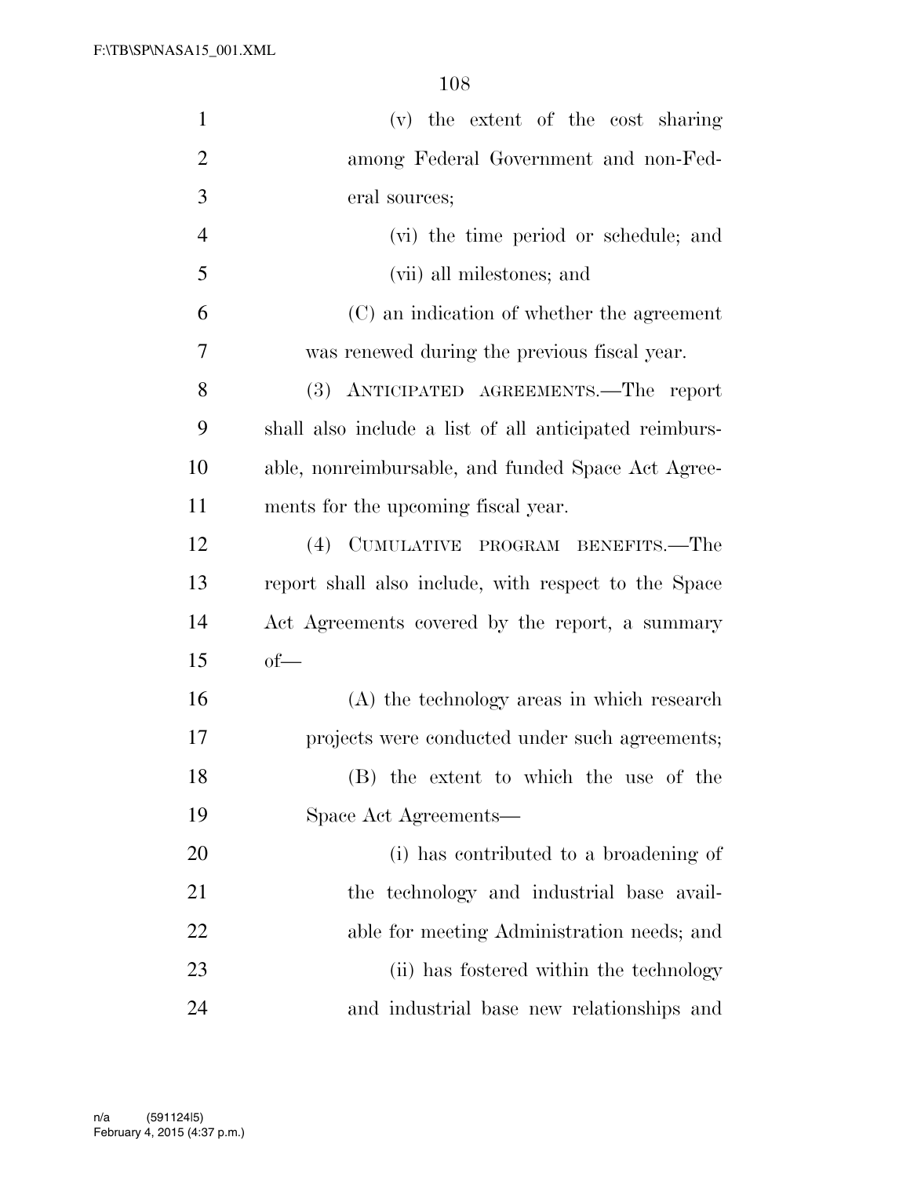(v) the extent of the cost sharing among Federal Government and non-Federal sources;

(vi) the time period or schedule; and

(vii) all milestones; and

(C) an indication of whether the agreement was renewed during the previous fiscal year.

(3) ANTICIPATED AGREEMENTS.—The report shall also include a list of all anticipated reimbursable, nonreimbursable, and funded Space Act Agreements for the upcoming fiscal year.

(4) CUMULATIVE PROGRAM BENEFITS.—The report shall also include, with respect to the Space Act Agreements covered by the report, a summary of—

(A) the technology areas in which research projects were conducted under such agreements;

(B) the extent to which the use of the Space Act Agreements—

(i) has contributed to a broadening of the technology and industrial base available for meeting Administration needs; and

(ii) has fostered within the technology and industrial base new relationships and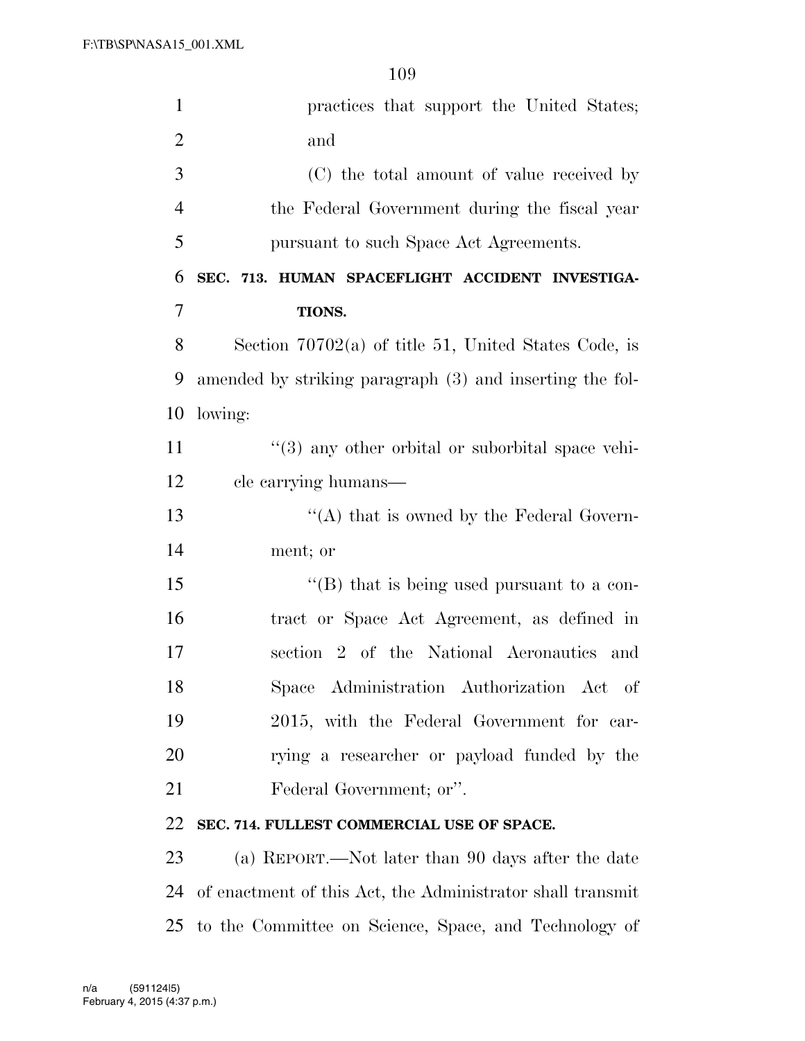practices that support the United States; and

(C) the total amount of value received by the Federal Government during the fiscal year pursuant to such Space Act Agreements.

**SEC. 713. HUMAN SPACEFLIGHT ACCIDENT INVESTIGATIONS.**

Section 70702(a) of title 51, United States Code, is amended by striking paragraph (3) and inserting the following:

''(3) any other orbital or suborbital space vehicle carrying humans—

''(A) that is owned by the Federal Government; or

''(B) that is being used pursuant to a contract or Space Act Agreement, as defined in section 2 of the National Aeronautics and Space Administration Authorization Act of 2015, with the Federal Government for carrying a researcher or payload funded by the Federal Government; or''.

**SEC. 714. FULLEST COMMERCIAL USE OF SPACE.**

(a) REPORT.—Not later than 90 days after the date of enactment of this Act, the Administrator shall transmit to the Committee on Science, Space, and Technology of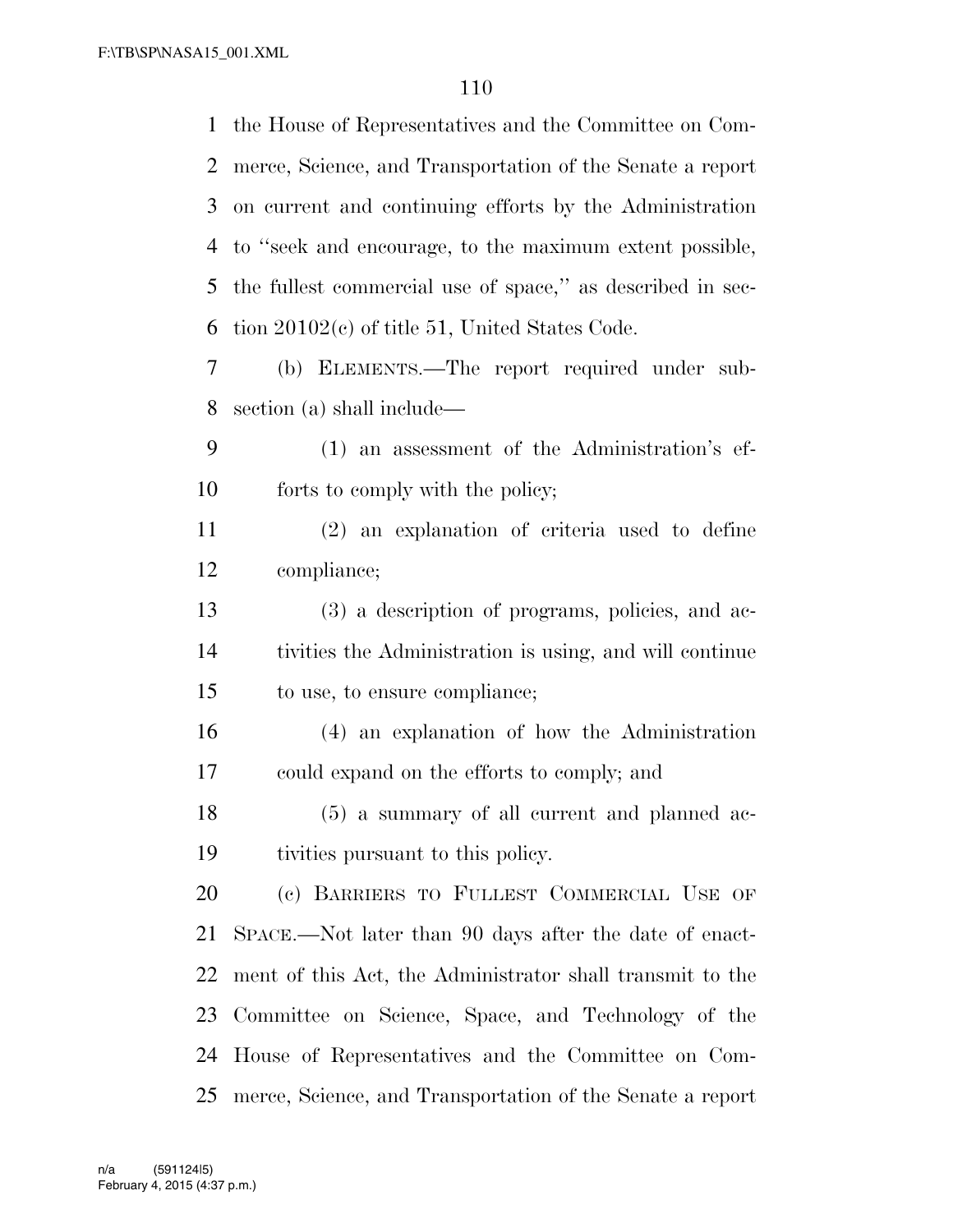the House of Representatives and the Committee on Commerce, Science, and Transportation of the Senate a report on current and continuing efforts by the Administration to "seek and encourage, to the maximum extent possible, the fullest commercial use of space," as described in section 20102(c) of title 51, United States Code.

(b) ELEMENTS.—The report required under subsection (a) shall include—

(1) an assessment of the Administration's efforts to comply with the policy;

(2) an explanation of criteria used to define compliance;

(3) a description of programs, policies, and activities the Administration is using, and will continue to use, to ensure compliance;

(4) an explanation of how the Administration could expand on the efforts to comply; and

(5) a summary of all current and planned activities pursuant to this policy.

(c) BARRIERS TO FULLEST COMMERCIAL USE OF SPACE.—Not later than 90 days after the date of enactment of this Act, the Administrator shall transmit to the Committee on Science, Space, and Technology of the House of Representatives and the Committee on Commerce, Science, and Transportation of the Senate a report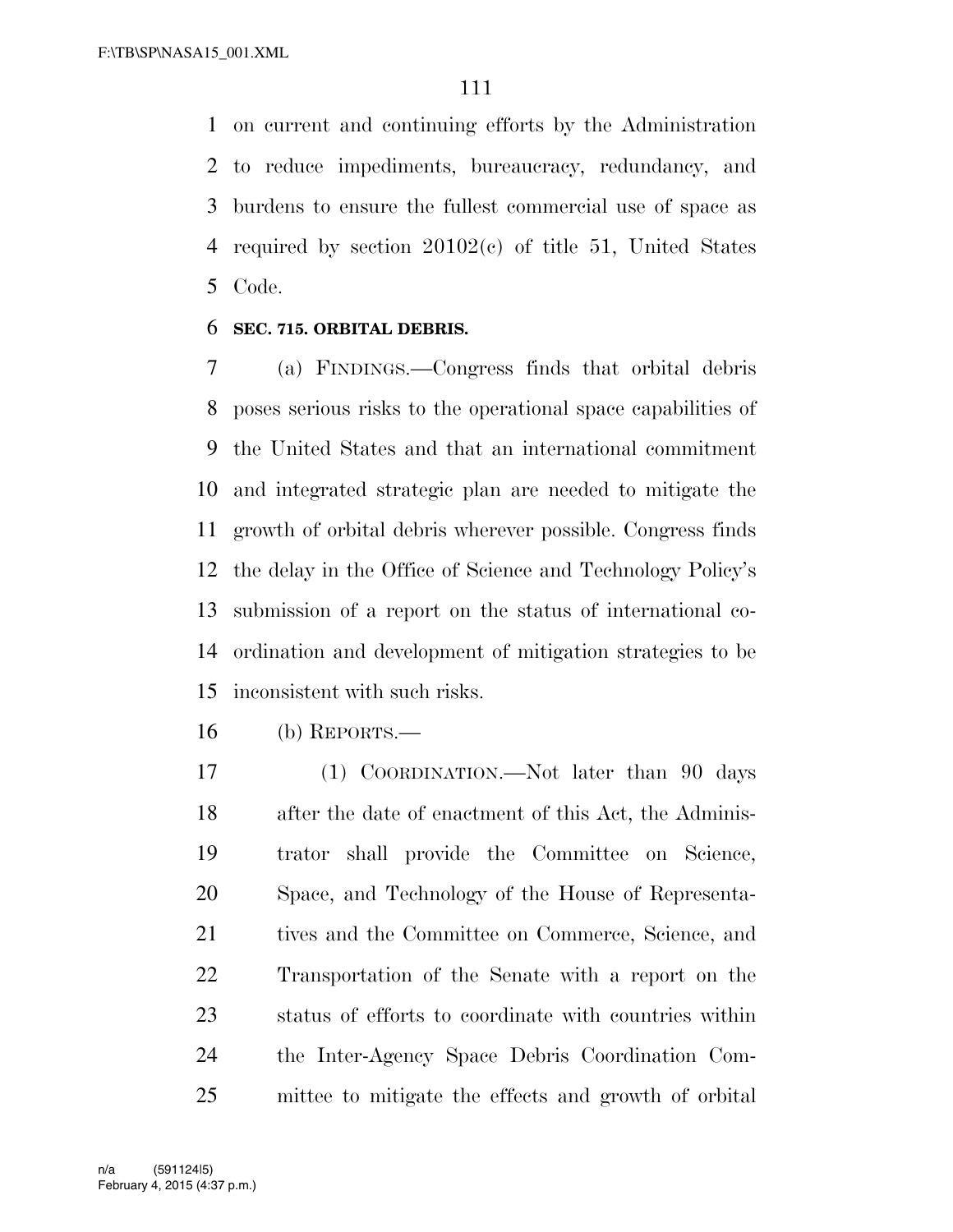on current and continuing efforts by the Administration to reduce impediments, bureaucracy, redundancy, and burdens to ensure the fullest commercial use of space as required by section 20102(c) of title 51, United States Code.

**SEC. 715. ORBITAL DEBRIS.**

(a) FINDINGS.—Congress finds that orbital debris poses serious risks to the operational space capabilities of the United States and that an international commitment and integrated strategic plan are needed to mitigate the growth of orbital debris wherever possible. Congress finds the delay in the Office of Science and Technology Policy's submission of a report on the status of international coordination and development of mitigation strategies to be inconsistent with such risks.

(b) REPORTS.—

(1) COORDINATION.—Not later than 90 days after the date of enactment of this Act, the Administrator shall provide the Committee on Science, Space, and Technology of the House of Representatives and the Committee on Commerce, Science, and Transportation of the Senate with a report on the status of efforts to coordinate with countries within the Inter-Agency Space Debris Coordination Committee to mitigate the effects and growth of orbital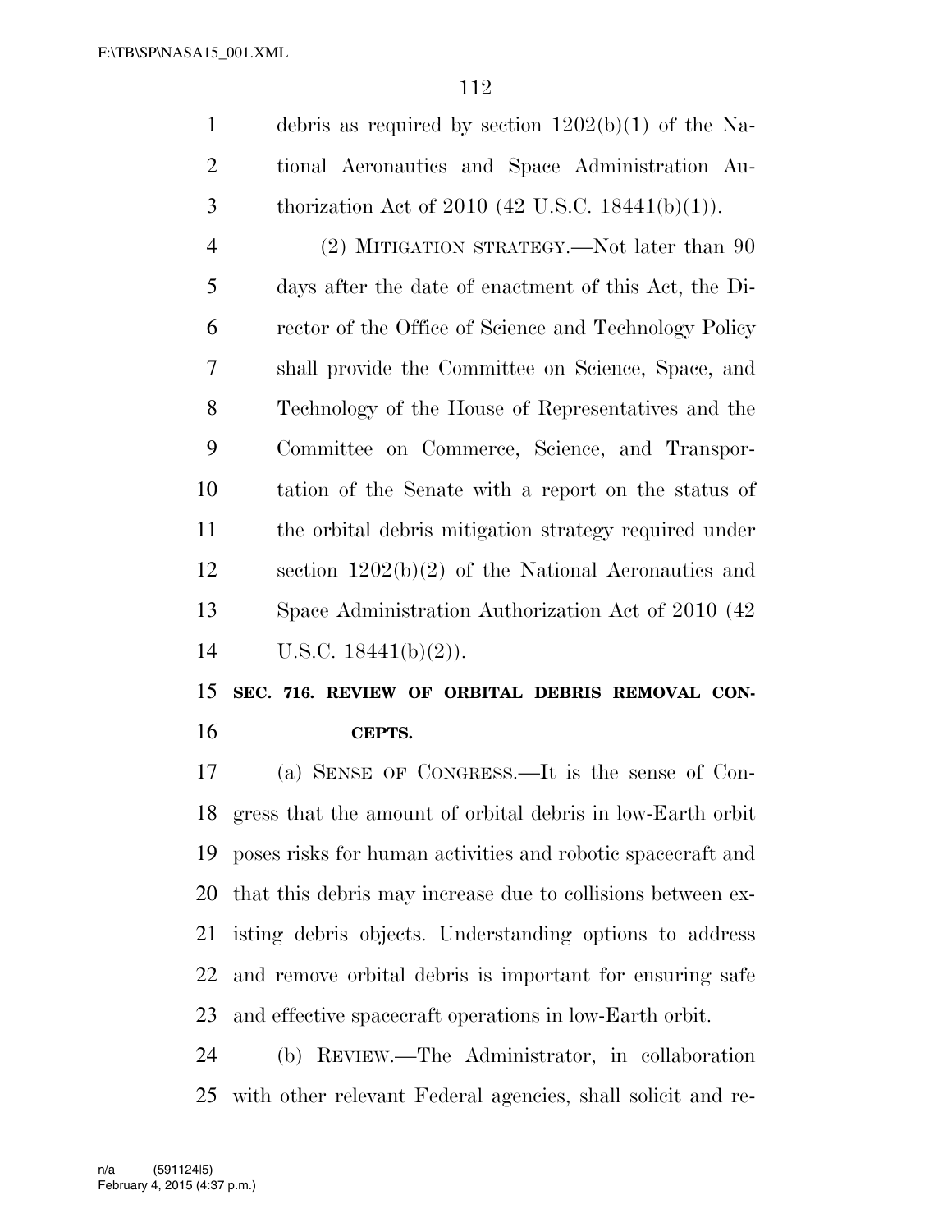debris as required by section 1202(b)(1) of the National Aeronautics and Space Administration Authorization Act of 2010 (42 U.S.C. 18441(b)(1)).

(2) MITIGATION STRATEGY.—Not later than 90 days after the date of enactment of this Act, the Director of the Office of Science and Technology Policy shall provide the Committee on Science, Space, and Technology of the House of Representatives and the Committee on Commerce, Science, and Transportation of the Senate with a report on the status of the orbital debris mitigation strategy required under section 1202(b)(2) of the National Aeronautics and Space Administration Authorization Act of 2010 (42 U.S.C. 18441(b)(2)).

**SEC. 716. REVIEW OF ORBITAL DEBRIS REMOVAL CONCEPTS.**

(a) SENSE OF CONGRESS.—It is the sense of Congress that the amount of orbital debris in low-Earth orbit poses risks for human activities and robotic spacecraft and that this debris may increase due to collisions between existing debris objects. Understanding options to address and remove orbital debris is important for ensuring safe and effective spacecraft operations in low-Earth orbit.

(b) REVIEW.—The Administrator, in collaboration with other relevant Federal agencies, shall solicit and re-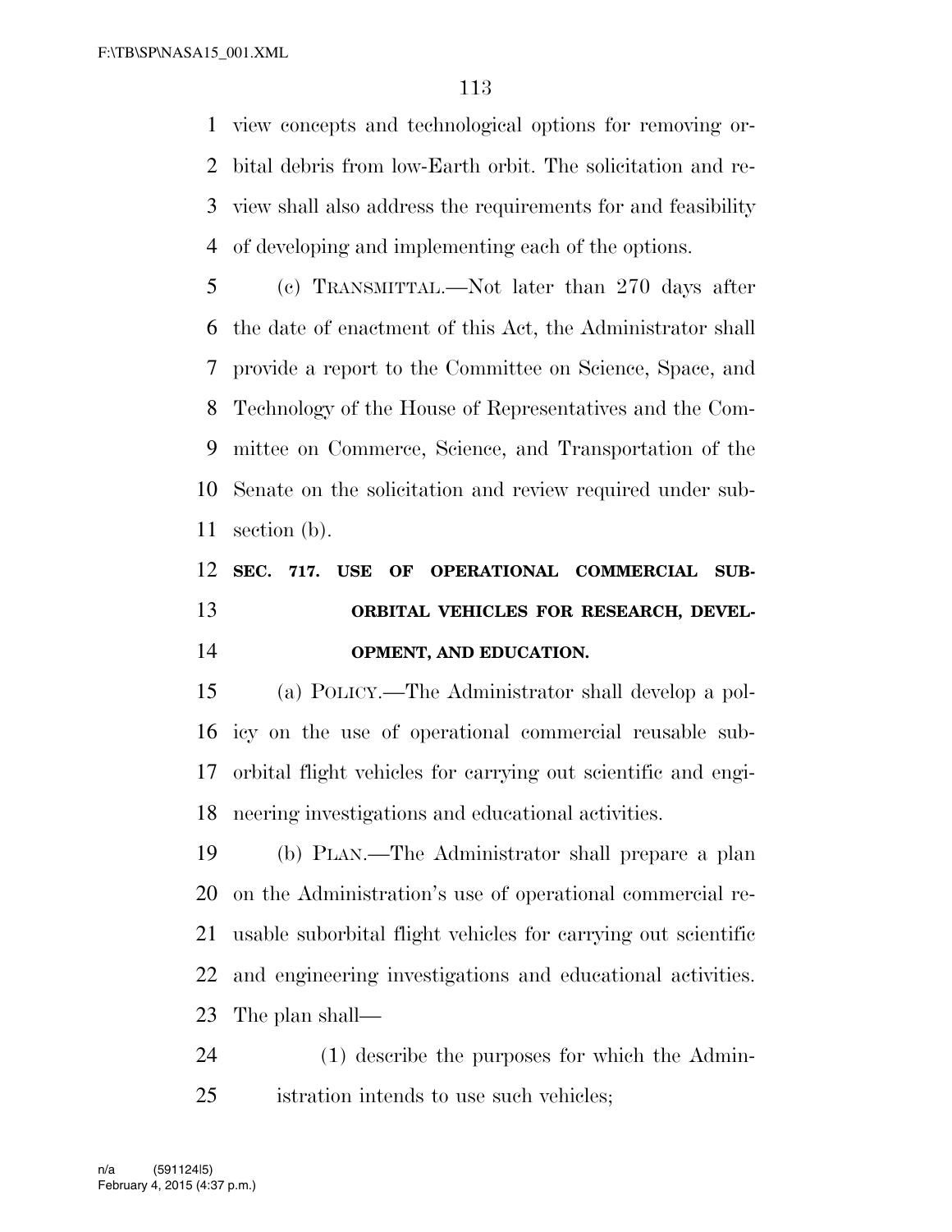view concepts and technological options for removing orbital debris from low-Earth orbit. The solicitation and review shall also address the requirements for and feasibility of developing and implementing each of the options.

(c) TRANSMITTAL.—Not later than 270 days after the date of enactment of this Act, the Administrator shall provide a report to the Committee on Science, Space, and Technology of the House of Representatives and the Committee on Commerce, Science, and Transportation of the Senate on the solicitation and review required under subsection (b).

**SEC. 717. USE OF OPERATIONAL COMMERCIAL SUBORBITAL VEHICLES FOR RESEARCH, DEVELOPMENT, AND EDUCATION.**

(a) POLICY.—The Administrator shall develop a policy on the use of operational commercial reusable suborbital flight vehicles for carrying out scientific and engineering investigations and educational activities.

(b) PLAN.—The Administrator shall prepare a plan on the Administration's use of operational commercial reusable suborbital flight vehicles for carrying out scientific and engineering investigations and educational activities. The plan shall—

(1) describe the purposes for which the Administration intends to use such vehicles;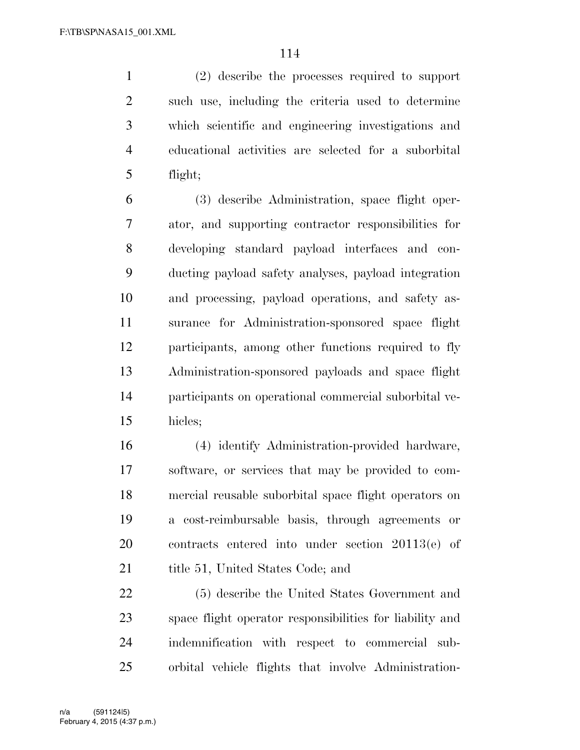(2) describe the processes required to support such use, including the criteria used to determine which scientific and engineering investigations and educational activities are selected for a suborbital flight;

(3) describe Administration, space flight operator, and supporting contractor responsibilities for developing standard payload interfaces and conducting payload safety analyses, payload integration and processing, payload operations, and safety assurance for Administration-sponsored space flight participants, among other functions required to fly Administration-sponsored payloads and space flight participants on operational commercial suborbital vehicles;

(4) identify Administration-provided hardware, software, or services that may be provided to commercial reusable suborbital space flight operators on a cost-reimbursable basis, through agreements or contracts entered into under section 20113(e) of title 51, United States Code; and

(5) describe the United States Government and space flight operator responsibilities for liability and indemnification with respect to commercial suborbital vehicle flights that involve Administration-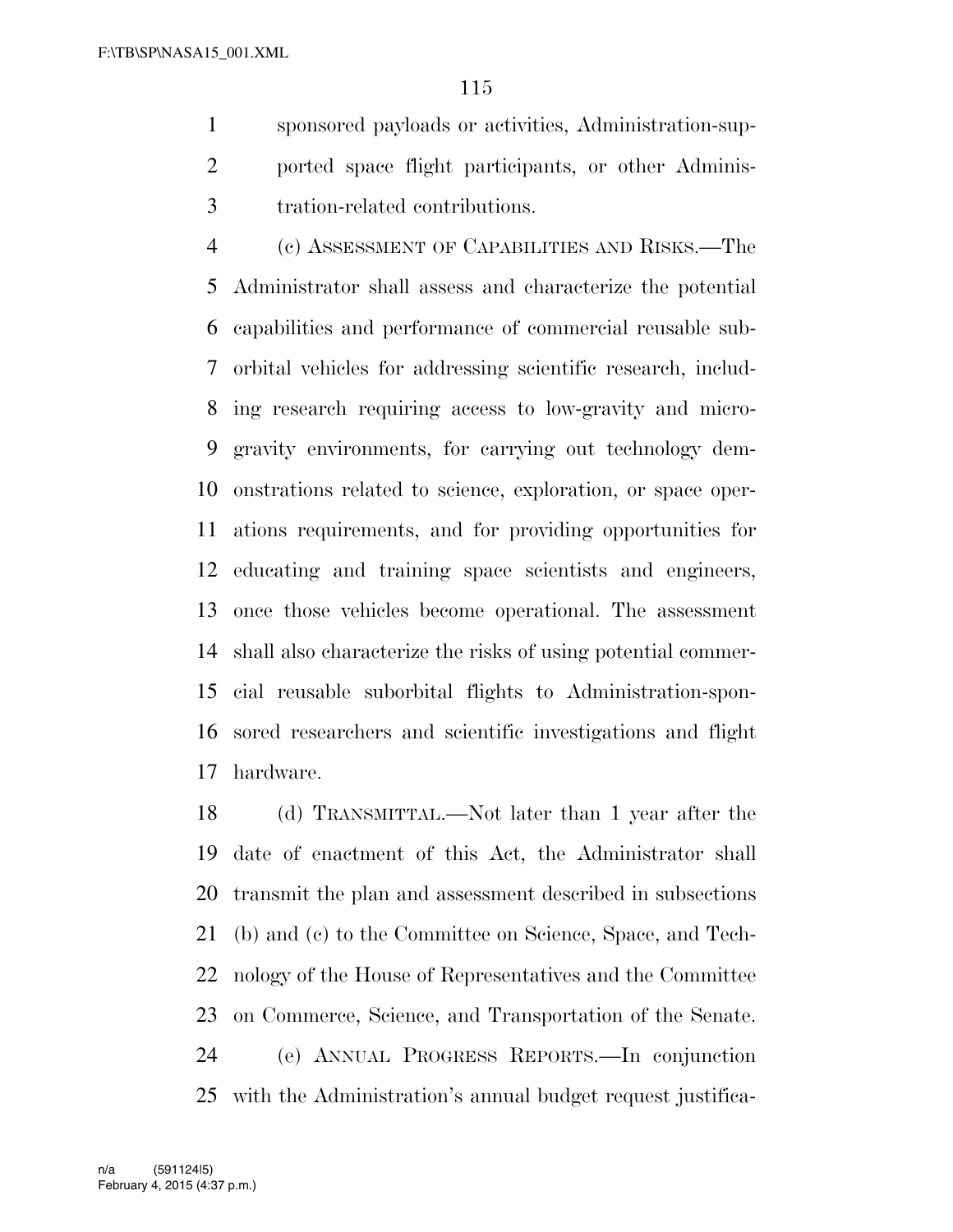sponsored payloads or activities, Administration-supported space flight participants, or other Administration-related contributions.

(c) ASSESSMENT OF CAPABILITIES AND RISKS.—The Administrator shall assess and characterize the potential capabilities and performance of commercial reusable suborbital vehicles for addressing scientific research, including research requiring access to low-gravity and microgravity environments, for carrying out technology demonstrations related to science, exploration, or space operations requirements, and for providing opportunities for educating and training space scientists and engineers, once those vehicles become operational. The assessment shall also characterize the risks of using potential commercial reusable suborbital flights to Administration-sponsored researchers and scientific investigations and flight hardware.

(d) TRANSMITTAL.—Not later than 1 year after the date of enactment of this Act, the Administrator shall transmit the plan and assessment described in subsections (b) and (c) to the Committee on Science, Space, and Technology of the House of Representatives and the Committee on Commerce, Science, and Transportation of the Senate.

(e) ANNUAL PROGRESS REPORTS.—In conjunction with the Administration's annual budget request justifica-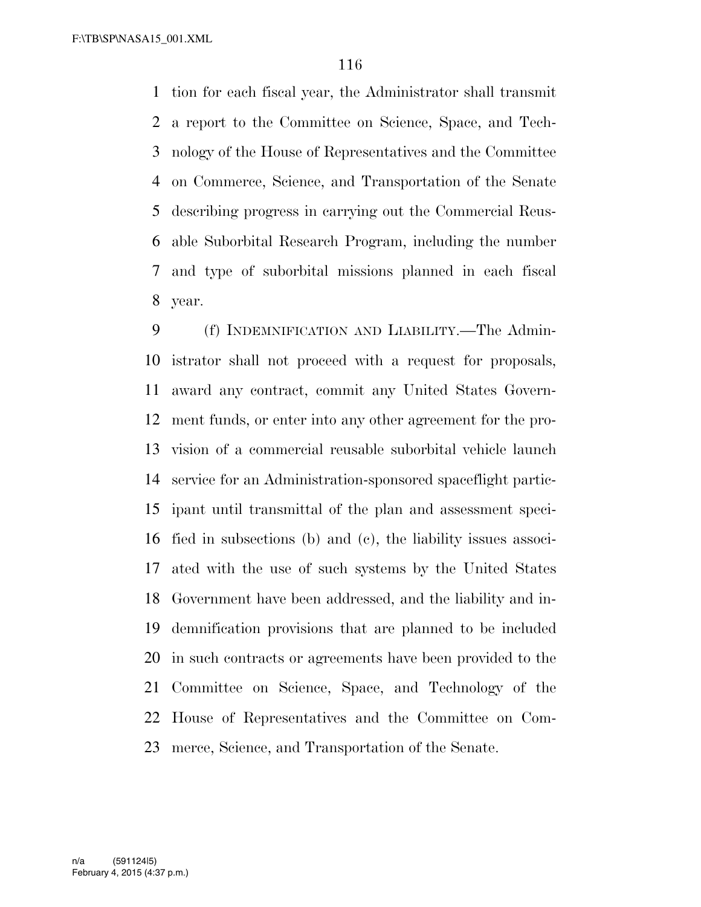tion for each fiscal year, the Administrator shall transmit a report to the Committee on Science, Space, and Technology of the House of Representatives and the Committee on Commerce, Science, and Transportation of the Senate describing progress in carrying out the Commercial Reusable Suborbital Research Program, including the number and type of suborbital missions planned in each fiscal year.

(f) INDEMNIFICATION AND LIABILITY.—The Administrator shall not proceed with a request for proposals, award any contract, commit any United States Government funds, or enter into any other agreement for the provision of a commercial reusable suborbital vehicle launch service for an Administration-sponsored spaceflight participant until transmittal of the plan and assessment specified in subsections (b) and (c), the liability issues associated with the use of such systems by the United States Government have been addressed, and the liability and indemnification provisions that are planned to be included in such contracts or agreements have been provided to the Committee on Science, Space, and Technology of the House of Representatives and the Committee on Commerce, Science, and Transportation of the Senate.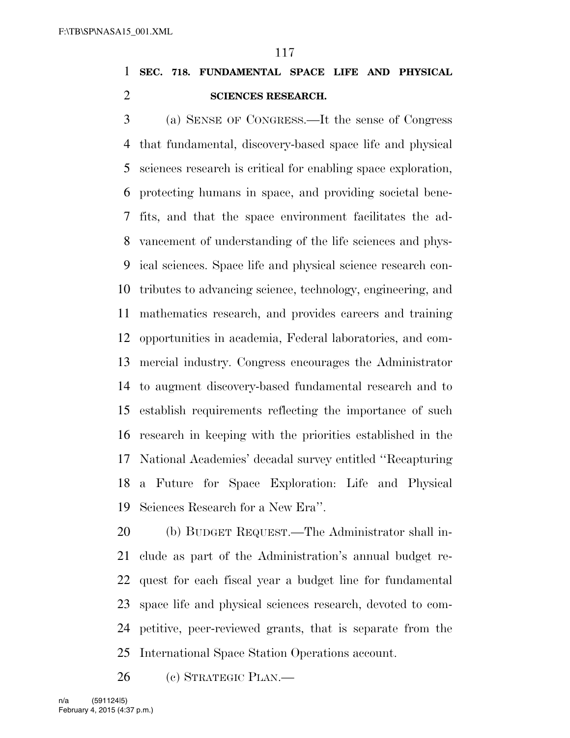**SEC. 718. FUNDAMENTAL SPACE LIFE AND PHYSICAL SCIENCES RESEARCH.**

(a) SENSE OF CONGRESS.—It the sense of Congress that fundamental, discovery-based space life and physical sciences research is critical for enabling space exploration, protecting humans in space, and providing societal benefits, and that the space environment facilitates the advancement of understanding of the life sciences and physical sciences. Space life and physical science research contributes to advancing science, technology, engineering, and mathematics research, and provides careers and training opportunities in academia, Federal laboratories, and commercial industry. Congress encourages the Administrator to augment discovery-based fundamental research and to establish requirements reflecting the importance of such research in keeping with the priorities established in the National Academies' decadal survey entitled ''Recapturing a Future for Space Exploration: Life and Physical Sciences Research for a New Era''.

(b) BUDGET REQUEST.—The Administrator shall include as part of the Administration's annual budget request for each fiscal year a budget line for fundamental space life and physical sciences research, devoted to competitive, peer-reviewed grants, that is separate from the International Space Station Operations account.

(c) STRATEGIC PLAN.—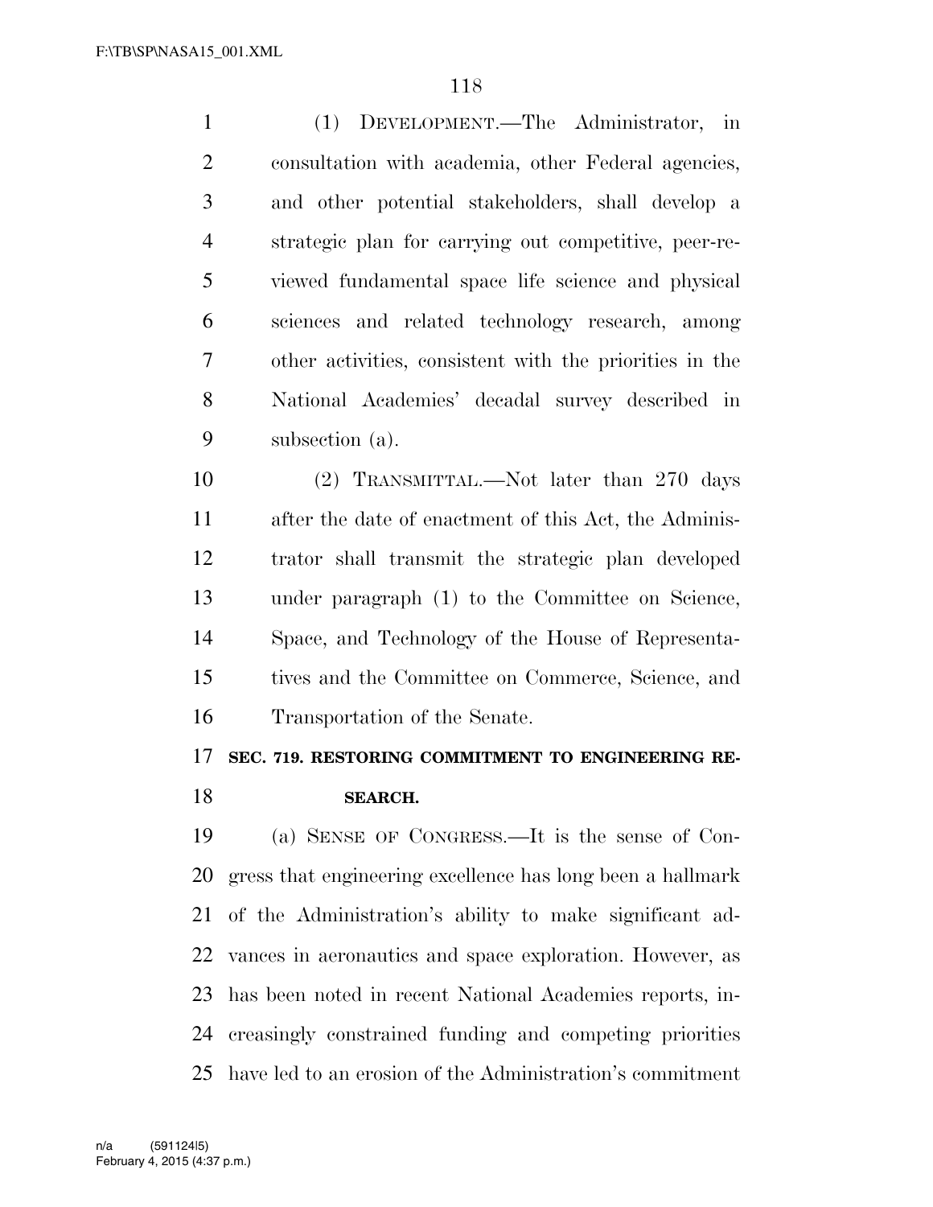(1) DEVELOPMENT.—The Administrator, in consultation with academia, other Federal agencies, and other potential stakeholders, shall develop a strategic plan for carrying out competitive, peer-reviewed fundamental space life science and physical sciences and related technology research, among other activities, consistent with the priorities in the National Academies' decadal survey described in subsection (a).

(2) TRANSMITTAL.—Not later than 270 days after the date of enactment of this Act, the Administrator shall transmit the strategic plan developed under paragraph (1) to the Committee on Science, Space, and Technology of the House of Representatives and the Committee on Commerce, Science, and Transportation of the Senate.

**SEC. 719. RESTORING COMMITMENT TO ENGINEERING RESEARCH.**

(a) SENSE OF CONGRESS.—It is the sense of Congress that engineering excellence has long been a hallmark of the Administration's ability to make significant advances in aeronautics and space exploration. However, as has been noted in recent National Academies reports, increasingly constrained funding and competing priorities have led to an erosion of the Administration's commitment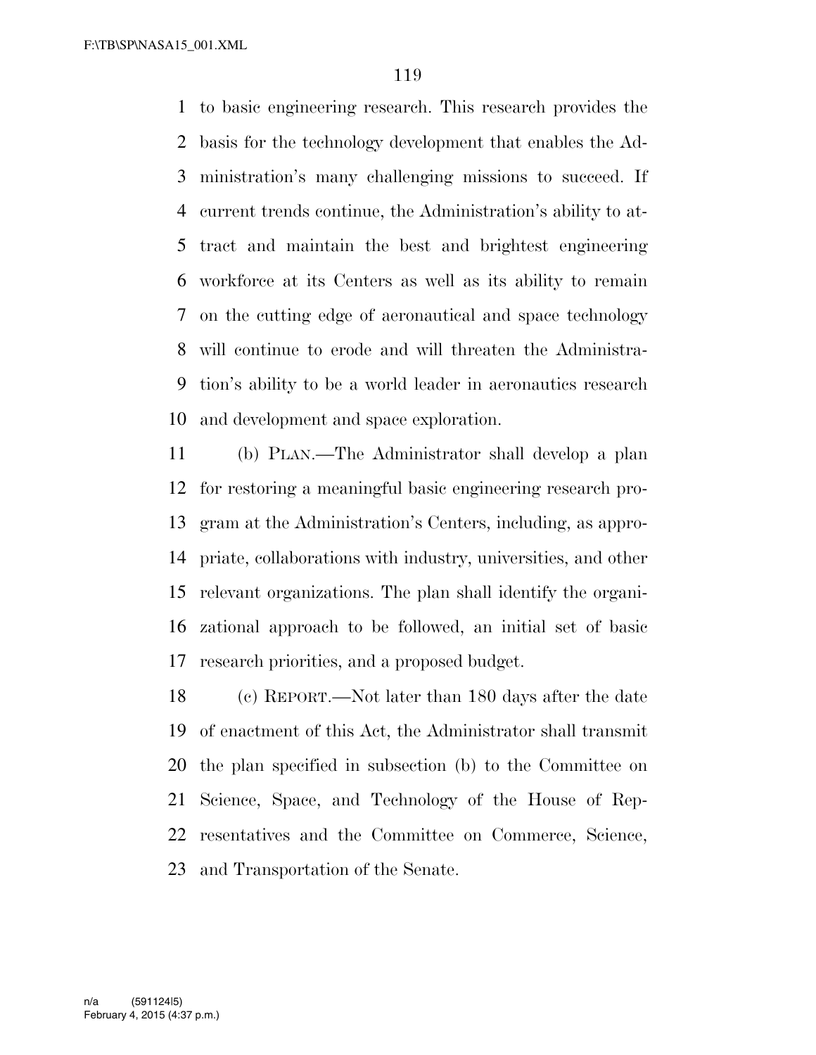to basic engineering research. This research provides the basis for the technology development that enables the Administration's many challenging missions to succeed. If current trends continue, the Administration's ability to attract and maintain the best and brightest engineering workforce at its Centers as well as its ability to remain on the cutting edge of aeronautical and space technology will continue to erode and will threaten the Administration's ability to be a world leader in aeronautics research and development and space exploration.

(b) PLAN.—The Administrator shall develop a plan for restoring a meaningful basic engineering research program at the Administration's Centers, including, as appropriate, collaborations with industry, universities, and other relevant organizations. The plan shall identify the organizational approach to be followed, an initial set of basic research priorities, and a proposed budget.

(c) REPORT.—Not later than 180 days after the date of enactment of this Act, the Administrator shall transmit the plan specified in subsection (b) to the Committee on Science, Space, and Technology of the House of Representatives and the Committee on Commerce, Science, and Transportation of the Senate.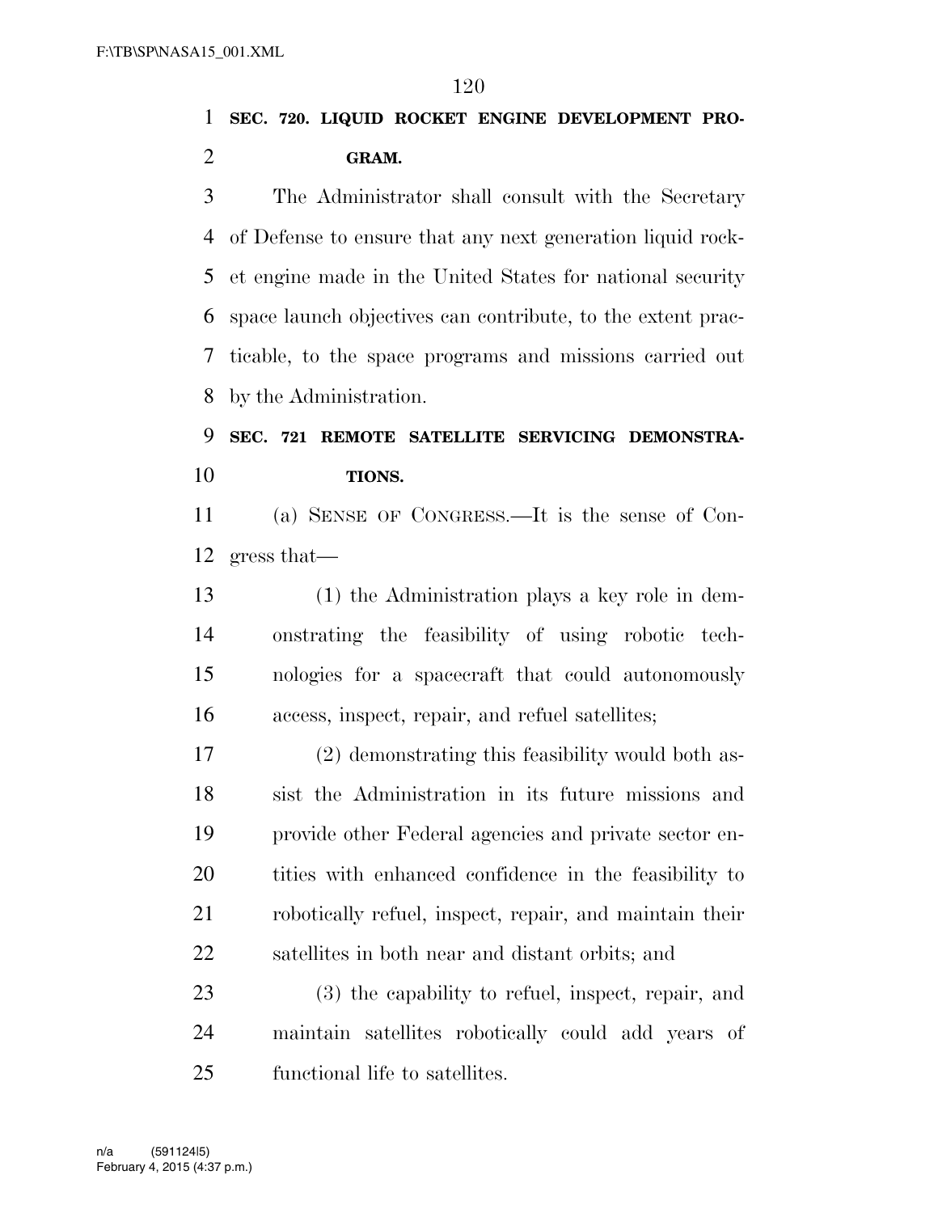**SEC. 720. LIQUID ROCKET ENGINE DEVELOPMENT PROGRAM.**

The Administrator shall consult with the Secretary of Defense to ensure that any next generation liquid rocket engine made in the United States for national security space launch objectives can contribute, to the extent practicable, to the space programs and missions carried out by the Administration.

**SEC. 721 REMOTE SATELLITE SERVICING DEMONSTRATIONS.**

(a) SENSE OF CONGRESS.—It is the sense of Congress that—

(1) the Administration plays a key role in demonstrating the feasibility of using robotic technologies for a spacecraft that could autonomously access, inspect, repair, and refuel satellites;

(2) demonstrating this feasibility would both assist the Administration in its future missions and provide other Federal agencies and private sector entities with enhanced confidence in the feasibility to robotically refuel, inspect, repair, and maintain their satellites in both near and distant orbits; and

(3) the capability to refuel, inspect, repair, and maintain satellites robotically could add years of functional life to satellites.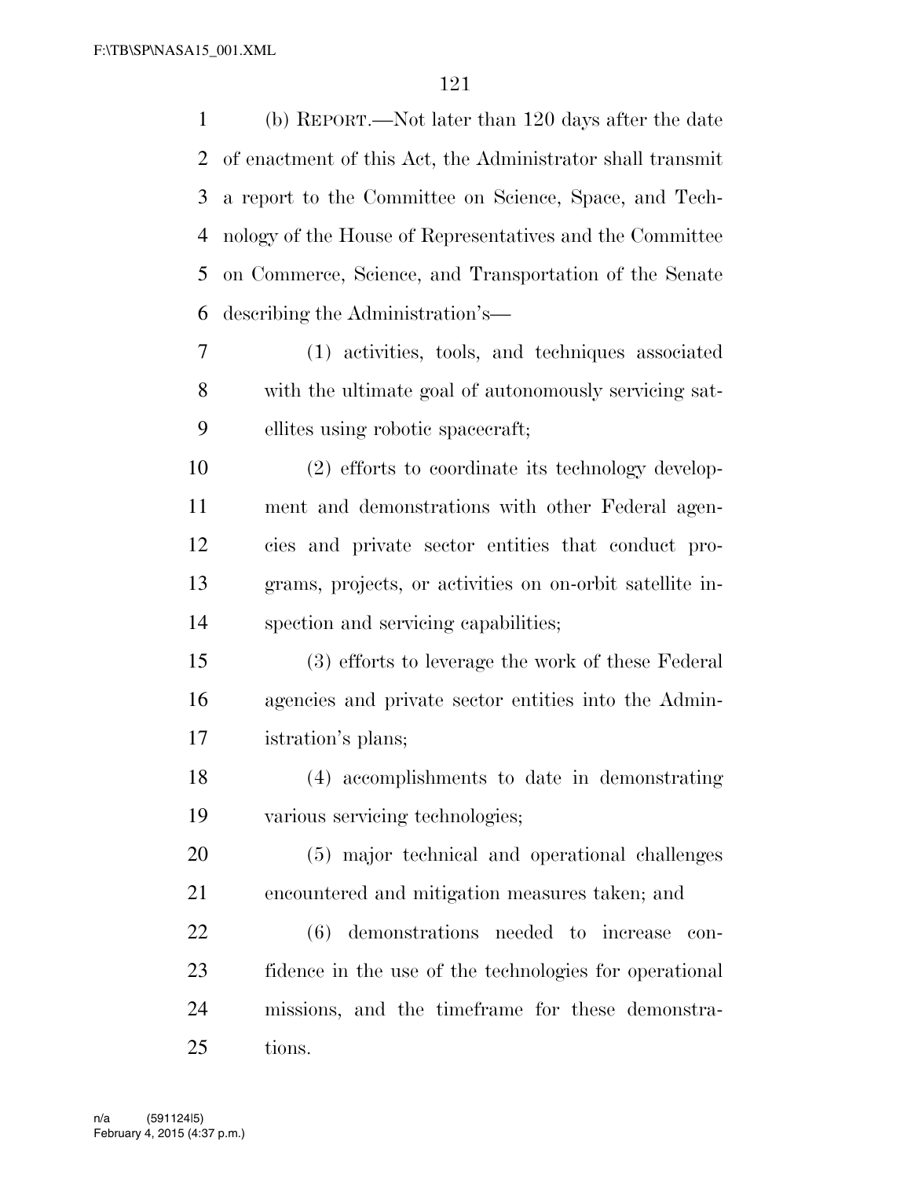(b) REPORT.—Not later than 120 days after the date of enactment of this Act, the Administrator shall transmit a report to the Committee on Science, Space, and Technology of the House of Representatives and the Committee on Commerce, Science, and Transportation of the Senate describing the Administration's—

(1) activities, tools, and techniques associated with the ultimate goal of autonomously servicing satellites using robotic spacecraft;

(2) efforts to coordinate its technology development and demonstrations with other Federal agencies and private sector entities that conduct programs, projects, or activities on on-orbit satellite inspection and servicing capabilities;

(3) efforts to leverage the work of these Federal agencies and private sector entities into the Administration's plans;

(4) accomplishments to date in demonstrating various servicing technologies;

(5) major technical and operational challenges encountered and mitigation measures taken; and

(6) demonstrations needed to increase confidence in the use of the technologies for operational missions, and the timeframe for these demonstrations.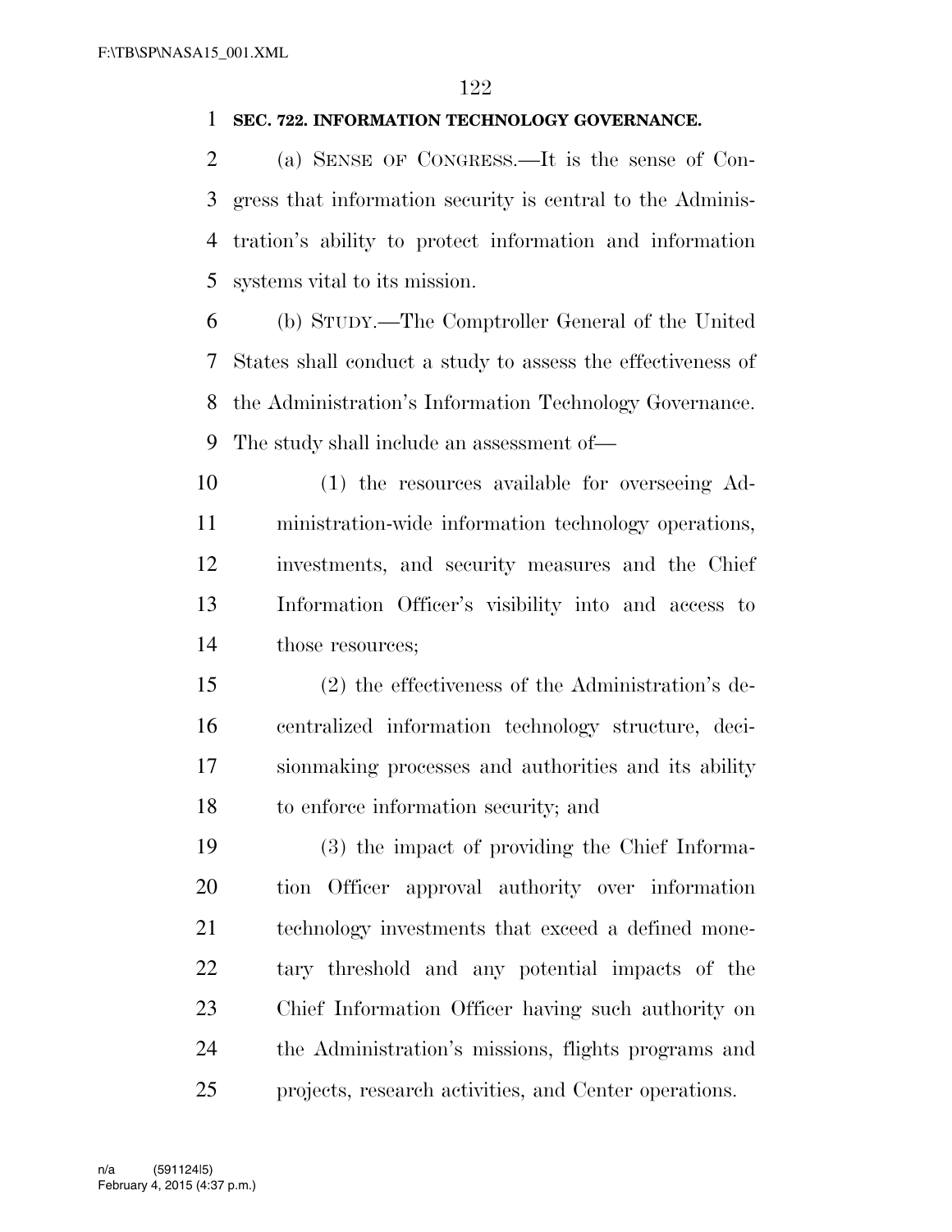**SEC. 722. INFORMATION TECHNOLOGY GOVERNANCE.**

(a) SENSE OF CONGRESS.—It is the sense of Congress that information security is central to the Administration's ability to protect information and information systems vital to its mission.

(b) STUDY.—The Comptroller General of the United States shall conduct a study to assess the effectiveness of the Administration's Information Technology Governance. The study shall include an assessment of—

(1) the resources available for overseeing Administration-wide information technology operations, investments, and security measures and the Chief Information Officer's visibility into and access to those resources;

(2) the effectiveness of the Administration's decentralized information technology structure, decisionmaking processes and authorities and its ability to enforce information security; and

(3) the impact of providing the Chief Information Officer approval authority over information technology investments that exceed a defined monetary threshold and any potential impacts of the Chief Information Officer having such authority on the Administration's missions, flights programs and projects, research activities, and Center operations.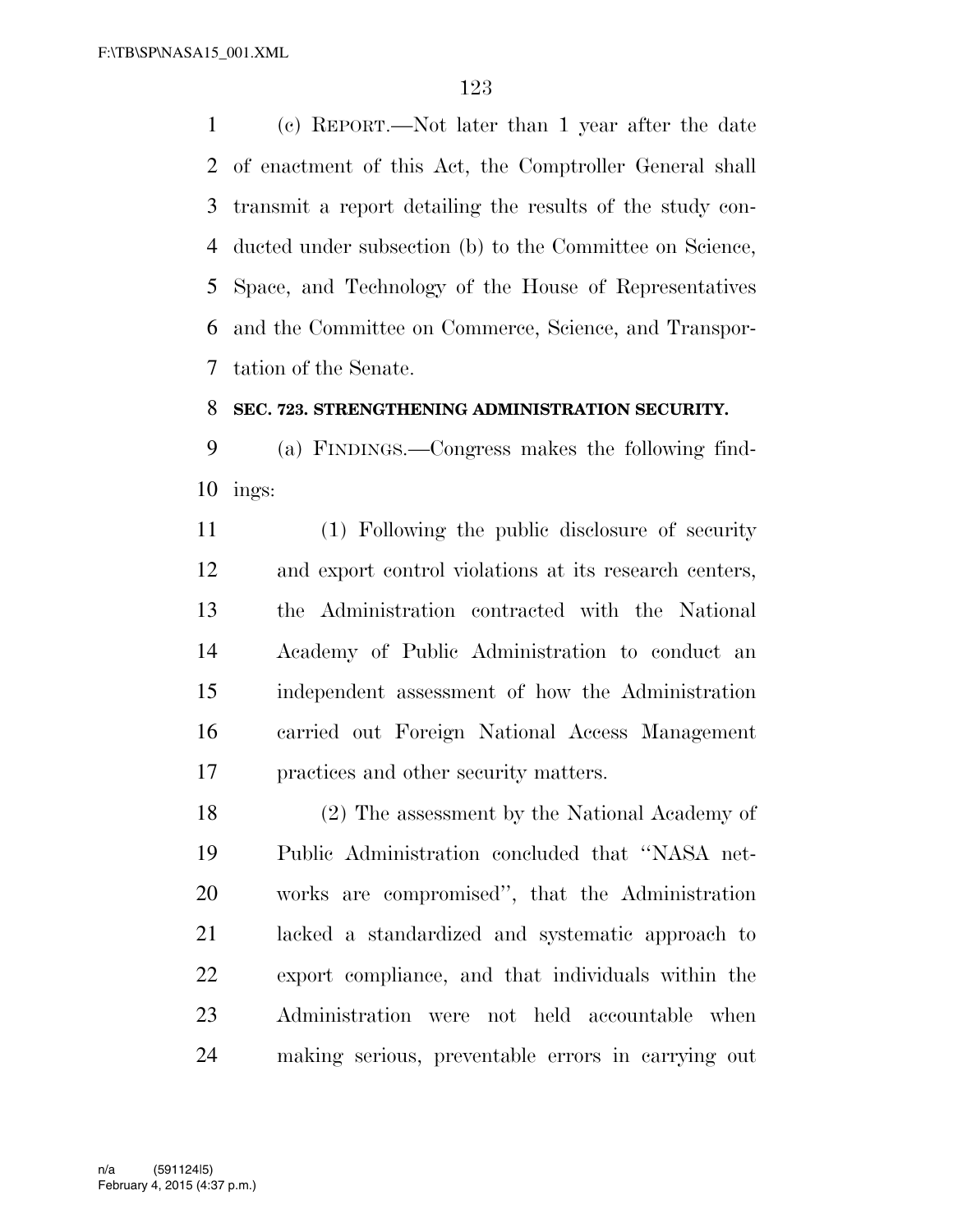(c) REPORT.—Not later than 1 year after the date of enactment of this Act, the Comptroller General shall transmit a report detailing the results of the study conducted under subsection (b) to the Committee on Science, Space, and Technology of the House of Representatives and the Committee on Commerce, Science, and Transportation of the Senate.

**SEC. 723. STRENGTHENING ADMINISTRATION SECURITY.**

(a) FINDINGS.—Congress makes the following findings:

(1) Following the public disclosure of security and export control violations at its research centers, the Administration contracted with the National Academy of Public Administration to conduct an independent assessment of how the Administration carried out Foreign National Access Management practices and other security matters.

(2) The assessment by the National Academy of Public Administration concluded that "NASA networks are compromised", that the Administration lacked a standardized and systematic approach to export compliance, and that individuals within the Administration were not held accountable when making serious, preventable errors in carrying out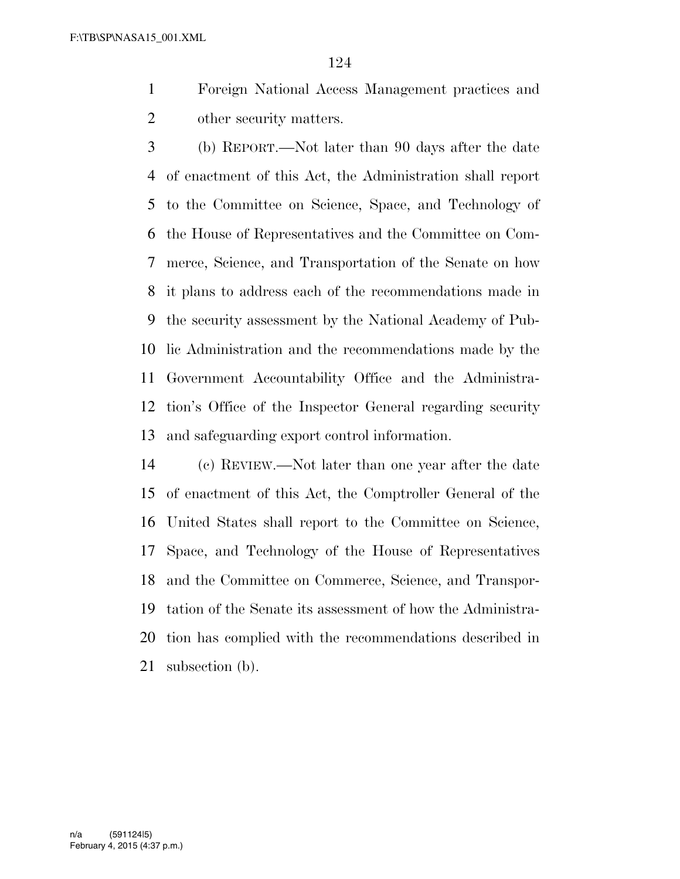Foreign National Access Management practices and other security matters.

(b) REPORT.—Not later than 90 days after the date of enactment of this Act, the Administration shall report to the Committee on Science, Space, and Technology of the House of Representatives and the Committee on Commerce, Science, and Transportation of the Senate on how it plans to address each of the recommendations made in the security assessment by the National Academy of Public Administration and the recommendations made by the Government Accountability Office and the Administration's Office of the Inspector General regarding security and safeguarding export control information.

(c) REVIEW.—Not later than one year after the date of enactment of this Act, the Comptroller General of the United States shall report to the Committee on Science, Space, and Technology of the House of Representatives and the Committee on Commerce, Science, and Transportation of the Senate its assessment of how the Administration has complied with the recommendations described in subsection (b).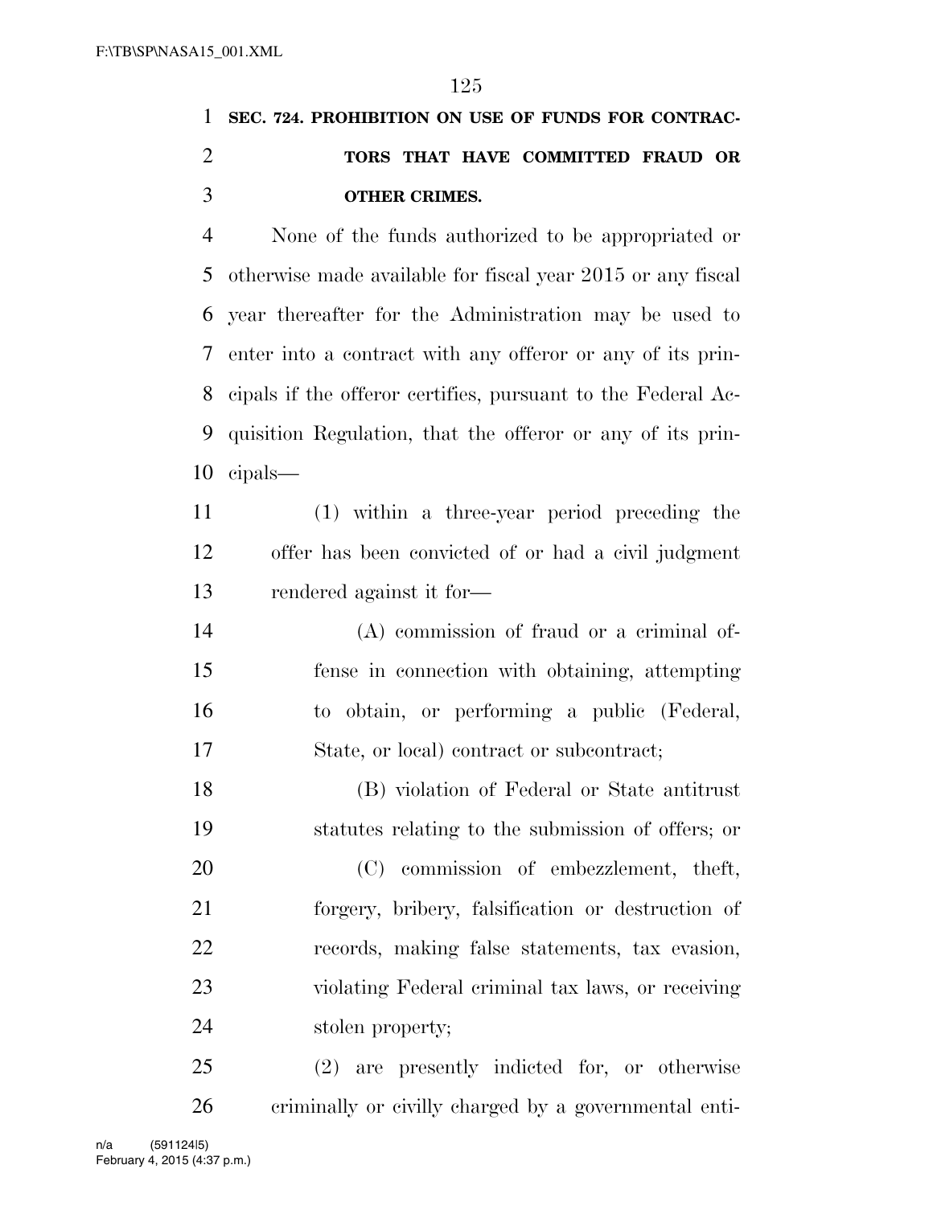**SEC. 724. PROHIBITION ON USE OF FUNDS FOR CONTRACTORS THAT HAVE COMMITTED FRAUD OR OTHER CRIMES.**

None of the funds authorized to be appropriated or otherwise made available for fiscal year 2015 or any fiscal year thereafter for the Administration may be used to enter into a contract with any offeror or any of its principals if the offeror certifies, pursuant to the Federal Acquisition Regulation, that the offeror or any of its principals—

(1) within a three-year period preceding the offer has been convicted of or had a civil judgment rendered against it for—

(A) commission of fraud or a criminal offense in connection with obtaining, attempting to obtain, or performing a public (Federal, State, or local) contract or subcontract;

(B) violation of Federal or State antitrust statutes relating to the submission of offers; or

(C) commission of embezzlement, theft, forgery, bribery, falsification or destruction of records, making false statements, tax evasion, violating Federal criminal tax laws, or receiving stolen property;

(2) are presently indicted for, or otherwise criminally or civilly charged by a governmental enti-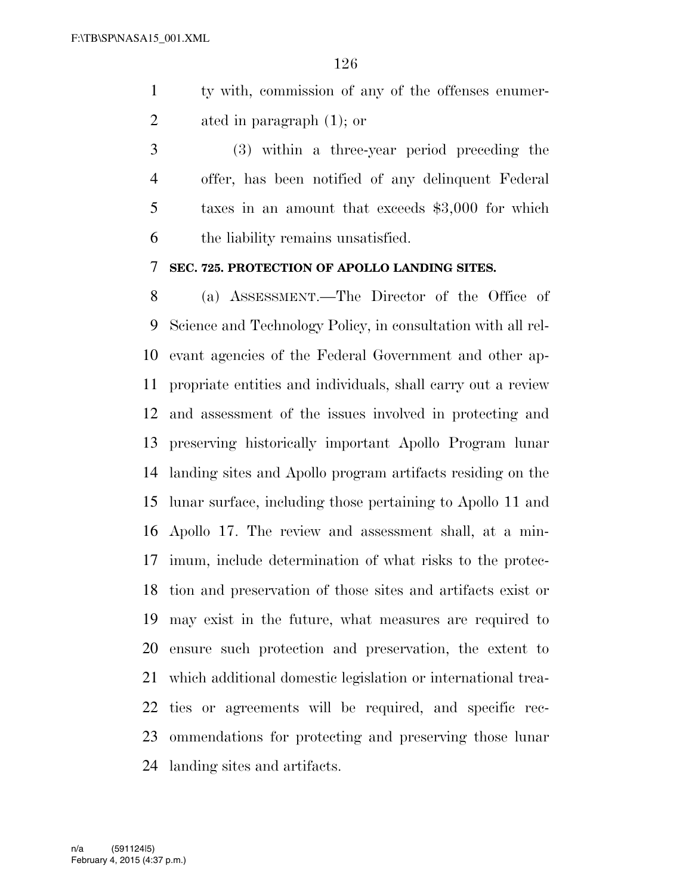ty with, commission of any of the offenses enumerated in paragraph (1); or

(3) within a three-year period preceding the offer, has been notified of any delinquent Federal taxes in an amount that exceeds $3,000 for which the liability remains unsatisfied.

**SEC. 725. PROTECTION OF APOLLO LANDING SITES.**

(a) ASSESSMENT.—The Director of the Office of Science and Technology Policy, in consultation with all relevant agencies of the Federal Government and other appropriate entities and individuals, shall carry out a review and assessment of the issues involved in protecting and preserving historically important Apollo Program lunar landing sites and Apollo program artifacts residing on the lunar surface, including those pertaining to Apollo 11 and Apollo 17. The review and assessment shall, at a minimum, include determination of what risks to the protection and preservation of those sites and artifacts exist or may exist in the future, what measures are required to ensure such protection and preservation, the extent to which additional domestic legislation or international treaties or agreements will be required, and specific recommendations for protecting and preserving those lunar landing sites and artifacts.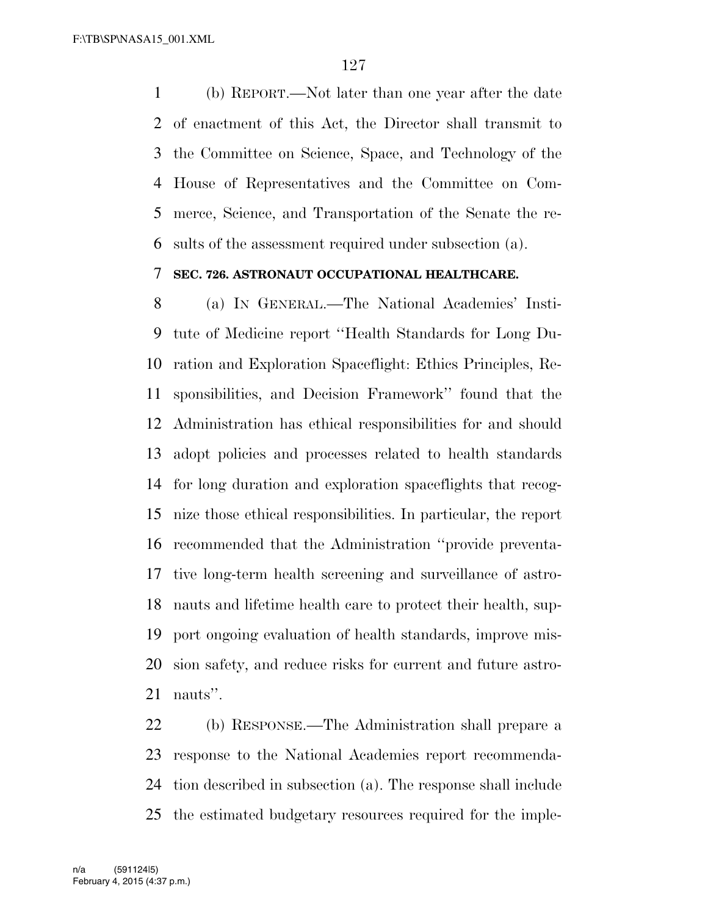(b) REPORT.—Not later than one year after the date of enactment of this Act, the Director shall transmit to the Committee on Science, Space, and Technology of the House of Representatives and the Committee on Commerce, Science, and Transportation of the Senate the results of the assessment required under subsection (a).

**SEC. 726. ASTRONAUT OCCUPATIONAL HEALTHCARE.**

(a) IN GENERAL.—The National Academies' Institute of Medicine report ''Health Standards for Long Duration and Exploration Spaceflight: Ethics Principles, Responsibilities, and Decision Framework'' found that the Administration has ethical responsibilities for and should adopt policies and processes related to health standards for long duration and exploration spaceflights that recognize those ethical responsibilities. In particular, the report recommended that the Administration ''provide preventative long-term health screening and surveillance of astronauts and lifetime health care to protect their health, support ongoing evaluation of health standards, improve mission safety, and reduce risks for current and future astronauts''.

(b) RESPONSE.—The Administration shall prepare a response to the National Academies report recommendation described in subsection (a). The response shall include the estimated budgetary resources required for the imple-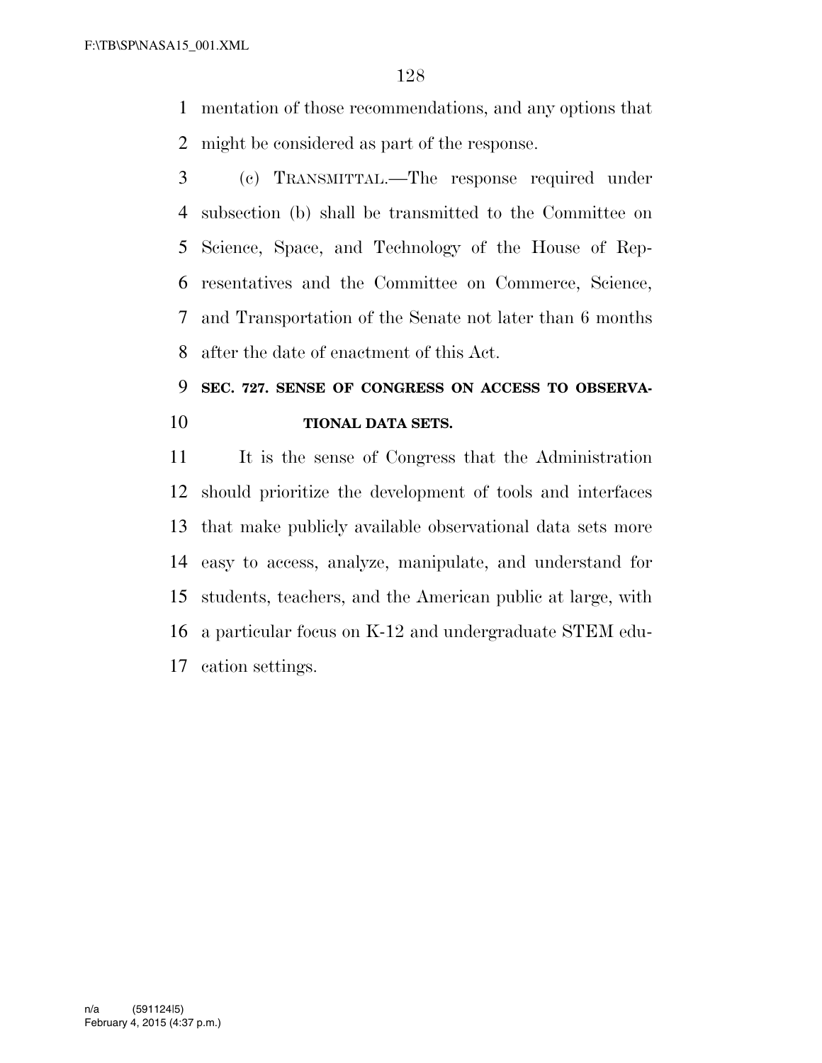mentation of those recommendations, and any options that might be considered as part of the response.

(c) TRANSMITTAL.—The response required under subsection (b) shall be transmitted to the Committee on Science, Space, and Technology of the House of Representatives and the Committee on Commerce, Science, and Transportation of the Senate not later than 6 months after the date of enactment of this Act.

## SEC. 727. SENSE OF CONGRESS ON ACCESS TO OBSERVATIONAL DATA SETS.

It is the sense of Congress that the Administration should prioritize the development of tools and interfaces that make publicly available observational data sets more easy to access, analyze, manipulate, and understand for students, teachers, and the American public at large, with a particular focus on K-12 and undergraduate STEM education settings.